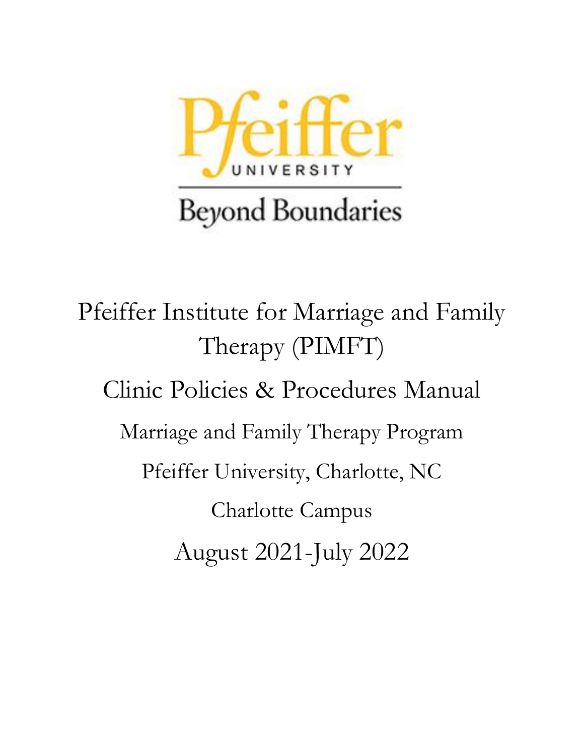Pfeiffer UNIVERSITY

Beyond Boundaries

# Pfeiffer Institute for Marriage and Family Therapy (PIMFT)

## Clinic Policies & Procedures Manual

Marriage and Family Therapy Program

Pfeiffer University, Charlotte, NC

Charlotte Campus

August 2021-July 2022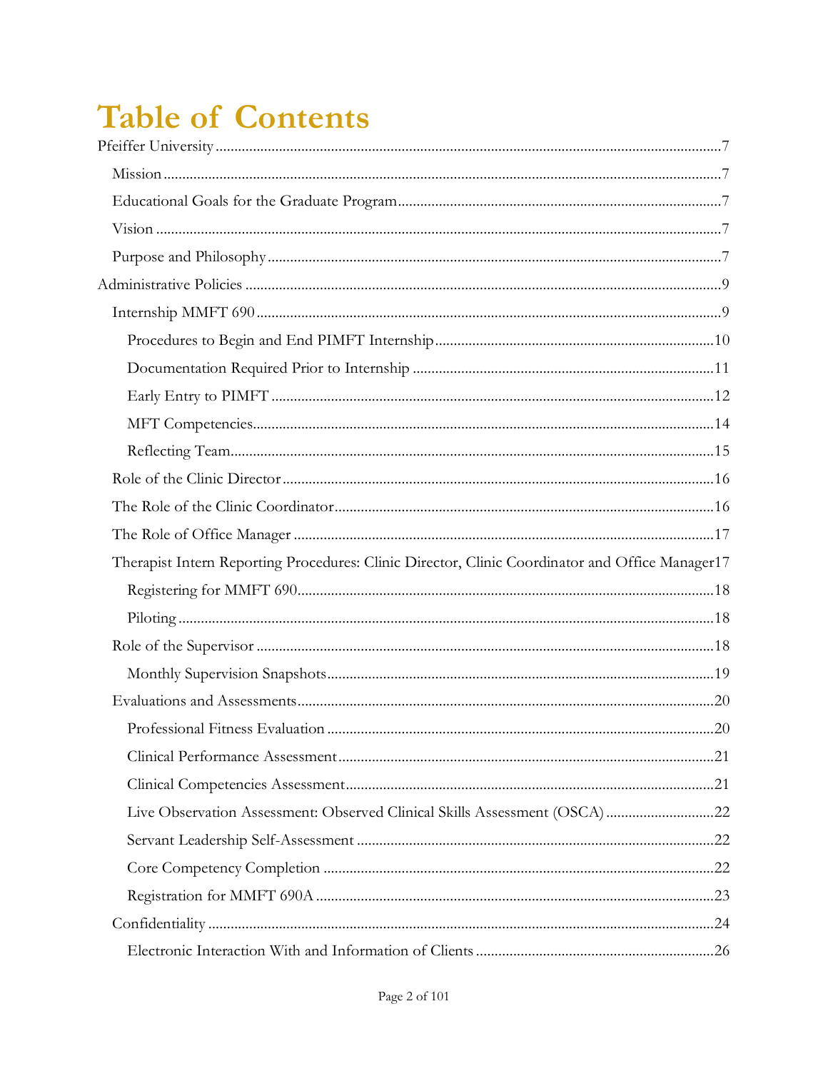# Table of Contents

- Pfeiffer University ........ 7
  - Mission ........ 7
  - Educational Goals for the Graduate Program ........ 7
  - Vision ........ 7
  - Purpose and Philosophy ........ 7
- Administrative Policies ........ 9
  - Internship MMFT 690 ........ 9
    - Procedures to Begin and End PIMFT Internship ........ 10
    - Documentation Required Prior to Internship ........ 11
    - Early Entry to PIMFT ........ 12
    - MFT Competencies ........ 14
    - Reflecting Team ........ 15
  - Role of the Clinic Director ........ 16
  - The Role of the Clinic Coordinator ........ 16
  - The Role of Office Manager ........ 17
  - Therapist Intern Reporting Procedures: Clinic Director, Clinic Coordinator and Office Manager ........ 17
    - Registering for MMFT 690 ........ 18
    - Piloting ........ 18
  - Role of the Supervisor ........ 18
    - Monthly Supervision Snapshots ........ 19
  - Evaluations and Assessments ........ 20
    - Professional Fitness Evaluation ........ 20
    - Clinical Performance Assessment ........ 21
    - Clinical Competencies Assessment ........ 21
    - Live Observation Assessment: Observed Clinical Skills Assessment (OSCA) ........ 22
    - Servant Leadership Self-Assessment ........ 22
    - Core Competency Completion ........ 22
    - Registration for MMFT 690A ........ 23
  - Confidentiality ........ 24
    - Electronic Interaction With and Information of Clients ........ 26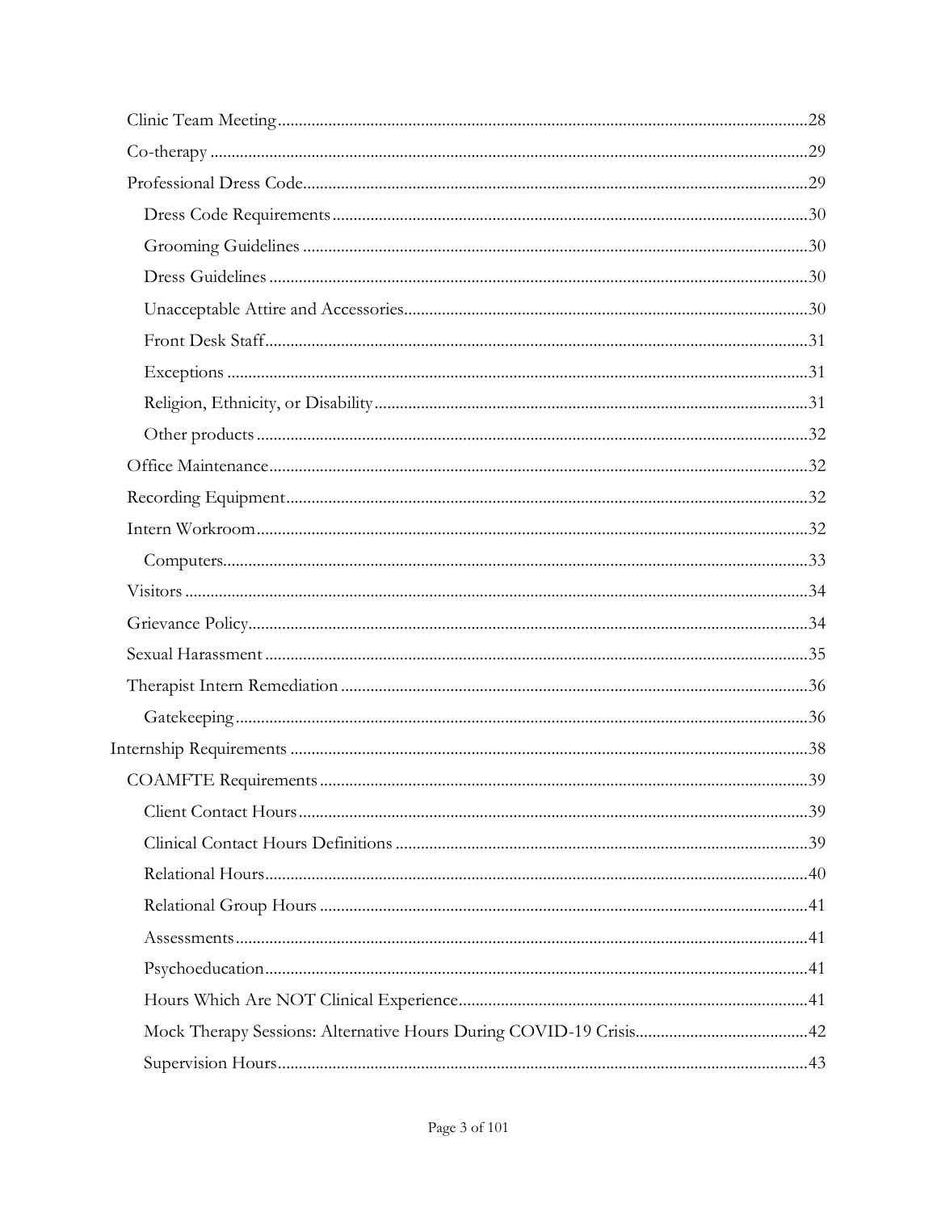- Clinic Team Meeting ........ 28
- Co-therapy ........ 29
- Professional Dress Code ........ 29
  - Dress Code Requirements ........ 30
  - Grooming Guidelines ........ 30
  - Dress Guidelines ........ 30
  - Unacceptable Attire and Accessories ........ 30
  - Front Desk Staff ........ 31
  - Exceptions ........ 31
  - Religion, Ethnicity, or Disability ........ 31
  - Other products ........ 32
- Office Maintenance ........ 32
- Recording Equipment ........ 32
- Intern Workroom ........ 32
  - Computers ........ 33
- Visitors ........ 34
- Grievance Policy ........ 34
- Sexual Harassment ........ 35
- Therapist Intern Remediation ........ 36
  - Gatekeeping ........ 36

Internship Requirements ........ 38

- COAMFTE Requirements ........ 39
  - Client Contact Hours ........ 39
  - Clinical Contact Hours Definitions ........ 39
  - Relational Hours ........ 40
  - Relational Group Hours ........ 41
  - Assessments ........ 41
  - Psychoeducation ........ 41
  - Hours Which Are NOT Clinical Experience ........ 41
  - Mock Therapy Sessions: Alternative Hours During COVID-19 Crisis ........ 42
  - Supervision Hours ........ 43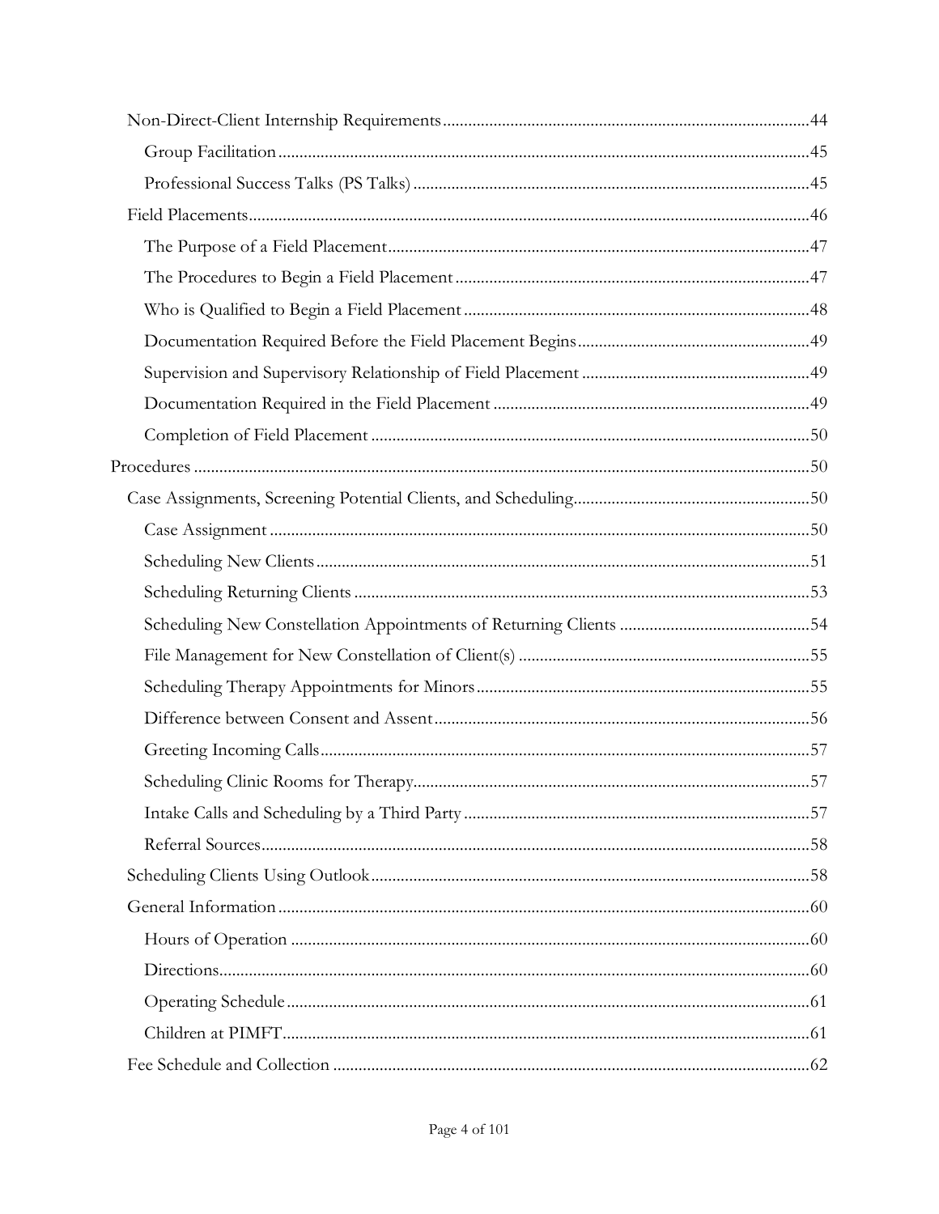- Non-Direct-Client Internship Requirements ........ 44
  - Group Facilitation ........ 45
  - Professional Success Talks (PS Talks) ........ 45
- Field Placements ........ 46
  - The Purpose of a Field Placement ........ 47
  - The Procedures to Begin a Field Placement ........ 47
  - Who is Qualified to Begin a Field Placement ........ 48
  - Documentation Required Before the Field Placement Begins ........ 49
  - Supervision and Supervisory Relationship of Field Placement ........ 49
  - Documentation Required in the Field Placement ........ 49
  - Completion of Field Placement ........ 50

Procedures ........ 50

- Case Assignments, Screening Potential Clients, and Scheduling ........ 50
  - Case Assignment ........ 50
  - Scheduling New Clients ........ 51
  - Scheduling Returning Clients ........ 53
  - Scheduling New Constellation Appointments of Returning Clients ........ 54
  - File Management for New Constellation of Client(s) ........ 55
  - Scheduling Therapy Appointments for Minors ........ 55
  - Difference between Consent and Assent ........ 56
  - Greeting Incoming Calls ........ 57
  - Scheduling Clinic Rooms for Therapy ........ 57
  - Intake Calls and Scheduling by a Third Party ........ 57
  - Referral Sources ........ 58
- Scheduling Clients Using Outlook ........ 58
- General Information ........ 60
  - Hours of Operation ........ 60
  - Directions ........ 60
  - Operating Schedule ........ 61
  - Children at PIMFT ........ 61
- Fee Schedule and Collection ........ 62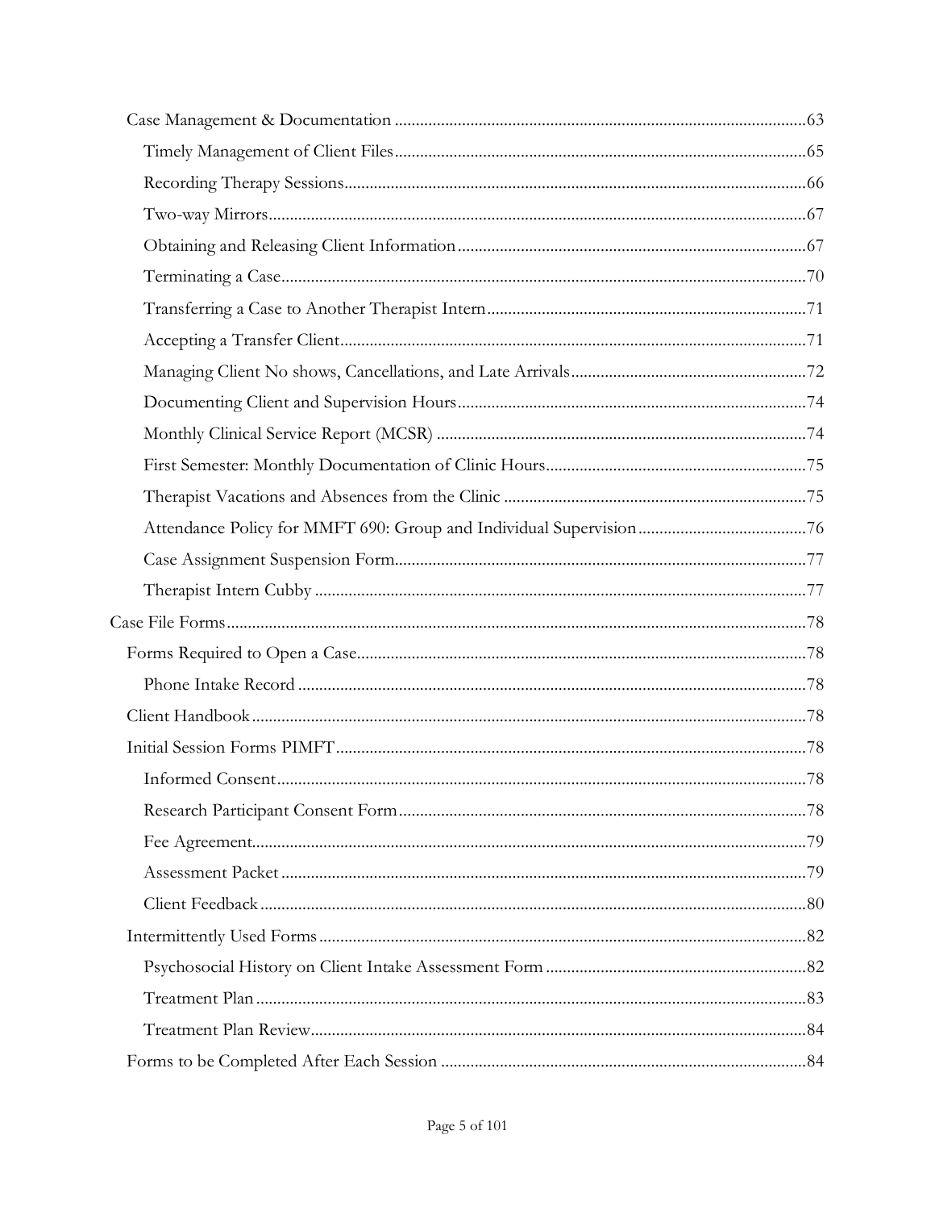- Case Management & Documentation ... 63
  - Timely Management of Client Files ... 65
  - Recording Therapy Sessions ... 66
  - Two-way Mirrors ... 67
  - Obtaining and Releasing Client Information ... 67
  - Terminating a Case ... 70
  - Transferring a Case to Another Therapist Intern ... 71
  - Accepting a Transfer Client ... 71
  - Managing Client No shows, Cancellations, and Late Arrivals ... 72
  - Documenting Client and Supervision Hours ... 74
  - Monthly Clinical Service Report (MCSR) ... 74
  - First Semester: Monthly Documentation of Clinic Hours ... 75
  - Therapist Vacations and Absences from the Clinic ... 75
  - Attendance Policy for MMFT 690: Group and Individual Supervision ... 76
  - Case Assignment Suspension Form ... 77
  - Therapist Intern Cubby ... 77

Case File Forms ... 78

- Forms Required to Open a Case ... 78
  - Phone Intake Record ... 78
- Client Handbook ... 78
- Initial Session Forms PIMFT ... 78
  - Informed Consent ... 78
  - Research Participant Consent Form ... 78
  - Fee Agreement ... 79
  - Assessment Packet ... 79
  - Client Feedback ... 80
- Intermittently Used Forms ... 82
  - Psychosocial History on Client Intake Assessment Form ... 82
  - Treatment Plan ... 83
  - Treatment Plan Review ... 84
- Forms to be Completed After Each Session ... 84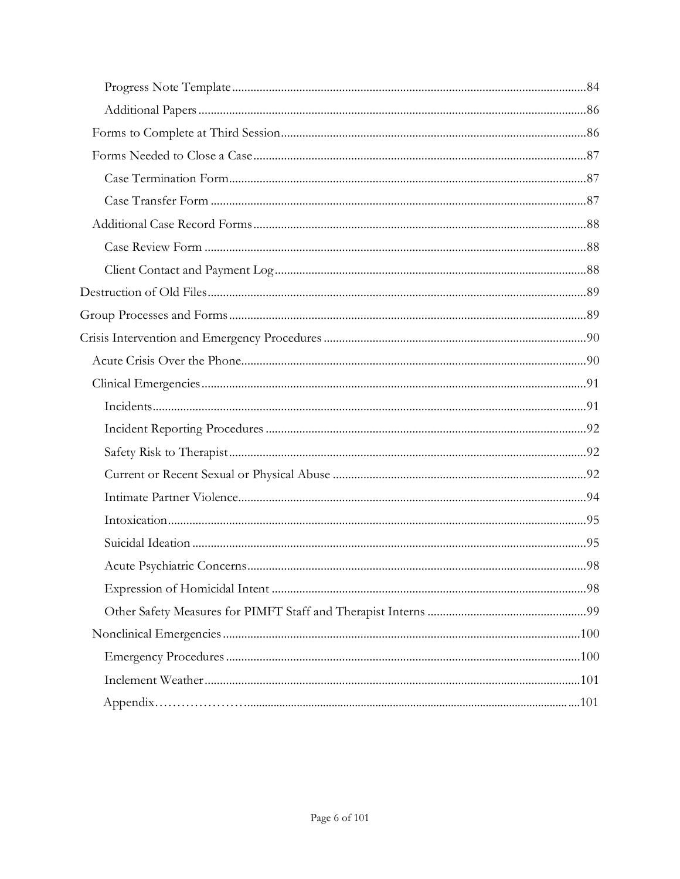- Progress Note Template ........ 84
- Additional Papers ........ 86
- Forms to Complete at Third Session ........ 86
- Forms Needed to Close a Case ........ 87
  - Case Termination Form ........ 87
  - Case Transfer Form ........ 87
- Additional Case Record Forms ........ 88
  - Case Review Form ........ 88
  - Client Contact and Payment Log ........ 88

Destruction of Old Files ........ 89

Group Processes and Forms ........ 89

Crisis Intervention and Emergency Procedures ........ 90

- Acute Crisis Over the Phone ........ 90
- Clinical Emergencies ........ 91
  - Incidents ........ 91
  - Incident Reporting Procedures ........ 92
  - Safety Risk to Therapist ........ 92
  - Current or Recent Sexual or Physical Abuse ........ 92
  - Intimate Partner Violence ........ 94
  - Intoxication ........ 95
  - Suicidal Ideation ........ 95
  - Acute Psychiatric Concerns ........ 98
  - Expression of Homicidal Intent ........ 98
  - Other Safety Measures for PIMFT Staff and Therapist Interns ........ 99
- Nonclinical Emergencies ........ 100
  - Emergency Procedures ........ 100
  - Inclement Weather ........ 101
  - Appendix ........ 101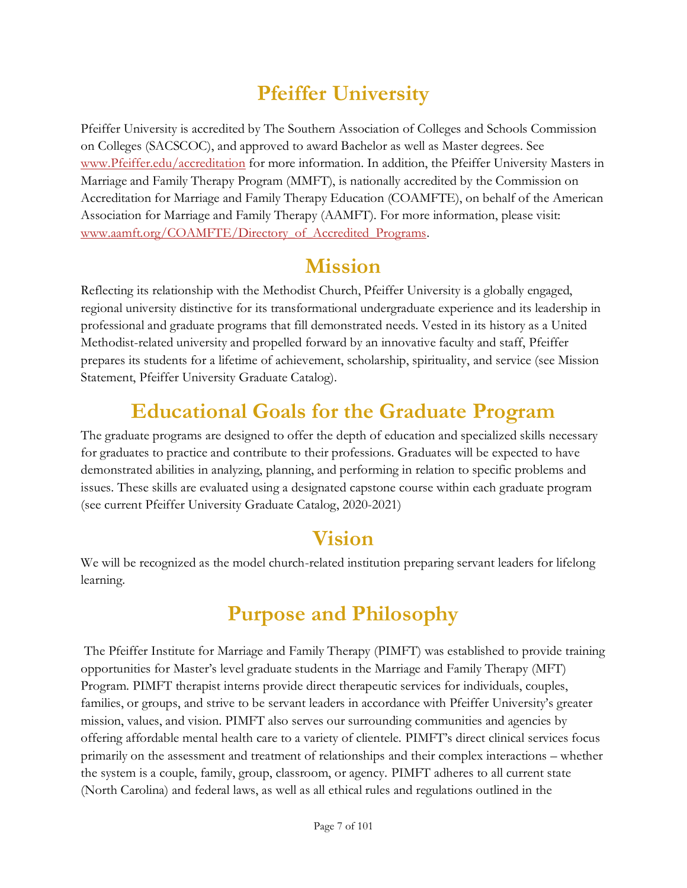# Pfeiffer University

Pfeiffer University is accredited by The Southern Association of Colleges and Schools Commission on Colleges (SACSCOC), and approved to award Bachelor as well as Master degrees. See www.Pfeiffer.edu/accreditation for more information. In addition, the Pfeiffer University Masters in Marriage and Family Therapy Program (MMFT), is nationally accredited by the Commission on Accreditation for Marriage and Family Therapy Education (COAMFTE), on behalf of the American Association for Marriage and Family Therapy (AAMFT). For more information, please visit: www.aamft.org/COAMFTE/Directory_of_Accredited_Programs.

# Mission

Reflecting its relationship with the Methodist Church, Pfeiffer University is a globally engaged, regional university distinctive for its transformational undergraduate experience and its leadership in professional and graduate programs that fill demonstrated needs. Vested in its history as a United Methodist-related university and propelled forward by an innovative faculty and staff, Pfeiffer prepares its students for a lifetime of achievement, scholarship, spirituality, and service (see Mission Statement, Pfeiffer University Graduate Catalog).

# Educational Goals for the Graduate Program

The graduate programs are designed to offer the depth of education and specialized skills necessary for graduates to practice and contribute to their professions. Graduates will be expected to have demonstrated abilities in analyzing, planning, and performing in relation to specific problems and issues. These skills are evaluated using a designated capstone course within each graduate program (see current Pfeiffer University Graduate Catalog, 2020-2021)

# Vision

We will be recognized as the model church-related institution preparing servant leaders for lifelong learning.

# Purpose and Philosophy

The Pfeiffer Institute for Marriage and Family Therapy (PIMFT) was established to provide training opportunities for Master's level graduate students in the Marriage and Family Therapy (MFT) Program. PIMFT therapist interns provide direct therapeutic services for individuals, couples, families, or groups, and strive to be servant leaders in accordance with Pfeiffer University's greater mission, values, and vision. PIMFT also serves our surrounding communities and agencies by offering affordable mental health care to a variety of clientele. PIMFT's direct clinical services focus primarily on the assessment and treatment of relationships and their complex interactions – whether the system is a couple, family, group, classroom, or agency. PIMFT adheres to all current state (North Carolina) and federal laws, as well as all ethical rules and regulations outlined in the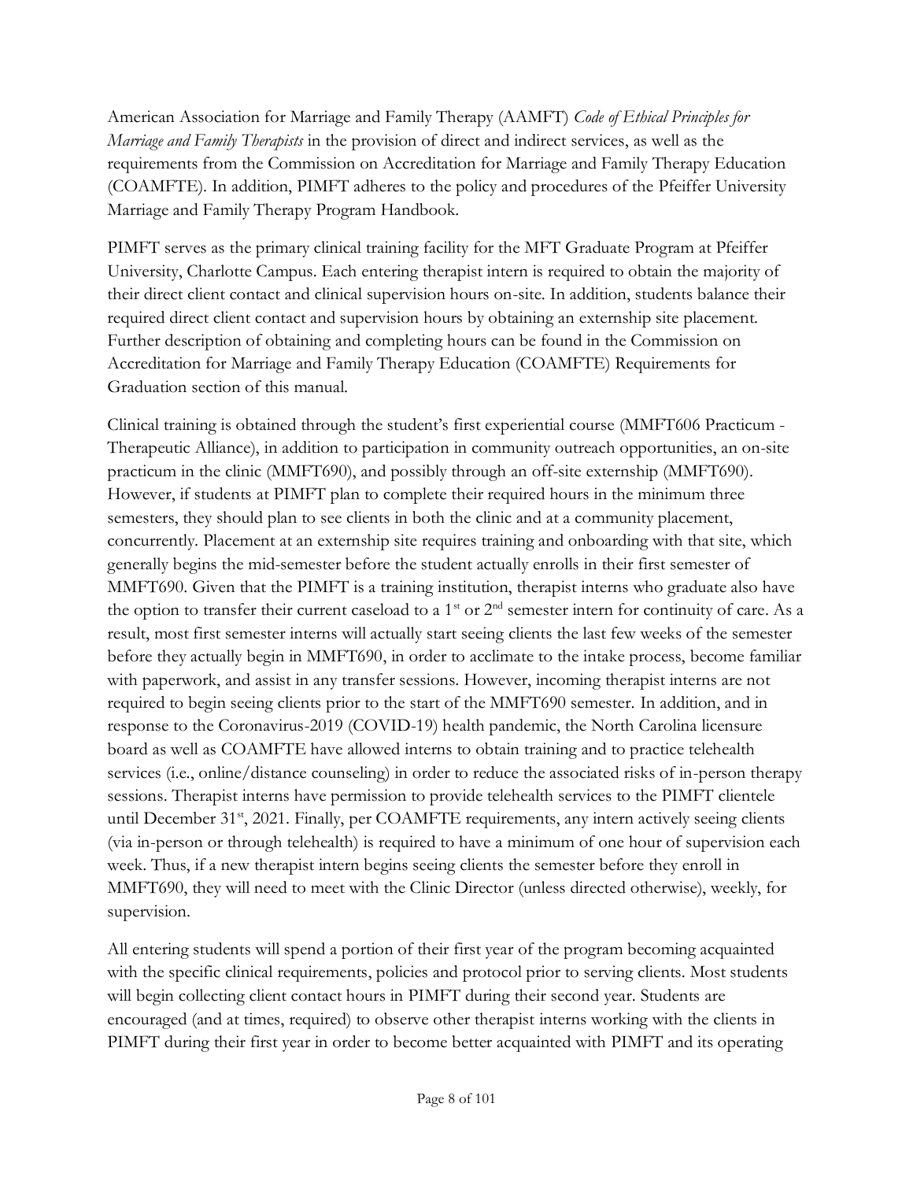American Association for Marriage and Family Therapy (AAMFT) *Code of Ethical Principles for Marriage and Family Therapists* in the provision of direct and indirect services, as well as the requirements from the Commission on Accreditation for Marriage and Family Therapy Education (COAMFTE). In addition, PIMFT adheres to the policy and procedures of the Pfeiffer University Marriage and Family Therapy Program Handbook.

PIMFT serves as the primary clinical training facility for the MFT Graduate Program at Pfeiffer University, Charlotte Campus. Each entering therapist intern is required to obtain the majority of their direct client contact and clinical supervision hours on-site. In addition, students balance their required direct client contact and supervision hours by obtaining an externship site placement. Further description of obtaining and completing hours can be found in the Commission on Accreditation for Marriage and Family Therapy Education (COAMFTE) Requirements for Graduation section of this manual.

Clinical training is obtained through the student's first experiential course (MMFT606 Practicum - Therapeutic Alliance), in addition to participation in community outreach opportunities, an on-site practicum in the clinic (MMFT690), and possibly through an off-site externship (MMFT690). However, if students at PIMFT plan to complete their required hours in the minimum three semesters, they should plan to see clients in both the clinic and at a community placement, concurrently. Placement at an externship site requires training and onboarding with that site, which generally begins the mid-semester before the student actually enrolls in their first semester of MMFT690. Given that the PIMFT is a training institution, therapist interns who graduate also have the option to transfer their current caseload to a 1st or 2nd semester intern for continuity of care. As a result, most first semester interns will actually start seeing clients the last few weeks of the semester before they actually begin in MMFT690, in order to acclimate to the intake process, become familiar with paperwork, and assist in any transfer sessions. However, incoming therapist interns are not required to begin seeing clients prior to the start of the MMFT690 semester. In addition, and in response to the Coronavirus-2019 (COVID-19) health pandemic, the North Carolina licensure board as well as COAMFTE have allowed interns to obtain training and to practice telehealth services (i.e., online/distance counseling) in order to reduce the associated risks of in-person therapy sessions. Therapist interns have permission to provide telehealth services to the PIMFT clientele until December 31st, 2021. Finally, per COAMFTE requirements, any intern actively seeing clients (via in-person or through telehealth) is required to have a minimum of one hour of supervision each week. Thus, if a new therapist intern begins seeing clients the semester before they enroll in MMFT690, they will need to meet with the Clinic Director (unless directed otherwise), weekly, for supervision.

All entering students will spend a portion of their first year of the program becoming acquainted with the specific clinical requirements, policies and protocol prior to serving clients. Most students will begin collecting client contact hours in PIMFT during their second year. Students are encouraged (and at times, required) to observe other therapist interns working with the clients in PIMFT during their first year in order to become better acquainted with PIMFT and its operating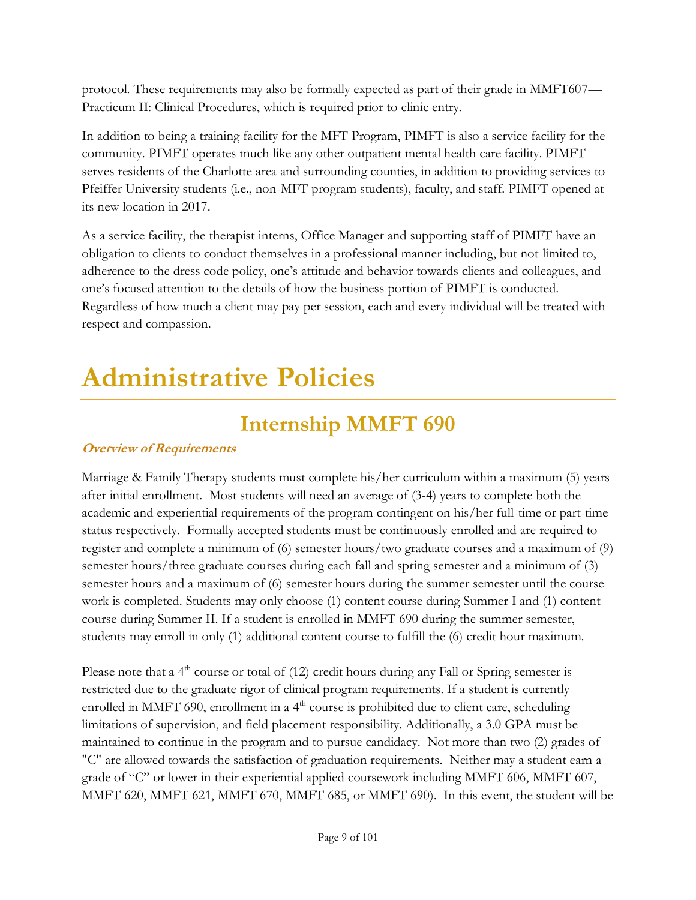protocol. These requirements may also be formally expected as part of their grade in MMFT607—Practicum II: Clinical Procedures, which is required prior to clinic entry.

In addition to being a training facility for the MFT Program, PIMFT is also a service facility for the community. PIMFT operates much like any other outpatient mental health care facility. PIMFT serves residents of the Charlotte area and surrounding counties, in addition to providing services to Pfeiffer University students (i.e., non-MFT program students), faculty, and staff. PIMFT opened at its new location in 2017.

As a service facility, the therapist interns, Office Manager and supporting staff of PIMFT have an obligation to clients to conduct themselves in a professional manner including, but not limited to, adherence to the dress code policy, one's attitude and behavior towards clients and colleagues, and one's focused attention to the details of how the business portion of PIMFT is conducted. Regardless of how much a client may pay per session, each and every individual will be treated with respect and compassion.

# Administrative Policies

## Internship MMFT 690

### *Overview of Requirements*

Marriage & Family Therapy students must complete his/her curriculum within a maximum (5) years after initial enrollment. Most students will need an average of (3-4) years to complete both the academic and experiential requirements of the program contingent on his/her full-time or part-time status respectively. Formally accepted students must be continuously enrolled and are required to register and complete a minimum of (6) semester hours/two graduate courses and a maximum of (9) semester hours/three graduate courses during each fall and spring semester and a minimum of (3) semester hours and a maximum of (6) semester hours during the summer semester until the course work is completed. Students may only choose (1) content course during Summer I and (1) content course during Summer II. If a student is enrolled in MMFT 690 during the summer semester, students may enroll in only (1) additional content course to fulfill the (6) credit hour maximum.

Please note that a 4th course or total of (12) credit hours during any Fall or Spring semester is restricted due to the graduate rigor of clinical program requirements. If a student is currently enrolled in MMFT 690, enrollment in a 4th course is prohibited due to client care, scheduling limitations of supervision, and field placement responsibility. Additionally, a 3.0 GPA must be maintained to continue in the program and to pursue candidacy. Not more than two (2) grades of "C" are allowed towards the satisfaction of graduation requirements. Neither may a student earn a grade of "C" or lower in their experiential applied coursework including MMFT 606, MMFT 607, MMFT 620, MMFT 621, MMFT 670, MMFT 685, or MMFT 690). In this event, the student will be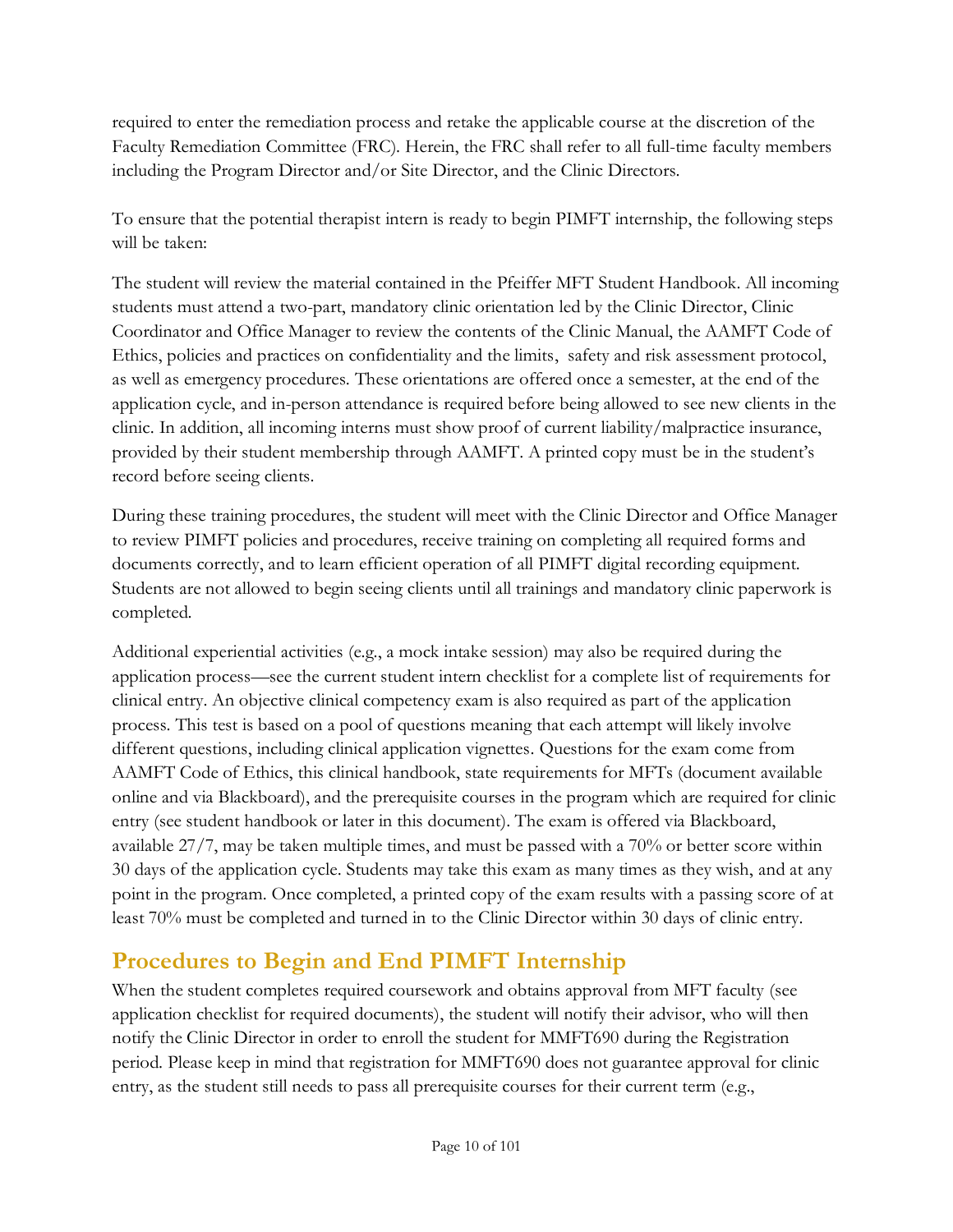required to enter the remediation process and retake the applicable course at the discretion of the Faculty Remediation Committee (FRC). Herein, the FRC shall refer to all full-time faculty members including the Program Director and/or Site Director, and the Clinic Directors.

To ensure that the potential therapist intern is ready to begin PIMFT internship, the following steps will be taken:

The student will review the material contained in the Pfeiffer MFT Student Handbook. All incoming students must attend a two-part, mandatory clinic orientation led by the Clinic Director, Clinic Coordinator and Office Manager to review the contents of the Clinic Manual, the AAMFT Code of Ethics, policies and practices on confidentiality and the limits, safety and risk assessment protocol, as well as emergency procedures. These orientations are offered once a semester, at the end of the application cycle, and in-person attendance is required before being allowed to see new clients in the clinic. In addition, all incoming interns must show proof of current liability/malpractice insurance, provided by their student membership through AAMFT. A printed copy must be in the student's record before seeing clients.

During these training procedures, the student will meet with the Clinic Director and Office Manager to review PIMFT policies and procedures, receive training on completing all required forms and documents correctly, and to learn efficient operation of all PIMFT digital recording equipment. Students are not allowed to begin seeing clients until all trainings and mandatory clinic paperwork is completed.

Additional experiential activities (e.g., a mock intake session) may also be required during the application process—see the current student intern checklist for a complete list of requirements for clinical entry. An objective clinical competency exam is also required as part of the application process. This test is based on a pool of questions meaning that each attempt will likely involve different questions, including clinical application vignettes. Questions for the exam come from AAMFT Code of Ethics, this clinical handbook, state requirements for MFTs (document available online and via Blackboard), and the prerequisite courses in the program which are required for clinic entry (see student handbook or later in this document). The exam is offered via Blackboard, available 27/7, may be taken multiple times, and must be passed with a 70% or better score within 30 days of the application cycle. Students may take this exam as many times as they wish, and at any point in the program. Once completed, a printed copy of the exam results with a passing score of at least 70% must be completed and turned in to the Clinic Director within 30 days of clinic entry.

## Procedures to Begin and End PIMFT Internship

When the student completes required coursework and obtains approval from MFT faculty (see application checklist for required documents), the student will notify their advisor, who will then notify the Clinic Director in order to enroll the student for MMFT690 during the Registration period. Please keep in mind that registration for MMFT690 does not guarantee approval for clinic entry, as the student still needs to pass all prerequisite courses for their current term (e.g.,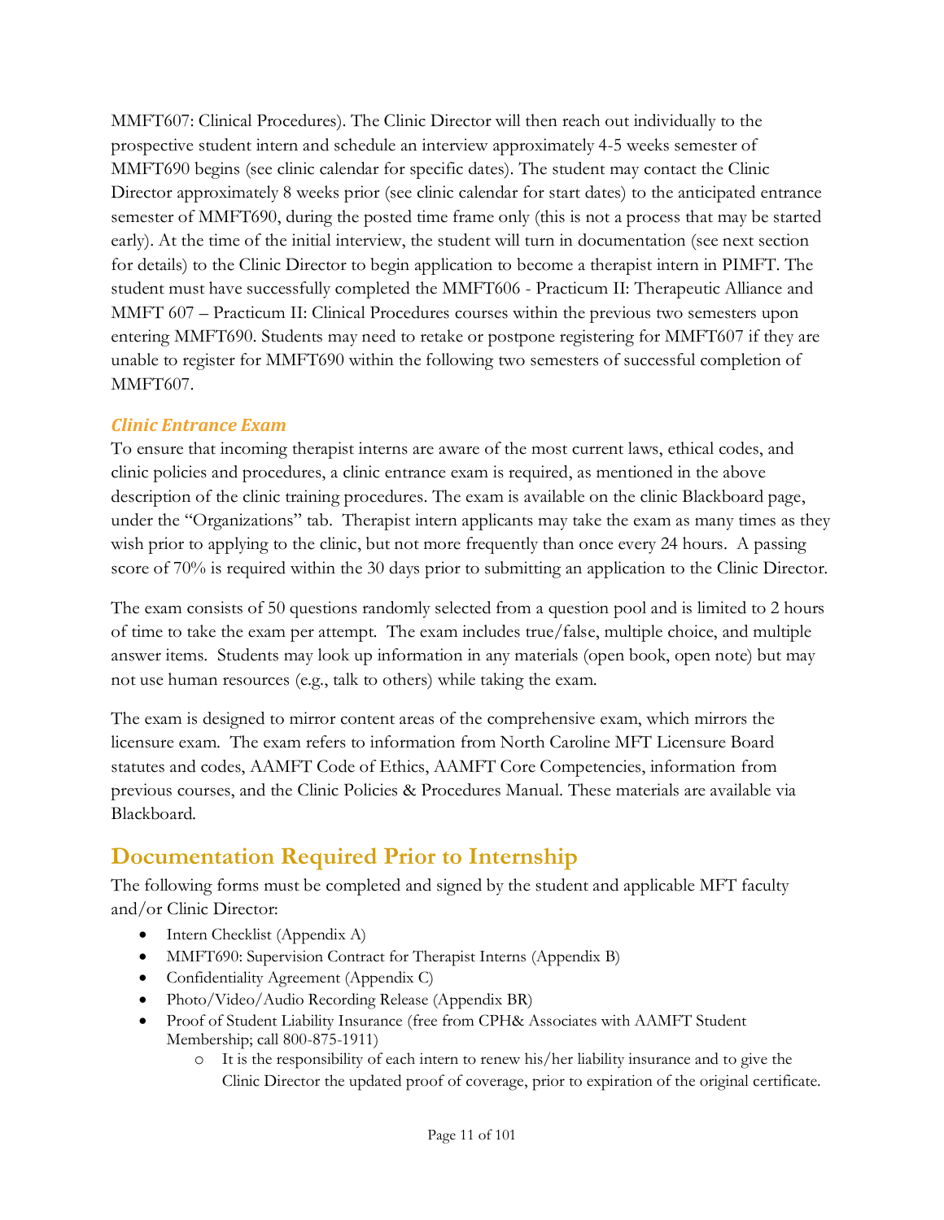MMFT607: Clinical Procedures). The Clinic Director will then reach out individually to the prospective student intern and schedule an interview approximately 4-5 weeks semester of MMFT690 begins (see clinic calendar for specific dates). The student may contact the Clinic Director approximately 8 weeks prior (see clinic calendar for start dates) to the anticipated entrance semester of MMFT690, during the posted time frame only (this is not a process that may be started early). At the time of the initial interview, the student will turn in documentation (see next section for details) to the Clinic Director to begin application to become a therapist intern in PIMFT. The student must have successfully completed the MMFT606 - Practicum II: Therapeutic Alliance and MMFT 607 – Practicum II: Clinical Procedures courses within the previous two semesters upon entering MMFT690. Students may need to retake or postpone registering for MMFT607 if they are unable to register for MMFT690 within the following two semesters of successful completion of MMFT607.

### *Clinic Entrance Exam*

To ensure that incoming therapist interns are aware of the most current laws, ethical codes, and clinic policies and procedures, a clinic entrance exam is required, as mentioned in the above description of the clinic training procedures. The exam is available on the clinic Blackboard page, under the "Organizations" tab. Therapist intern applicants may take the exam as many times as they wish prior to applying to the clinic, but not more frequently than once every 24 hours. A passing score of 70% is required within the 30 days prior to submitting an application to the Clinic Director.

The exam consists of 50 questions randomly selected from a question pool and is limited to 2 hours of time to take the exam per attempt. The exam includes true/false, multiple choice, and multiple answer items. Students may look up information in any materials (open book, open note) but may not use human resources (e.g., talk to others) while taking the exam.

The exam is designed to mirror content areas of the comprehensive exam, which mirrors the licensure exam. The exam refers to information from North Caroline MFT Licensure Board statutes and codes, AAMFT Code of Ethics, AAMFT Core Competencies, information from previous courses, and the Clinic Policies & Procedures Manual. These materials are available via Blackboard.

## Documentation Required Prior to Internship

The following forms must be completed and signed by the student and applicable MFT faculty and/or Clinic Director:

- Intern Checklist (Appendix A)
- MMFT690: Supervision Contract for Therapist Interns (Appendix B)
- Confidentiality Agreement (Appendix C)
- Photo/Video/Audio Recording Release (Appendix BR)
- Proof of Student Liability Insurance (free from CPH& Associates with AAMFT Student Membership; call 800-875-1911)
  - It is the responsibility of each intern to renew his/her liability insurance and to give the Clinic Director the updated proof of coverage, prior to expiration of the original certificate.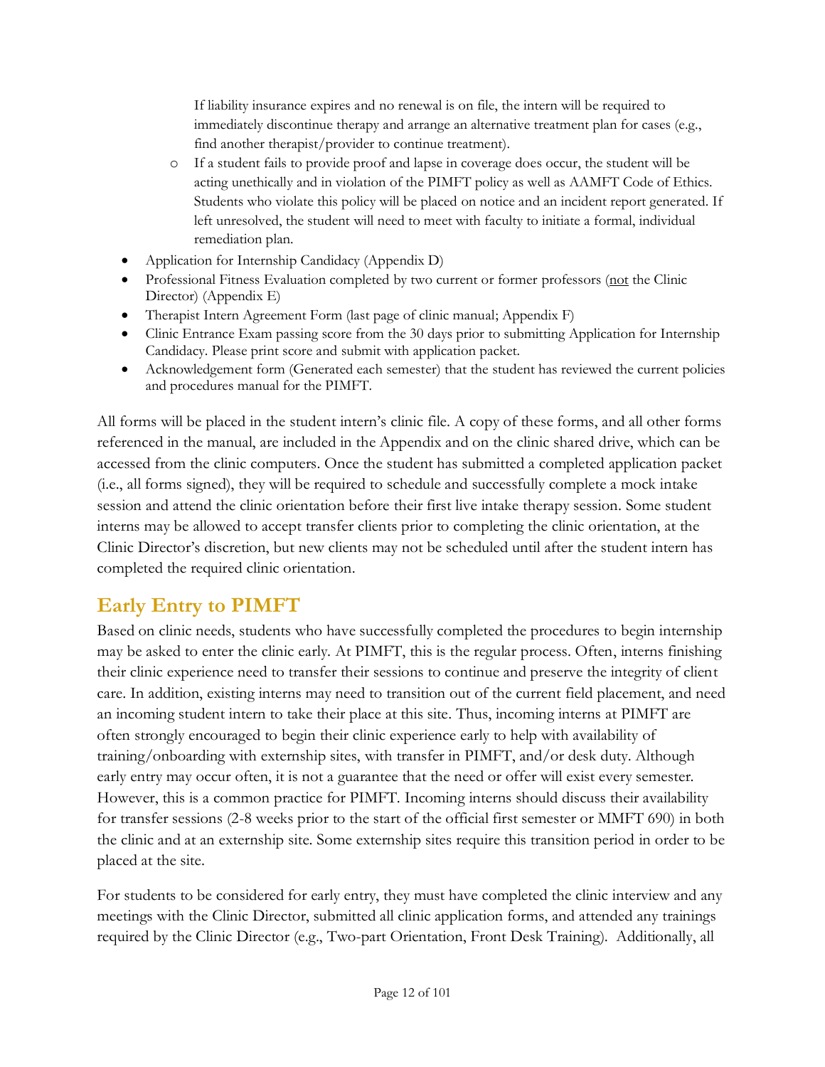If liability insurance expires and no renewal is on file, the intern will be required to immediately discontinue therapy and arrange an alternative treatment plan for cases (e.g., find another therapist/provider to continue treatment).

- If a student fails to provide proof and lapse in coverage does occur, the student will be acting unethically and in violation of the PIMFT policy as well as AAMFT Code of Ethics. Students who violate this policy will be placed on notice and an incident report generated. If left unresolved, the student will need to meet with faculty to initiate a formal, individual remediation plan.

- Application for Internship Candidacy (Appendix D)
- Professional Fitness Evaluation completed by two current or former professors (not the Clinic Director) (Appendix E)
- Therapist Intern Agreement Form (last page of clinic manual; Appendix F)
- Clinic Entrance Exam passing score from the 30 days prior to submitting Application for Internship Candidacy. Please print score and submit with application packet.
- Acknowledgement form (Generated each semester) that the student has reviewed the current policies and procedures manual for the PIMFT.

All forms will be placed in the student intern's clinic file. A copy of these forms, and all other forms referenced in the manual, are included in the Appendix and on the clinic shared drive, which can be accessed from the clinic computers. Once the student has submitted a completed application packet (i.e., all forms signed), they will be required to schedule and successfully complete a mock intake session and attend the clinic orientation before their first live intake therapy session. Some student interns may be allowed to accept transfer clients prior to completing the clinic orientation, at the Clinic Director's discretion, but new clients may not be scheduled until after the student intern has completed the required clinic orientation.

## Early Entry to PIMFT

Based on clinic needs, students who have successfully completed the procedures to begin internship may be asked to enter the clinic early. At PIMFT, this is the regular process. Often, interns finishing their clinic experience need to transfer their sessions to continue and preserve the integrity of client care. In addition, existing interns may need to transition out of the current field placement, and need an incoming student intern to take their place at this site. Thus, incoming interns at PIMFT are often strongly encouraged to begin their clinic experience early to help with availability of training/onboarding with externship sites, with transfer in PIMFT, and/or desk duty. Although early entry may occur often, it is not a guarantee that the need or offer will exist every semester. However, this is a common practice for PIMFT. Incoming interns should discuss their availability for transfer sessions (2-8 weeks prior to the start of the official first semester or MMFT 690) in both the clinic and at an externship site. Some externship sites require this transition period in order to be placed at the site.

For students to be considered for early entry, they must have completed the clinic interview and any meetings with the Clinic Director, submitted all clinic application forms, and attended any trainings required by the Clinic Director (e.g., Two-part Orientation, Front Desk Training). Additionally, all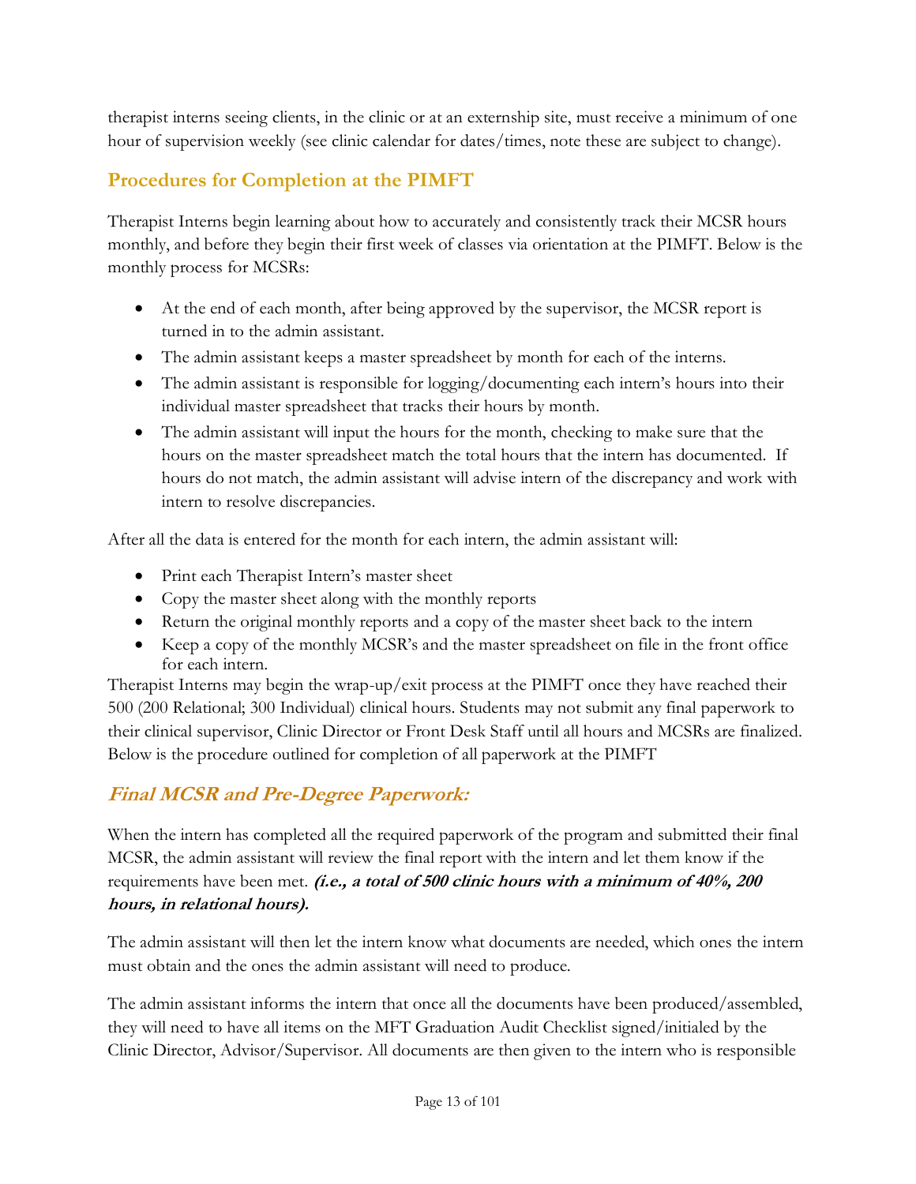therapist interns seeing clients, in the clinic or at an externship site, must receive a minimum of one hour of supervision weekly (see clinic calendar for dates/times, note these are subject to change).

## Procedures for Completion at the PIMFT

Therapist Interns begin learning about how to accurately and consistently track their MCSR hours monthly, and before they begin their first week of classes via orientation at the PIMFT. Below is the monthly process for MCSRs:

- At the end of each month, after being approved by the supervisor, the MCSR report is turned in to the admin assistant.
- The admin assistant keeps a master spreadsheet by month for each of the interns.
- The admin assistant is responsible for logging/documenting each intern's hours into their individual master spreadsheet that tracks their hours by month.
- The admin assistant will input the hours for the month, checking to make sure that the hours on the master spreadsheet match the total hours that the intern has documented. If hours do not match, the admin assistant will advise intern of the discrepancy and work with intern to resolve discrepancies.

After all the data is entered for the month for each intern, the admin assistant will:

- Print each Therapist Intern's master sheet
- Copy the master sheet along with the monthly reports
- Return the original monthly reports and a copy of the master sheet back to the intern
- Keep a copy of the monthly MCSR's and the master spreadsheet on file in the front office for each intern.

Therapist Interns may begin the wrap-up/exit process at the PIMFT once they have reached their 500 (200 Relational; 300 Individual) clinical hours. Students may not submit any final paperwork to their clinical supervisor, Clinic Director or Front Desk Staff until all hours and MCSRs are finalized. Below is the procedure outlined for completion of all paperwork at the PIMFT

## *Final MCSR and Pre-Degree Paperwork:*

When the intern has completed all the required paperwork of the program and submitted their final MCSR, the admin assistant will review the final report with the intern and let them know if the requirements have been met. ***(i.e., a total of 500 clinic hours with a minimum of 40%, 200 hours, in relational hours).***

The admin assistant will then let the intern know what documents are needed, which ones the intern must obtain and the ones the admin assistant will need to produce.

The admin assistant informs the intern that once all the documents have been produced/assembled, they will need to have all items on the MFT Graduation Audit Checklist signed/initialed by the Clinic Director, Advisor/Supervisor. All documents are then given to the intern who is responsible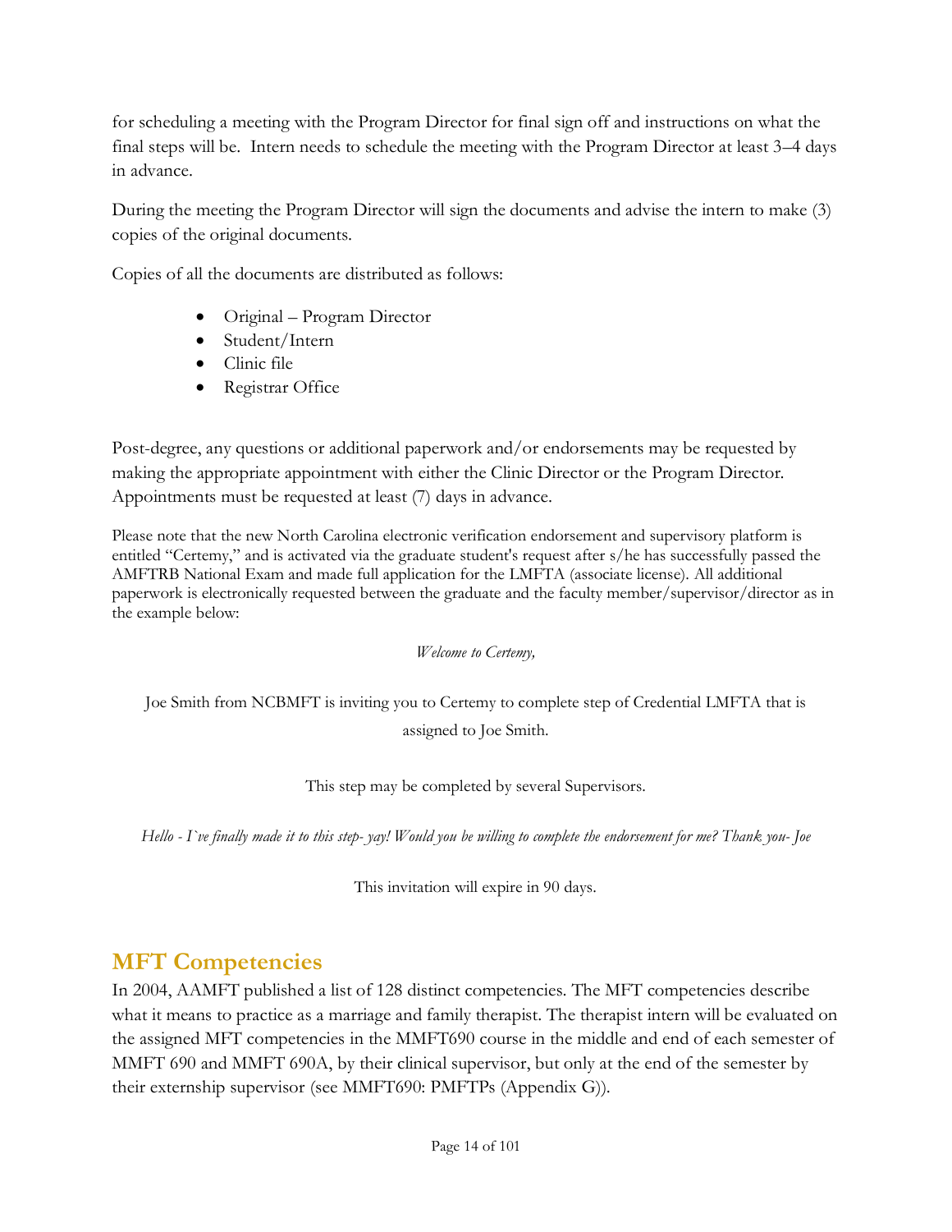for scheduling a meeting with the Program Director for final sign off and instructions on what the final steps will be. Intern needs to schedule the meeting with the Program Director at least 3–4 days in advance.

During the meeting the Program Director will sign the documents and advise the intern to make (3) copies of the original documents.

Copies of all the documents are distributed as follows:

- Original – Program Director
- Student/Intern
- Clinic file
- Registrar Office

Post-degree, any questions or additional paperwork and/or endorsements may be requested by making the appropriate appointment with either the Clinic Director or the Program Director. Appointments must be requested at least (7) days in advance.

Please note that the new North Carolina electronic verification endorsement and supervisory platform is entitled "Certemy," and is activated via the graduate student's request after s/he has successfully passed the AMFTRB National Exam and made full application for the LMFTA (associate license). All additional paperwork is electronically requested between the graduate and the faculty member/supervisor/director as in the example below:

*Welcome to Certemy,*

Joe Smith from NCBMFT is inviting you to Certemy to complete step of Credential LMFTA that is assigned to Joe Smith.

This step may be completed by several Supervisors.

*Hello - I`ve finally made it to this step- yay! Would you be willing to complete the endorsement for me? Thank you- Joe*

This invitation will expire in 90 days.

## MFT Competencies

In 2004, AAMFT published a list of 128 distinct competencies. The MFT competencies describe what it means to practice as a marriage and family therapist. The therapist intern will be evaluated on the assigned MFT competencies in the MMFT690 course in the middle and end of each semester of MMFT 690 and MMFT 690A, by their clinical supervisor, but only at the end of the semester by their externship supervisor (see MMFT690: PMFTPs (Appendix G)).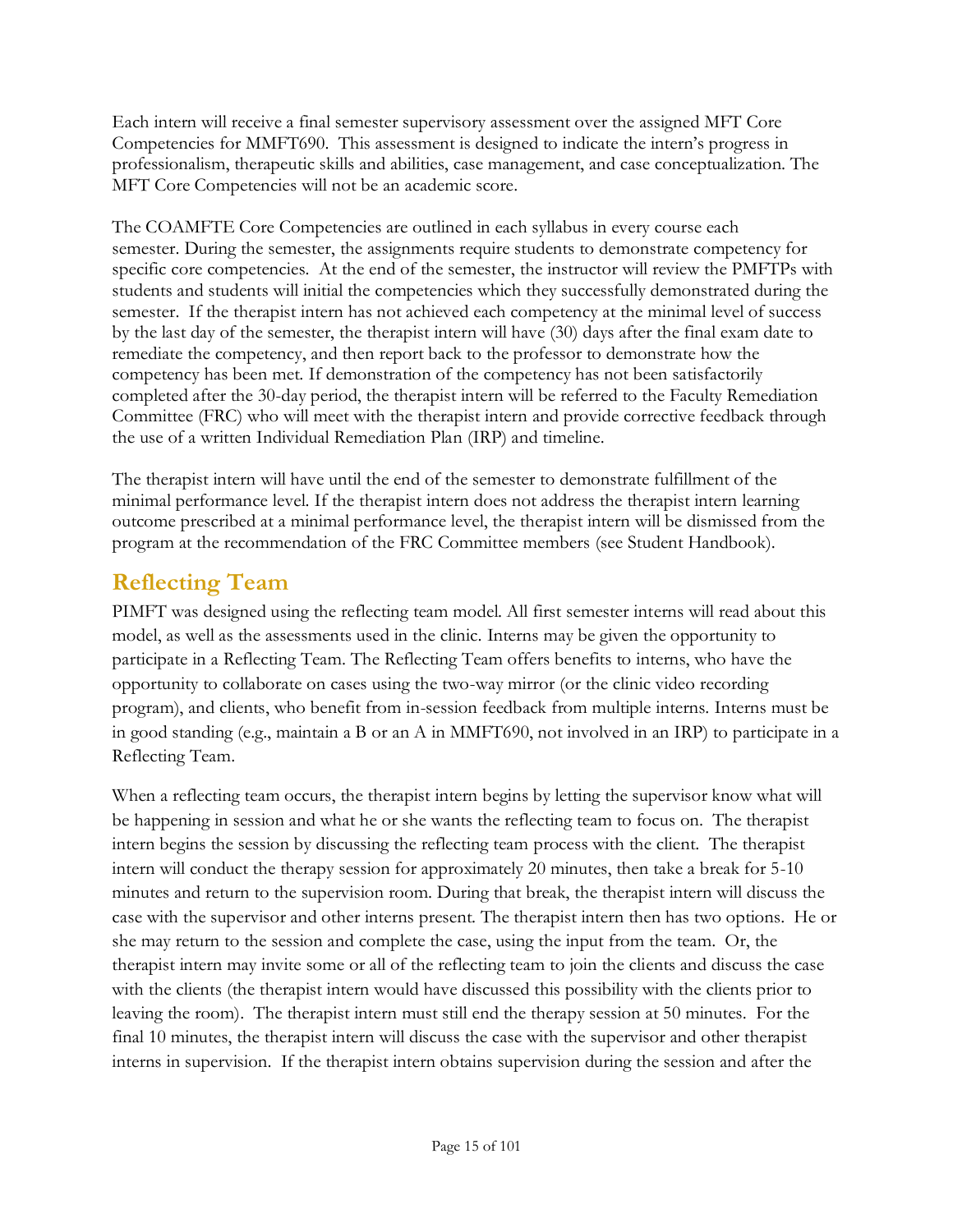Each intern will receive a final semester supervisory assessment over the assigned MFT Core Competencies for MMFT690. This assessment is designed to indicate the intern's progress in professionalism, therapeutic skills and abilities, case management, and case conceptualization. The MFT Core Competencies will not be an academic score.

The COAMFTE Core Competencies are outlined in each syllabus in every course each semester. During the semester, the assignments require students to demonstrate competency for specific core competencies. At the end of the semester, the instructor will review the PMFTPs with students and students will initial the competencies which they successfully demonstrated during the semester. If the therapist intern has not achieved each competency at the minimal level of success by the last day of the semester, the therapist intern will have (30) days after the final exam date to remediate the competency, and then report back to the professor to demonstrate how the competency has been met. If demonstration of the competency has not been satisfactorily completed after the 30-day period, the therapist intern will be referred to the Faculty Remediation Committee (FRC) who will meet with the therapist intern and provide corrective feedback through the use of a written Individual Remediation Plan (IRP) and timeline.

The therapist intern will have until the end of the semester to demonstrate fulfillment of the minimal performance level. If the therapist intern does not address the therapist intern learning outcome prescribed at a minimal performance level, the therapist intern will be dismissed from the program at the recommendation of the FRC Committee members (see Student Handbook).

## Reflecting Team

PIMFT was designed using the reflecting team model. All first semester interns will read about this model, as well as the assessments used in the clinic. Interns may be given the opportunity to participate in a Reflecting Team. The Reflecting Team offers benefits to interns, who have the opportunity to collaborate on cases using the two-way mirror (or the clinic video recording program), and clients, who benefit from in-session feedback from multiple interns. Interns must be in good standing (e.g., maintain a B or an A in MMFT690, not involved in an IRP) to participate in a Reflecting Team.

When a reflecting team occurs, the therapist intern begins by letting the supervisor know what will be happening in session and what he or she wants the reflecting team to focus on. The therapist intern begins the session by discussing the reflecting team process with the client. The therapist intern will conduct the therapy session for approximately 20 minutes, then take a break for 5-10 minutes and return to the supervision room. During that break, the therapist intern will discuss the case with the supervisor and other interns present. The therapist intern then has two options. He or she may return to the session and complete the case, using the input from the team. Or, the therapist intern may invite some or all of the reflecting team to join the clients and discuss the case with the clients (the therapist intern would have discussed this possibility with the clients prior to leaving the room). The therapist intern must still end the therapy session at 50 minutes. For the final 10 minutes, the therapist intern will discuss the case with the supervisor and other therapist interns in supervision. If the therapist intern obtains supervision during the session and after the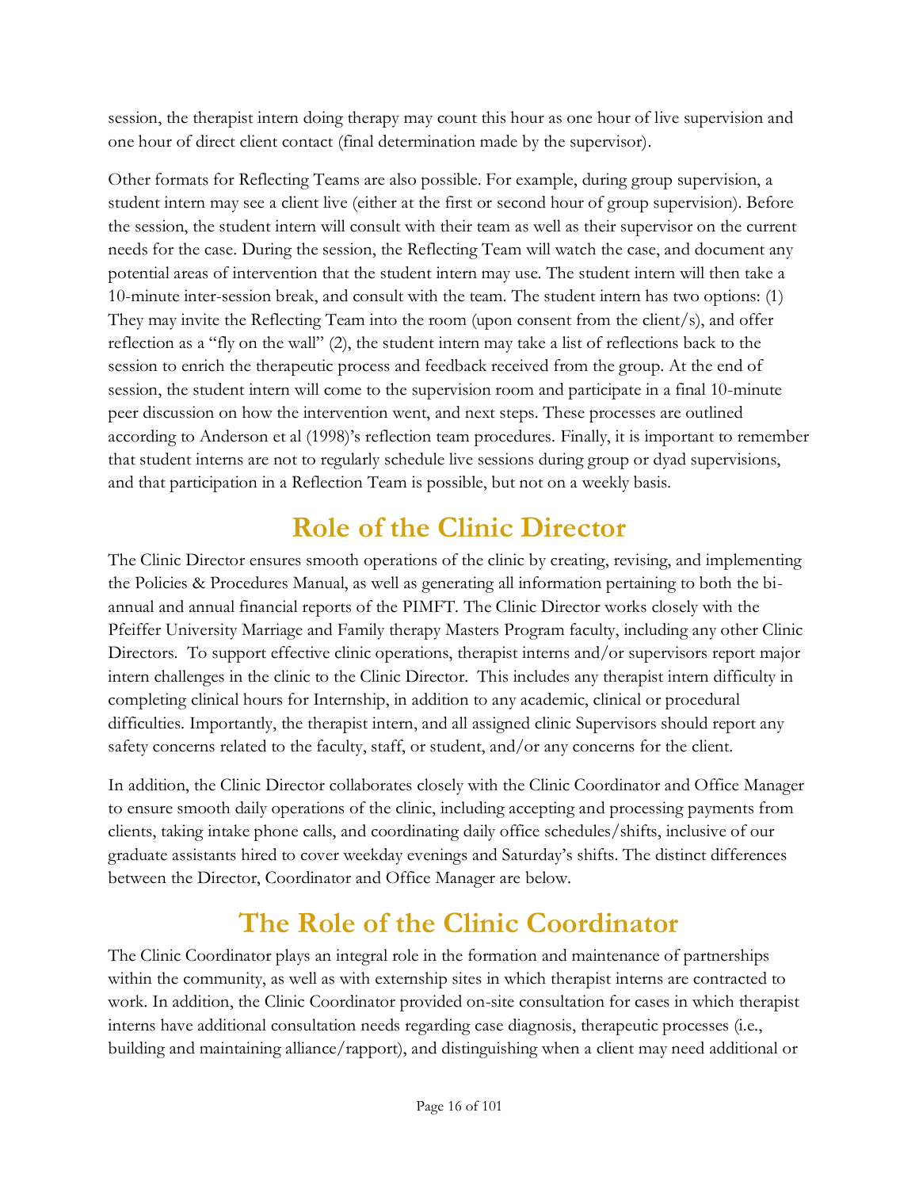session, the therapist intern doing therapy may count this hour as one hour of live supervision and one hour of direct client contact (final determination made by the supervisor).

Other formats for Reflecting Teams are also possible. For example, during group supervision, a student intern may see a client live (either at the first or second hour of group supervision). Before the session, the student intern will consult with their team as well as their supervisor on the current needs for the case. During the session, the Reflecting Team will watch the case, and document any potential areas of intervention that the student intern may use. The student intern will then take a 10-minute inter-session break, and consult with the team. The student intern has two options: (1) They may invite the Reflecting Team into the room (upon consent from the client/s), and offer reflection as a "fly on the wall" (2), the student intern may take a list of reflections back to the session to enrich the therapeutic process and feedback received from the group. At the end of session, the student intern will come to the supervision room and participate in a final 10-minute peer discussion on how the intervention went, and next steps. These processes are outlined according to Anderson et al (1998)'s reflection team procedures. Finally, it is important to remember that student interns are not to regularly schedule live sessions during group or dyad supervisions, and that participation in a Reflection Team is possible, but not on a weekly basis.

# Role of the Clinic Director

The Clinic Director ensures smooth operations of the clinic by creating, revising, and implementing the Policies & Procedures Manual, as well as generating all information pertaining to both the bi-annual and annual financial reports of the PIMFT. The Clinic Director works closely with the Pfeiffer University Marriage and Family therapy Masters Program faculty, including any other Clinic Directors. To support effective clinic operations, therapist interns and/or supervisors report major intern challenges in the clinic to the Clinic Director. This includes any therapist intern difficulty in completing clinical hours for Internship, in addition to any academic, clinical or procedural difficulties. Importantly, the therapist intern, and all assigned clinic Supervisors should report any safety concerns related to the faculty, staff, or student, and/or any concerns for the client.

In addition, the Clinic Director collaborates closely with the Clinic Coordinator and Office Manager to ensure smooth daily operations of the clinic, including accepting and processing payments from clients, taking intake phone calls, and coordinating daily office schedules/shifts, inclusive of our graduate assistants hired to cover weekday evenings and Saturday's shifts. The distinct differences between the Director, Coordinator and Office Manager are below.

# The Role of the Clinic Coordinator

The Clinic Coordinator plays an integral role in the formation and maintenance of partnerships within the community, as well as with externship sites in which therapist interns are contracted to work. In addition, the Clinic Coordinator provided on-site consultation for cases in which therapist interns have additional consultation needs regarding case diagnosis, therapeutic processes (i.e., building and maintaining alliance/rapport), and distinguishing when a client may need additional or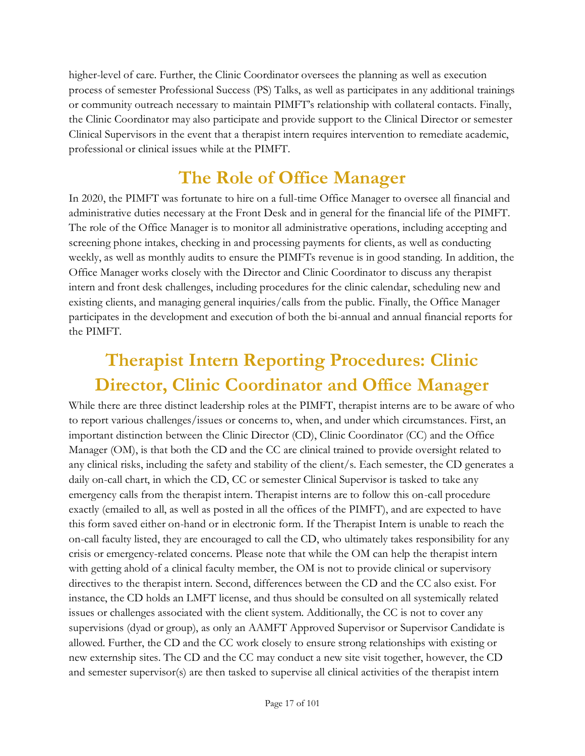higher-level of care. Further, the Clinic Coordinator oversees the planning as well as execution process of semester Professional Success (PS) Talks, as well as participates in any additional trainings or community outreach necessary to maintain PIMFT's relationship with collateral contacts. Finally, the Clinic Coordinator may also participate and provide support to the Clinical Director or semester Clinical Supervisors in the event that a therapist intern requires intervention to remediate academic, professional or clinical issues while at the PIMFT.

# The Role of Office Manager

In 2020, the PIMFT was fortunate to hire on a full-time Office Manager to oversee all financial and administrative duties necessary at the Front Desk and in general for the financial life of the PIMFT. The role of the Office Manager is to monitor all administrative operations, including accepting and screening phone intakes, checking in and processing payments for clients, as well as conducting weekly, as well as monthly audits to ensure the PIMFTs revenue is in good standing. In addition, the Office Manager works closely with the Director and Clinic Coordinator to discuss any therapist intern and front desk challenges, including procedures for the clinic calendar, scheduling new and existing clients, and managing general inquiries/calls from the public. Finally, the Office Manager participates in the development and execution of both the bi-annual and annual financial reports for the PIMFT.

# Therapist Intern Reporting Procedures: Clinic Director, Clinic Coordinator and Office Manager

While there are three distinct leadership roles at the PIMFT, therapist interns are to be aware of who to report various challenges/issues or concerns to, when, and under which circumstances. First, an important distinction between the Clinic Director (CD), Clinic Coordinator (CC) and the Office Manager (OM), is that both the CD and the CC are clinical trained to provide oversight related to any clinical risks, including the safety and stability of the client/s. Each semester, the CD generates a daily on-call chart, in which the CD, CC or semester Clinical Supervisor is tasked to take any emergency calls from the therapist intern. Therapist interns are to follow this on-call procedure exactly (emailed to all, as well as posted in all the offices of the PIMFT), and are expected to have this form saved either on-hand or in electronic form. If the Therapist Intern is unable to reach the on-call faculty listed, they are encouraged to call the CD, who ultimately takes responsibility for any crisis or emergency-related concerns. Please note that while the OM can help the therapist intern with getting ahold of a clinical faculty member, the OM is not to provide clinical or supervisory directives to the therapist intern. Second, differences between the CD and the CC also exist. For instance, the CD holds an LMFT license, and thus should be consulted on all systemically related issues or challenges associated with the client system. Additionally, the CC is not to cover any supervisions (dyad or group), as only an AAMFT Approved Supervisor or Supervisor Candidate is allowed. Further, the CD and the CC work closely to ensure strong relationships with existing or new externship sites. The CD and the CC may conduct a new site visit together, however, the CD and semester supervisor(s) are then tasked to supervise all clinical activities of the therapist intern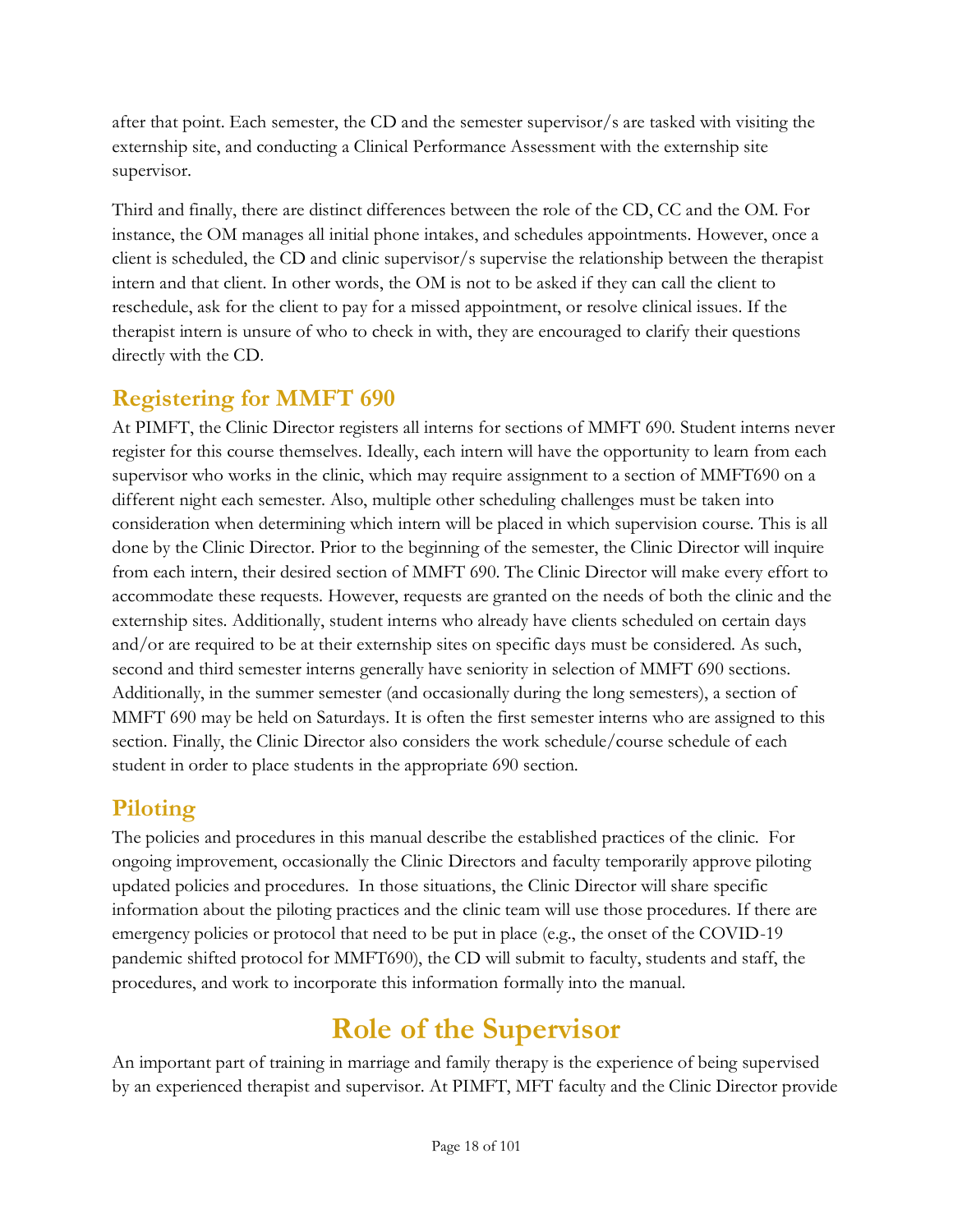after that point. Each semester, the CD and the semester supervisor/s are tasked with visiting the externship site, and conducting a Clinical Performance Assessment with the externship site supervisor.

Third and finally, there are distinct differences between the role of the CD, CC and the OM. For instance, the OM manages all initial phone intakes, and schedules appointments. However, once a client is scheduled, the CD and clinic supervisor/s supervise the relationship between the therapist intern and that client. In other words, the OM is not to be asked if they can call the client to reschedule, ask for the client to pay for a missed appointment, or resolve clinical issues. If the therapist intern is unsure of who to check in with, they are encouraged to clarify their questions directly with the CD.

## Registering for MMFT 690

At PIMFT, the Clinic Director registers all interns for sections of MMFT 690. Student interns never register for this course themselves. Ideally, each intern will have the opportunity to learn from each supervisor who works in the clinic, which may require assignment to a section of MMFT690 on a different night each semester. Also, multiple other scheduling challenges must be taken into consideration when determining which intern will be placed in which supervision course. This is all done by the Clinic Director. Prior to the beginning of the semester, the Clinic Director will inquire from each intern, their desired section of MMFT 690. The Clinic Director will make every effort to accommodate these requests. However, requests are granted on the needs of both the clinic and the externship sites. Additionally, student interns who already have clients scheduled on certain days and/or are required to be at their externship sites on specific days must be considered. As such, second and third semester interns generally have seniority in selection of MMFT 690 sections. Additionally, in the summer semester (and occasionally during the long semesters), a section of MMFT 690 may be held on Saturdays. It is often the first semester interns who are assigned to this section. Finally, the Clinic Director also considers the work schedule/course schedule of each student in order to place students in the appropriate 690 section.

## Piloting

The policies and procedures in this manual describe the established practices of the clinic. For ongoing improvement, occasionally the Clinic Directors and faculty temporarily approve piloting updated policies and procedures. In those situations, the Clinic Director will share specific information about the piloting practices and the clinic team will use those procedures. If there are emergency policies or protocol that need to be put in place (e.g., the onset of the COVID-19 pandemic shifted protocol for MMFT690), the CD will submit to faculty, students and staff, the procedures, and work to incorporate this information formally into the manual.

# Role of the Supervisor

An important part of training in marriage and family therapy is the experience of being supervised by an experienced therapist and supervisor. At PIMFT, MFT faculty and the Clinic Director provide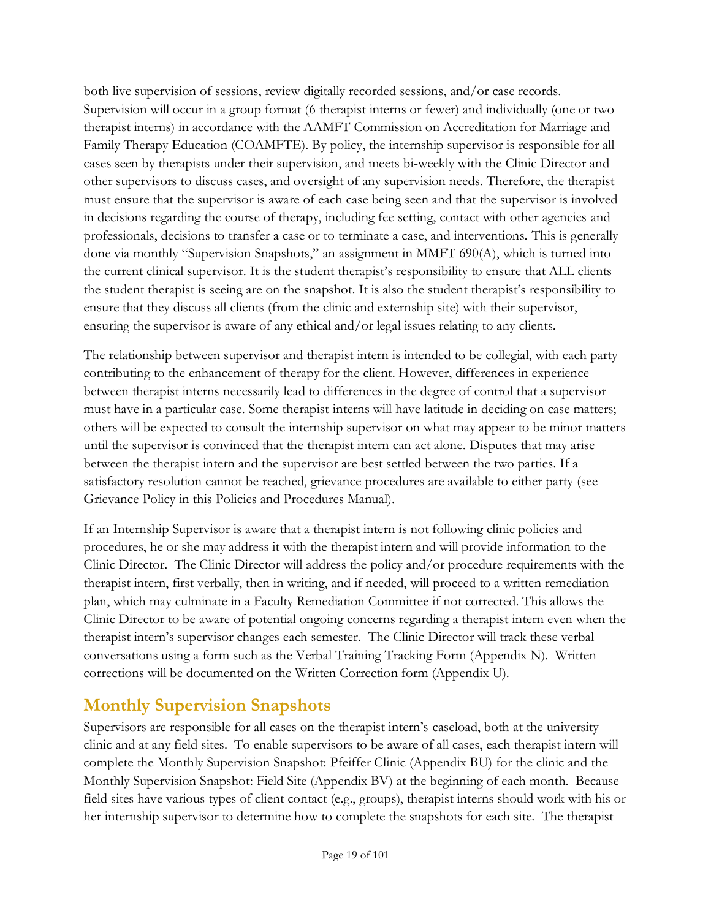both live supervision of sessions, review digitally recorded sessions, and/or case records. Supervision will occur in a group format (6 therapist interns or fewer) and individually (one or two therapist interns) in accordance with the AAMFT Commission on Accreditation for Marriage and Family Therapy Education (COAMFTE). By policy, the internship supervisor is responsible for all cases seen by therapists under their supervision, and meets bi-weekly with the Clinic Director and other supervisors to discuss cases, and oversight of any supervision needs. Therefore, the therapist must ensure that the supervisor is aware of each case being seen and that the supervisor is involved in decisions regarding the course of therapy, including fee setting, contact with other agencies and professionals, decisions to transfer a case or to terminate a case, and interventions. This is generally done via monthly "Supervision Snapshots," an assignment in MMFT 690(A), which is turned into the current clinical supervisor. It is the student therapist's responsibility to ensure that ALL clients the student therapist is seeing are on the snapshot. It is also the student therapist's responsibility to ensure that they discuss all clients (from the clinic and externship site) with their supervisor, ensuring the supervisor is aware of any ethical and/or legal issues relating to any clients.

The relationship between supervisor and therapist intern is intended to be collegial, with each party contributing to the enhancement of therapy for the client. However, differences in experience between therapist interns necessarily lead to differences in the degree of control that a supervisor must have in a particular case. Some therapist interns will have latitude in deciding on case matters; others will be expected to consult the internship supervisor on what may appear to be minor matters until the supervisor is convinced that the therapist intern can act alone. Disputes that may arise between the therapist intern and the supervisor are best settled between the two parties. If a satisfactory resolution cannot be reached, grievance procedures are available to either party (see Grievance Policy in this Policies and Procedures Manual).

If an Internship Supervisor is aware that a therapist intern is not following clinic policies and procedures, he or she may address it with the therapist intern and will provide information to the Clinic Director. The Clinic Director will address the policy and/or procedure requirements with the therapist intern, first verbally, then in writing, and if needed, will proceed to a written remediation plan, which may culminate in a Faculty Remediation Committee if not corrected. This allows the Clinic Director to be aware of potential ongoing concerns regarding a therapist intern even when the therapist intern's supervisor changes each semester. The Clinic Director will track these verbal conversations using a form such as the Verbal Training Tracking Form (Appendix N). Written corrections will be documented on the Written Correction form (Appendix U).

## Monthly Supervision Snapshots

Supervisors are responsible for all cases on the therapist intern's caseload, both at the university clinic and at any field sites. To enable supervisors to be aware of all cases, each therapist intern will complete the Monthly Supervision Snapshot: Pfeiffer Clinic (Appendix BU) for the clinic and the Monthly Supervision Snapshot: Field Site (Appendix BV) at the beginning of each month. Because field sites have various types of client contact (e.g., groups), therapist interns should work with his or her internship supervisor to determine how to complete the snapshots for each site. The therapist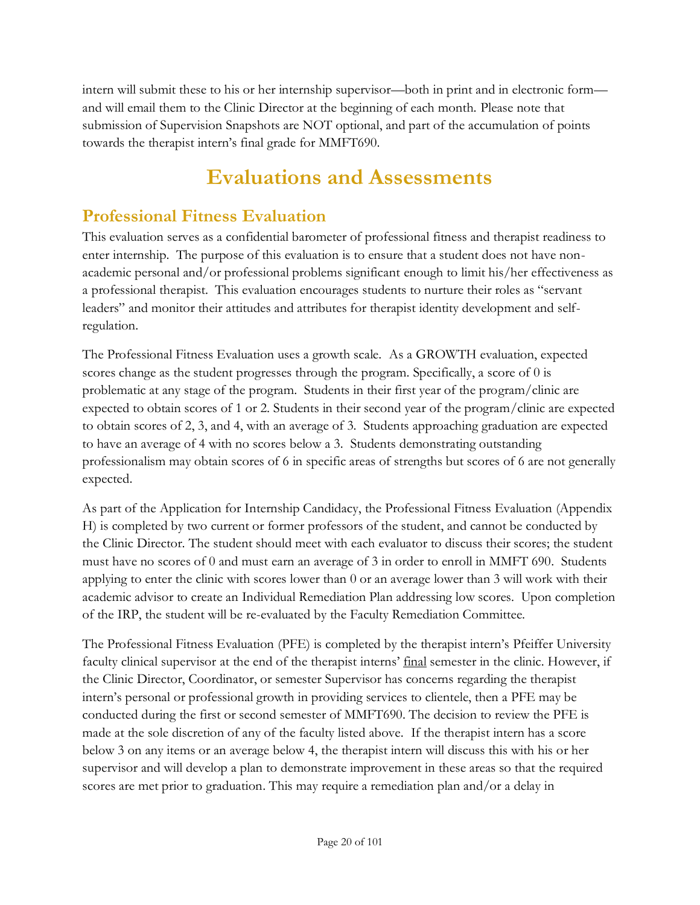intern will submit these to his or her internship supervisor—both in print and in electronic form—and will email them to the Clinic Director at the beginning of each month. Please note that submission of Supervision Snapshots are NOT optional, and part of the accumulation of points towards the therapist intern's final grade for MMFT690.

# Evaluations and Assessments

## Professional Fitness Evaluation

This evaluation serves as a confidential barometer of professional fitness and therapist readiness to enter internship. The purpose of this evaluation is to ensure that a student does not have non-academic personal and/or professional problems significant enough to limit his/her effectiveness as a professional therapist. This evaluation encourages students to nurture their roles as "servant leaders" and monitor their attitudes and attributes for therapist identity development and self-regulation.

The Professional Fitness Evaluation uses a growth scale. As a GROWTH evaluation, expected scores change as the student progresses through the program. Specifically, a score of 0 is problematic at any stage of the program. Students in their first year of the program/clinic are expected to obtain scores of 1 or 2. Students in their second year of the program/clinic are expected to obtain scores of 2, 3, and 4, with an average of 3. Students approaching graduation are expected to have an average of 4 with no scores below a 3. Students demonstrating outstanding professionalism may obtain scores of 6 in specific areas of strengths but scores of 6 are not generally expected.

As part of the Application for Internship Candidacy, the Professional Fitness Evaluation (Appendix H) is completed by two current or former professors of the student, and cannot be conducted by the Clinic Director. The student should meet with each evaluator to discuss their scores; the student must have no scores of 0 and must earn an average of 3 in order to enroll in MMFT 690. Students applying to enter the clinic with scores lower than 0 or an average lower than 3 will work with their academic advisor to create an Individual Remediation Plan addressing low scores. Upon completion of the IRP, the student will be re-evaluated by the Faculty Remediation Committee.

The Professional Fitness Evaluation (PFE) is completed by the therapist intern's Pfeiffer University faculty clinical supervisor at the end of the therapist interns' <u>final</u> semester in the clinic. However, if the Clinic Director, Coordinator, or semester Supervisor has concerns regarding the therapist intern's personal or professional growth in providing services to clientele, then a PFE may be conducted during the first or second semester of MMFT690. The decision to review the PFE is made at the sole discretion of any of the faculty listed above. If the therapist intern has a score below 3 on any items or an average below 4, the therapist intern will discuss this with his or her supervisor and will develop a plan to demonstrate improvement in these areas so that the required scores are met prior to graduation. This may require a remediation plan and/or a delay in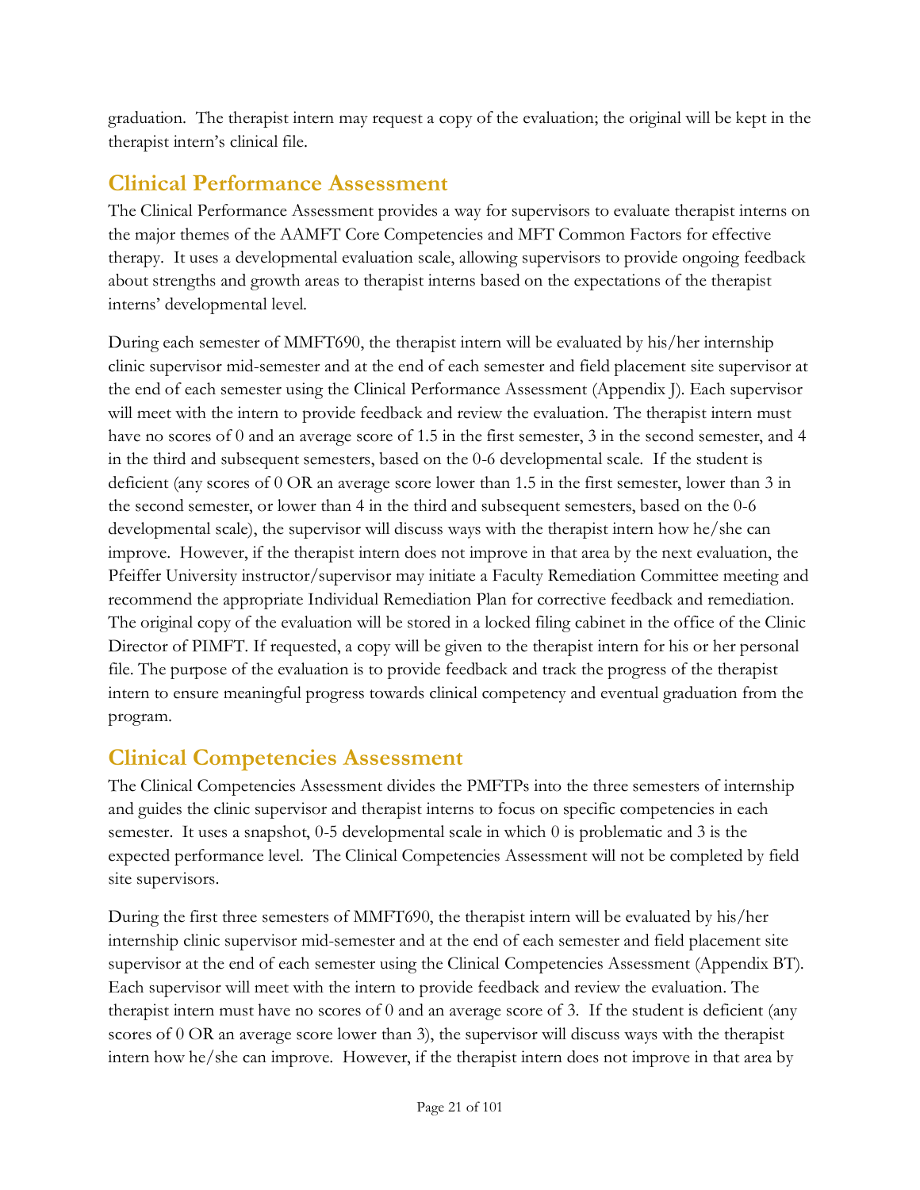graduation. The therapist intern may request a copy of the evaluation; the original will be kept in the therapist intern's clinical file.

## Clinical Performance Assessment

The Clinical Performance Assessment provides a way for supervisors to evaluate therapist interns on the major themes of the AAMFT Core Competencies and MFT Common Factors for effective therapy. It uses a developmental evaluation scale, allowing supervisors to provide ongoing feedback about strengths and growth areas to therapist interns based on the expectations of the therapist interns' developmental level.

During each semester of MMFT690, the therapist intern will be evaluated by his/her internship clinic supervisor mid-semester and at the end of each semester and field placement site supervisor at the end of each semester using the Clinical Performance Assessment (Appendix J). Each supervisor will meet with the intern to provide feedback and review the evaluation. The therapist intern must have no scores of 0 and an average score of 1.5 in the first semester, 3 in the second semester, and 4 in the third and subsequent semesters, based on the 0-6 developmental scale. If the student is deficient (any scores of 0 OR an average score lower than 1.5 in the first semester, lower than 3 in the second semester, or lower than 4 in the third and subsequent semesters, based on the 0-6 developmental scale), the supervisor will discuss ways with the therapist intern how he/she can improve. However, if the therapist intern does not improve in that area by the next evaluation, the Pfeiffer University instructor/supervisor may initiate a Faculty Remediation Committee meeting and recommend the appropriate Individual Remediation Plan for corrective feedback and remediation. The original copy of the evaluation will be stored in a locked filing cabinet in the office of the Clinic Director of PIMFT. If requested, a copy will be given to the therapist intern for his or her personal file. The purpose of the evaluation is to provide feedback and track the progress of the therapist intern to ensure meaningful progress towards clinical competency and eventual graduation from the program.

## Clinical Competencies Assessment

The Clinical Competencies Assessment divides the PMFTPs into the three semesters of internship and guides the clinic supervisor and therapist interns to focus on specific competencies in each semester. It uses a snapshot, 0-5 developmental scale in which 0 is problematic and 3 is the expected performance level. The Clinical Competencies Assessment will not be completed by field site supervisors.

During the first three semesters of MMFT690, the therapist intern will be evaluated by his/her internship clinic supervisor mid-semester and at the end of each semester and field placement site supervisor at the end of each semester using the Clinical Competencies Assessment (Appendix BT). Each supervisor will meet with the intern to provide feedback and review the evaluation. The therapist intern must have no scores of 0 and an average score of 3. If the student is deficient (any scores of 0 OR an average score lower than 3), the supervisor will discuss ways with the therapist intern how he/she can improve. However, if the therapist intern does not improve in that area by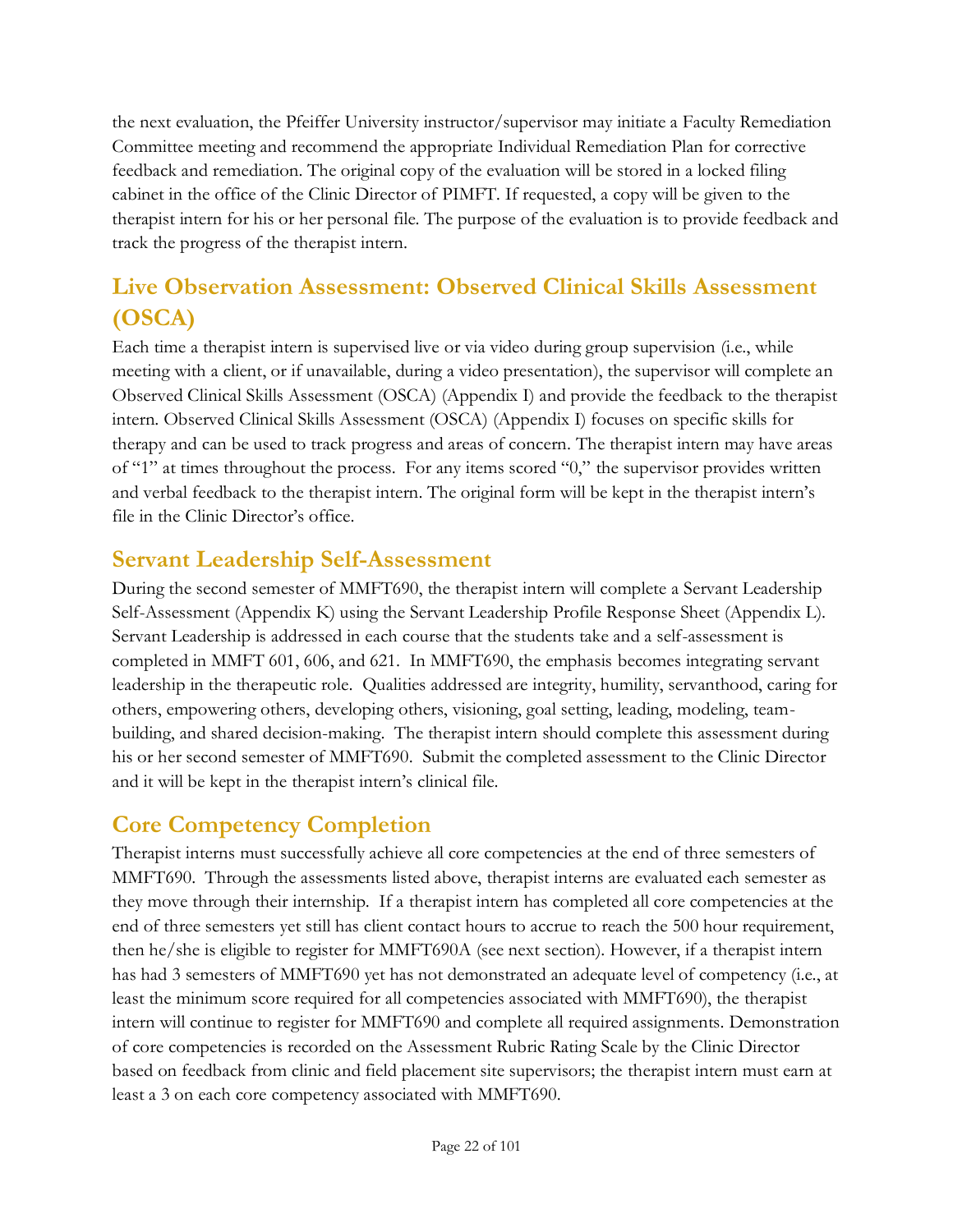the next evaluation, the Pfeiffer University instructor/supervisor may initiate a Faculty Remediation Committee meeting and recommend the appropriate Individual Remediation Plan for corrective feedback and remediation. The original copy of the evaluation will be stored in a locked filing cabinet in the office of the Clinic Director of PIMFT. If requested, a copy will be given to the therapist intern for his or her personal file. The purpose of the evaluation is to provide feedback and track the progress of the therapist intern.

## Live Observation Assessment: Observed Clinical Skills Assessment (OSCA)

Each time a therapist intern is supervised live or via video during group supervision (i.e., while meeting with a client, or if unavailable, during a video presentation), the supervisor will complete an Observed Clinical Skills Assessment (OSCA) (Appendix I) and provide the feedback to the therapist intern. Observed Clinical Skills Assessment (OSCA) (Appendix I) focuses on specific skills for therapy and can be used to track progress and areas of concern. The therapist intern may have areas of "1" at times throughout the process. For any items scored "0," the supervisor provides written and verbal feedback to the therapist intern. The original form will be kept in the therapist intern's file in the Clinic Director's office.

## Servant Leadership Self-Assessment

During the second semester of MMFT690, the therapist intern will complete a Servant Leadership Self-Assessment (Appendix K) using the Servant Leadership Profile Response Sheet (Appendix L). Servant Leadership is addressed in each course that the students take and a self-assessment is completed in MMFT 601, 606, and 621. In MMFT690, the emphasis becomes integrating servant leadership in the therapeutic role. Qualities addressed are integrity, humility, servanthood, caring for others, empowering others, developing others, visioning, goal setting, leading, modeling, team-building, and shared decision-making. The therapist intern should complete this assessment during his or her second semester of MMFT690. Submit the completed assessment to the Clinic Director and it will be kept in the therapist intern's clinical file.

## Core Competency Completion

Therapist interns must successfully achieve all core competencies at the end of three semesters of MMFT690. Through the assessments listed above, therapist interns are evaluated each semester as they move through their internship. If a therapist intern has completed all core competencies at the end of three semesters yet still has client contact hours to accrue to reach the 500 hour requirement, then he/she is eligible to register for MMFT690A (see next section). However, if a therapist intern has had 3 semesters of MMFT690 yet has not demonstrated an adequate level of competency (i.e., at least the minimum score required for all competencies associated with MMFT690), the therapist intern will continue to register for MMFT690 and complete all required assignments. Demonstration of core competencies is recorded on the Assessment Rubric Rating Scale by the Clinic Director based on feedback from clinic and field placement site supervisors; the therapist intern must earn at least a 3 on each core competency associated with MMFT690.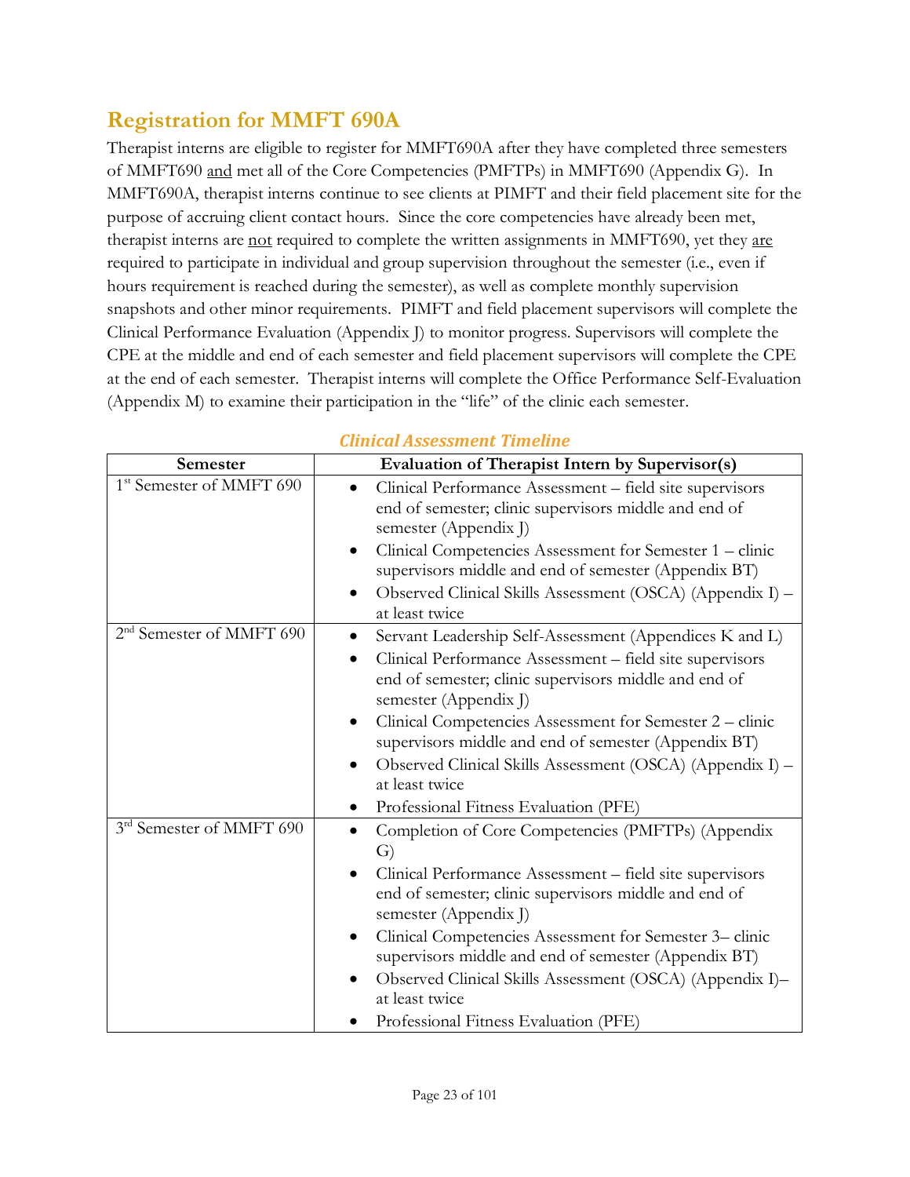## Registration for MMFT 690A

Therapist interns are eligible to register for MMFT690A after they have completed three semesters of MMFT690 <u>and</u> met all of the Core Competencies (PMFTPs) in MMFT690 (Appendix G). In MMFT690A, therapist interns continue to see clients at PIMFT and their field placement site for the purpose of accruing client contact hours. Since the core competencies have already been met, therapist interns are <u>not</u> required to complete the written assignments in MMFT690, yet they <u>are</u> required to participate in individual and group supervision throughout the semester (i.e., even if hours requirement is reached during the semester), as well as complete monthly supervision snapshots and other minor requirements. PIMFT and field placement supervisors will complete the Clinical Performance Evaluation (Appendix J) to monitor progress. Supervisors will complete the CPE at the middle and end of each semester and field placement supervisors will complete the CPE at the end of each semester. Therapist interns will complete the Office Performance Self-Evaluation (Appendix M) to examine their participation in the "life" of the clinic each semester.

***Clinical Assessment Timeline***

| Semester | Evaluation of Therapist Intern by Supervisor(s) |
|---|---|
| 1st Semester of MMFT 690 | • Clinical Performance Assessment – field site supervisors end of semester; clinic supervisors middle and end of semester (Appendix J)<br>• Clinical Competencies Assessment for Semester 1 – clinic supervisors middle and end of semester (Appendix BT)<br>• Observed Clinical Skills Assessment (OSCA) (Appendix I) – at least twice |
| 2nd Semester of MMFT 690 | • Servant Leadership Self-Assessment (Appendices K and L)<br>• Clinical Performance Assessment – field site supervisors end of semester; clinic supervisors middle and end of semester (Appendix J)<br>• Clinical Competencies Assessment for Semester 2 – clinic supervisors middle and end of semester (Appendix BT)<br>• Observed Clinical Skills Assessment (OSCA) (Appendix I) – at least twice<br>• Professional Fitness Evaluation (PFE) |
| 3rd Semester of MMFT 690 | • Completion of Core Competencies (PMFTPs) (Appendix G)<br>• Clinical Performance Assessment – field site supervisors end of semester; clinic supervisors middle and end of semester (Appendix J)<br>• Clinical Competencies Assessment for Semester 3– clinic supervisors middle and end of semester (Appendix BT)<br>• Observed Clinical Skills Assessment (OSCA) (Appendix I)– at least twice<br>• Professional Fitness Evaluation (PFE) |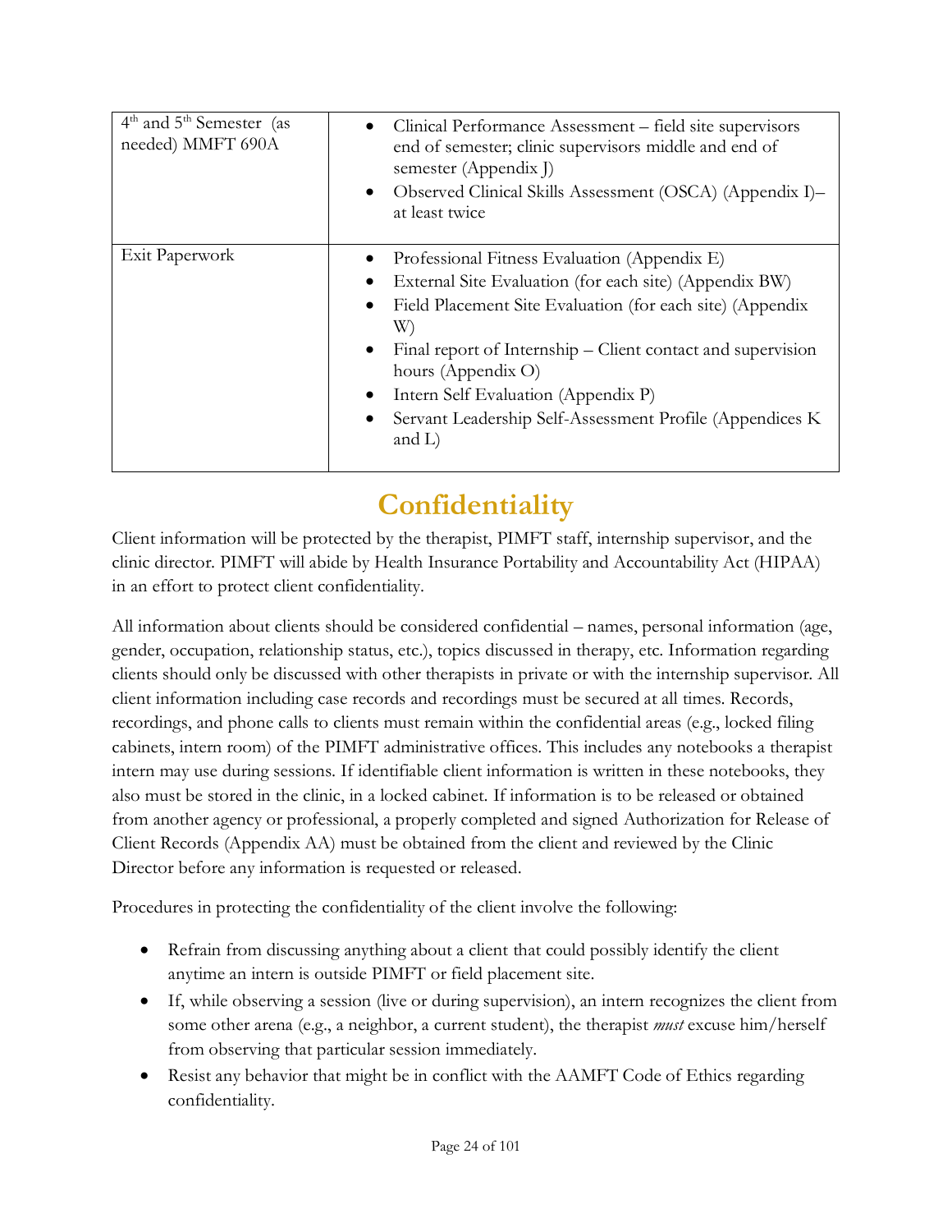| 4th and 5th Semester (as needed) MMFT 690A | • Clinical Performance Assessment – field site supervisors end of semester; clinic supervisors middle and end of semester (Appendix J)<br>• Observed Clinical Skills Assessment (OSCA) (Appendix I)– at least twice |
| --- | --- |
| Exit Paperwork | • Professional Fitness Evaluation (Appendix E)<br>• External Site Evaluation (for each site) (Appendix BW)<br>• Field Placement Site Evaluation (for each site) (Appendix W)<br>• Final report of Internship – Client contact and supervision hours (Appendix O)<br>• Intern Self Evaluation (Appendix P)<br>• Servant Leadership Self-Assessment Profile (Appendices K and L) |

# Confidentiality

Client information will be protected by the therapist, PIMFT staff, internship supervisor, and the clinic director. PIMFT will abide by Health Insurance Portability and Accountability Act (HIPAA) in an effort to protect client confidentiality.

All information about clients should be considered confidential – names, personal information (age, gender, occupation, relationship status, etc.), topics discussed in therapy, etc. Information regarding clients should only be discussed with other therapists in private or with the internship supervisor. All client information including case records and recordings must be secured at all times. Records, recordings, and phone calls to clients must remain within the confidential areas (e.g., locked filing cabinets, intern room) of the PIMFT administrative offices. This includes any notebooks a therapist intern may use during sessions. If identifiable client information is written in these notebooks, they also must be stored in the clinic, in a locked cabinet. If information is to be released or obtained from another agency or professional, a properly completed and signed Authorization for Release of Client Records (Appendix AA) must be obtained from the client and reviewed by the Clinic Director before any information is requested or released.

Procedures in protecting the confidentiality of the client involve the following:

- Refrain from discussing anything about a client that could possibly identify the client anytime an intern is outside PIMFT or field placement site.
- If, while observing a session (live or during supervision), an intern recognizes the client from some other arena (e.g., a neighbor, a current student), the therapist *must* excuse him/herself from observing that particular session immediately.
- Resist any behavior that might be in conflict with the AAMFT Code of Ethics regarding confidentiality.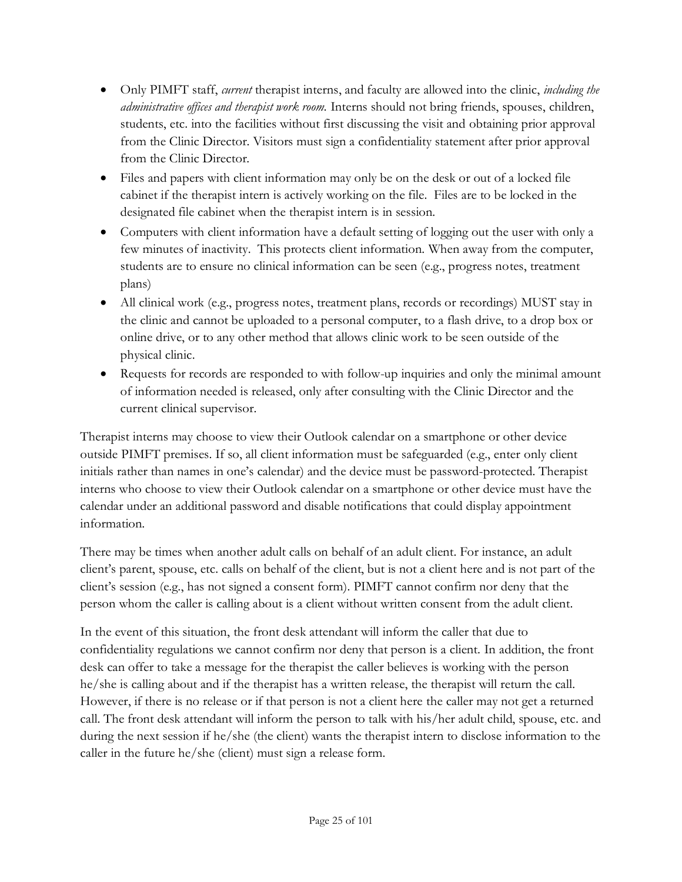- Only PIMFT staff, *current* therapist interns, and faculty are allowed into the clinic, *including the administrative offices and therapist work room.* Interns should not bring friends, spouses, children, students, etc. into the facilities without first discussing the visit and obtaining prior approval from the Clinic Director. Visitors must sign a confidentiality statement after prior approval from the Clinic Director.
- Files and papers with client information may only be on the desk or out of a locked file cabinet if the therapist intern is actively working on the file. Files are to be locked in the designated file cabinet when the therapist intern is in session.
- Computers with client information have a default setting of logging out the user with only a few minutes of inactivity. This protects client information. When away from the computer, students are to ensure no clinical information can be seen (e.g., progress notes, treatment plans)
- All clinical work (e.g., progress notes, treatment plans, records or recordings) MUST stay in the clinic and cannot be uploaded to a personal computer, to a flash drive, to a drop box or online drive, or to any other method that allows clinic work to be seen outside of the physical clinic.
- Requests for records are responded to with follow-up inquiries and only the minimal amount of information needed is released, only after consulting with the Clinic Director and the current clinical supervisor.

Therapist interns may choose to view their Outlook calendar on a smartphone or other device outside PIMFT premises. If so, all client information must be safeguarded (e.g., enter only client initials rather than names in one's calendar) and the device must be password-protected. Therapist interns who choose to view their Outlook calendar on a smartphone or other device must have the calendar under an additional password and disable notifications that could display appointment information.

There may be times when another adult calls on behalf of an adult client. For instance, an adult client's parent, spouse, etc. calls on behalf of the client, but is not a client here and is not part of the client's session (e.g., has not signed a consent form). PIMFT cannot confirm nor deny that the person whom the caller is calling about is a client without written consent from the adult client.

In the event of this situation, the front desk attendant will inform the caller that due to confidentiality regulations we cannot confirm nor deny that person is a client. In addition, the front desk can offer to take a message for the therapist the caller believes is working with the person he/she is calling about and if the therapist has a written release, the therapist will return the call. However, if there is no release or if that person is not a client here the caller may not get a returned call. The front desk attendant will inform the person to talk with his/her adult child, spouse, etc. and during the next session if he/she (the client) wants the therapist intern to disclose information to the caller in the future he/she (client) must sign a release form.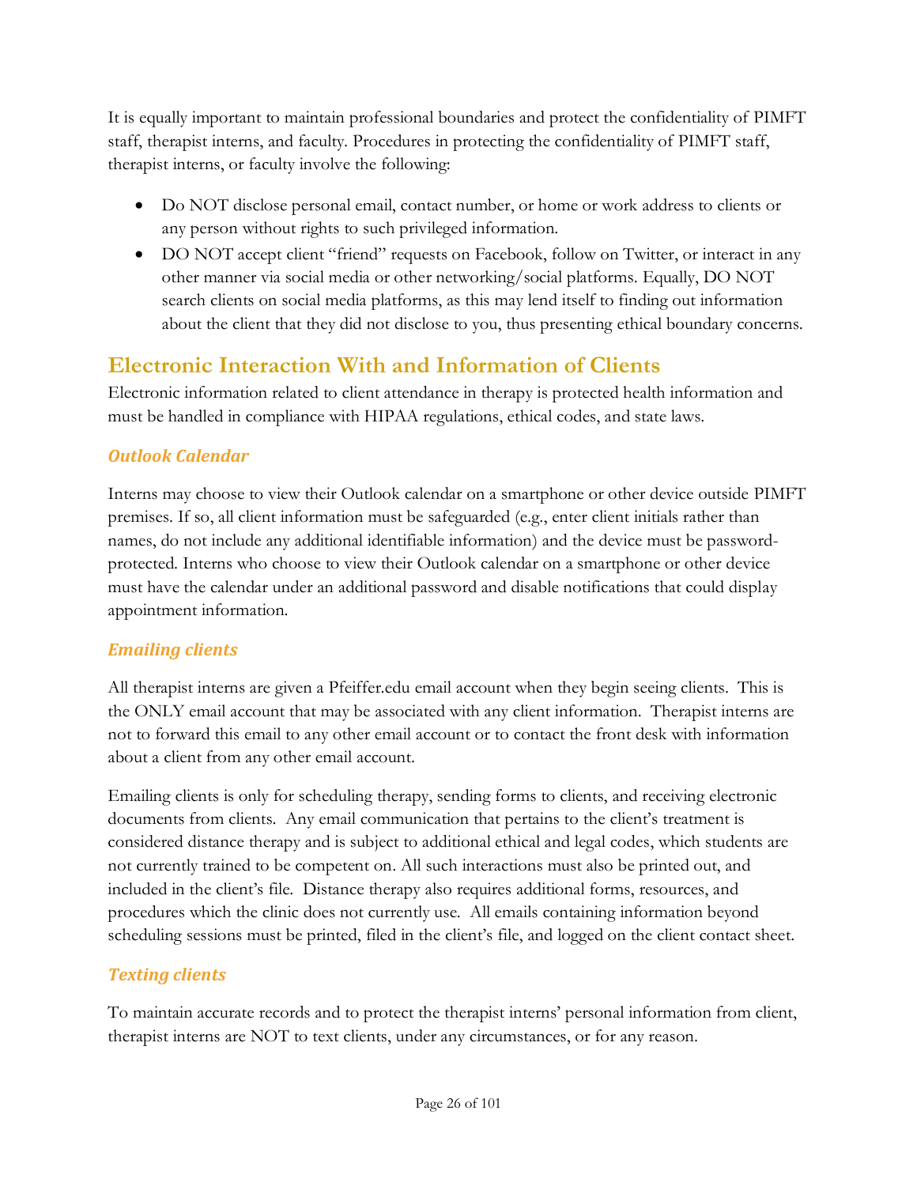It is equally important to maintain professional boundaries and protect the confidentiality of PIMFT staff, therapist interns, and faculty. Procedures in protecting the confidentiality of PIMFT staff, therapist interns, or faculty involve the following:

- Do NOT disclose personal email, contact number, or home or work address to clients or any person without rights to such privileged information.
- DO NOT accept client "friend" requests on Facebook, follow on Twitter, or interact in any other manner via social media or other networking/social platforms. Equally, DO NOT search clients on social media platforms, as this may lend itself to finding out information about the client that they did not disclose to you, thus presenting ethical boundary concerns.

## Electronic Interaction With and Information of Clients

Electronic information related to client attendance in therapy is protected health information and must be handled in compliance with HIPAA regulations, ethical codes, and state laws.

### *Outlook Calendar*

Interns may choose to view their Outlook calendar on a smartphone or other device outside PIMFT premises. If so, all client information must be safeguarded (e.g., enter client initials rather than names, do not include any additional identifiable information) and the device must be password-protected. Interns who choose to view their Outlook calendar on a smartphone or other device must have the calendar under an additional password and disable notifications that could display appointment information.

### *Emailing clients*

All therapist interns are given a Pfeiffer.edu email account when they begin seeing clients. This is the ONLY email account that may be associated with any client information. Therapist interns are not to forward this email to any other email account or to contact the front desk with information about a client from any other email account.

Emailing clients is only for scheduling therapy, sending forms to clients, and receiving electronic documents from clients. Any email communication that pertains to the client's treatment is considered distance therapy and is subject to additional ethical and legal codes, which students are not currently trained to be competent on. All such interactions must also be printed out, and included in the client's file. Distance therapy also requires additional forms, resources, and procedures which the clinic does not currently use. All emails containing information beyond scheduling sessions must be printed, filed in the client's file, and logged on the client contact sheet.

### *Texting clients*

To maintain accurate records and to protect the therapist interns' personal information from client, therapist interns are NOT to text clients, under any circumstances, or for any reason.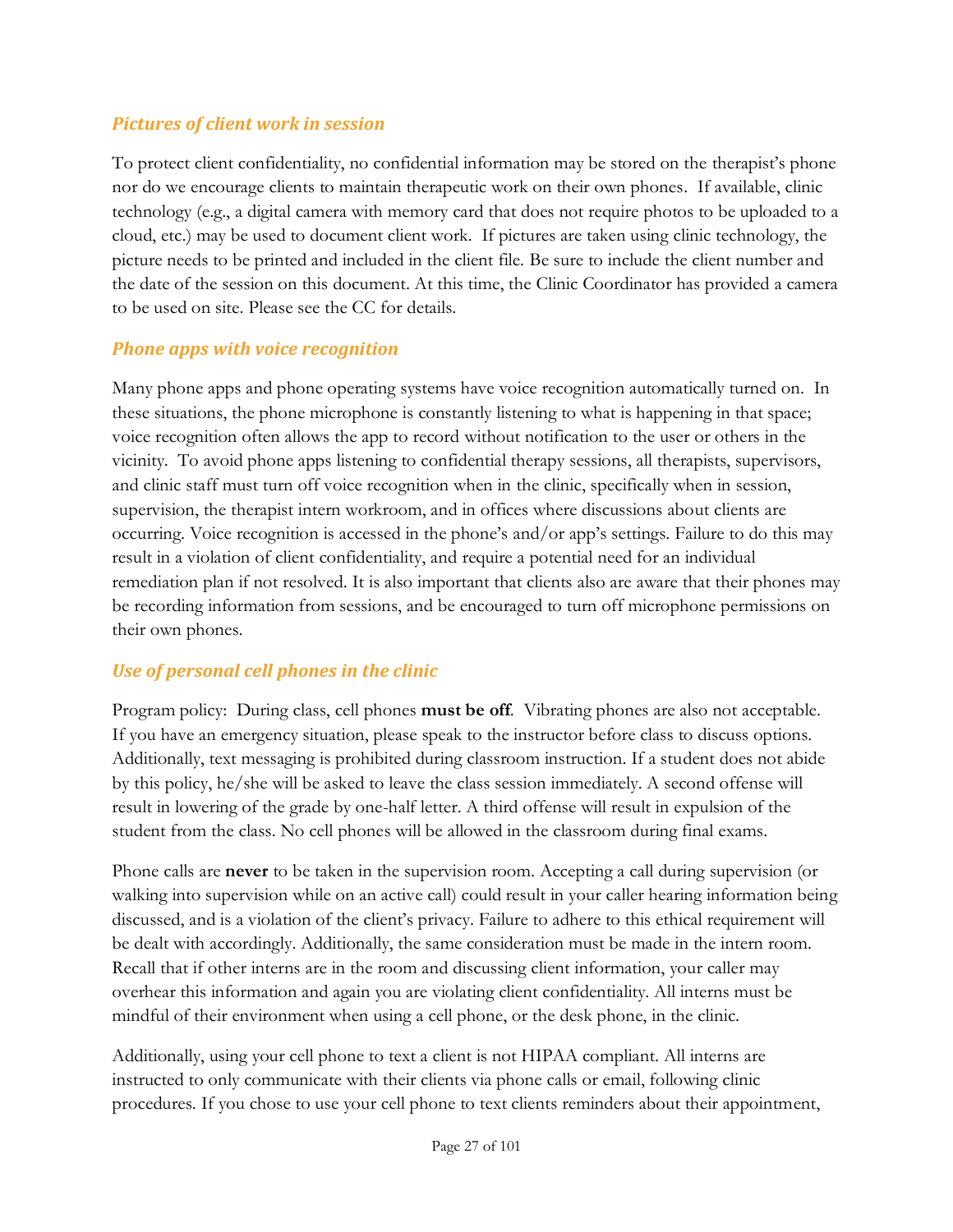### *Pictures of client work in session*

To protect client confidentiality, no confidential information may be stored on the therapist's phone nor do we encourage clients to maintain therapeutic work on their own phones. If available, clinic technology (e.g., a digital camera with memory card that does not require photos to be uploaded to a cloud, etc.) may be used to document client work. If pictures are taken using clinic technology, the picture needs to be printed and included in the client file. Be sure to include the client number and the date of the session on this document. At this time, the Clinic Coordinator has provided a camera to be used on site. Please see the CC for details.

### *Phone apps with voice recognition*

Many phone apps and phone operating systems have voice recognition automatically turned on. In these situations, the phone microphone is constantly listening to what is happening in that space; voice recognition often allows the app to record without notification to the user or others in the vicinity. To avoid phone apps listening to confidential therapy sessions, all therapists, supervisors, and clinic staff must turn off voice recognition when in the clinic, specifically when in session, supervision, the therapist intern workroom, and in offices where discussions about clients are occurring. Voice recognition is accessed in the phone's and/or app's settings. Failure to do this may result in a violation of client confidentiality, and require a potential need for an individual remediation plan if not resolved. It is also important that clients also are aware that their phones may be recording information from sessions, and be encouraged to turn off microphone permissions on their own phones.

### *Use of personal cell phones in the clinic*

Program policy: During class, cell phones **must be off**. Vibrating phones are also not acceptable. If you have an emergency situation, please speak to the instructor before class to discuss options. Additionally, text messaging is prohibited during classroom instruction. If a student does not abide by this policy, he/she will be asked to leave the class session immediately. A second offense will result in lowering of the grade by one-half letter. A third offense will result in expulsion of the student from the class. No cell phones will be allowed in the classroom during final exams.

Phone calls are **never** to be taken in the supervision room. Accepting a call during supervision (or walking into supervision while on an active call) could result in your caller hearing information being discussed, and is a violation of the client's privacy. Failure to adhere to this ethical requirement will be dealt with accordingly. Additionally, the same consideration must be made in the intern room. Recall that if other interns are in the room and discussing client information, your caller may overhear this information and again you are violating client confidentiality. All interns must be mindful of their environment when using a cell phone, or the desk phone, in the clinic.

Additionally, using your cell phone to text a client is not HIPAA compliant. All interns are instructed to only communicate with their clients via phone calls or email, following clinic procedures. If you chose to use your cell phone to text clients reminders about their appointment,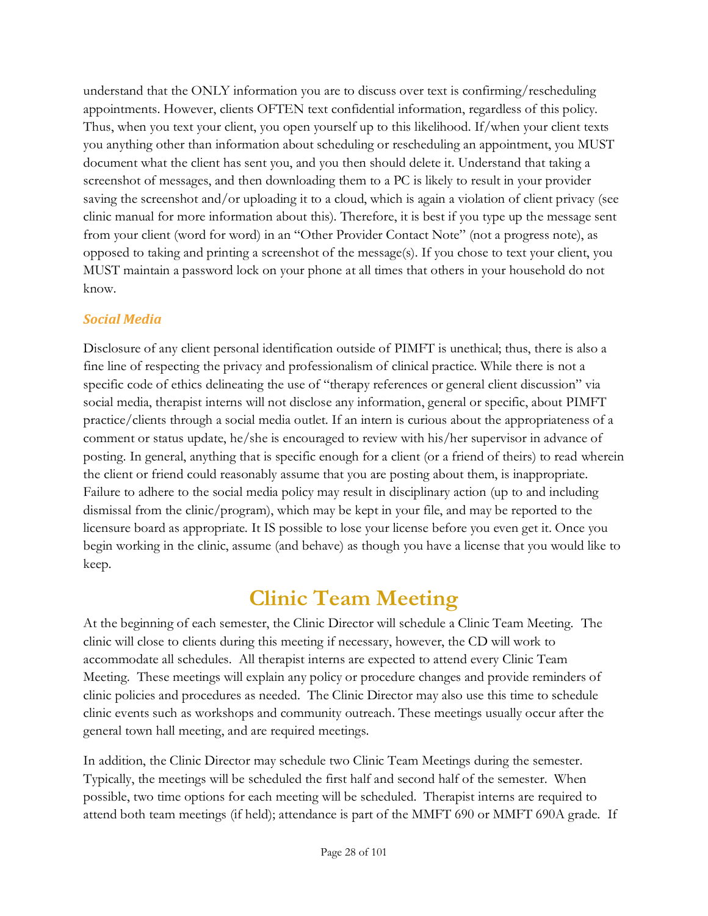understand that the ONLY information you are to discuss over text is confirming/rescheduling appointments. However, clients OFTEN text confidential information, regardless of this policy. Thus, when you text your client, you open yourself up to this likelihood. If/when your client texts you anything other than information about scheduling or rescheduling an appointment, you MUST document what the client has sent you, and you then should delete it. Understand that taking a screenshot of messages, and then downloading them to a PC is likely to result in your provider saving the screenshot and/or uploading it to a cloud, which is again a violation of client privacy (see clinic manual for more information about this). Therefore, it is best if you type up the message sent from your client (word for word) in an "Other Provider Contact Note" (not a progress note), as opposed to taking and printing a screenshot of the message(s). If you chose to text your client, you MUST maintain a password lock on your phone at all times that others in your household do not know.

### *Social Media*

Disclosure of any client personal identification outside of PIMFT is unethical; thus, there is also a fine line of respecting the privacy and professionalism of clinical practice. While there is not a specific code of ethics delineating the use of "therapy references or general client discussion" via social media, therapist interns will not disclose any information, general or specific, about PIMFT practice/clients through a social media outlet. If an intern is curious about the appropriateness of a comment or status update, he/she is encouraged to review with his/her supervisor in advance of posting. In general, anything that is specific enough for a client (or a friend of theirs) to read wherein the client or friend could reasonably assume that you are posting about them, is inappropriate. Failure to adhere to the social media policy may result in disciplinary action (up to and including dismissal from the clinic/program), which may be kept in your file, and may be reported to the licensure board as appropriate. It IS possible to lose your license before you even get it. Once you begin working in the clinic, assume (and behave) as though you have a license that you would like to keep.

# Clinic Team Meeting

At the beginning of each semester, the Clinic Director will schedule a Clinic Team Meeting. The clinic will close to clients during this meeting if necessary, however, the CD will work to accommodate all schedules. All therapist interns are expected to attend every Clinic Team Meeting. These meetings will explain any policy or procedure changes and provide reminders of clinic policies and procedures as needed. The Clinic Director may also use this time to schedule clinic events such as workshops and community outreach. These meetings usually occur after the general town hall meeting, and are required meetings.

In addition, the Clinic Director may schedule two Clinic Team Meetings during the semester. Typically, the meetings will be scheduled the first half and second half of the semester. When possible, two time options for each meeting will be scheduled. Therapist interns are required to attend both team meetings (if held); attendance is part of the MMFT 690 or MMFT 690A grade. If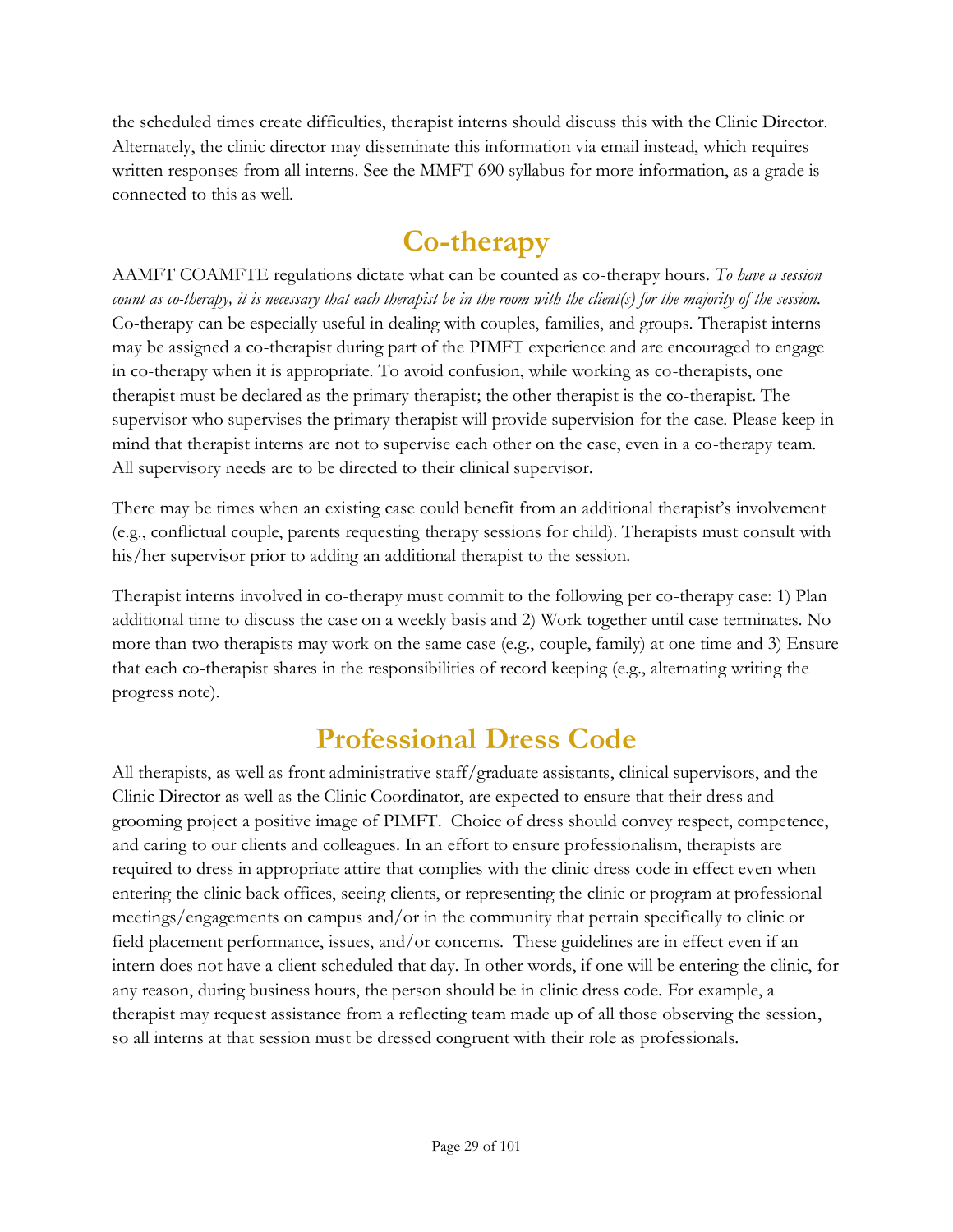the scheduled times create difficulties, therapist interns should discuss this with the Clinic Director. Alternately, the clinic director may disseminate this information via email instead, which requires written responses from all interns. See the MMFT 690 syllabus for more information, as a grade is connected to this as well.

# Co-therapy

AAMFT COAMFTE regulations dictate what can be counted as co-therapy hours. *To have a session count as co-therapy, it is necessary that each therapist be in the room with the client(s) for the majority of the session.* Co-therapy can be especially useful in dealing with couples, families, and groups. Therapist interns may be assigned a co-therapist during part of the PIMFT experience and are encouraged to engage in co-therapy when it is appropriate. To avoid confusion, while working as co-therapists, one therapist must be declared as the primary therapist; the other therapist is the co-therapist. The supervisor who supervises the primary therapist will provide supervision for the case. Please keep in mind that therapist interns are not to supervise each other on the case, even in a co-therapy team. All supervisory needs are to be directed to their clinical supervisor.

There may be times when an existing case could benefit from an additional therapist's involvement (e.g., conflictual couple, parents requesting therapy sessions for child). Therapists must consult with his/her supervisor prior to adding an additional therapist to the session.

Therapist interns involved in co-therapy must commit to the following per co-therapy case: 1) Plan additional time to discuss the case on a weekly basis and 2) Work together until case terminates. No more than two therapists may work on the same case (e.g., couple, family) at one time and 3) Ensure that each co-therapist shares in the responsibilities of record keeping (e.g., alternating writing the progress note).

# Professional Dress Code

All therapists, as well as front administrative staff/graduate assistants, clinical supervisors, and the Clinic Director as well as the Clinic Coordinator, are expected to ensure that their dress and grooming project a positive image of PIMFT. Choice of dress should convey respect, competence, and caring to our clients and colleagues. In an effort to ensure professionalism, therapists are required to dress in appropriate attire that complies with the clinic dress code in effect even when entering the clinic back offices, seeing clients, or representing the clinic or program at professional meetings/engagements on campus and/or in the community that pertain specifically to clinic or field placement performance, issues, and/or concerns. These guidelines are in effect even if an intern does not have a client scheduled that day. In other words, if one will be entering the clinic, for any reason, during business hours, the person should be in clinic dress code. For example, a therapist may request assistance from a reflecting team made up of all those observing the session, so all interns at that session must be dressed congruent with their role as professionals.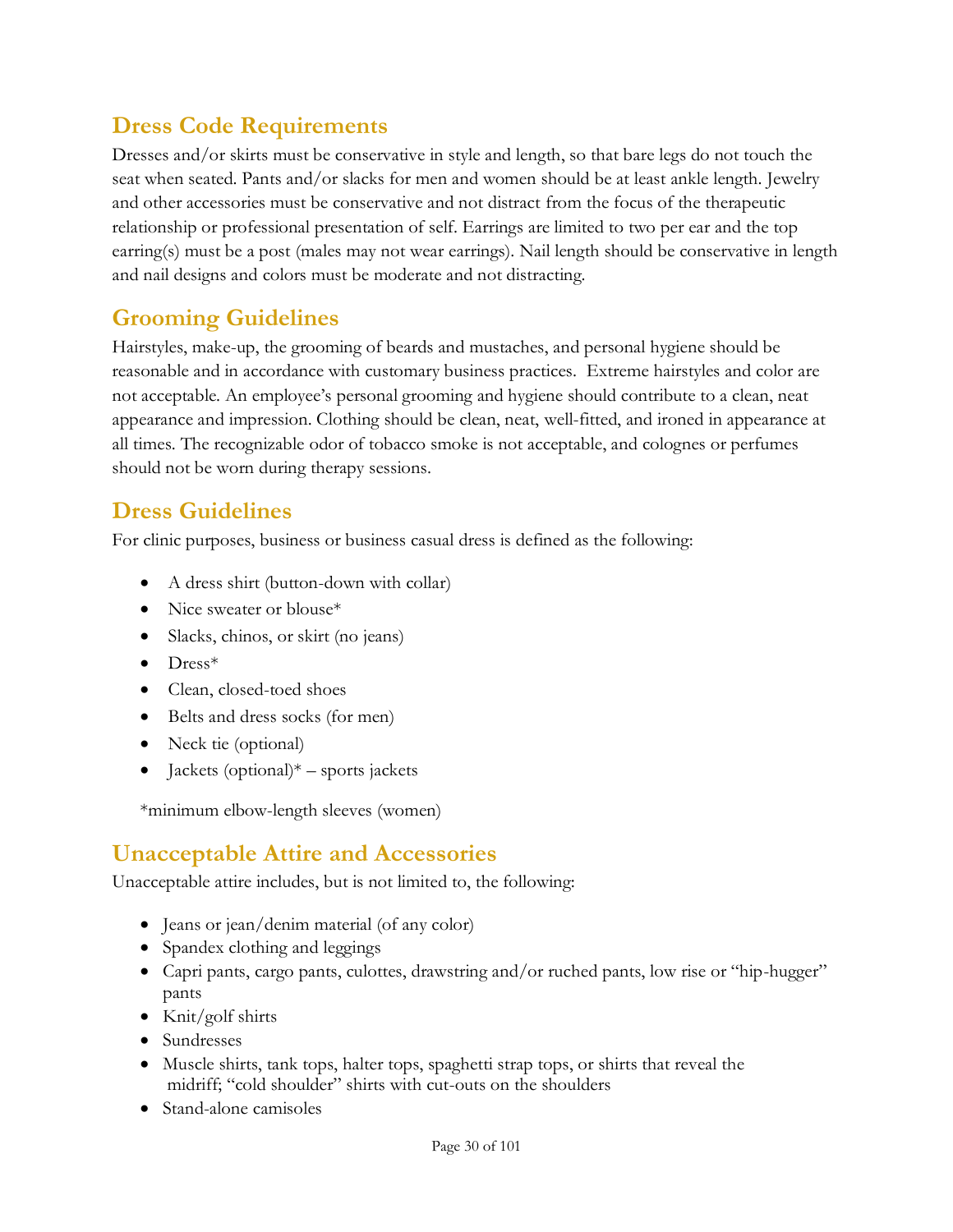## Dress Code Requirements

Dresses and/or skirts must be conservative in style and length, so that bare legs do not touch the seat when seated. Pants and/or slacks for men and women should be at least ankle length. Jewelry and other accessories must be conservative and not distract from the focus of the therapeutic relationship or professional presentation of self. Earrings are limited to two per ear and the top earring(s) must be a post (males may not wear earrings). Nail length should be conservative in length and nail designs and colors must be moderate and not distracting.

## Grooming Guidelines

Hairstyles, make-up, the grooming of beards and mustaches, and personal hygiene should be reasonable and in accordance with customary business practices. Extreme hairstyles and color are not acceptable. An employee's personal grooming and hygiene should contribute to a clean, neat appearance and impression. Clothing should be clean, neat, well-fitted, and ironed in appearance at all times. The recognizable odor of tobacco smoke is not acceptable, and colognes or perfumes should not be worn during therapy sessions.

## Dress Guidelines

For clinic purposes, business or business casual dress is defined as the following:

- A dress shirt (button-down with collar)
- Nice sweater or blouse*
- Slacks, chinos, or skirt (no jeans)
- Dress*
- Clean, closed-toed shoes
- Belts and dress socks (for men)
- Neck tie (optional)
- Jackets (optional)* – sports jackets

*minimum elbow-length sleeves (women)

## Unacceptable Attire and Accessories

Unacceptable attire includes, but is not limited to, the following:

- Jeans or jean/denim material (of any color)
- Spandex clothing and leggings
- Capri pants, cargo pants, culottes, drawstring and/or ruched pants, low rise or "hip-hugger" pants
- Knit/golf shirts
- Sundresses
- Muscle shirts, tank tops, halter tops, spaghetti strap tops, or shirts that reveal the midriff; "cold shoulder" shirts with cut-outs on the shoulders
- Stand-alone camisoles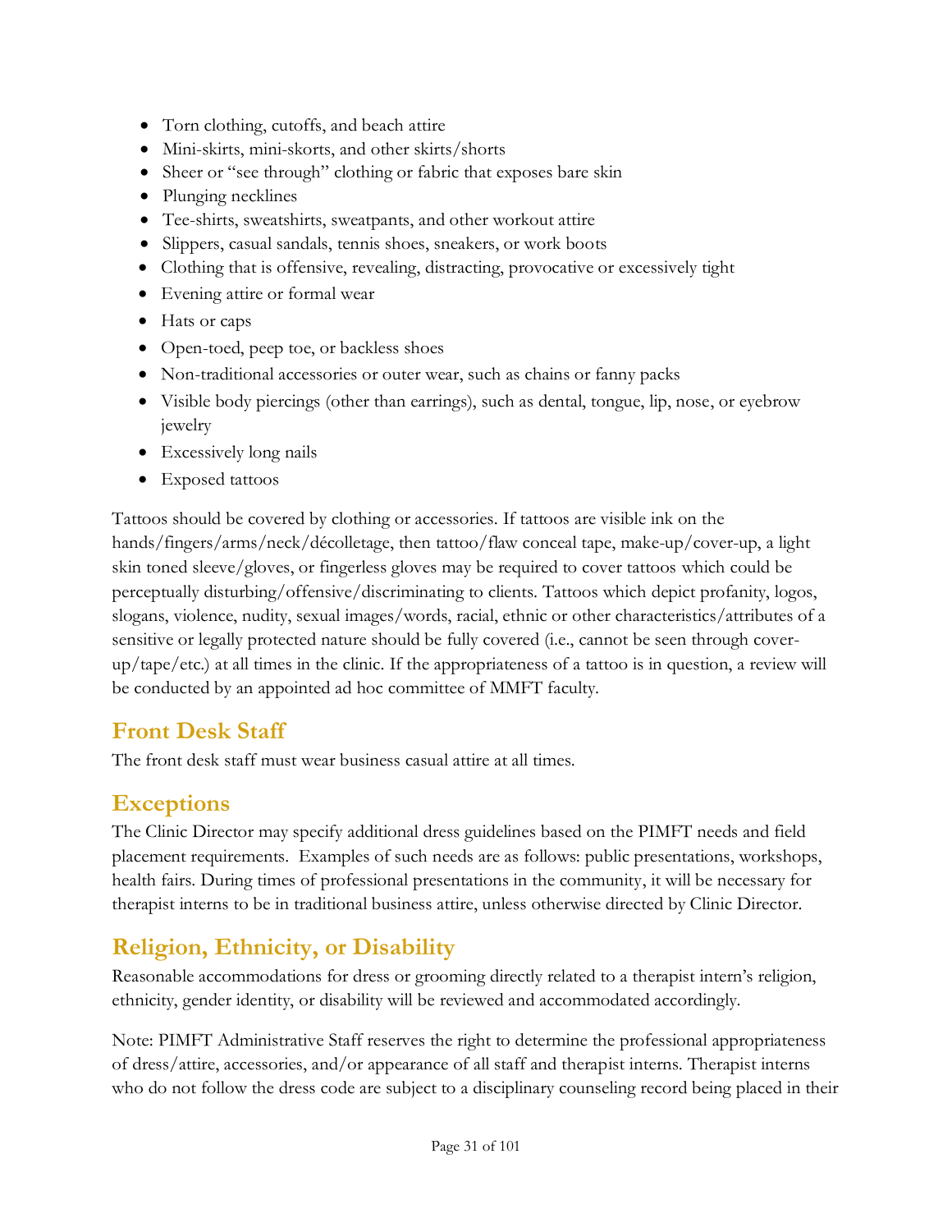- Torn clothing, cutoffs, and beach attire
- Mini-skirts, mini-skorts, and other skirts/shorts
- Sheer or "see through" clothing or fabric that exposes bare skin
- Plunging necklines
- Tee-shirts, sweatshirts, sweatpants, and other workout attire
- Slippers, casual sandals, tennis shoes, sneakers, or work boots
- Clothing that is offensive, revealing, distracting, provocative or excessively tight
- Evening attire or formal wear
- Hats or caps
- Open-toed, peep toe, or backless shoes
- Non-traditional accessories or outer wear, such as chains or fanny packs
- Visible body piercings (other than earrings), such as dental, tongue, lip, nose, or eyebrow jewelry
- Excessively long nails
- Exposed tattoos

Tattoos should be covered by clothing or accessories. If tattoos are visible ink on the hands/fingers/arms/neck/décolletage, then tattoo/flaw conceal tape, make-up/cover-up, a light skin toned sleeve/gloves, or fingerless gloves may be required to cover tattoos which could be perceptually disturbing/offensive/discriminating to clients. Tattoos which depict profanity, logos, slogans, violence, nudity, sexual images/words, racial, ethnic or other characteristics/attributes of a sensitive or legally protected nature should be fully covered (i.e., cannot be seen through cover-up/tape/etc.) at all times in the clinic. If the appropriateness of a tattoo is in question, a review will be conducted by an appointed ad hoc committee of MMFT faculty.

## Front Desk Staff

The front desk staff must wear business casual attire at all times.

## Exceptions

The Clinic Director may specify additional dress guidelines based on the PIMFT needs and field placement requirements. Examples of such needs are as follows: public presentations, workshops, health fairs. During times of professional presentations in the community, it will be necessary for therapist interns to be in traditional business attire, unless otherwise directed by Clinic Director.

## Religion, Ethnicity, or Disability

Reasonable accommodations for dress or grooming directly related to a therapist intern's religion, ethnicity, gender identity, or disability will be reviewed and accommodated accordingly.

Note: PIMFT Administrative Staff reserves the right to determine the professional appropriateness of dress/attire, accessories, and/or appearance of all staff and therapist interns. Therapist interns who do not follow the dress code are subject to a disciplinary counseling record being placed in their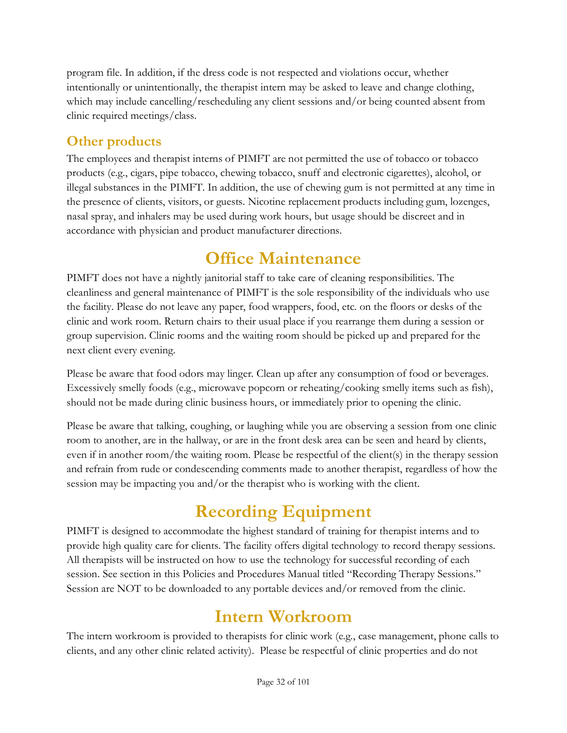program file. In addition, if the dress code is not respected and violations occur, whether intentionally or unintentionally, the therapist intern may be asked to leave and change clothing, which may include cancelling/rescheduling any client sessions and/or being counted absent from clinic required meetings/class.

### Other products

The employees and therapist interns of PIMFT are not permitted the use of tobacco or tobacco products (e.g., cigars, pipe tobacco, chewing tobacco, snuff and electronic cigarettes), alcohol, or illegal substances in the PIMFT. In addition, the use of chewing gum is not permitted at any time in the presence of clients, visitors, or guests. Nicotine replacement products including gum, lozenges, nasal spray, and inhalers may be used during work hours, but usage should be discreet and in accordance with physician and product manufacturer directions.

## Office Maintenance

PIMFT does not have a nightly janitorial staff to take care of cleaning responsibilities. The cleanliness and general maintenance of PIMFT is the sole responsibility of the individuals who use the facility. Please do not leave any paper, food wrappers, food, etc. on the floors or desks of the clinic and work room. Return chairs to their usual place if you rearrange them during a session or group supervision. Clinic rooms and the waiting room should be picked up and prepared for the next client every evening.

Please be aware that food odors may linger. Clean up after any consumption of food or beverages. Excessively smelly foods (e.g., microwave popcorn or reheating/cooking smelly items such as fish), should not be made during clinic business hours, or immediately prior to opening the clinic.

Please be aware that talking, coughing, or laughing while you are observing a session from one clinic room to another, are in the hallway, or are in the front desk area can be seen and heard by clients, even if in another room/the waiting room. Please be respectful of the client(s) in the therapy session and refrain from rude or condescending comments made to another therapist, regardless of how the session may be impacting you and/or the therapist who is working with the client.

## Recording Equipment

PIMFT is designed to accommodate the highest standard of training for therapist interns and to provide high quality care for clients. The facility offers digital technology to record therapy sessions. All therapists will be instructed on how to use the technology for successful recording of each session. See section in this Policies and Procedures Manual titled "Recording Therapy Sessions." Session are NOT to be downloaded to any portable devices and/or removed from the clinic.

## Intern Workroom

The intern workroom is provided to therapists for clinic work (e.g., case management, phone calls to clients, and any other clinic related activity). Please be respectful of clinic properties and do not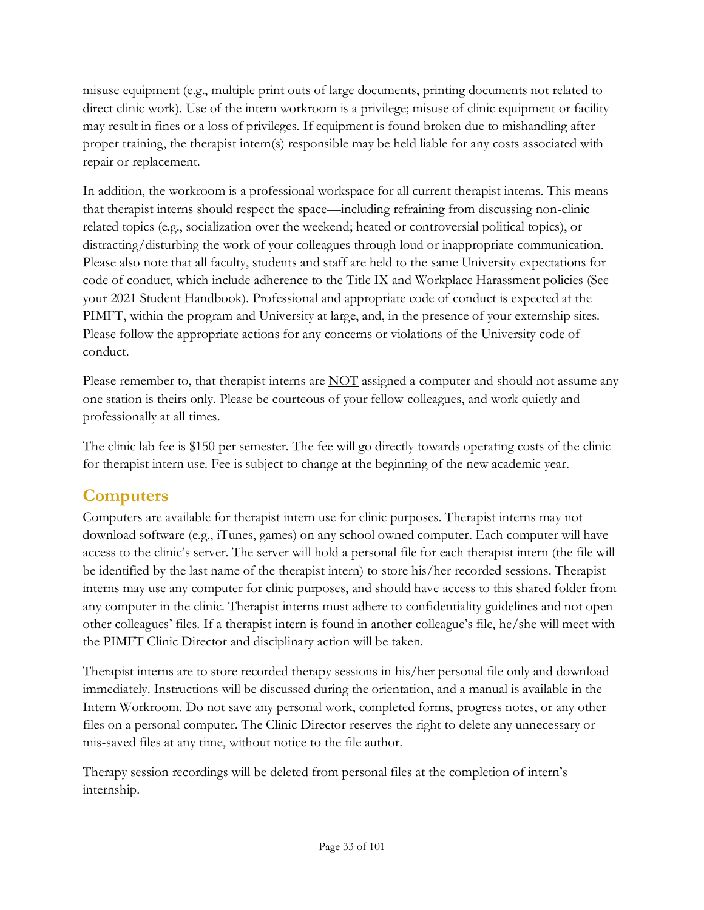misuse equipment (e.g., multiple print outs of large documents, printing documents not related to direct clinic work). Use of the intern workroom is a privilege; misuse of clinic equipment or facility may result in fines or a loss of privileges. If equipment is found broken due to mishandling after proper training, the therapist intern(s) responsible may be held liable for any costs associated with repair or replacement.

In addition, the workroom is a professional workspace for all current therapist interns. This means that therapist interns should respect the space—including refraining from discussing non-clinic related topics (e.g., socialization over the weekend; heated or controversial political topics), or distracting/disturbing the work of your colleagues through loud or inappropriate communication. Please also note that all faculty, students and staff are held to the same University expectations for code of conduct, which include adherence to the Title IX and Workplace Harassment policies (See your 2021 Student Handbook). Professional and appropriate code of conduct is expected at the PIMFT, within the program and University at large, and, in the presence of your externship sites. Please follow the appropriate actions for any concerns or violations of the University code of conduct.

Please remember to, that therapist interns are <u>NOT</u> assigned a computer and should not assume any one station is theirs only. Please be courteous of your fellow colleagues, and work quietly and professionally at all times.

The clinic lab fee is $150 per semester. The fee will go directly towards operating costs of the clinic for therapist intern use. Fee is subject to change at the beginning of the new academic year.

## Computers

Computers are available for therapist intern use for clinic purposes. Therapist interns may not download software (e.g., iTunes, games) on any school owned computer. Each computer will have access to the clinic's server. The server will hold a personal file for each therapist intern (the file will be identified by the last name of the therapist intern) to store his/her recorded sessions. Therapist interns may use any computer for clinic purposes, and should have access to this shared folder from any computer in the clinic. Therapist interns must adhere to confidentiality guidelines and not open other colleagues' files. If a therapist intern is found in another colleague's file, he/she will meet with the PIMFT Clinic Director and disciplinary action will be taken.

Therapist interns are to store recorded therapy sessions in his/her personal file only and download immediately. Instructions will be discussed during the orientation, and a manual is available in the Intern Workroom. Do not save any personal work, completed forms, progress notes, or any other files on a personal computer. The Clinic Director reserves the right to delete any unnecessary or mis-saved files at any time, without notice to the file author.

Therapy session recordings will be deleted from personal files at the completion of intern's internship.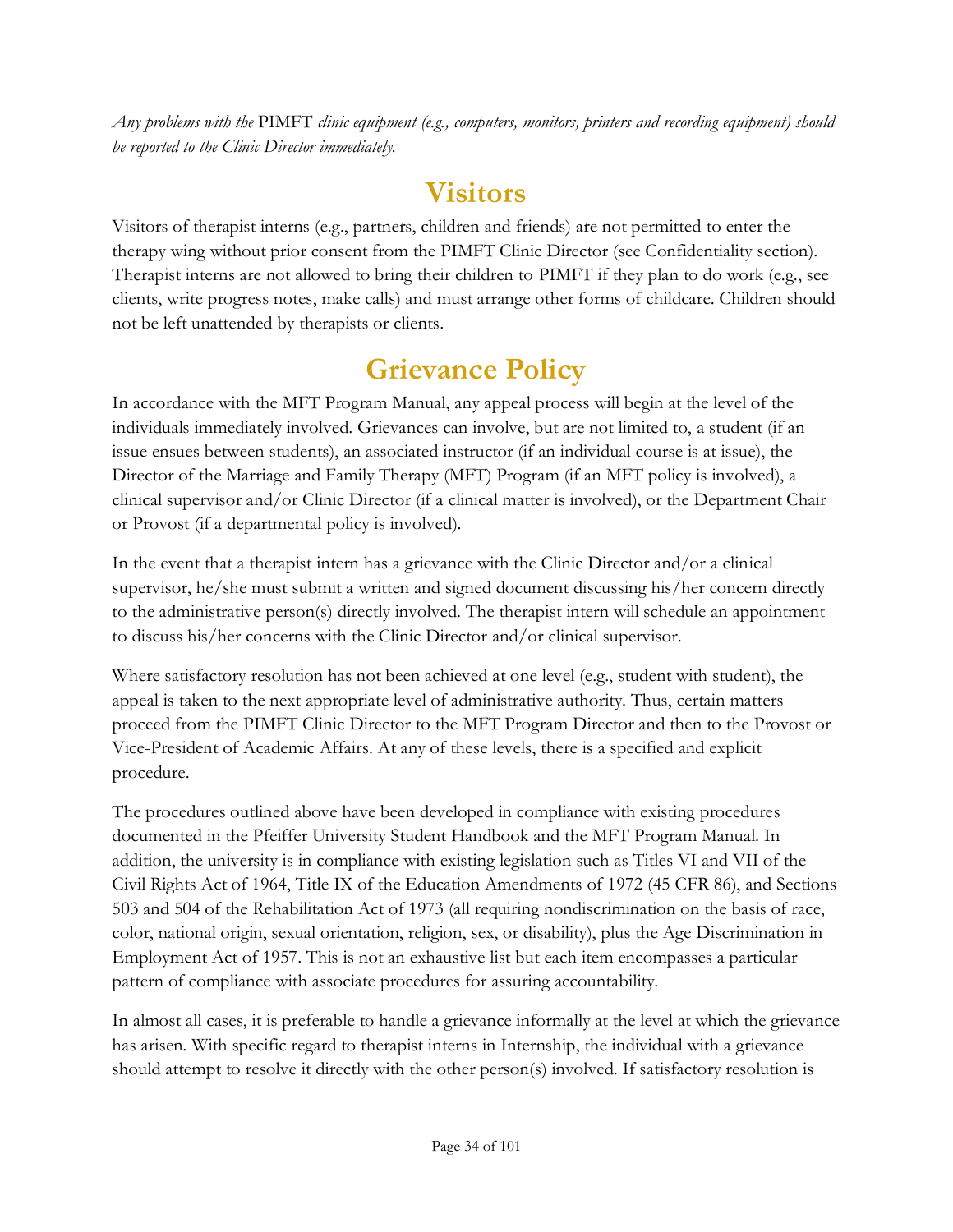*Any problems with the* PIMFT *clinic equipment (e.g., computers, monitors, printers and recording equipment) should be reported to the Clinic Director immediately.*

# Visitors

Visitors of therapist interns (e.g., partners, children and friends) are not permitted to enter the therapy wing without prior consent from the PIMFT Clinic Director (see Confidentiality section). Therapist interns are not allowed to bring their children to PIMFT if they plan to do work (e.g., see clients, write progress notes, make calls) and must arrange other forms of childcare. Children should not be left unattended by therapists or clients.

# Grievance Policy

In accordance with the MFT Program Manual, any appeal process will begin at the level of the individuals immediately involved. Grievances can involve, but are not limited to, a student (if an issue ensues between students), an associated instructor (if an individual course is at issue), the Director of the Marriage and Family Therapy (MFT) Program (if an MFT policy is involved), a clinical supervisor and/or Clinic Director (if a clinical matter is involved), or the Department Chair or Provost (if a departmental policy is involved).

In the event that a therapist intern has a grievance with the Clinic Director and/or a clinical supervisor, he/she must submit a written and signed document discussing his/her concern directly to the administrative person(s) directly involved. The therapist intern will schedule an appointment to discuss his/her concerns with the Clinic Director and/or clinical supervisor.

Where satisfactory resolution has not been achieved at one level (e.g., student with student), the appeal is taken to the next appropriate level of administrative authority. Thus, certain matters proceed from the PIMFT Clinic Director to the MFT Program Director and then to the Provost or Vice-President of Academic Affairs. At any of these levels, there is a specified and explicit procedure.

The procedures outlined above have been developed in compliance with existing procedures documented in the Pfeiffer University Student Handbook and the MFT Program Manual. In addition, the university is in compliance with existing legislation such as Titles VI and VII of the Civil Rights Act of 1964, Title IX of the Education Amendments of 1972 (45 CFR 86), and Sections 503 and 504 of the Rehabilitation Act of 1973 (all requiring nondiscrimination on the basis of race, color, national origin, sexual orientation, religion, sex, or disability), plus the Age Discrimination in Employment Act of 1957. This is not an exhaustive list but each item encompasses a particular pattern of compliance with associate procedures for assuring accountability.

In almost all cases, it is preferable to handle a grievance informally at the level at which the grievance has arisen. With specific regard to therapist interns in Internship, the individual with a grievance should attempt to resolve it directly with the other person(s) involved. If satisfactory resolution is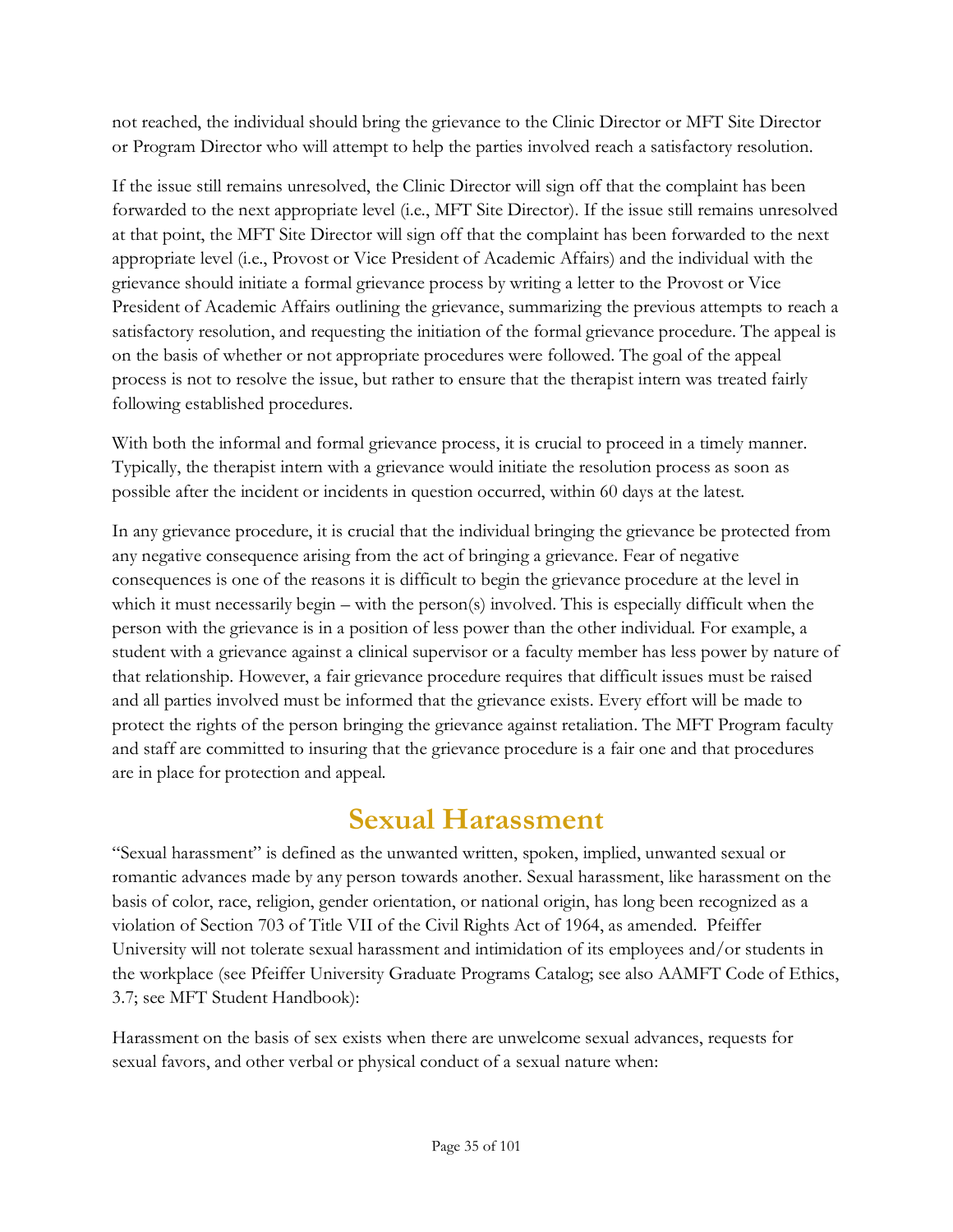not reached, the individual should bring the grievance to the Clinic Director or MFT Site Director or Program Director who will attempt to help the parties involved reach a satisfactory resolution.

If the issue still remains unresolved, the Clinic Director will sign off that the complaint has been forwarded to the next appropriate level (i.e., MFT Site Director). If the issue still remains unresolved at that point, the MFT Site Director will sign off that the complaint has been forwarded to the next appropriate level (i.e., Provost or Vice President of Academic Affairs) and the individual with the grievance should initiate a formal grievance process by writing a letter to the Provost or Vice President of Academic Affairs outlining the grievance, summarizing the previous attempts to reach a satisfactory resolution, and requesting the initiation of the formal grievance procedure. The appeal is on the basis of whether or not appropriate procedures were followed. The goal of the appeal process is not to resolve the issue, but rather to ensure that the therapist intern was treated fairly following established procedures.

With both the informal and formal grievance process, it is crucial to proceed in a timely manner. Typically, the therapist intern with a grievance would initiate the resolution process as soon as possible after the incident or incidents in question occurred, within 60 days at the latest.

In any grievance procedure, it is crucial that the individual bringing the grievance be protected from any negative consequence arising from the act of bringing a grievance. Fear of negative consequences is one of the reasons it is difficult to begin the grievance procedure at the level in which it must necessarily begin – with the person(s) involved. This is especially difficult when the person with the grievance is in a position of less power than the other individual. For example, a student with a grievance against a clinical supervisor or a faculty member has less power by nature of that relationship. However, a fair grievance procedure requires that difficult issues must be raised and all parties involved must be informed that the grievance exists. Every effort will be made to protect the rights of the person bringing the grievance against retaliation. The MFT Program faculty and staff are committed to insuring that the grievance procedure is a fair one and that procedures are in place for protection and appeal.

# Sexual Harassment

"Sexual harassment" is defined as the unwanted written, spoken, implied, unwanted sexual or romantic advances made by any person towards another. Sexual harassment, like harassment on the basis of color, race, religion, gender orientation, or national origin, has long been recognized as a violation of Section 703 of Title VII of the Civil Rights Act of 1964, as amended. Pfeiffer University will not tolerate sexual harassment and intimidation of its employees and/or students in the workplace (see Pfeiffer University Graduate Programs Catalog; see also AAMFT Code of Ethics, 3.7; see MFT Student Handbook):

Harassment on the basis of sex exists when there are unwelcome sexual advances, requests for sexual favors, and other verbal or physical conduct of a sexual nature when: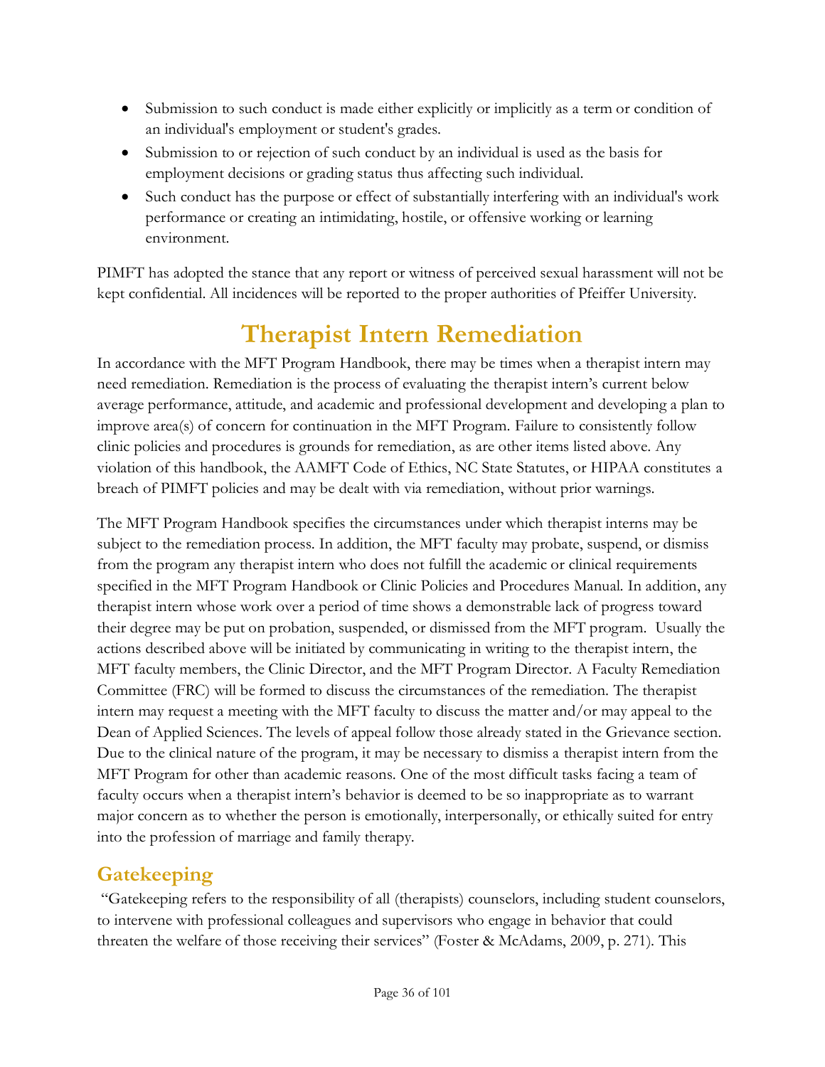- Submission to such conduct is made either explicitly or implicitly as a term or condition of an individual's employment or student's grades.
- Submission to or rejection of such conduct by an individual is used as the basis for employment decisions or grading status thus affecting such individual.
- Such conduct has the purpose or effect of substantially interfering with an individual's work performance or creating an intimidating, hostile, or offensive working or learning environment.

PIMFT has adopted the stance that any report or witness of perceived sexual harassment will not be kept confidential. All incidences will be reported to the proper authorities of Pfeiffer University.

# Therapist Intern Remediation

In accordance with the MFT Program Handbook, there may be times when a therapist intern may need remediation. Remediation is the process of evaluating the therapist intern's current below average performance, attitude, and academic and professional development and developing a plan to improve area(s) of concern for continuation in the MFT Program. Failure to consistently follow clinic policies and procedures is grounds for remediation, as are other items listed above. Any violation of this handbook, the AAMFT Code of Ethics, NC State Statutes, or HIPAA constitutes a breach of PIMFT policies and may be dealt with via remediation, without prior warnings.

The MFT Program Handbook specifies the circumstances under which therapist interns may be subject to the remediation process. In addition, the MFT faculty may probate, suspend, or dismiss from the program any therapist intern who does not fulfill the academic or clinical requirements specified in the MFT Program Handbook or Clinic Policies and Procedures Manual. In addition, any therapist intern whose work over a period of time shows a demonstrable lack of progress toward their degree may be put on probation, suspended, or dismissed from the MFT program. Usually the actions described above will be initiated by communicating in writing to the therapist intern, the MFT faculty members, the Clinic Director, and the MFT Program Director. A Faculty Remediation Committee (FRC) will be formed to discuss the circumstances of the remediation. The therapist intern may request a meeting with the MFT faculty to discuss the matter and/or may appeal to the Dean of Applied Sciences. The levels of appeal follow those already stated in the Grievance section. Due to the clinical nature of the program, it may be necessary to dismiss a therapist intern from the MFT Program for other than academic reasons. One of the most difficult tasks facing a team of faculty occurs when a therapist intern's behavior is deemed to be so inappropriate as to warrant major concern as to whether the person is emotionally, interpersonally, or ethically suited for entry into the profession of marriage and family therapy.

## Gatekeeping

"Gatekeeping refers to the responsibility of all (therapists) counselors, including student counselors, to intervene with professional colleagues and supervisors who engage in behavior that could threaten the welfare of those receiving their services" (Foster & McAdams, 2009, p. 271). This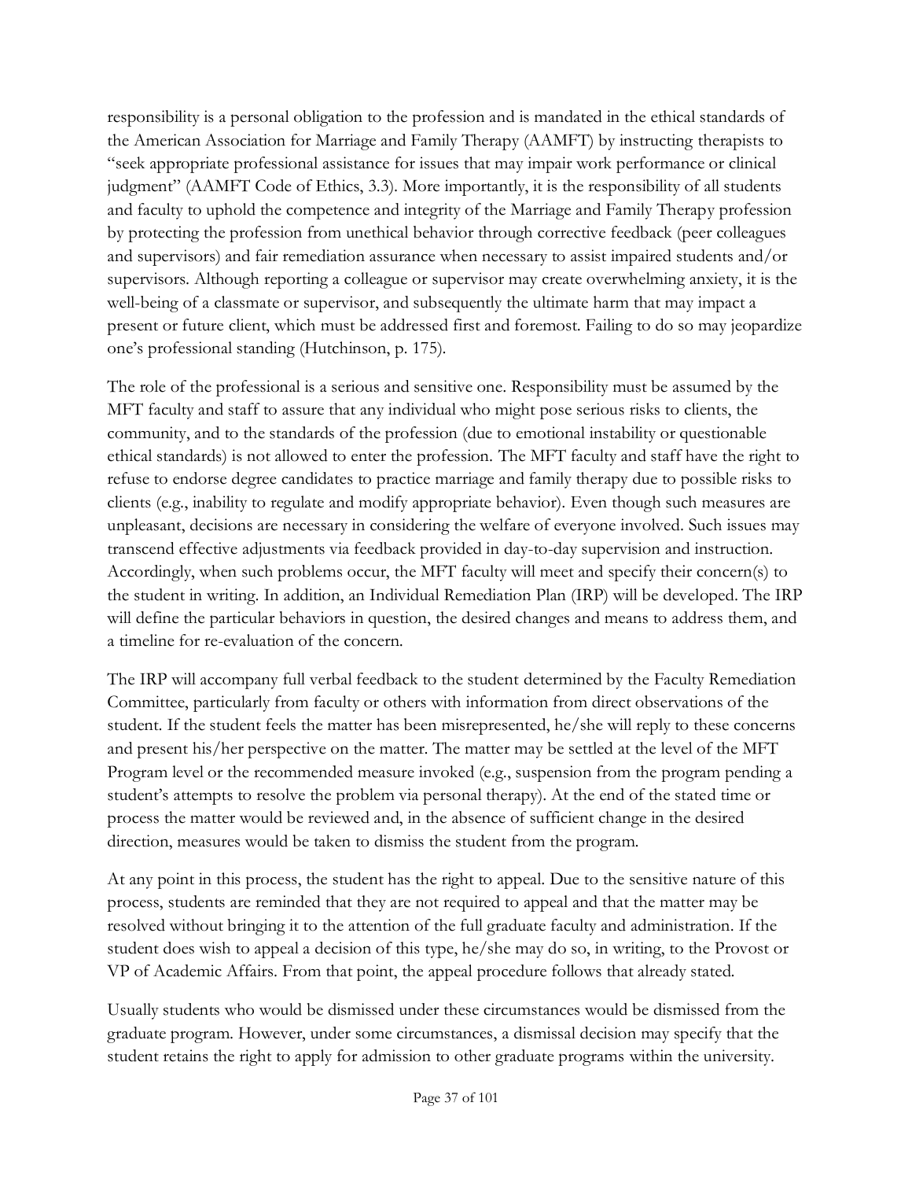responsibility is a personal obligation to the profession and is mandated in the ethical standards of the American Association for Marriage and Family Therapy (AAMFT) by instructing therapists to "seek appropriate professional assistance for issues that may impair work performance or clinical judgment" (AAMFT Code of Ethics, 3.3). More importantly, it is the responsibility of all students and faculty to uphold the competence and integrity of the Marriage and Family Therapy profession by protecting the profession from unethical behavior through corrective feedback (peer colleagues and supervisors) and fair remediation assurance when necessary to assist impaired students and/or supervisors. Although reporting a colleague or supervisor may create overwhelming anxiety, it is the well-being of a classmate or supervisor, and subsequently the ultimate harm that may impact a present or future client, which must be addressed first and foremost. Failing to do so may jeopardize one's professional standing (Hutchinson, p. 175).

The role of the professional is a serious and sensitive one. Responsibility must be assumed by the MFT faculty and staff to assure that any individual who might pose serious risks to clients, the community, and to the standards of the profession (due to emotional instability or questionable ethical standards) is not allowed to enter the profession. The MFT faculty and staff have the right to refuse to endorse degree candidates to practice marriage and family therapy due to possible risks to clients (e.g., inability to regulate and modify appropriate behavior). Even though such measures are unpleasant, decisions are necessary in considering the welfare of everyone involved. Such issues may transcend effective adjustments via feedback provided in day-to-day supervision and instruction. Accordingly, when such problems occur, the MFT faculty will meet and specify their concern(s) to the student in writing. In addition, an Individual Remediation Plan (IRP) will be developed. The IRP will define the particular behaviors in question, the desired changes and means to address them, and a timeline for re-evaluation of the concern.

The IRP will accompany full verbal feedback to the student determined by the Faculty Remediation Committee, particularly from faculty or others with information from direct observations of the student. If the student feels the matter has been misrepresented, he/she will reply to these concerns and present his/her perspective on the matter. The matter may be settled at the level of the MFT Program level or the recommended measure invoked (e.g., suspension from the program pending a student's attempts to resolve the problem via personal therapy). At the end of the stated time or process the matter would be reviewed and, in the absence of sufficient change in the desired direction, measures would be taken to dismiss the student from the program.

At any point in this process, the student has the right to appeal. Due to the sensitive nature of this process, students are reminded that they are not required to appeal and that the matter may be resolved without bringing it to the attention of the full graduate faculty and administration. If the student does wish to appeal a decision of this type, he/she may do so, in writing, to the Provost or VP of Academic Affairs. From that point, the appeal procedure follows that already stated.

Usually students who would be dismissed under these circumstances would be dismissed from the graduate program. However, under some circumstances, a dismissal decision may specify that the student retains the right to apply for admission to other graduate programs within the university.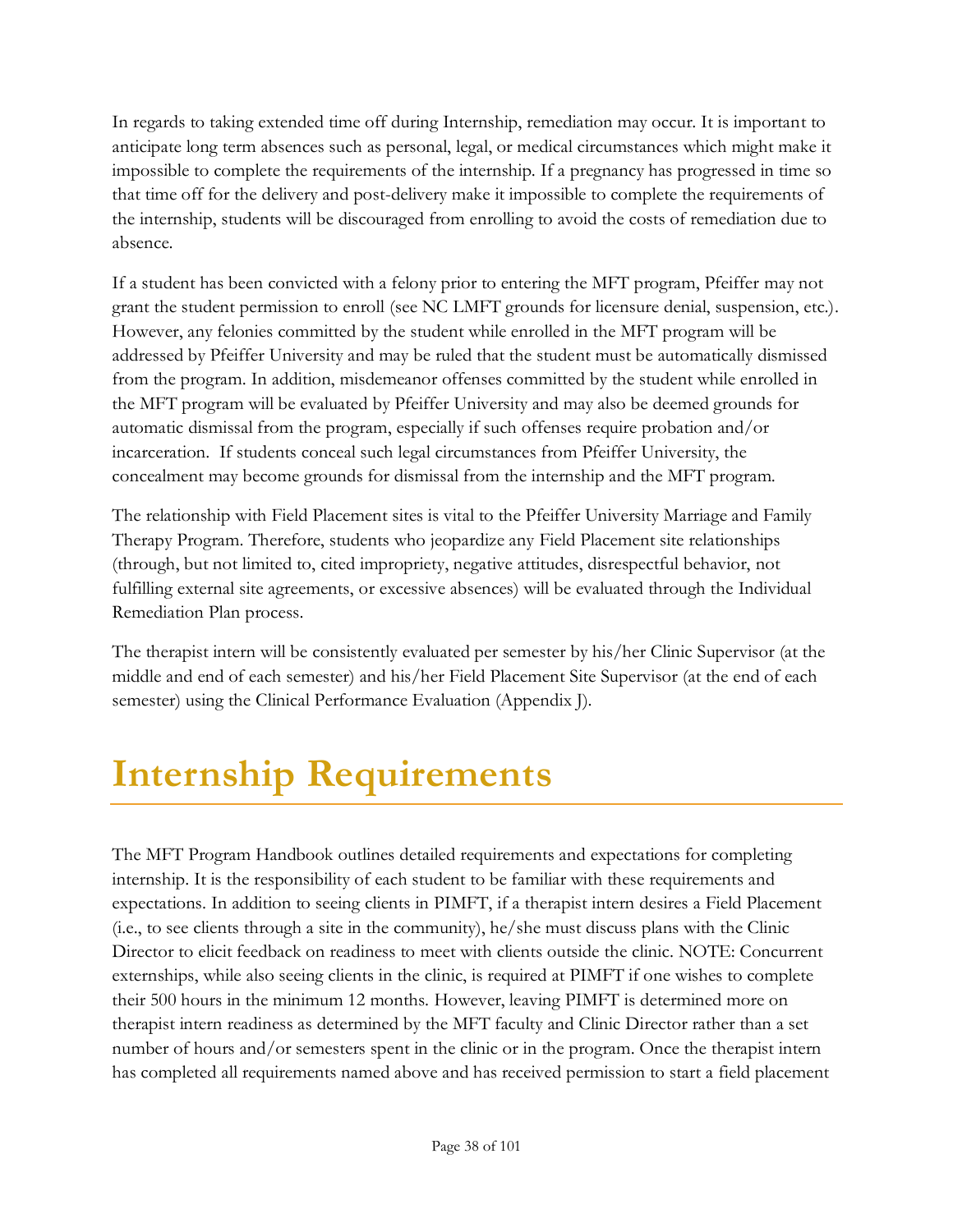In regards to taking extended time off during Internship, remediation may occur. It is important to anticipate long term absences such as personal, legal, or medical circumstances which might make it impossible to complete the requirements of the internship. If a pregnancy has progressed in time so that time off for the delivery and post-delivery make it impossible to complete the requirements of the internship, students will be discouraged from enrolling to avoid the costs of remediation due to absence.

If a student has been convicted with a felony prior to entering the MFT program, Pfeiffer may not grant the student permission to enroll (see NC LMFT grounds for licensure denial, suspension, etc.). However, any felonies committed by the student while enrolled in the MFT program will be addressed by Pfeiffer University and may be ruled that the student must be automatically dismissed from the program. In addition, misdemeanor offenses committed by the student while enrolled in the MFT program will be evaluated by Pfeiffer University and may also be deemed grounds for automatic dismissal from the program, especially if such offenses require probation and/or incarceration. If students conceal such legal circumstances from Pfeiffer University, the concealment may become grounds for dismissal from the internship and the MFT program.

The relationship with Field Placement sites is vital to the Pfeiffer University Marriage and Family Therapy Program. Therefore, students who jeopardize any Field Placement site relationships (through, but not limited to, cited impropriety, negative attitudes, disrespectful behavior, not fulfilling external site agreements, or excessive absences) will be evaluated through the Individual Remediation Plan process.

The therapist intern will be consistently evaluated per semester by his/her Clinic Supervisor (at the middle and end of each semester) and his/her Field Placement Site Supervisor (at the end of each semester) using the Clinical Performance Evaluation (Appendix J).

# Internship Requirements

The MFT Program Handbook outlines detailed requirements and expectations for completing internship. It is the responsibility of each student to be familiar with these requirements and expectations. In addition to seeing clients in PIMFT, if a therapist intern desires a Field Placement (i.e., to see clients through a site in the community), he/she must discuss plans with the Clinic Director to elicit feedback on readiness to meet with clients outside the clinic. NOTE: Concurrent externships, while also seeing clients in the clinic, is required at PIMFT if one wishes to complete their 500 hours in the minimum 12 months. However, leaving PIMFT is determined more on therapist intern readiness as determined by the MFT faculty and Clinic Director rather than a set number of hours and/or semesters spent in the clinic or in the program. Once the therapist intern has completed all requirements named above and has received permission to start a field placement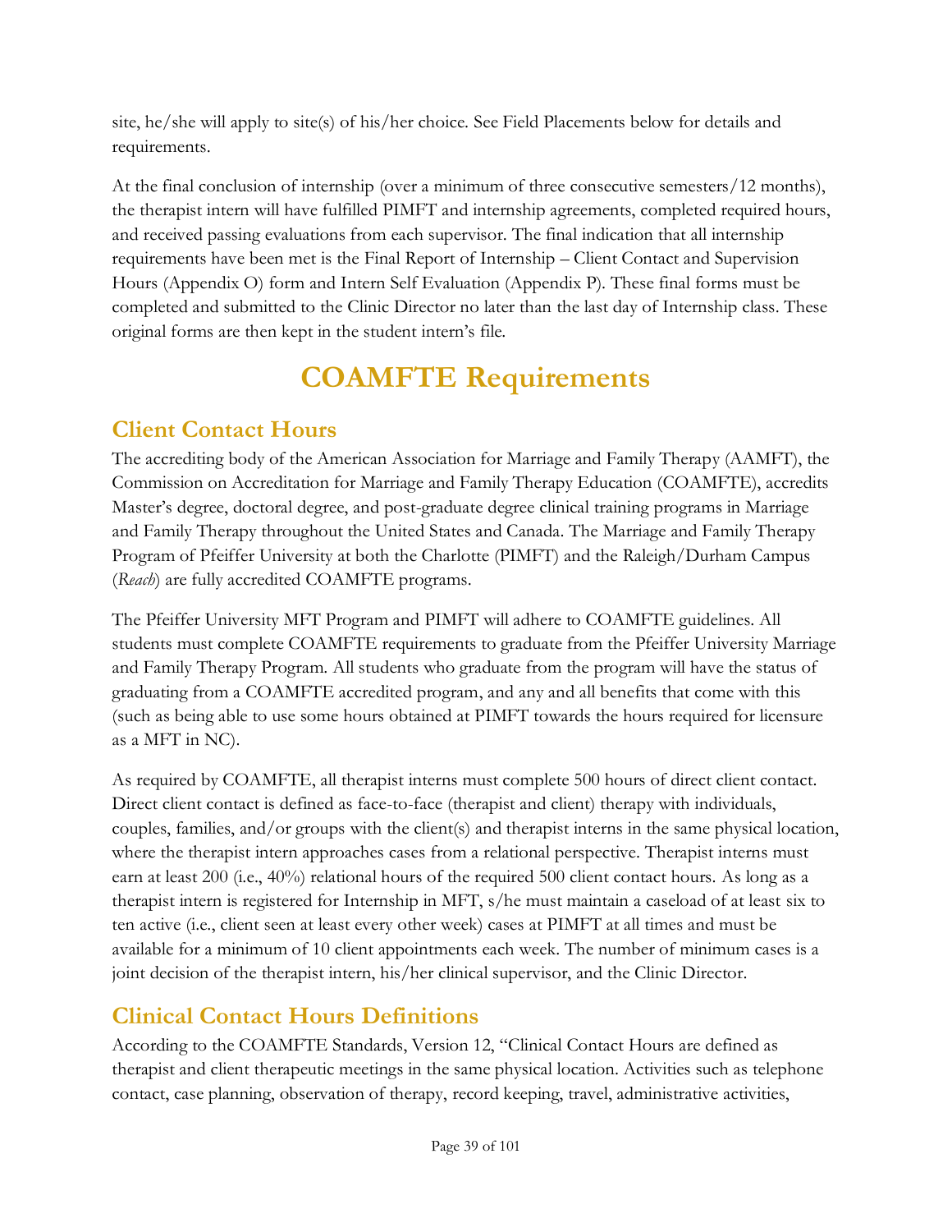site, he/she will apply to site(s) of his/her choice. See Field Placements below for details and requirements.

At the final conclusion of internship (over a minimum of three consecutive semesters/12 months), the therapist intern will have fulfilled PIMFT and internship agreements, completed required hours, and received passing evaluations from each supervisor. The final indication that all internship requirements have been met is the Final Report of Internship – Client Contact and Supervision Hours (Appendix O) form and Intern Self Evaluation (Appendix P). These final forms must be completed and submitted to the Clinic Director no later than the last day of Internship class. These original forms are then kept in the student intern's file.

# COAMFTE Requirements

## Client Contact Hours

The accrediting body of the American Association for Marriage and Family Therapy (AAMFT), the Commission on Accreditation for Marriage and Family Therapy Education (COAMFTE), accredits Master's degree, doctoral degree, and post-graduate degree clinical training programs in Marriage and Family Therapy throughout the United States and Canada. The Marriage and Family Therapy Program of Pfeiffer University at both the Charlotte (PIMFT) and the Raleigh/Durham Campus (*Reach*) are fully accredited COAMFTE programs.

The Pfeiffer University MFT Program and PIMFT will adhere to COAMFTE guidelines. All students must complete COAMFTE requirements to graduate from the Pfeiffer University Marriage and Family Therapy Program. All students who graduate from the program will have the status of graduating from a COAMFTE accredited program, and any and all benefits that come with this (such as being able to use some hours obtained at PIMFT towards the hours required for licensure as a MFT in NC).

As required by COAMFTE, all therapist interns must complete 500 hours of direct client contact. Direct client contact is defined as face-to-face (therapist and client) therapy with individuals, couples, families, and/or groups with the client(s) and therapist interns in the same physical location, where the therapist intern approaches cases from a relational perspective. Therapist interns must earn at least 200 (i.e., 40%) relational hours of the required 500 client contact hours. As long as a therapist intern is registered for Internship in MFT, s/he must maintain a caseload of at least six to ten active (i.e., client seen at least every other week) cases at PIMFT at all times and must be available for a minimum of 10 client appointments each week. The number of minimum cases is a joint decision of the therapist intern, his/her clinical supervisor, and the Clinic Director.

## Clinical Contact Hours Definitions

According to the COAMFTE Standards, Version 12, "Clinical Contact Hours are defined as therapist and client therapeutic meetings in the same physical location. Activities such as telephone contact, case planning, observation of therapy, record keeping, travel, administrative activities,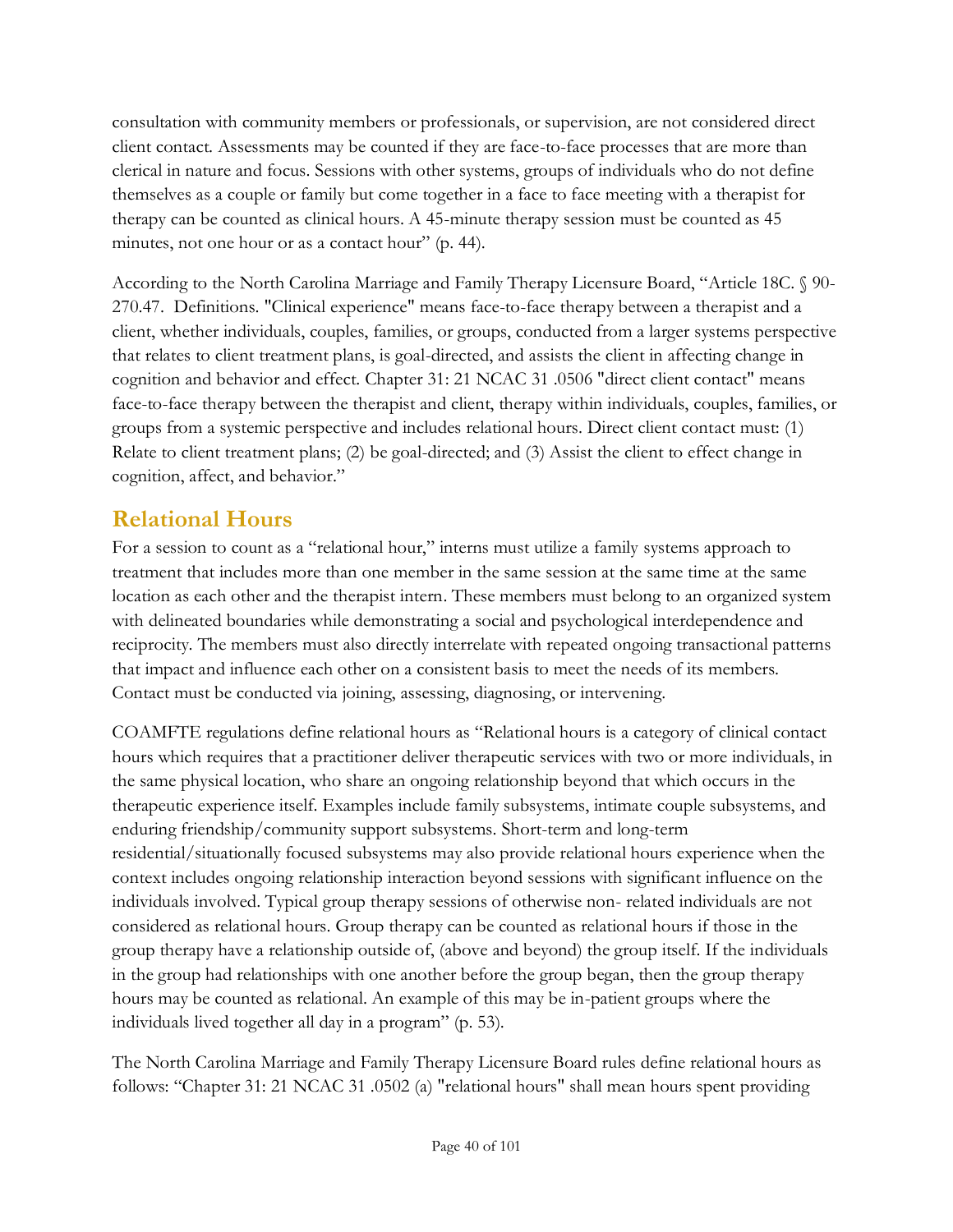consultation with community members or professionals, or supervision, are not considered direct client contact. Assessments may be counted if they are face-to-face processes that are more than clerical in nature and focus. Sessions with other systems, groups of individuals who do not define themselves as a couple or family but come together in a face to face meeting with a therapist for therapy can be counted as clinical hours. A 45-minute therapy session must be counted as 45 minutes, not one hour or as a contact hour" (p. 44).

According to the North Carolina Marriage and Family Therapy Licensure Board, "Article 18C. § 90-270.47. Definitions. "Clinical experience" means face-to-face therapy between a therapist and a client, whether individuals, couples, families, or groups, conducted from a larger systems perspective that relates to client treatment plans, is goal-directed, and assists the client in affecting change in cognition and behavior and effect. Chapter 31: 21 NCAC 31 .0506 "direct client contact" means face-to-face therapy between the therapist and client, therapy within individuals, couples, families, or groups from a systemic perspective and includes relational hours. Direct client contact must: (1) Relate to client treatment plans; (2) be goal-directed; and (3) Assist the client to effect change in cognition, affect, and behavior."

## Relational Hours

For a session to count as a "relational hour," interns must utilize a family systems approach to treatment that includes more than one member in the same session at the same time at the same location as each other and the therapist intern. These members must belong to an organized system with delineated boundaries while demonstrating a social and psychological interdependence and reciprocity. The members must also directly interrelate with repeated ongoing transactional patterns that impact and influence each other on a consistent basis to meet the needs of its members. Contact must be conducted via joining, assessing, diagnosing, or intervening.

COAMFTE regulations define relational hours as "Relational hours is a category of clinical contact hours which requires that a practitioner deliver therapeutic services with two or more individuals, in the same physical location, who share an ongoing relationship beyond that which occurs in the therapeutic experience itself. Examples include family subsystems, intimate couple subsystems, and enduring friendship/community support subsystems. Short-term and long-term residential/situationally focused subsystems may also provide relational hours experience when the context includes ongoing relationship interaction beyond sessions with significant influence on the individuals involved. Typical group therapy sessions of otherwise non- related individuals are not considered as relational hours. Group therapy can be counted as relational hours if those in the group therapy have a relationship outside of, (above and beyond) the group itself. If the individuals in the group had relationships with one another before the group began, then the group therapy hours may be counted as relational. An example of this may be in-patient groups where the individuals lived together all day in a program" (p. 53).

The North Carolina Marriage and Family Therapy Licensure Board rules define relational hours as follows: "Chapter 31: 21 NCAC 31 .0502 (a) "relational hours" shall mean hours spent providing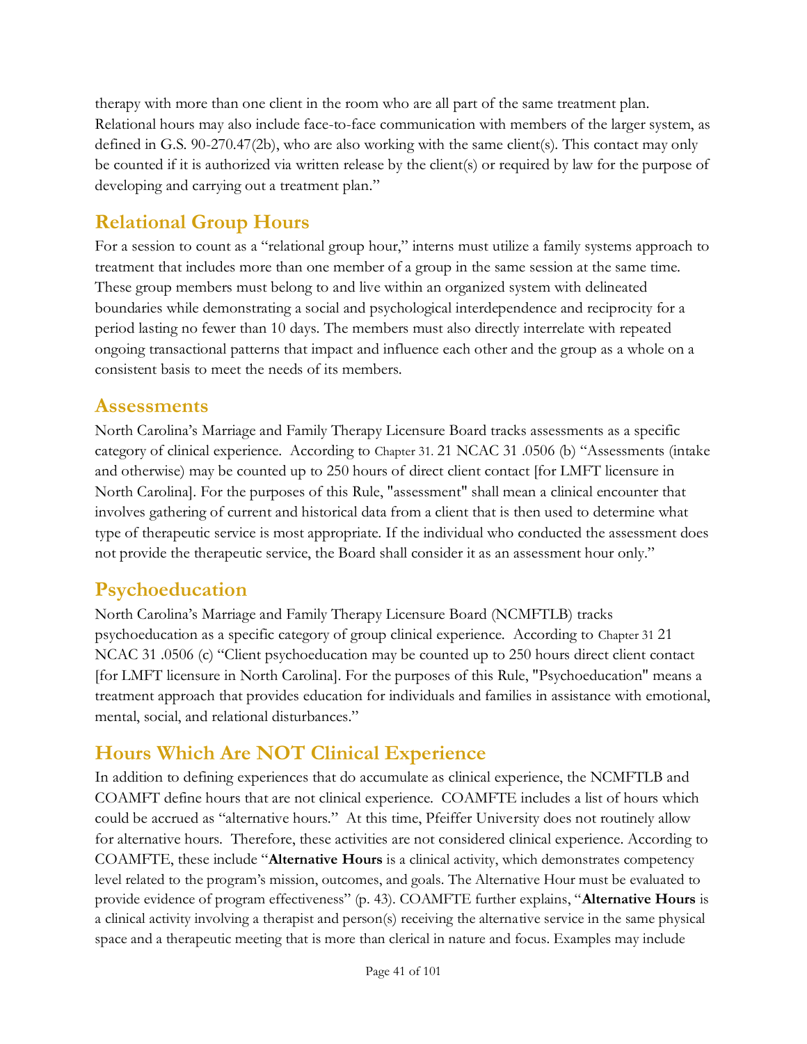therapy with more than one client in the room who are all part of the same treatment plan. Relational hours may also include face-to-face communication with members of the larger system, as defined in G.S. 90-270.47(2b), who are also working with the same client(s). This contact may only be counted if it is authorized via written release by the client(s) or required by law for the purpose of developing and carrying out a treatment plan."

## Relational Group Hours

For a session to count as a "relational group hour," interns must utilize a family systems approach to treatment that includes more than one member of a group in the same session at the same time. These group members must belong to and live within an organized system with delineated boundaries while demonstrating a social and psychological interdependence and reciprocity for a period lasting no fewer than 10 days. The members must also directly interrelate with repeated ongoing transactional patterns that impact and influence each other and the group as a whole on a consistent basis to meet the needs of its members.

### Assessments

North Carolina's Marriage and Family Therapy Licensure Board tracks assessments as a specific category of clinical experience. According to Chapter 31. 21 NCAC 31 .0506 (b) "Assessments (intake and otherwise) may be counted up to 250 hours of direct client contact [for LMFT licensure in North Carolina]. For the purposes of this Rule, "assessment" shall mean a clinical encounter that involves gathering of current and historical data from a client that is then used to determine what type of therapeutic service is most appropriate. If the individual who conducted the assessment does not provide the therapeutic service, the Board shall consider it as an assessment hour only."

## Psychoeducation

North Carolina's Marriage and Family Therapy Licensure Board (NCMFTLB) tracks psychoeducation as a specific category of group clinical experience. According to Chapter 31 21 NCAC 31 .0506 (c) "Client psychoeducation may be counted up to 250 hours direct client contact [for LMFT licensure in North Carolina]. For the purposes of this Rule, "Psychoeducation" means a treatment approach that provides education for individuals and families in assistance with emotional, mental, social, and relational disturbances."

## Hours Which Are NOT Clinical Experience

In addition to defining experiences that do accumulate as clinical experience, the NCMFTLB and COAMFT define hours that are not clinical experience. COAMFTE includes a list of hours which could be accrued as "alternative hours." At this time, Pfeiffer University does not routinely allow for alternative hours. Therefore, these activities are not considered clinical experience. According to COAMFTE, these include "**Alternative Hours** is a clinical activity, which demonstrates competency level related to the program's mission, outcomes, and goals. The Alternative Hour must be evaluated to provide evidence of program effectiveness" (p. 43). COAMFTE further explains, "**Alternative Hours** is a clinical activity involving a therapist and person(s) receiving the alternative service in the same physical space and a therapeutic meeting that is more than clerical in nature and focus. Examples may include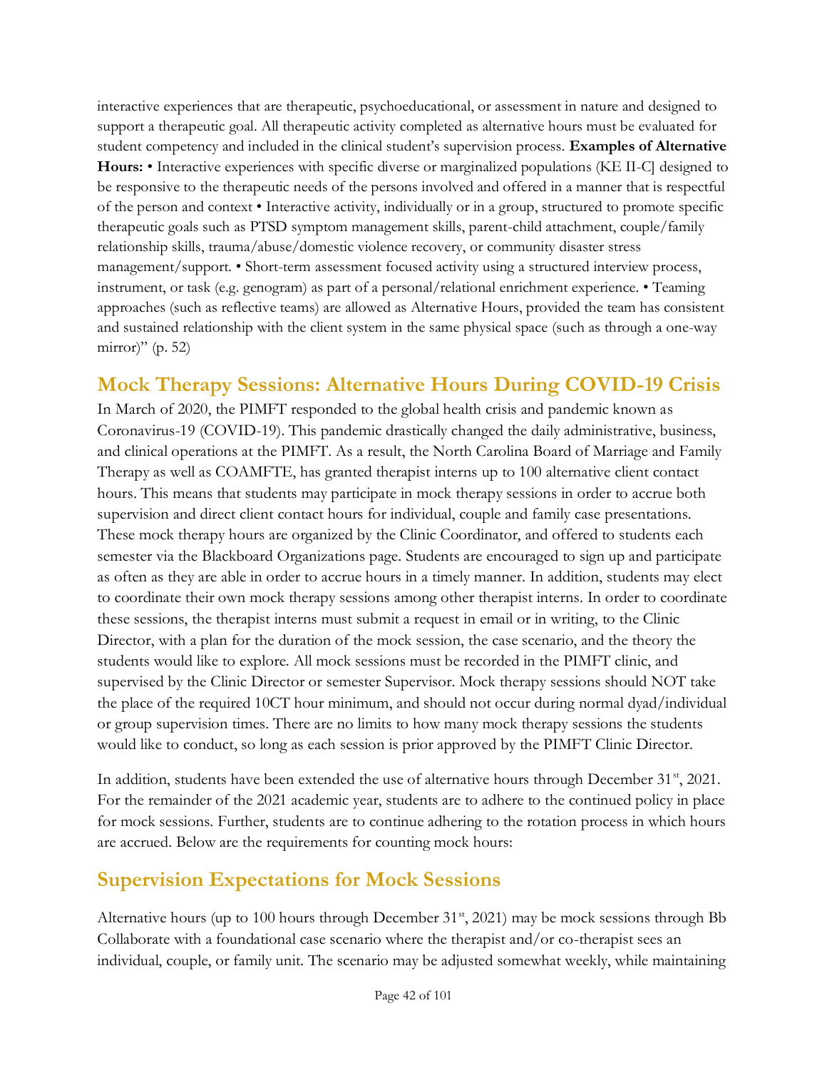interactive experiences that are therapeutic, psychoeducational, or assessment in nature and designed to support a therapeutic goal. All therapeutic activity completed as alternative hours must be evaluated for student competency and included in the clinical student's supervision process. **Examples of Alternative Hours:** • Interactive experiences with specific diverse or marginalized populations (KE II-C] designed to be responsive to the therapeutic needs of the persons involved and offered in a manner that is respectful of the person and context • Interactive activity, individually or in a group, structured to promote specific therapeutic goals such as PTSD symptom management skills, parent-child attachment, couple/family relationship skills, trauma/abuse/domestic violence recovery, or community disaster stress management/support. • Short-term assessment focused activity using a structured interview process, instrument, or task (e.g. genogram) as part of a personal/relational enrichment experience. • Teaming approaches (such as reflective teams) are allowed as Alternative Hours, provided the team has consistent and sustained relationship with the client system in the same physical space (such as through a one-way mirror)" (p. 52)

## Mock Therapy Sessions: Alternative Hours During COVID-19 Crisis

In March of 2020, the PIMFT responded to the global health crisis and pandemic known as Coronavirus-19 (COVID-19). This pandemic drastically changed the daily administrative, business, and clinical operations at the PIMFT. As a result, the North Carolina Board of Marriage and Family Therapy as well as COAMFTE, has granted therapist interns up to 100 alternative client contact hours. This means that students may participate in mock therapy sessions in order to accrue both supervision and direct client contact hours for individual, couple and family case presentations. These mock therapy hours are organized by the Clinic Coordinator, and offered to students each semester via the Blackboard Organizations page. Students are encouraged to sign up and participate as often as they are able in order to accrue hours in a timely manner. In addition, students may elect to coordinate their own mock therapy sessions among other therapist interns. In order to coordinate these sessions, the therapist interns must submit a request in email or in writing, to the Clinic Director, with a plan for the duration of the mock session, the case scenario, and the theory the students would like to explore. All mock sessions must be recorded in the PIMFT clinic, and supervised by the Clinic Director or semester Supervisor. Mock therapy sessions should NOT take the place of the required 10CT hour minimum, and should not occur during normal dyad/individual or group supervision times. There are no limits to how many mock therapy sessions the students would like to conduct, so long as each session is prior approved by the PIMFT Clinic Director.

In addition, students have been extended the use of alternative hours through December 31st, 2021. For the remainder of the 2021 academic year, students are to adhere to the continued policy in place for mock sessions. Further, students are to continue adhering to the rotation process in which hours are accrued. Below are the requirements for counting mock hours:

## Supervision Expectations for Mock Sessions

Alternative hours (up to 100 hours through December 31st, 2021) may be mock sessions through Bb Collaborate with a foundational case scenario where the therapist and/or co-therapist sees an individual, couple, or family unit. The scenario may be adjusted somewhat weekly, while maintaining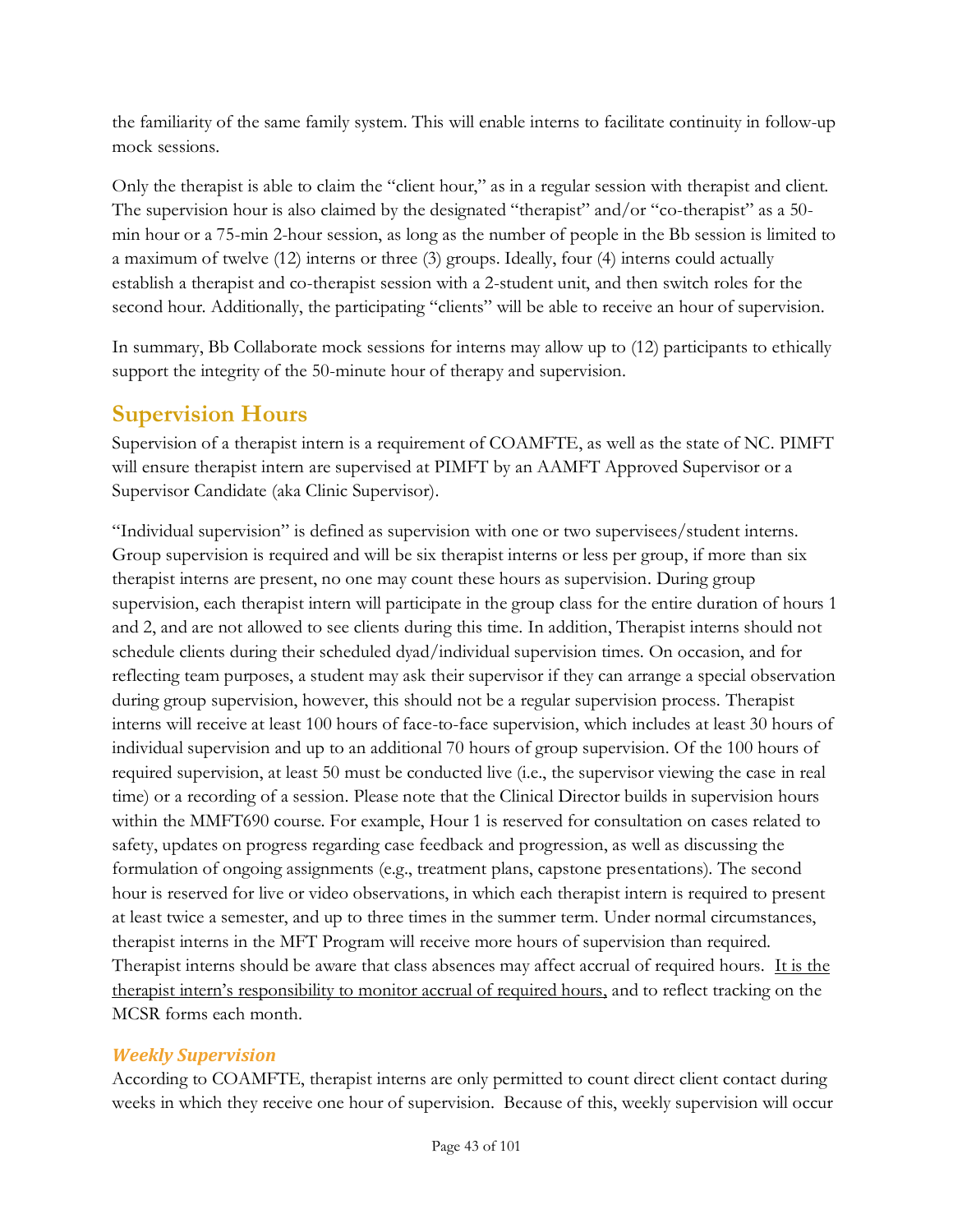the familiarity of the same family system. This will enable interns to facilitate continuity in follow-up mock sessions.

Only the therapist is able to claim the "client hour," as in a regular session with therapist and client. The supervision hour is also claimed by the designated "therapist" and/or "co-therapist" as a 50-min hour or a 75-min 2-hour session, as long as the number of people in the Bb session is limited to a maximum of twelve (12) interns or three (3) groups. Ideally, four (4) interns could actually establish a therapist and co-therapist session with a 2-student unit, and then switch roles for the second hour. Additionally, the participating "clients" will be able to receive an hour of supervision.

In summary, Bb Collaborate mock sessions for interns may allow up to (12) participants to ethically support the integrity of the 50-minute hour of therapy and supervision.

## Supervision Hours

Supervision of a therapist intern is a requirement of COAMFTE, as well as the state of NC. PIMFT will ensure therapist intern are supervised at PIMFT by an AAMFT Approved Supervisor or a Supervisor Candidate (aka Clinic Supervisor).

"Individual supervision" is defined as supervision with one or two supervisees/student interns. Group supervision is required and will be six therapist interns or less per group, if more than six therapist interns are present, no one may count these hours as supervision. During group supervision, each therapist intern will participate in the group class for the entire duration of hours 1 and 2, and are not allowed to see clients during this time. In addition, Therapist interns should not schedule clients during their scheduled dyad/individual supervision times. On occasion, and for reflecting team purposes, a student may ask their supervisor if they can arrange a special observation during group supervision, however, this should not be a regular supervision process. Therapist interns will receive at least 100 hours of face-to-face supervision, which includes at least 30 hours of individual supervision and up to an additional 70 hours of group supervision. Of the 100 hours of required supervision, at least 50 must be conducted live (i.e., the supervisor viewing the case in real time) or a recording of a session. Please note that the Clinical Director builds in supervision hours within the MMFT690 course. For example, Hour 1 is reserved for consultation on cases related to safety, updates on progress regarding case feedback and progression, as well as discussing the formulation of ongoing assignments (e.g., treatment plans, capstone presentations). The second hour is reserved for live or video observations, in which each therapist intern is required to present at least twice a semester, and up to three times in the summer term. Under normal circumstances, therapist interns in the MFT Program will receive more hours of supervision than required. Therapist interns should be aware that class absences may affect accrual of required hours. <u>It is the therapist intern's responsibility to monitor accrual of required hours,</u> and to reflect tracking on the MCSR forms each month.

### *Weekly Supervision*

According to COAMFTE, therapist interns are only permitted to count direct client contact during weeks in which they receive one hour of supervision. Because of this, weekly supervision will occur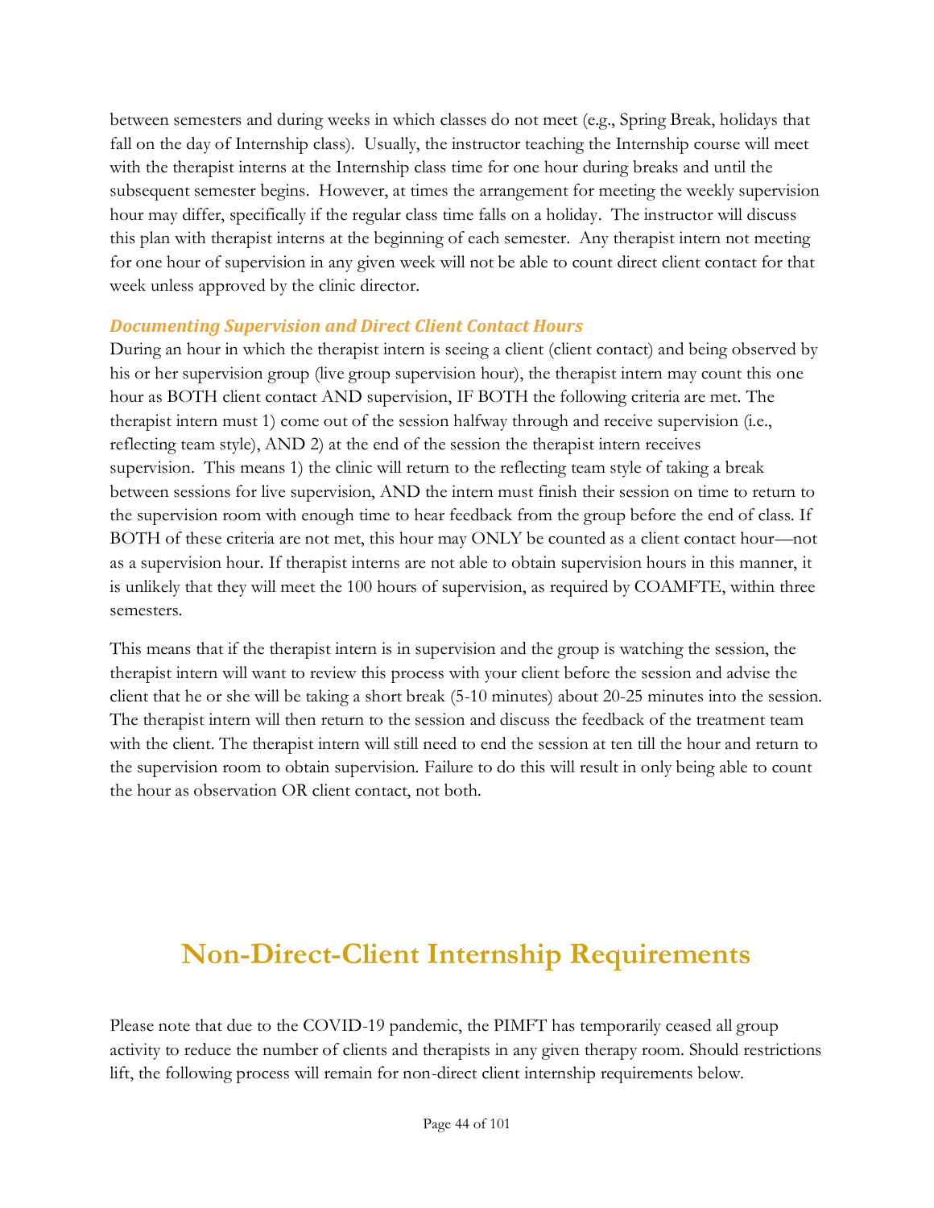between semesters and during weeks in which classes do not meet (e.g., Spring Break, holidays that fall on the day of Internship class). Usually, the instructor teaching the Internship course will meet with the therapist interns at the Internship class time for one hour during breaks and until the subsequent semester begins. However, at times the arrangement for meeting the weekly supervision hour may differ, specifically if the regular class time falls on a holiday. The instructor will discuss this plan with therapist interns at the beginning of each semester. Any therapist intern not meeting for one hour of supervision in any given week will not be able to count direct client contact for that week unless approved by the clinic director.

### *Documenting Supervision and Direct Client Contact Hours*

During an hour in which the therapist intern is seeing a client (client contact) and being observed by his or her supervision group (live group supervision hour), the therapist intern may count this one hour as BOTH client contact AND supervision, IF BOTH the following criteria are met. The therapist intern must 1) come out of the session halfway through and receive supervision (i.e., reflecting team style), AND 2) at the end of the session the therapist intern receives supervision. This means 1) the clinic will return to the reflecting team style of taking a break between sessions for live supervision, AND the intern must finish their session on time to return to the supervision room with enough time to hear feedback from the group before the end of class. If BOTH of these criteria are not met, this hour may ONLY be counted as a client contact hour—not as a supervision hour. If therapist interns are not able to obtain supervision hours in this manner, it is unlikely that they will meet the 100 hours of supervision, as required by COAMFTE, within three semesters.

This means that if the therapist intern is in supervision and the group is watching the session, the therapist intern will want to review this process with your client before the session and advise the client that he or she will be taking a short break (5-10 minutes) about 20-25 minutes into the session. The therapist intern will then return to the session and discuss the feedback of the treatment team with the client. The therapist intern will still need to end the session at ten till the hour and return to the supervision room to obtain supervision. Failure to do this will result in only being able to count the hour as observation OR client contact, not both.

# Non-Direct-Client Internship Requirements

Please note that due to the COVID-19 pandemic, the PIMFT has temporarily ceased all group activity to reduce the number of clients and therapists in any given therapy room. Should restrictions lift, the following process will remain for non-direct client internship requirements below.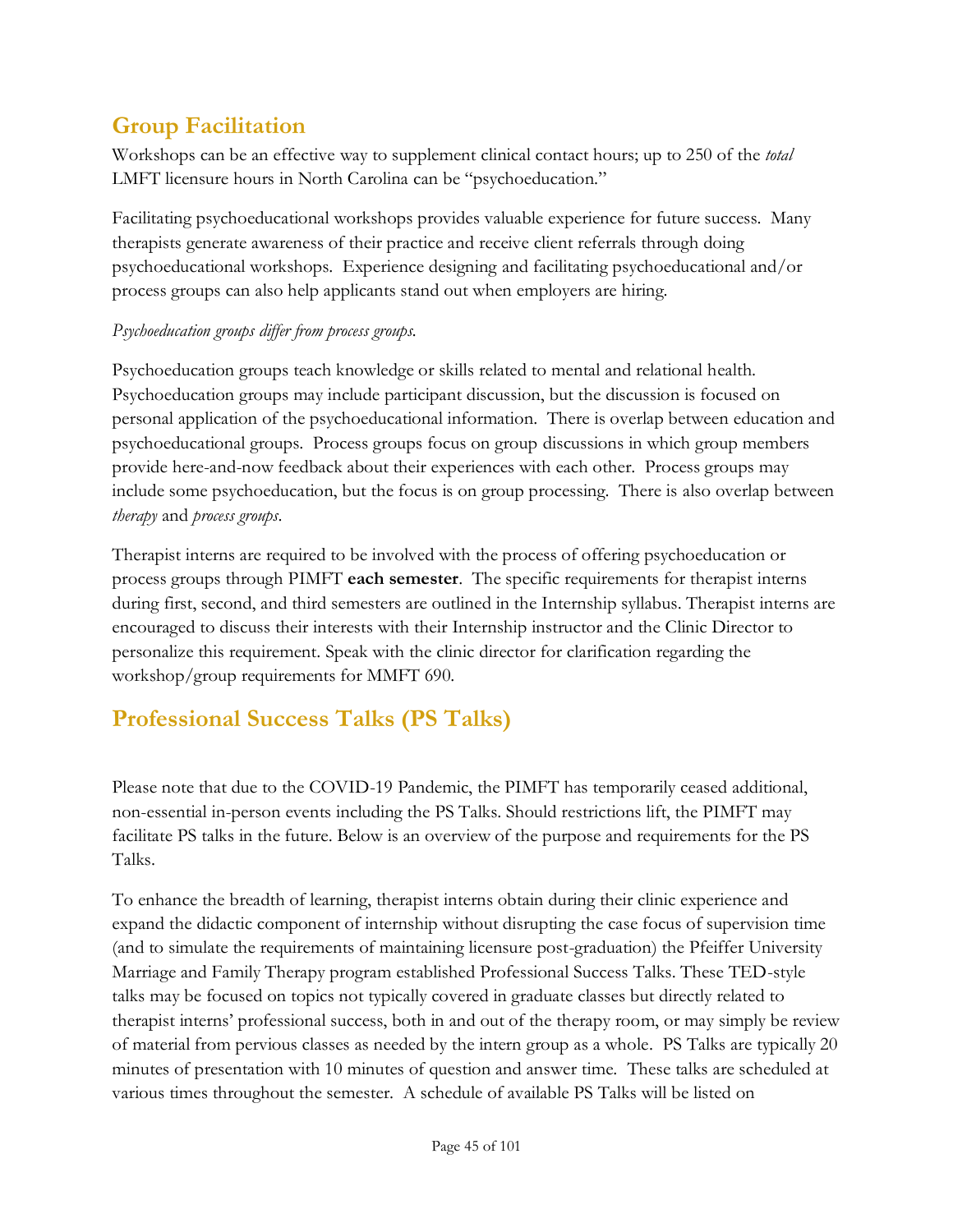## Group Facilitation

Workshops can be an effective way to supplement clinical contact hours; up to 250 of the *total* LMFT licensure hours in North Carolina can be "psychoeducation."

Facilitating psychoeducational workshops provides valuable experience for future success. Many therapists generate awareness of their practice and receive client referrals through doing psychoeducational workshops. Experience designing and facilitating psychoeducational and/or process groups can also help applicants stand out when employers are hiring.

*Psychoeducation groups differ from process groups.*

Psychoeducation groups teach knowledge or skills related to mental and relational health. Psychoeducation groups may include participant discussion, but the discussion is focused on personal application of the psychoeducational information. There is overlap between education and psychoeducational groups. Process groups focus on group discussions in which group members provide here-and-now feedback about their experiences with each other. Process groups may include some psychoeducation, but the focus is on group processing. There is also overlap between *therapy* and *process groups*.

Therapist interns are required to be involved with the process of offering psychoeducation or process groups through PIMFT **each semester**. The specific requirements for therapist interns during first, second, and third semesters are outlined in the Internship syllabus. Therapist interns are encouraged to discuss their interests with their Internship instructor and the Clinic Director to personalize this requirement. Speak with the clinic director for clarification regarding the workshop/group requirements for MMFT 690.

## Professional Success Talks (PS Talks)

Please note that due to the COVID-19 Pandemic, the PIMFT has temporarily ceased additional, non-essential in-person events including the PS Talks. Should restrictions lift, the PIMFT may facilitate PS talks in the future. Below is an overview of the purpose and requirements for the PS Talks.

To enhance the breadth of learning, therapist interns obtain during their clinic experience and expand the didactic component of internship without disrupting the case focus of supervision time (and to simulate the requirements of maintaining licensure post-graduation) the Pfeiffer University Marriage and Family Therapy program established Professional Success Talks. These TED-style talks may be focused on topics not typically covered in graduate classes but directly related to therapist interns' professional success, both in and out of the therapy room, or may simply be review of material from pervious classes as needed by the intern group as a whole. PS Talks are typically 20 minutes of presentation with 10 minutes of question and answer time. These talks are scheduled at various times throughout the semester. A schedule of available PS Talks will be listed on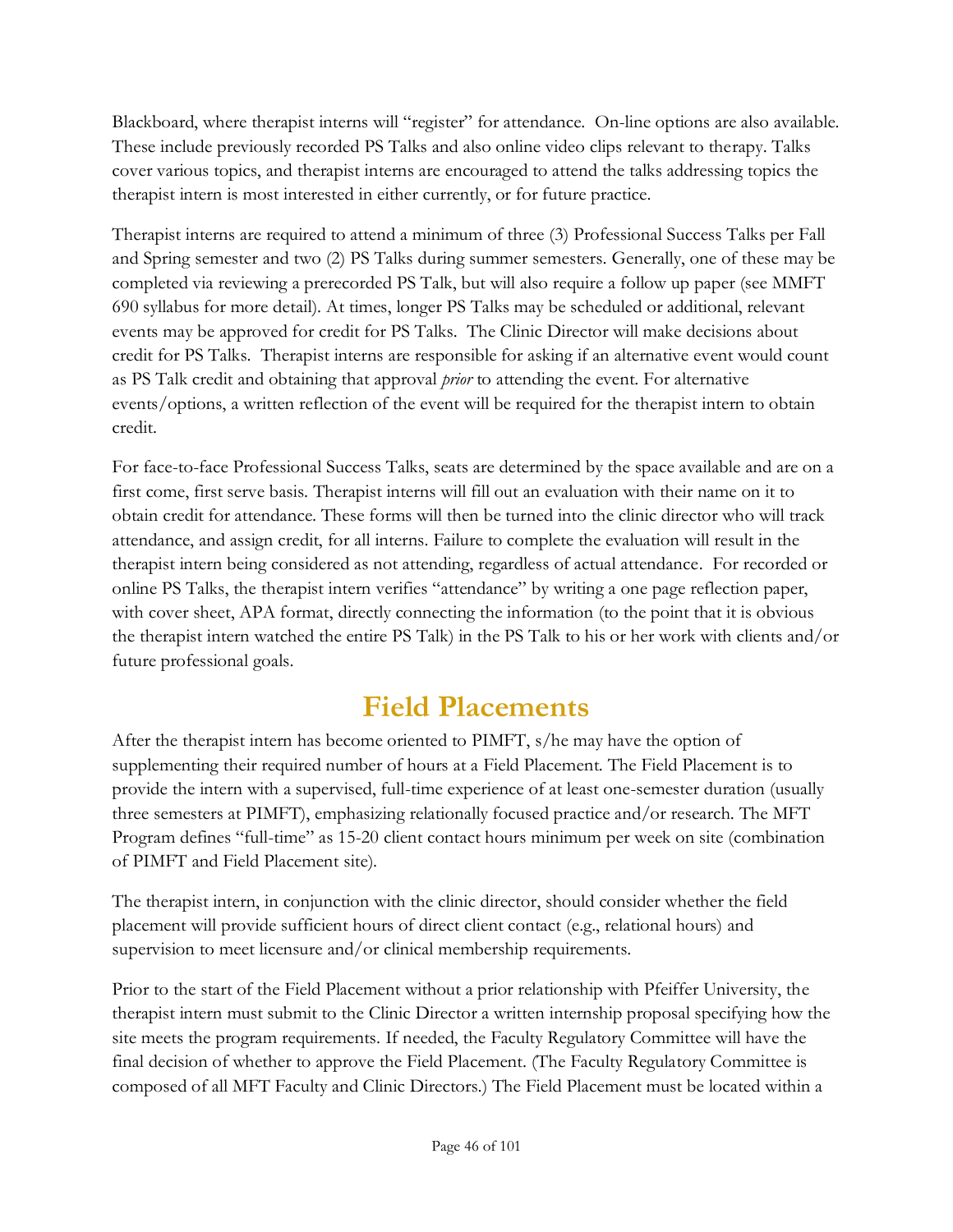Blackboard, where therapist interns will "register" for attendance. On-line options are also available. These include previously recorded PS Talks and also online video clips relevant to therapy. Talks cover various topics, and therapist interns are encouraged to attend the talks addressing topics the therapist intern is most interested in either currently, or for future practice.

Therapist interns are required to attend a minimum of three (3) Professional Success Talks per Fall and Spring semester and two (2) PS Talks during summer semesters. Generally, one of these may be completed via reviewing a prerecorded PS Talk, but will also require a follow up paper (see MMFT 690 syllabus for more detail). At times, longer PS Talks may be scheduled or additional, relevant events may be approved for credit for PS Talks. The Clinic Director will make decisions about credit for PS Talks. Therapist interns are responsible for asking if an alternative event would count as PS Talk credit and obtaining that approval *prior* to attending the event. For alternative events/options, a written reflection of the event will be required for the therapist intern to obtain credit.

For face-to-face Professional Success Talks, seats are determined by the space available and are on a first come, first serve basis. Therapist interns will fill out an evaluation with their name on it to obtain credit for attendance. These forms will then be turned into the clinic director who will track attendance, and assign credit, for all interns. Failure to complete the evaluation will result in the therapist intern being considered as not attending, regardless of actual attendance. For recorded or online PS Talks, the therapist intern verifies "attendance" by writing a one page reflection paper, with cover sheet, APA format, directly connecting the information (to the point that it is obvious the therapist intern watched the entire PS Talk) in the PS Talk to his or her work with clients and/or future professional goals.

# Field Placements

After the therapist intern has become oriented to PIMFT, s/he may have the option of supplementing their required number of hours at a Field Placement. The Field Placement is to provide the intern with a supervised, full-time experience of at least one-semester duration (usually three semesters at PIMFT), emphasizing relationally focused practice and/or research. The MFT Program defines "full-time" as 15-20 client contact hours minimum per week on site (combination of PIMFT and Field Placement site).

The therapist intern, in conjunction with the clinic director, should consider whether the field placement will provide sufficient hours of direct client contact (e.g., relational hours) and supervision to meet licensure and/or clinical membership requirements.

Prior to the start of the Field Placement without a prior relationship with Pfeiffer University, the therapist intern must submit to the Clinic Director a written internship proposal specifying how the site meets the program requirements. If needed, the Faculty Regulatory Committee will have the final decision of whether to approve the Field Placement. (The Faculty Regulatory Committee is composed of all MFT Faculty and Clinic Directors.) The Field Placement must be located within a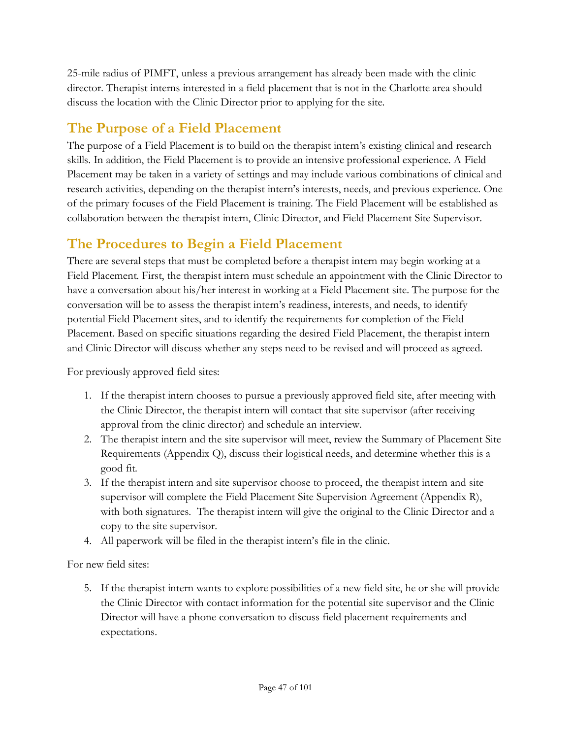25-mile radius of PIMFT, unless a previous arrangement has already been made with the clinic director. Therapist interns interested in a field placement that is not in the Charlotte area should discuss the location with the Clinic Director prior to applying for the site.

## The Purpose of a Field Placement

The purpose of a Field Placement is to build on the therapist intern's existing clinical and research skills. In addition, the Field Placement is to provide an intensive professional experience. A Field Placement may be taken in a variety of settings and may include various combinations of clinical and research activities, depending on the therapist intern's interests, needs, and previous experience. One of the primary focuses of the Field Placement is training. The Field Placement will be established as collaboration between the therapist intern, Clinic Director, and Field Placement Site Supervisor.

## The Procedures to Begin a Field Placement

There are several steps that must be completed before a therapist intern may begin working at a Field Placement. First, the therapist intern must schedule an appointment with the Clinic Director to have a conversation about his/her interest in working at a Field Placement site. The purpose for the conversation will be to assess the therapist intern's readiness, interests, and needs, to identify potential Field Placement sites, and to identify the requirements for completion of the Field Placement. Based on specific situations regarding the desired Field Placement, the therapist intern and Clinic Director will discuss whether any steps need to be revised and will proceed as agreed.

For previously approved field sites:

1. If the therapist intern chooses to pursue a previously approved field site, after meeting with the Clinic Director, the therapist intern will contact that site supervisor (after receiving approval from the clinic director) and schedule an interview.
2. The therapist intern and the site supervisor will meet, review the Summary of Placement Site Requirements (Appendix Q), discuss their logistical needs, and determine whether this is a good fit.
3. If the therapist intern and site supervisor choose to proceed, the therapist intern and site supervisor will complete the Field Placement Site Supervision Agreement (Appendix R), with both signatures. The therapist intern will give the original to the Clinic Director and a copy to the site supervisor.
4. All paperwork will be filed in the therapist intern's file in the clinic.

For new field sites:

5. If the therapist intern wants to explore possibilities of a new field site, he or she will provide the Clinic Director with contact information for the potential site supervisor and the Clinic Director will have a phone conversation to discuss field placement requirements and expectations.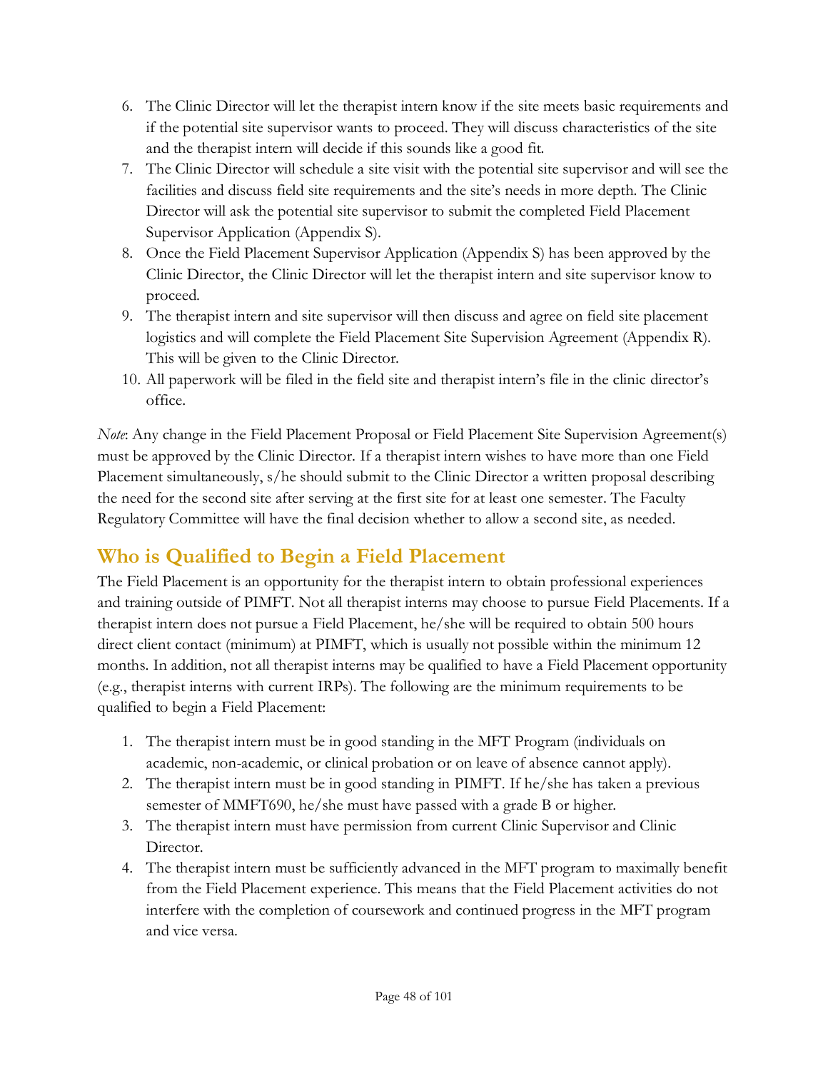6. The Clinic Director will let the therapist intern know if the site meets basic requirements and if the potential site supervisor wants to proceed. They will discuss characteristics of the site and the therapist intern will decide if this sounds like a good fit.
7. The Clinic Director will schedule a site visit with the potential site supervisor and will see the facilities and discuss field site requirements and the site's needs in more depth. The Clinic Director will ask the potential site supervisor to submit the completed Field Placement Supervisor Application (Appendix S).
8. Once the Field Placement Supervisor Application (Appendix S) has been approved by the Clinic Director, the Clinic Director will let the therapist intern and site supervisor know to proceed.
9. The therapist intern and site supervisor will then discuss and agree on field site placement logistics and will complete the Field Placement Site Supervision Agreement (Appendix R). This will be given to the Clinic Director.
10. All paperwork will be filed in the field site and therapist intern's file in the clinic director's office.

*Note*: Any change in the Field Placement Proposal or Field Placement Site Supervision Agreement(s) must be approved by the Clinic Director. If a therapist intern wishes to have more than one Field Placement simultaneously, s/he should submit to the Clinic Director a written proposal describing the need for the second site after serving at the first site for at least one semester. The Faculty Regulatory Committee will have the final decision whether to allow a second site, as needed.

## Who is Qualified to Begin a Field Placement

The Field Placement is an opportunity for the therapist intern to obtain professional experiences and training outside of PIMFT. Not all therapist interns may choose to pursue Field Placements. If a therapist intern does not pursue a Field Placement, he/she will be required to obtain 500 hours direct client contact (minimum) at PIMFT, which is usually not possible within the minimum 12 months. In addition, not all therapist interns may be qualified to have a Field Placement opportunity (e.g., therapist interns with current IRPs). The following are the minimum requirements to be qualified to begin a Field Placement:

1. The therapist intern must be in good standing in the MFT Program (individuals on academic, non-academic, or clinical probation or on leave of absence cannot apply).
2. The therapist intern must be in good standing in PIMFT. If he/she has taken a previous semester of MMFT690, he/she must have passed with a grade B or higher.
3. The therapist intern must have permission from current Clinic Supervisor and Clinic Director.
4. The therapist intern must be sufficiently advanced in the MFT program to maximally benefit from the Field Placement experience. This means that the Field Placement activities do not interfere with the completion of coursework and continued progress in the MFT program and vice versa.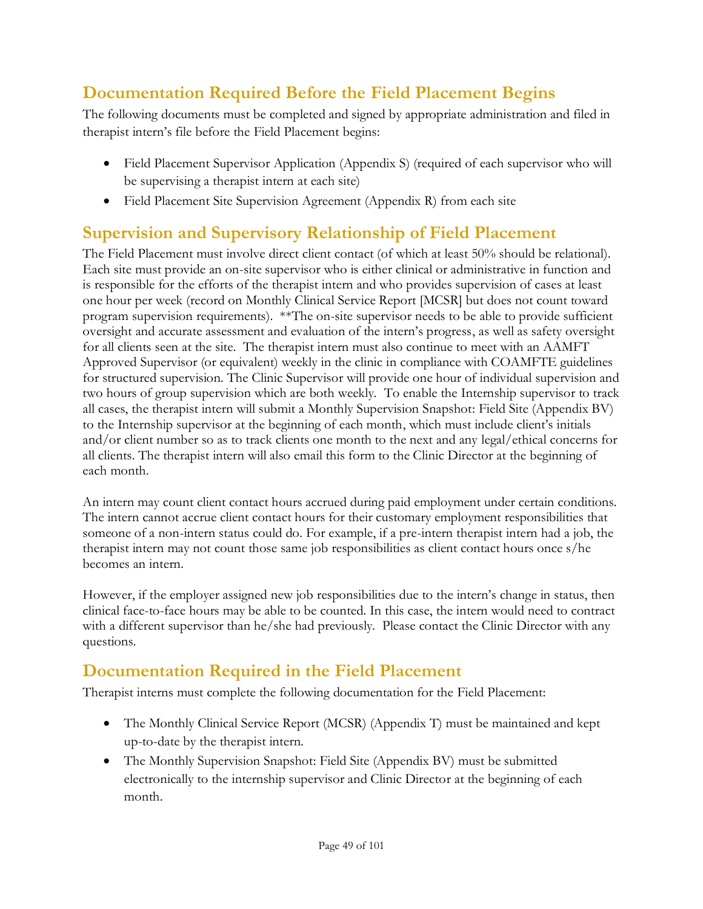## Documentation Required Before the Field Placement Begins

The following documents must be completed and signed by appropriate administration and filed in therapist intern's file before the Field Placement begins:

- Field Placement Supervisor Application (Appendix S) (required of each supervisor who will be supervising a therapist intern at each site)
- Field Placement Site Supervision Agreement (Appendix R) from each site

## Supervision and Supervisory Relationship of Field Placement

The Field Placement must involve direct client contact (of which at least 50% should be relational). Each site must provide an on-site supervisor who is either clinical or administrative in function and is responsible for the efforts of the therapist intern and who provides supervision of cases at least one hour per week (record on Monthly Clinical Service Report [MCSR] but does not count toward program supervision requirements). **The on-site supervisor needs to be able to provide sufficient oversight and accurate assessment and evaluation of the intern's progress, as well as safety oversight for all clients seen at the site. The therapist intern must also continue to meet with an AAMFT Approved Supervisor (or equivalent) weekly in the clinic in compliance with COAMFTE guidelines for structured supervision. The Clinic Supervisor will provide one hour of individual supervision and two hours of group supervision which are both weekly. To enable the Internship supervisor to track all cases, the therapist intern will submit a Monthly Supervision Snapshot: Field Site (Appendix BV) to the Internship supervisor at the beginning of each month, which must include client's initials and/or client number so as to track clients one month to the next and any legal/ethical concerns for all clients. The therapist intern will also email this form to the Clinic Director at the beginning of each month.

An intern may count client contact hours accrued during paid employment under certain conditions. The intern cannot accrue client contact hours for their customary employment responsibilities that someone of a non-intern status could do. For example, if a pre-intern therapist intern had a job, the therapist intern may not count those same job responsibilities as client contact hours once s/he becomes an intern.

However, if the employer assigned new job responsibilities due to the intern's change in status, then clinical face-to-face hours may be able to be counted. In this case, the intern would need to contract with a different supervisor than he/she had previously. Please contact the Clinic Director with any questions.

## Documentation Required in the Field Placement

Therapist interns must complete the following documentation for the Field Placement:

- The Monthly Clinical Service Report (MCSR) (Appendix T) must be maintained and kept up-to-date by the therapist intern.
- The Monthly Supervision Snapshot: Field Site (Appendix BV) must be submitted electronically to the internship supervisor and Clinic Director at the beginning of each month.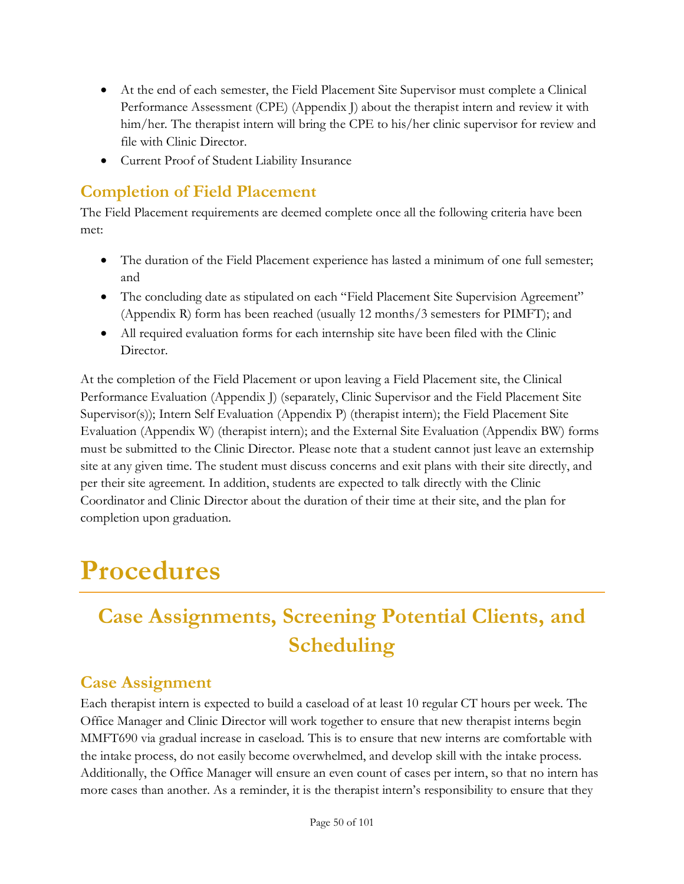- At the end of each semester, the Field Placement Site Supervisor must complete a Clinical Performance Assessment (CPE) (Appendix J) about the therapist intern and review it with him/her. The therapist intern will bring the CPE to his/her clinic supervisor for review and file with Clinic Director.
- Current Proof of Student Liability Insurance

### Completion of Field Placement

The Field Placement requirements are deemed complete once all the following criteria have been met:

- The duration of the Field Placement experience has lasted a minimum of one full semester; and
- The concluding date as stipulated on each "Field Placement Site Supervision Agreement" (Appendix R) form has been reached (usually 12 months/3 semesters for PIMFT); and
- All required evaluation forms for each internship site have been filed with the Clinic Director.

At the completion of the Field Placement or upon leaving a Field Placement site, the Clinical Performance Evaluation (Appendix J) (separately, Clinic Supervisor and the Field Placement Site Supervisor(s)); Intern Self Evaluation (Appendix P) (therapist intern); the Field Placement Site Evaluation (Appendix W) (therapist intern); and the External Site Evaluation (Appendix BW) forms must be submitted to the Clinic Director. Please note that a student cannot just leave an externship site at any given time. The student must discuss concerns and exit plans with their site directly, and per their site agreement. In addition, students are expected to talk directly with the Clinic Coordinator and Clinic Director about the duration of their time at their site, and the plan for completion upon graduation.

# Procedures

## Case Assignments, Screening Potential Clients, and Scheduling

### Case Assignment

Each therapist intern is expected to build a caseload of at least 10 regular CT hours per week. The Office Manager and Clinic Director will work together to ensure that new therapist interns begin MMFT690 via gradual increase in caseload. This is to ensure that new interns are comfortable with the intake process, do not easily become overwhelmed, and develop skill with the intake process. Additionally, the Office Manager will ensure an even count of cases per intern, so that no intern has more cases than another. As a reminder, it is the therapist intern's responsibility to ensure that they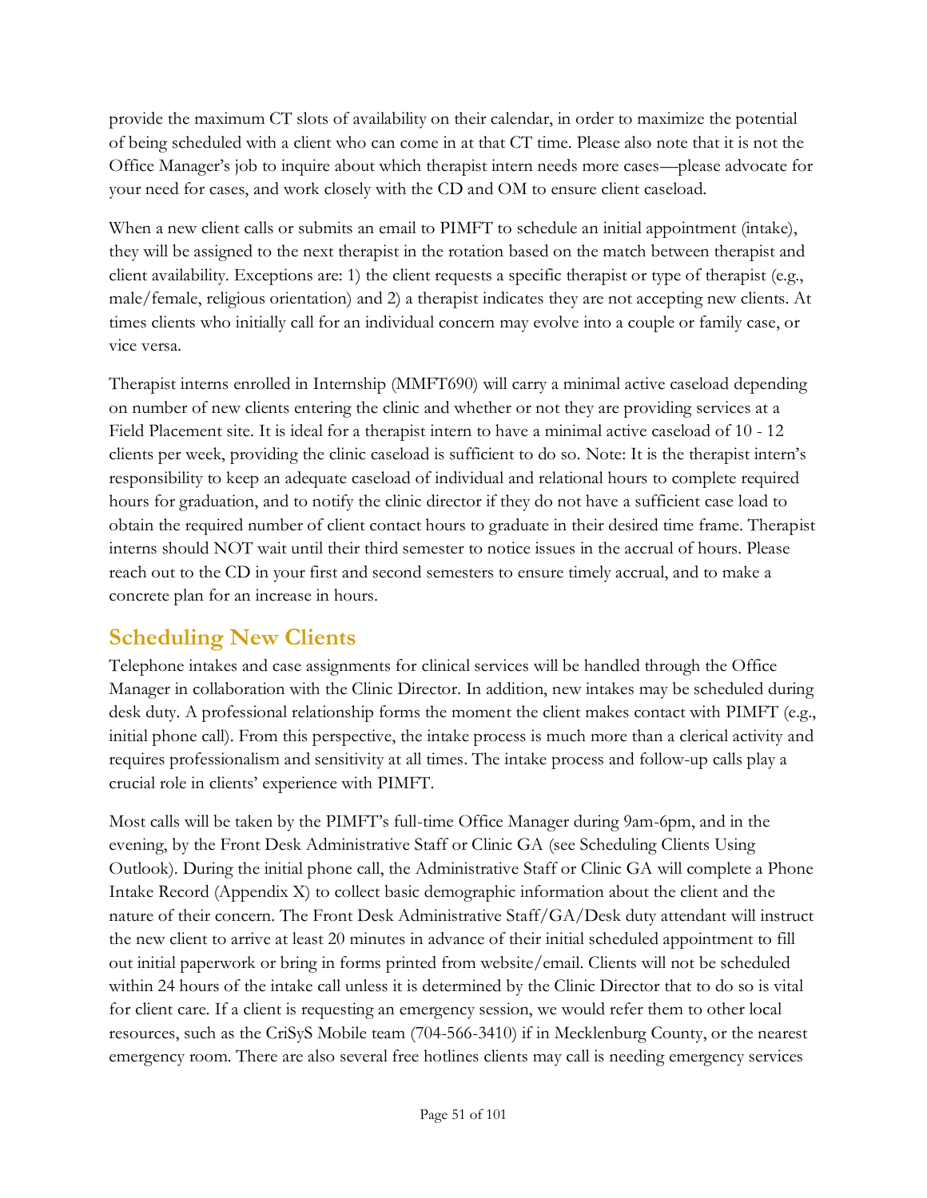provide the maximum CT slots of availability on their calendar, in order to maximize the potential of being scheduled with a client who can come in at that CT time. Please also note that it is not the Office Manager's job to inquire about which therapist intern needs more cases—please advocate for your need for cases, and work closely with the CD and OM to ensure client caseload.

When a new client calls or submits an email to PIMFT to schedule an initial appointment (intake), they will be assigned to the next therapist in the rotation based on the match between therapist and client availability. Exceptions are: 1) the client requests a specific therapist or type of therapist (e.g., male/female, religious orientation) and 2) a therapist indicates they are not accepting new clients. At times clients who initially call for an individual concern may evolve into a couple or family case, or vice versa.

Therapist interns enrolled in Internship (MMFT690) will carry a minimal active caseload depending on number of new clients entering the clinic and whether or not they are providing services at a Field Placement site. It is ideal for a therapist intern to have a minimal active caseload of 10 - 12 clients per week, providing the clinic caseload is sufficient to do so. Note: It is the therapist intern's responsibility to keep an adequate caseload of individual and relational hours to complete required hours for graduation, and to notify the clinic director if they do not have a sufficient case load to obtain the required number of client contact hours to graduate in their desired time frame. Therapist interns should NOT wait until their third semester to notice issues in the accrual of hours. Please reach out to the CD in your first and second semesters to ensure timely accrual, and to make a concrete plan for an increase in hours.

## Scheduling New Clients

Telephone intakes and case assignments for clinical services will be handled through the Office Manager in collaboration with the Clinic Director. In addition, new intakes may be scheduled during desk duty. A professional relationship forms the moment the client makes contact with PIMFT (e.g., initial phone call). From this perspective, the intake process is much more than a clerical activity and requires professionalism and sensitivity at all times. The intake process and follow-up calls play a crucial role in clients' experience with PIMFT.

Most calls will be taken by the PIMFT's full-time Office Manager during 9am-6pm, and in the evening, by the Front Desk Administrative Staff or Clinic GA (see Scheduling Clients Using Outlook). During the initial phone call, the Administrative Staff or Clinic GA will complete a Phone Intake Record (Appendix X) to collect basic demographic information about the client and the nature of their concern. The Front Desk Administrative Staff/GA/Desk duty attendant will instruct the new client to arrive at least 20 minutes in advance of their initial scheduled appointment to fill out initial paperwork or bring in forms printed from website/email. Clients will not be scheduled within 24 hours of the intake call unless it is determined by the Clinic Director that to do so is vital for client care. If a client is requesting an emergency session, we would refer them to other local resources, such as the CriSyS Mobile team (704-566-3410) if in Mecklenburg County, or the nearest emergency room. There are also several free hotlines clients may call is needing emergency services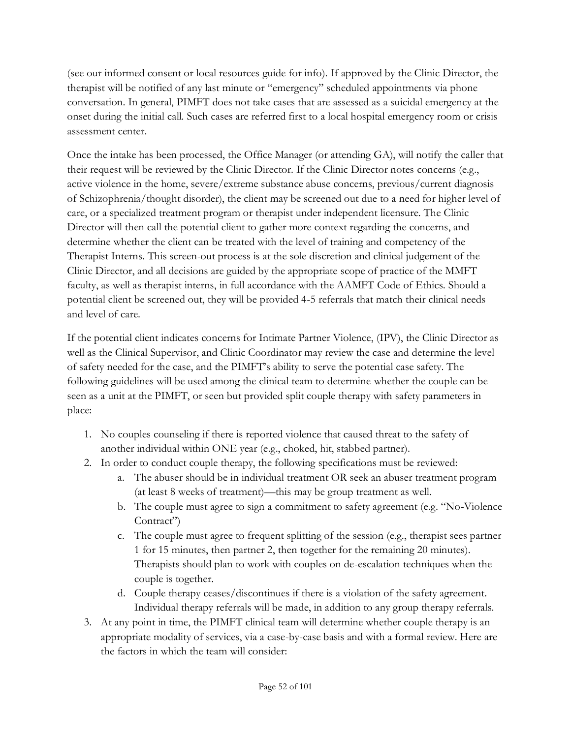(see our informed consent or local resources guide for info). If approved by the Clinic Director, the therapist will be notified of any last minute or "emergency" scheduled appointments via phone conversation. In general, PIMFT does not take cases that are assessed as a suicidal emergency at the onset during the initial call. Such cases are referred first to a local hospital emergency room or crisis assessment center.

Once the intake has been processed, the Office Manager (or attending GA), will notify the caller that their request will be reviewed by the Clinic Director. If the Clinic Director notes concerns (e.g., active violence in the home, severe/extreme substance abuse concerns, previous/current diagnosis of Schizophrenia/thought disorder), the client may be screened out due to a need for higher level of care, or a specialized treatment program or therapist under independent licensure. The Clinic Director will then call the potential client to gather more context regarding the concerns, and determine whether the client can be treated with the level of training and competency of the Therapist Interns. This screen-out process is at the sole discretion and clinical judgement of the Clinic Director, and all decisions are guided by the appropriate scope of practice of the MMFT faculty, as well as therapist interns, in full accordance with the AAMFT Code of Ethics. Should a potential client be screened out, they will be provided 4-5 referrals that match their clinical needs and level of care.

If the potential client indicates concerns for Intimate Partner Violence, (IPV), the Clinic Director as well as the Clinical Supervisor, and Clinic Coordinator may review the case and determine the level of safety needed for the case, and the PIMFT's ability to serve the potential case safety. The following guidelines will be used among the clinical team to determine whether the couple can be seen as a unit at the PIMFT, or seen but provided split couple therapy with safety parameters in place:

1. No couples counseling if there is reported violence that caused threat to the safety of another individual within ONE year (e.g., choked, hit, stabbed partner).
2. In order to conduct couple therapy, the following specifications must be reviewed:
    a. The abuser should be in individual treatment OR seek an abuser treatment program (at least 8 weeks of treatment)—this may be group treatment as well.
    b. The couple must agree to sign a commitment to safety agreement (e.g. "No-Violence Contract")
    c. The couple must agree to frequent splitting of the session (e.g., therapist sees partner 1 for 15 minutes, then partner 2, then together for the remaining 20 minutes). Therapists should plan to work with couples on de-escalation techniques when the couple is together.
    d. Couple therapy ceases/discontinues if there is a violation of the safety agreement. Individual therapy referrals will be made, in addition to any group therapy referrals.
3. At any point in time, the PIMFT clinical team will determine whether couple therapy is an appropriate modality of services, via a case-by-case basis and with a formal review. Here are the factors in which the team will consider: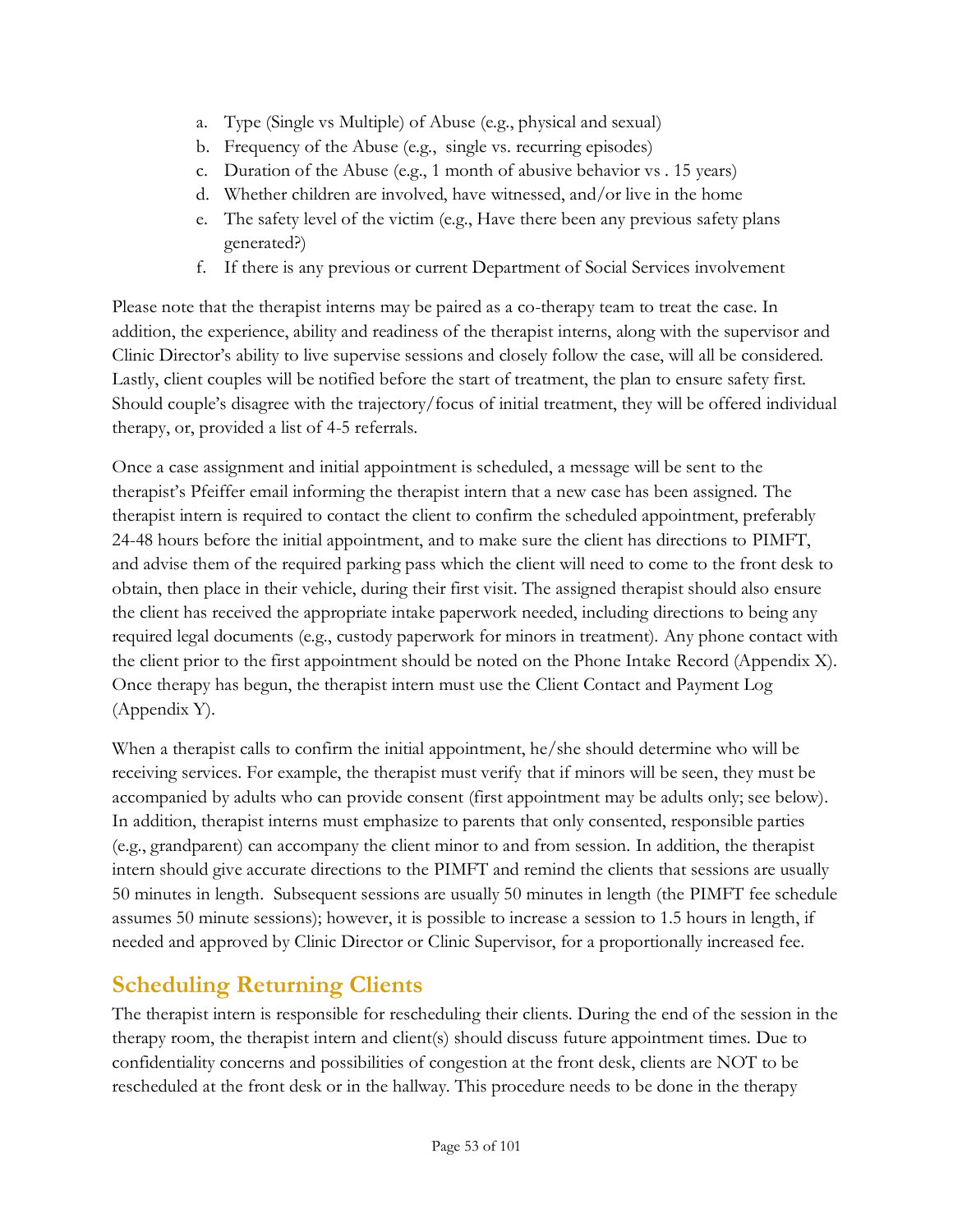a. Type (Single vs Multiple) of Abuse (e.g., physical and sexual)
b. Frequency of the Abuse (e.g., single vs. recurring episodes)
c. Duration of the Abuse (e.g., 1 month of abusive behavior vs . 15 years)
d. Whether children are involved, have witnessed, and/or live in the home
e. The safety level of the victim (e.g., Have there been any previous safety plans generated?)
f. If there is any previous or current Department of Social Services involvement

Please note that the therapist interns may be paired as a co-therapy team to treat the case. In addition, the experience, ability and readiness of the therapist interns, along with the supervisor and Clinic Director's ability to live supervise sessions and closely follow the case, will all be considered. Lastly, client couples will be notified before the start of treatment, the plan to ensure safety first. Should couple's disagree with the trajectory/focus of initial treatment, they will be offered individual therapy, or, provided a list of 4-5 referrals.

Once a case assignment and initial appointment is scheduled, a message will be sent to the therapist's Pfeiffer email informing the therapist intern that a new case has been assigned. The therapist intern is required to contact the client to confirm the scheduled appointment, preferably 24-48 hours before the initial appointment, and to make sure the client has directions to PIMFT, and advise them of the required parking pass which the client will need to come to the front desk to obtain, then place in their vehicle, during their first visit. The assigned therapist should also ensure the client has received the appropriate intake paperwork needed, including directions to being any required legal documents (e.g., custody paperwork for minors in treatment). Any phone contact with the client prior to the first appointment should be noted on the Phone Intake Record (Appendix X). Once therapy has begun, the therapist intern must use the Client Contact and Payment Log (Appendix Y).

When a therapist calls to confirm the initial appointment, he/she should determine who will be receiving services. For example, the therapist must verify that if minors will be seen, they must be accompanied by adults who can provide consent (first appointment may be adults only; see below). In addition, therapist interns must emphasize to parents that only consented, responsible parties (e.g., grandparent) can accompany the client minor to and from session. In addition, the therapist intern should give accurate directions to the PIMFT and remind the clients that sessions are usually 50 minutes in length. Subsequent sessions are usually 50 minutes in length (the PIMFT fee schedule assumes 50 minute sessions); however, it is possible to increase a session to 1.5 hours in length, if needed and approved by Clinic Director or Clinic Supervisor, for a proportionally increased fee.

## Scheduling Returning Clients

The therapist intern is responsible for rescheduling their clients. During the end of the session in the therapy room, the therapist intern and client(s) should discuss future appointment times. Due to confidentiality concerns and possibilities of congestion at the front desk, clients are NOT to be rescheduled at the front desk or in the hallway. This procedure needs to be done in the therapy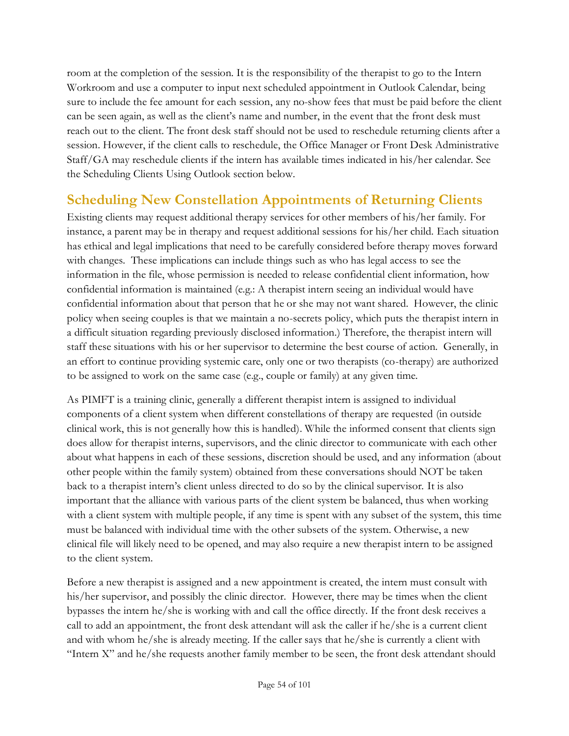room at the completion of the session. It is the responsibility of the therapist to go to the Intern Workroom and use a computer to input next scheduled appointment in Outlook Calendar, being sure to include the fee amount for each session, any no-show fees that must be paid before the client can be seen again, as well as the client's name and number, in the event that the front desk must reach out to the client. The front desk staff should not be used to reschedule returning clients after a session. However, if the client calls to reschedule, the Office Manager or Front Desk Administrative Staff/GA may reschedule clients if the intern has available times indicated in his/her calendar. See the Scheduling Clients Using Outlook section below.

## Scheduling New Constellation Appointments of Returning Clients

Existing clients may request additional therapy services for other members of his/her family. For instance, a parent may be in therapy and request additional sessions for his/her child. Each situation has ethical and legal implications that need to be carefully considered before therapy moves forward with changes. These implications can include things such as who has legal access to see the information in the file, whose permission is needed to release confidential client information, how confidential information is maintained (e.g.: A therapist intern seeing an individual would have confidential information about that person that he or she may not want shared. However, the clinic policy when seeing couples is that we maintain a no-secrets policy, which puts the therapist intern in a difficult situation regarding previously disclosed information.) Therefore, the therapist intern will staff these situations with his or her supervisor to determine the best course of action. Generally, in an effort to continue providing systemic care, only one or two therapists (co-therapy) are authorized to be assigned to work on the same case (e.g., couple or family) at any given time.

As PIMFT is a training clinic, generally a different therapist intern is assigned to individual components of a client system when different constellations of therapy are requested (in outside clinical work, this is not generally how this is handled). While the informed consent that clients sign does allow for therapist interns, supervisors, and the clinic director to communicate with each other about what happens in each of these sessions, discretion should be used, and any information (about other people within the family system) obtained from these conversations should NOT be taken back to a therapist intern's client unless directed to do so by the clinical supervisor. It is also important that the alliance with various parts of the client system be balanced, thus when working with a client system with multiple people, if any time is spent with any subset of the system, this time must be balanced with individual time with the other subsets of the system. Otherwise, a new clinical file will likely need to be opened, and may also require a new therapist intern to be assigned to the client system.

Before a new therapist is assigned and a new appointment is created, the intern must consult with his/her supervisor, and possibly the clinic director. However, there may be times when the client bypasses the intern he/she is working with and call the office directly. If the front desk receives a call to add an appointment, the front desk attendant will ask the caller if he/she is a current client and with whom he/she is already meeting. If the caller says that he/she is currently a client with "Intern X" and he/she requests another family member to be seen, the front desk attendant should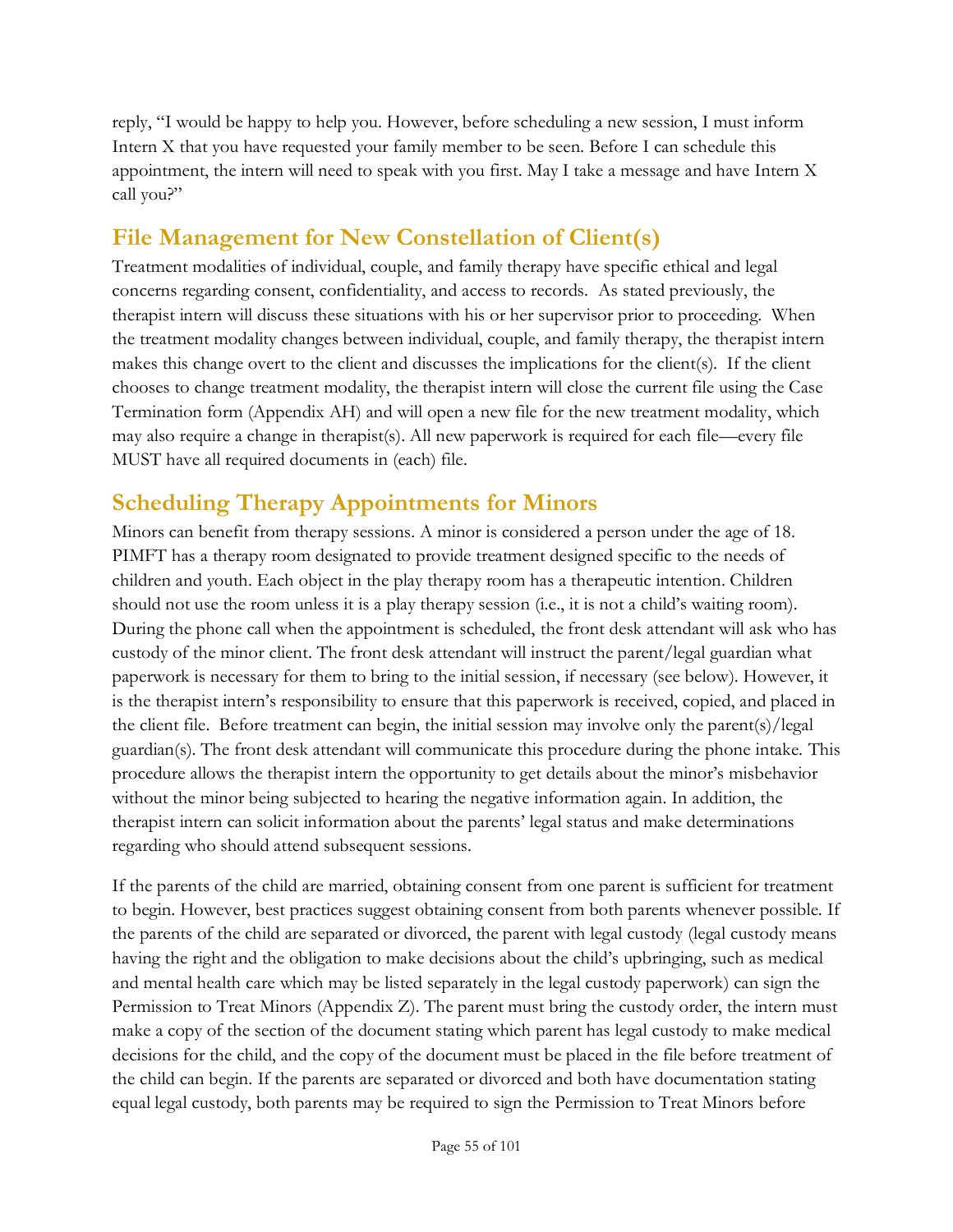reply, "I would be happy to help you. However, before scheduling a new session, I must inform Intern X that you have requested your family member to be seen. Before I can schedule this appointment, the intern will need to speak with you first. May I take a message and have Intern X call you?"

## File Management for New Constellation of Client(s)

Treatment modalities of individual, couple, and family therapy have specific ethical and legal concerns regarding consent, confidentiality, and access to records. As stated previously, the therapist intern will discuss these situations with his or her supervisor prior to proceeding. When the treatment modality changes between individual, couple, and family therapy, the therapist intern makes this change overt to the client and discusses the implications for the client(s). If the client chooses to change treatment modality, the therapist intern will close the current file using the Case Termination form (Appendix AH) and will open a new file for the new treatment modality, which may also require a change in therapist(s). All new paperwork is required for each file—every file MUST have all required documents in (each) file.

## Scheduling Therapy Appointments for Minors

Minors can benefit from therapy sessions. A minor is considered a person under the age of 18. PIMFT has a therapy room designated to provide treatment designed specific to the needs of children and youth. Each object in the play therapy room has a therapeutic intention. Children should not use the room unless it is a play therapy session (i.e., it is not a child's waiting room). During the phone call when the appointment is scheduled, the front desk attendant will ask who has custody of the minor client. The front desk attendant will instruct the parent/legal guardian what paperwork is necessary for them to bring to the initial session, if necessary (see below). However, it is the therapist intern's responsibility to ensure that this paperwork is received, copied, and placed in the client file. Before treatment can begin, the initial session may involve only the parent(s)/legal guardian(s). The front desk attendant will communicate this procedure during the phone intake. This procedure allows the therapist intern the opportunity to get details about the minor's misbehavior without the minor being subjected to hearing the negative information again. In addition, the therapist intern can solicit information about the parents' legal status and make determinations regarding who should attend subsequent sessions.

If the parents of the child are married, obtaining consent from one parent is sufficient for treatment to begin. However, best practices suggest obtaining consent from both parents whenever possible. If the parents of the child are separated or divorced, the parent with legal custody (legal custody means having the right and the obligation to make decisions about the child's upbringing, such as medical and mental health care which may be listed separately in the legal custody paperwork) can sign the Permission to Treat Minors (Appendix Z). The parent must bring the custody order, the intern must make a copy of the section of the document stating which parent has legal custody to make medical decisions for the child, and the copy of the document must be placed in the file before treatment of the child can begin. If the parents are separated or divorced and both have documentation stating equal legal custody, both parents may be required to sign the Permission to Treat Minors before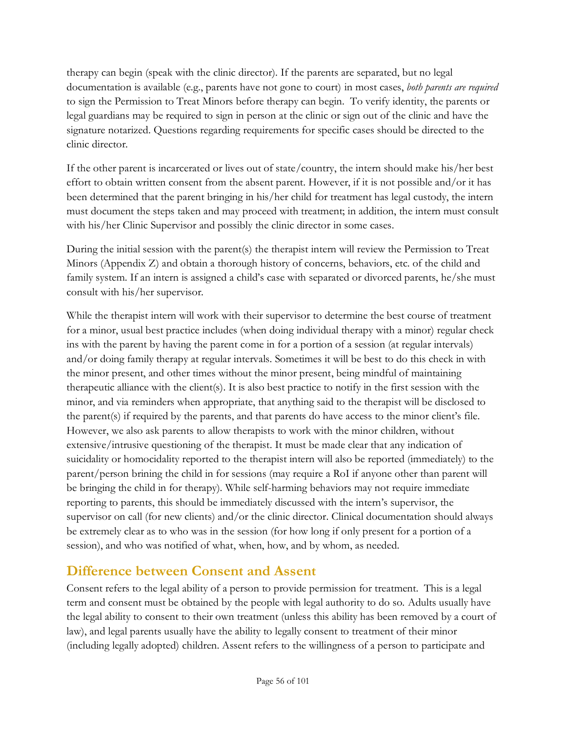therapy can begin (speak with the clinic director). If the parents are separated, but no legal documentation is available (e.g., parents have not gone to court) in most cases, *both parents are required* to sign the Permission to Treat Minors before therapy can begin. To verify identity, the parents or legal guardians may be required to sign in person at the clinic or sign out of the clinic and have the signature notarized. Questions regarding requirements for specific cases should be directed to the clinic director.

If the other parent is incarcerated or lives out of state/country, the intern should make his/her best effort to obtain written consent from the absent parent. However, if it is not possible and/or it has been determined that the parent bringing in his/her child for treatment has legal custody, the intern must document the steps taken and may proceed with treatment; in addition, the intern must consult with his/her Clinic Supervisor and possibly the clinic director in some cases.

During the initial session with the parent(s) the therapist intern will review the Permission to Treat Minors (Appendix Z) and obtain a thorough history of concerns, behaviors, etc. of the child and family system. If an intern is assigned a child's case with separated or divorced parents, he/she must consult with his/her supervisor.

While the therapist intern will work with their supervisor to determine the best course of treatment for a minor, usual best practice includes (when doing individual therapy with a minor) regular check ins with the parent by having the parent come in for a portion of a session (at regular intervals) and/or doing family therapy at regular intervals. Sometimes it will be best to do this check in with the minor present, and other times without the minor present, being mindful of maintaining therapeutic alliance with the client(s). It is also best practice to notify in the first session with the minor, and via reminders when appropriate, that anything said to the therapist will be disclosed to the parent(s) if required by the parents, and that parents do have access to the minor client's file. However, we also ask parents to allow therapists to work with the minor children, without extensive/intrusive questioning of the therapist. It must be made clear that any indication of suicidality or homocidality reported to the therapist intern will also be reported (immediately) to the parent/person brining the child in for sessions (may require a RoI if anyone other than parent will be bringing the child in for therapy). While self-harming behaviors may not require immediate reporting to parents, this should be immediately discussed with the intern's supervisor, the supervisor on call (for new clients) and/or the clinic director. Clinical documentation should always be extremely clear as to who was in the session (for how long if only present for a portion of a session), and who was notified of what, when, how, and by whom, as needed.

## Difference between Consent and Assent

Consent refers to the legal ability of a person to provide permission for treatment. This is a legal term and consent must be obtained by the people with legal authority to do so. Adults usually have the legal ability to consent to their own treatment (unless this ability has been removed by a court of law), and legal parents usually have the ability to legally consent to treatment of their minor (including legally adopted) children. Assent refers to the willingness of a person to participate and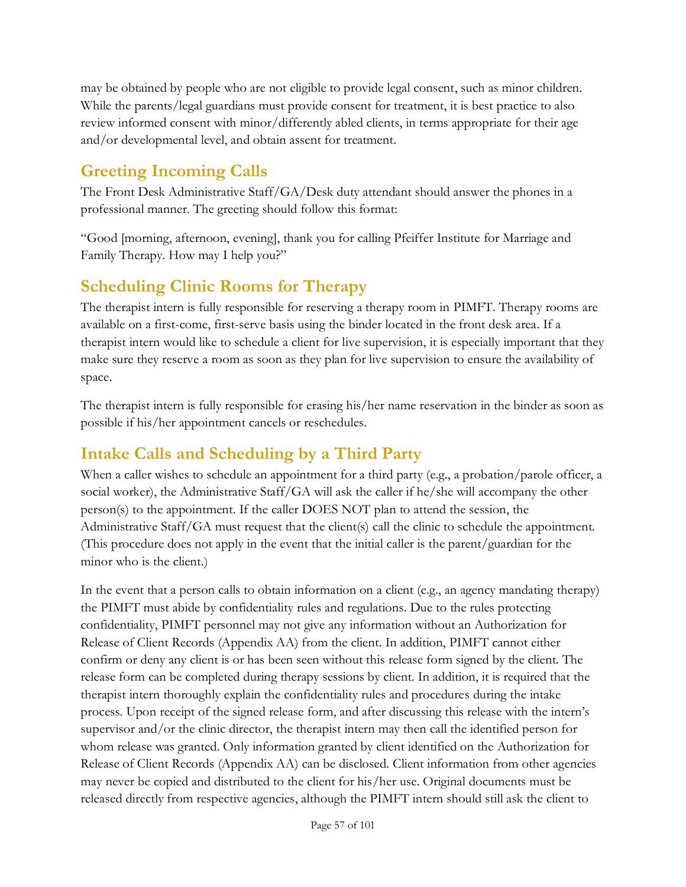may be obtained by people who are not eligible to provide legal consent, such as minor children. While the parents/legal guardians must provide consent for treatment, it is best practice to also review informed consent with minor/differently abled clients, in terms appropriate for their age and/or developmental level, and obtain assent for treatment.

## Greeting Incoming Calls

The Front Desk Administrative Staff/GA/Desk duty attendant should answer the phones in a professional manner. The greeting should follow this format:

"Good [morning, afternoon, evening], thank you for calling Pfeiffer Institute for Marriage and Family Therapy. How may I help you?"

## Scheduling Clinic Rooms for Therapy

The therapist intern is fully responsible for reserving a therapy room in PIMFT. Therapy rooms are available on a first-come, first-serve basis using the binder located in the front desk area. If a therapist intern would like to schedule a client for live supervision, it is especially important that they make sure they reserve a room as soon as they plan for live supervision to ensure the availability of space.

The therapist intern is fully responsible for erasing his/her name reservation in the binder as soon as possible if his/her appointment cancels or reschedules.

## Intake Calls and Scheduling by a Third Party

When a caller wishes to schedule an appointment for a third party (e.g., a probation/parole officer, a social worker), the Administrative Staff/GA will ask the caller if he/she will accompany the other person(s) to the appointment. If the caller DOES NOT plan to attend the session, the Administrative Staff/GA must request that the client(s) call the clinic to schedule the appointment. (This procedure does not apply in the event that the initial caller is the parent/guardian for the minor who is the client.)

In the event that a person calls to obtain information on a client (e.g., an agency mandating therapy) the PIMFT must abide by confidentiality rules and regulations. Due to the rules protecting confidentiality, PIMFT personnel may not give any information without an Authorization for Release of Client Records (Appendix AA) from the client. In addition, PIMFT cannot either confirm or deny any client is or has been seen without this release form signed by the client. The release form can be completed during therapy sessions by client. In addition, it is required that the therapist intern thoroughly explain the confidentiality rules and procedures during the intake process. Upon receipt of the signed release form, and after discussing this release with the intern's supervisor and/or the clinic director, the therapist intern may then call the identified person for whom release was granted. Only information granted by client identified on the Authorization for Release of Client Records (Appendix AA) can be disclosed. Client information from other agencies may never be copied and distributed to the client for his/her use. Original documents must be released directly from respective agencies, although the PIMFT intern should still ask the client to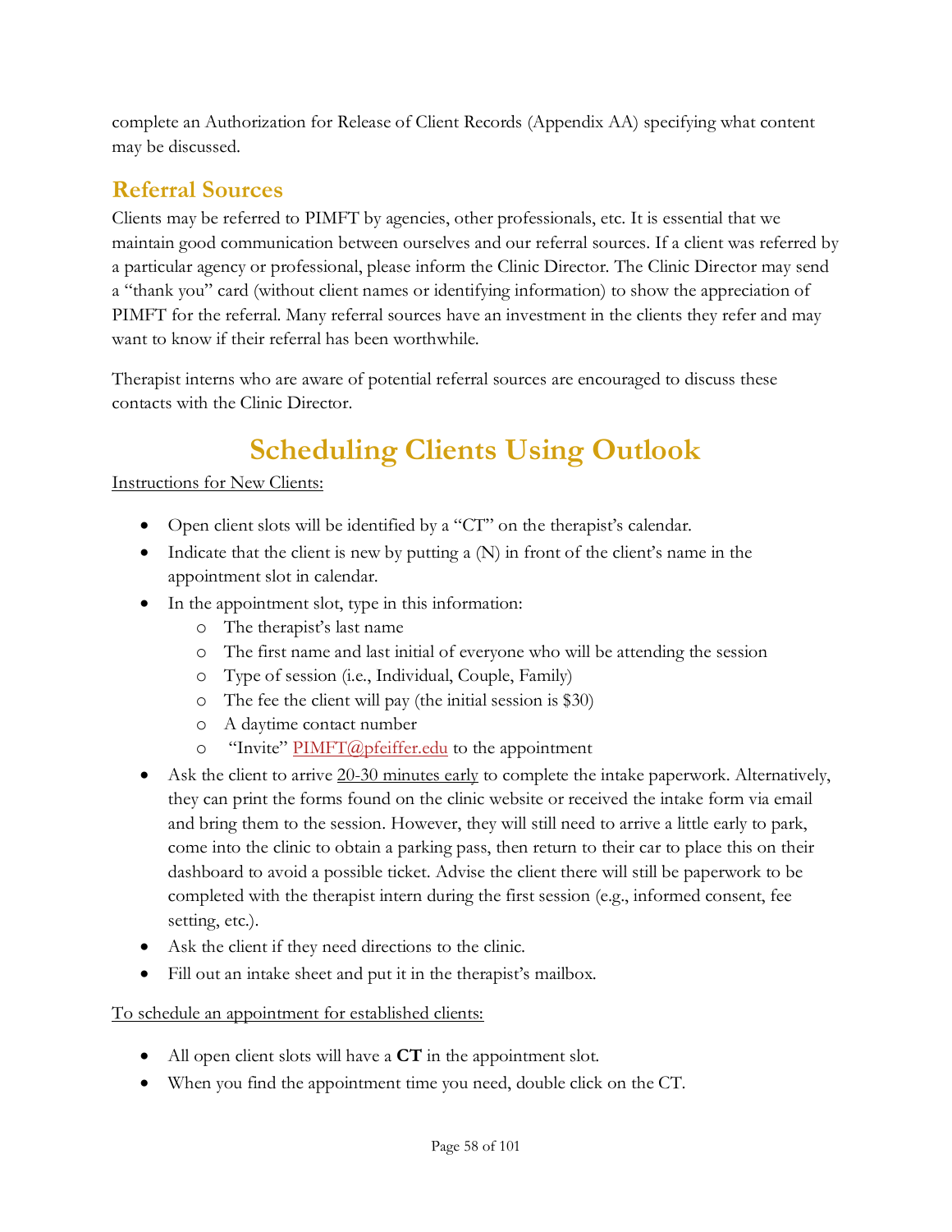complete an Authorization for Release of Client Records (Appendix AA) specifying what content may be discussed.

## Referral Sources

Clients may be referred to PIMFT by agencies, other professionals, etc. It is essential that we maintain good communication between ourselves and our referral sources. If a client was referred by a particular agency or professional, please inform the Clinic Director. The Clinic Director may send a "thank you" card (without client names or identifying information) to show the appreciation of PIMFT for the referral. Many referral sources have an investment in the clients they refer and may want to know if their referral has been worthwhile.

Therapist interns who are aware of potential referral sources are encouraged to discuss these contacts with the Clinic Director.

# Scheduling Clients Using Outlook

<u>Instructions for New Clients:</u>

- Open client slots will be identified by a "CT" on the therapist's calendar.
- Indicate that the client is new by putting a (N) in front of the client's name in the appointment slot in calendar.
- In the appointment slot, type in this information:
  - The therapist's last name
  - The first name and last initial of everyone who will be attending the session
  - Type of session (i.e., Individual, Couple, Family)
  - The fee the client will pay (the initial session is $30)
  - A daytime contact number
  - "Invite" PIMFT@pfeiffer.edu to the appointment
- Ask the client to arrive <u>20-30 minutes early</u> to complete the intake paperwork. Alternatively, they can print the forms found on the clinic website or received the intake form via email and bring them to the session. However, they will still need to arrive a little early to park, come into the clinic to obtain a parking pass, then return to their car to place this on their dashboard to avoid a possible ticket. Advise the client there will still be paperwork to be completed with the therapist intern during the first session (e.g., informed consent, fee setting, etc.).
- Ask the client if they need directions to the clinic.
- Fill out an intake sheet and put it in the therapist's mailbox.

<u>To schedule an appointment for established clients:</u>

- All open client slots will have a **CT** in the appointment slot.
- When you find the appointment time you need, double click on the CT.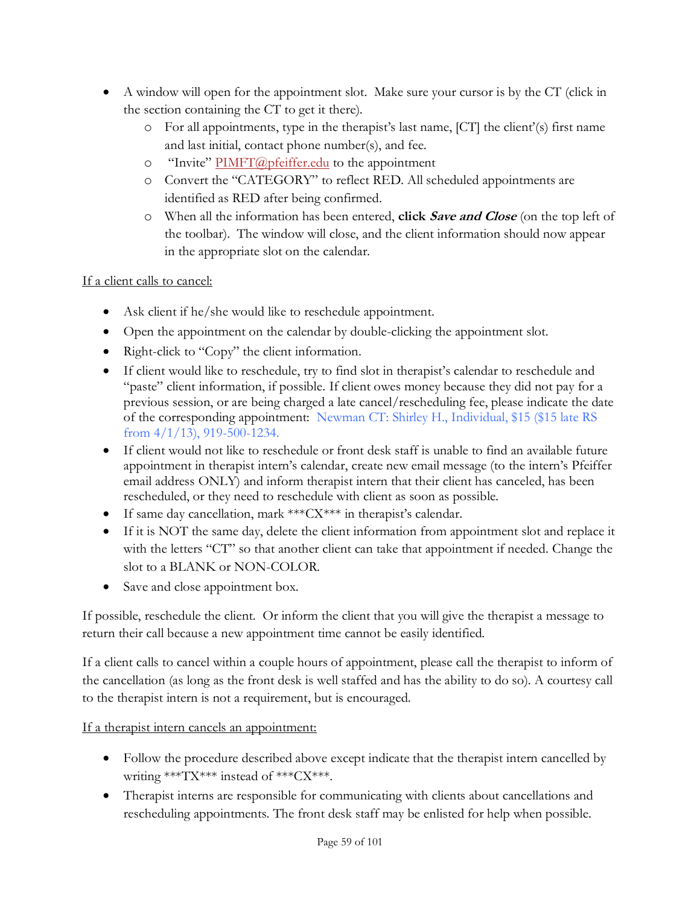- A window will open for the appointment slot. Make sure your cursor is by the CT (click in the section containing the CT to get it there).
  - For all appointments, type in the therapist's last name, [CT] the client'(s) first name and last initial, contact phone number(s), and fee.
  - "Invite" PIMFT@pfeiffer.edu to the appointment
  - Convert the "CATEGORY" to reflect RED. All scheduled appointments are identified as RED after being confirmed.
  - When all the information has been entered, **click *Save and Close*** (on the top left of the toolbar). The window will close, and the client information should now appear in the appropriate slot on the calendar.

If a client calls to cancel:

- Ask client if he/she would like to reschedule appointment.
- Open the appointment on the calendar by double-clicking the appointment slot.
- Right-click to "Copy" the client information.
- If client would like to reschedule, try to find slot in therapist's calendar to reschedule and "paste" client information, if possible. If client owes money because they did not pay for a previous session, or are being charged a late cancel/rescheduling fee, please indicate the date of the corresponding appointment: Newman CT: Shirley H., Individual, $15 ($15 late RS from 4/1/13), 919-500-1234.
- If client would not like to reschedule or front desk staff is unable to find an available future appointment in therapist intern's calendar, create new email message (to the intern's Pfeiffer email address ONLY) and inform therapist intern that their client has canceled, has been rescheduled, or they need to reschedule with client as soon as possible.
- If same day cancellation, mark ***CX*** in therapist's calendar.
- If it is NOT the same day, delete the client information from appointment slot and replace it with the letters "CT" so that another client can take that appointment if needed. Change the slot to a BLANK or NON-COLOR.
- Save and close appointment box.

If possible, reschedule the client. Or inform the client that you will give the therapist a message to return their call because a new appointment time cannot be easily identified.

If a client calls to cancel within a couple hours of appointment, please call the therapist to inform of the cancellation (as long as the front desk is well staffed and has the ability to do so). A courtesy call to the therapist intern is not a requirement, but is encouraged.

If a therapist intern cancels an appointment:

- Follow the procedure described above except indicate that the therapist intern cancelled by writing ***TX*** instead of ***CX***.
- Therapist interns are responsible for communicating with clients about cancellations and rescheduling appointments. The front desk staff may be enlisted for help when possible.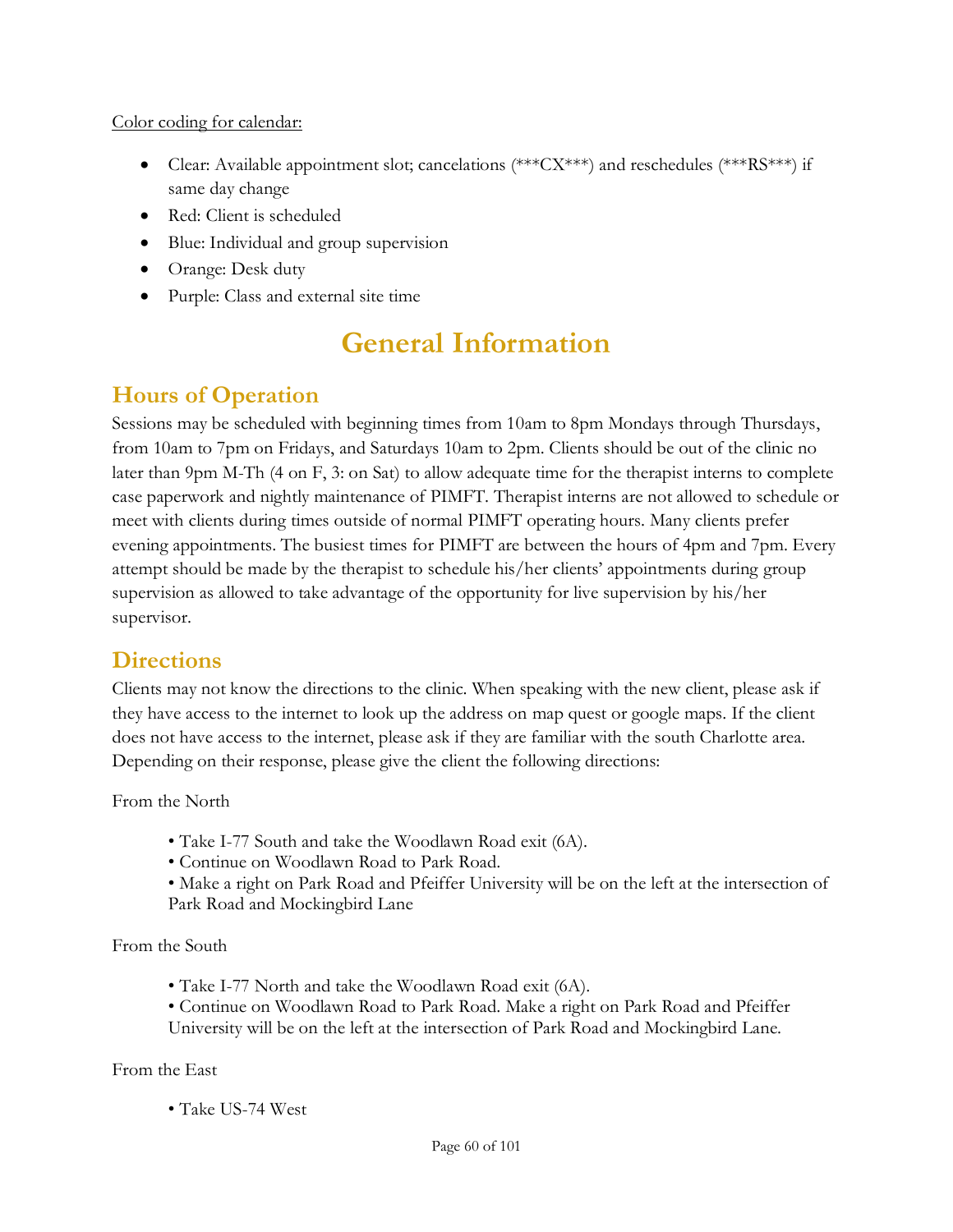Color coding for calendar:

- Clear: Available appointment slot; cancelations (***CX***) and reschedules (***RS***) if same day change
- Red: Client is scheduled
- Blue: Individual and group supervision
- Orange: Desk duty
- Purple: Class and external site time

# General Information

## Hours of Operation

Sessions may be scheduled with beginning times from 10am to 8pm Mondays through Thursdays, from 10am to 7pm on Fridays, and Saturdays 10am to 2pm. Clients should be out of the clinic no later than 9pm M-Th (4 on F, 3: on Sat) to allow adequate time for the therapist interns to complete case paperwork and nightly maintenance of PIMFT. Therapist interns are not allowed to schedule or meet with clients during times outside of normal PIMFT operating hours. Many clients prefer evening appointments. The busiest times for PIMFT are between the hours of 4pm and 7pm. Every attempt should be made by the therapist to schedule his/her clients' appointments during group supervision as allowed to take advantage of the opportunity for live supervision by his/her supervisor.

## Directions

Clients may not know the directions to the clinic. When speaking with the new client, please ask if they have access to the internet to look up the address on map quest or google maps. If the client does not have access to the internet, please ask if they are familiar with the south Charlotte area. Depending on their response, please give the client the following directions:

From the North

- Take I-77 South and take the Woodlawn Road exit (6A).
- Continue on Woodlawn Road to Park Road.
- Make a right on Park Road and Pfeiffer University will be on the left at the intersection of Park Road and Mockingbird Lane

From the South

- Take I-77 North and take the Woodlawn Road exit (6A).
- Continue on Woodlawn Road to Park Road. Make a right on Park Road and Pfeiffer University will be on the left at the intersection of Park Road and Mockingbird Lane.

From the East

- Take US-74 West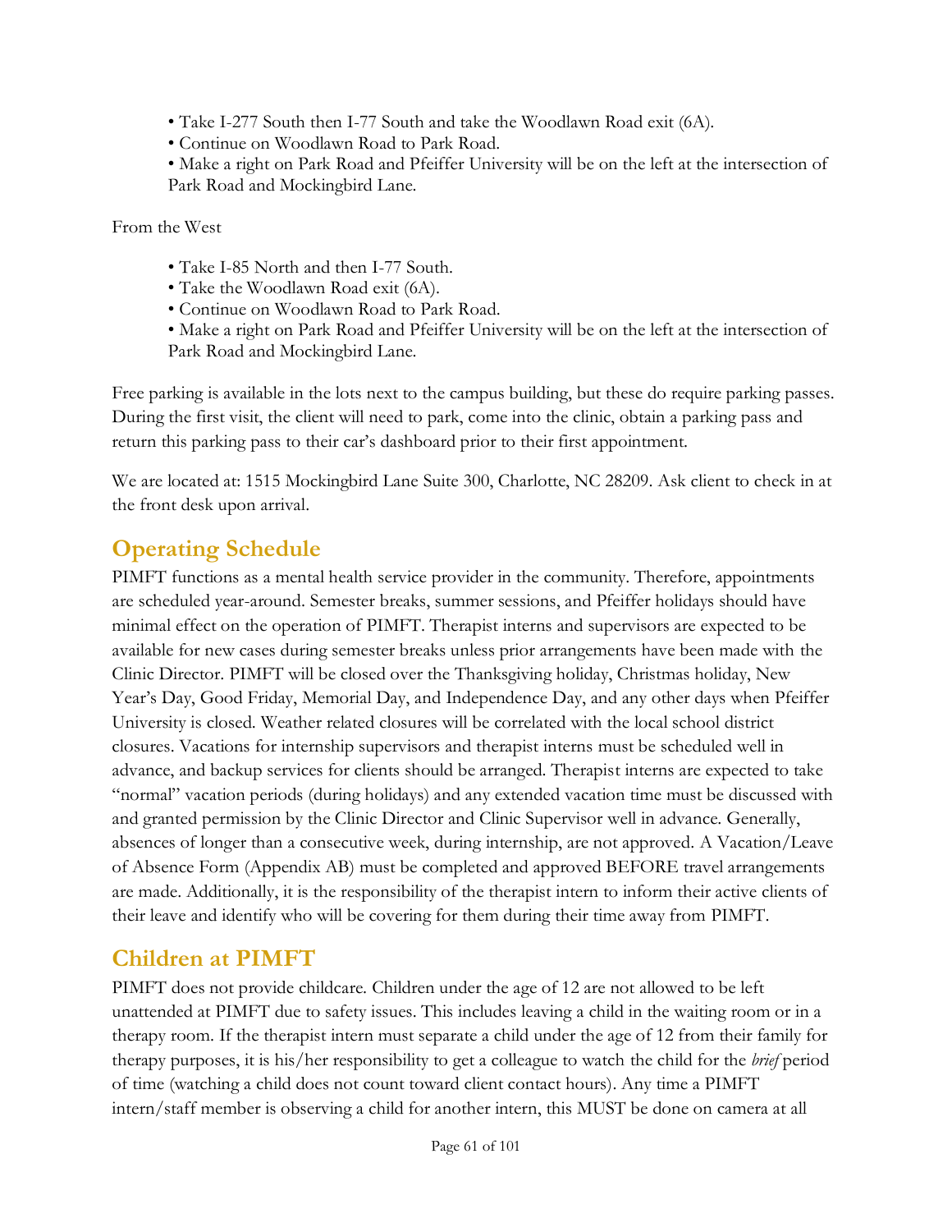- Take I-277 South then I-77 South and take the Woodlawn Road exit (6A).
- Continue on Woodlawn Road to Park Road.
- Make a right on Park Road and Pfeiffer University will be on the left at the intersection of Park Road and Mockingbird Lane.

From the West

- Take I-85 North and then I-77 South.
- Take the Woodlawn Road exit (6A).
- Continue on Woodlawn Road to Park Road.
- Make a right on Park Road and Pfeiffer University will be on the left at the intersection of Park Road and Mockingbird Lane.

Free parking is available in the lots next to the campus building, but these do require parking passes. During the first visit, the client will need to park, come into the clinic, obtain a parking pass and return this parking pass to their car's dashboard prior to their first appointment.

We are located at: 1515 Mockingbird Lane Suite 300, Charlotte, NC 28209. Ask client to check in at the front desk upon arrival.

## Operating Schedule

PIMFT functions as a mental health service provider in the community. Therefore, appointments are scheduled year-around. Semester breaks, summer sessions, and Pfeiffer holidays should have minimal effect on the operation of PIMFT. Therapist interns and supervisors are expected to be available for new cases during semester breaks unless prior arrangements have been made with the Clinic Director. PIMFT will be closed over the Thanksgiving holiday, Christmas holiday, New Year's Day, Good Friday, Memorial Day, and Independence Day, and any other days when Pfeiffer University is closed. Weather related closures will be correlated with the local school district closures. Vacations for internship supervisors and therapist interns must be scheduled well in advance, and backup services for clients should be arranged. Therapist interns are expected to take "normal" vacation periods (during holidays) and any extended vacation time must be discussed with and granted permission by the Clinic Director and Clinic Supervisor well in advance. Generally, absences of longer than a consecutive week, during internship, are not approved. A Vacation/Leave of Absence Form (Appendix AB) must be completed and approved BEFORE travel arrangements are made. Additionally, it is the responsibility of the therapist intern to inform their active clients of their leave and identify who will be covering for them during their time away from PIMFT.

## Children at PIMFT

PIMFT does not provide childcare. Children under the age of 12 are not allowed to be left unattended at PIMFT due to safety issues. This includes leaving a child in the waiting room or in a therapy room. If the therapist intern must separate a child under the age of 12 from their family for therapy purposes, it is his/her responsibility to get a colleague to watch the child for the *brief* period of time (watching a child does not count toward client contact hours). Any time a PIMFT intern/staff member is observing a child for another intern, this MUST be done on camera at all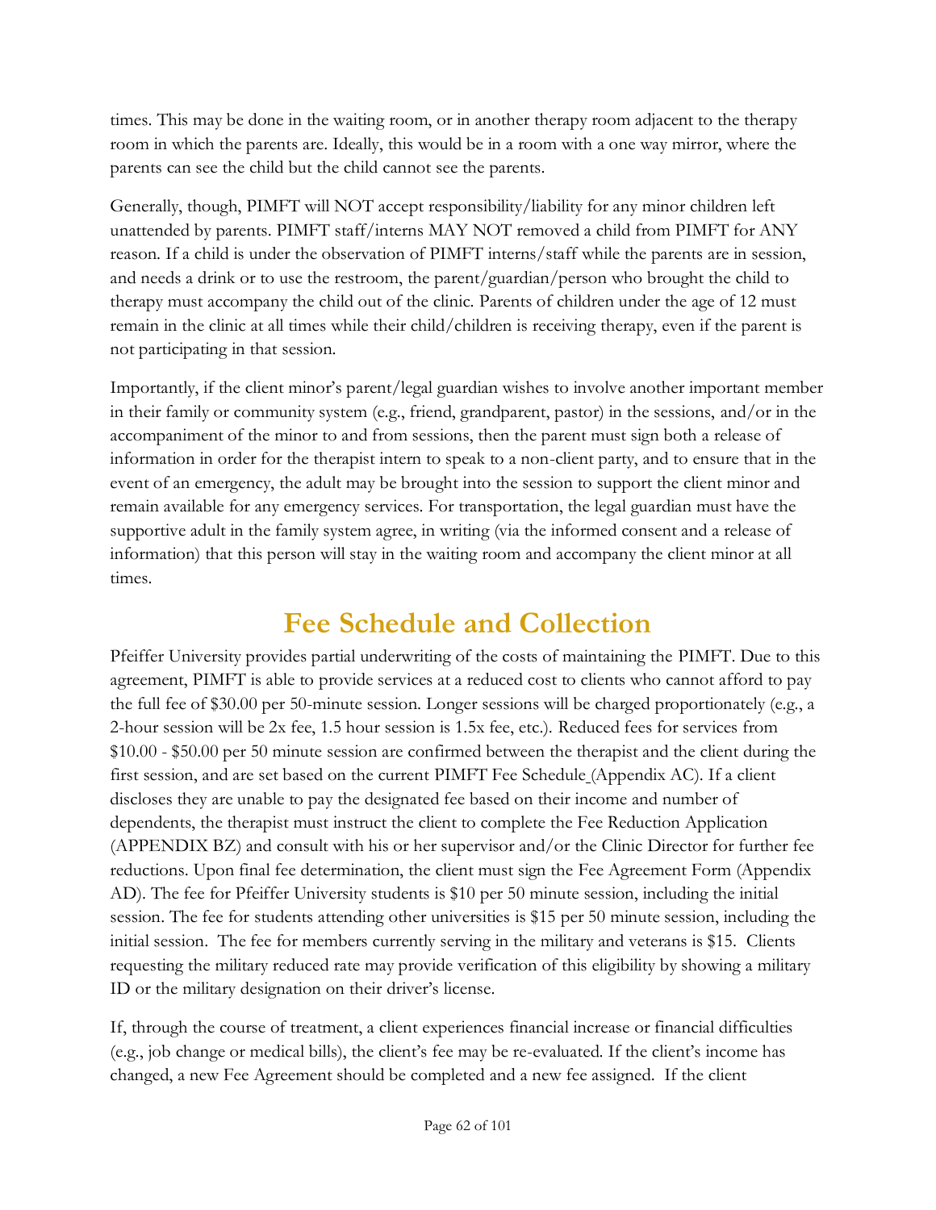times. This may be done in the waiting room, or in another therapy room adjacent to the therapy room in which the parents are. Ideally, this would be in a room with a one way mirror, where the parents can see the child but the child cannot see the parents.

Generally, though, PIMFT will NOT accept responsibility/liability for any minor children left unattended by parents. PIMFT staff/interns MAY NOT removed a child from PIMFT for ANY reason. If a child is under the observation of PIMFT interns/staff while the parents are in session, and needs a drink or to use the restroom, the parent/guardian/person who brought the child to therapy must accompany the child out of the clinic. Parents of children under the age of 12 must remain in the clinic at all times while their child/children is receiving therapy, even if the parent is not participating in that session.

Importantly, if the client minor's parent/legal guardian wishes to involve another important member in their family or community system (e.g., friend, grandparent, pastor) in the sessions, and/or in the accompaniment of the minor to and from sessions, then the parent must sign both a release of information in order for the therapist intern to speak to a non-client party, and to ensure that in the event of an emergency, the adult may be brought into the session to support the client minor and remain available for any emergency services. For transportation, the legal guardian must have the supportive adult in the family system agree, in writing (via the informed consent and a release of information) that this person will stay in the waiting room and accompany the client minor at all times.

# Fee Schedule and Collection

Pfeiffer University provides partial underwriting of the costs of maintaining the PIMFT. Due to this agreement, PIMFT is able to provide services at a reduced cost to clients who cannot afford to pay the full fee of $30.00 per 50-minute session. Longer sessions will be charged proportionately (e.g., a 2-hour session will be 2x fee, 1.5 hour session is 1.5x fee, etc.). Reduced fees for services from $10.00 - $50.00 per 50 minute session are confirmed between the therapist and the client during the first session, and are set based on the current PIMFT Fee Schedule (Appendix AC). If a client discloses they are unable to pay the designated fee based on their income and number of dependents, the therapist must instruct the client to complete the Fee Reduction Application (APPENDIX BZ) and consult with his or her supervisor and/or the Clinic Director for further fee reductions. Upon final fee determination, the client must sign the Fee Agreement Form (Appendix AD). The fee for Pfeiffer University students is $10 per 50 minute session, including the initial session. The fee for students attending other universities is $15 per 50 minute session, including the initial session. The fee for members currently serving in the military and veterans is $15. Clients requesting the military reduced rate may provide verification of this eligibility by showing a military ID or the military designation on their driver's license.

If, through the course of treatment, a client experiences financial increase or financial difficulties (e.g., job change or medical bills), the client's fee may be re-evaluated. If the client's income has changed, a new Fee Agreement should be completed and a new fee assigned. If the client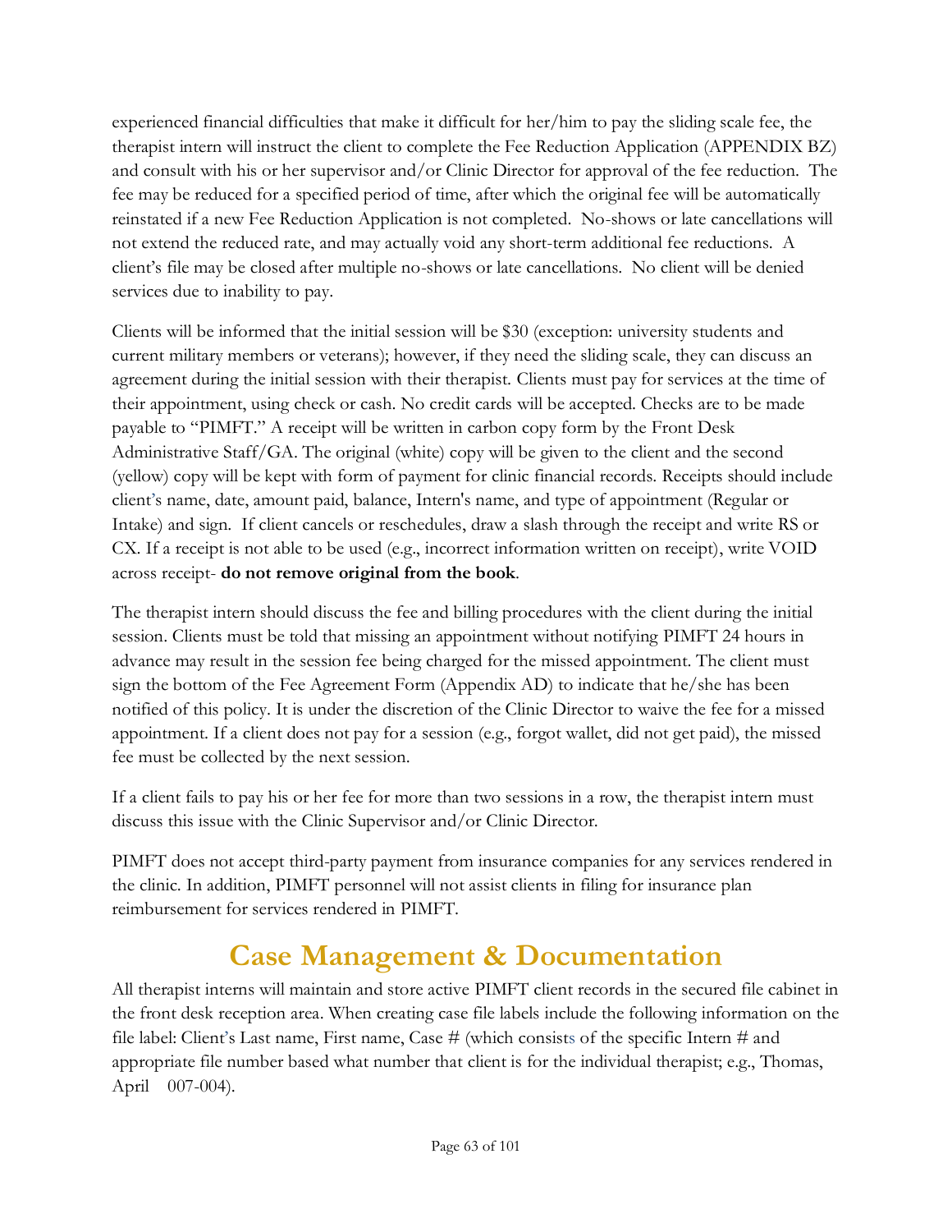experienced financial difficulties that make it difficult for her/him to pay the sliding scale fee, the therapist intern will instruct the client to complete the Fee Reduction Application (APPENDIX BZ) and consult with his or her supervisor and/or Clinic Director for approval of the fee reduction. The fee may be reduced for a specified period of time, after which the original fee will be automatically reinstated if a new Fee Reduction Application is not completed. No-shows or late cancellations will not extend the reduced rate, and may actually void any short-term additional fee reductions. A client's file may be closed after multiple no-shows or late cancellations. No client will be denied services due to inability to pay.

Clients will be informed that the initial session will be $30 (exception: university students and current military members or veterans); however, if they need the sliding scale, they can discuss an agreement during the initial session with their therapist. Clients must pay for services at the time of their appointment, using check or cash. No credit cards will be accepted. Checks are to be made payable to "PIMFT." A receipt will be written in carbon copy form by the Front Desk Administrative Staff/GA. The original (white) copy will be given to the client and the second (yellow) copy will be kept with form of payment for clinic financial records. Receipts should include client's name, date, amount paid, balance, Intern's name, and type of appointment (Regular or Intake) and sign. If client cancels or reschedules, draw a slash through the receipt and write RS or CX. If a receipt is not able to be used (e.g., incorrect information written on receipt), write VOID across receipt- **do not remove original from the book**.

The therapist intern should discuss the fee and billing procedures with the client during the initial session. Clients must be told that missing an appointment without notifying PIMFT 24 hours in advance may result in the session fee being charged for the missed appointment. The client must sign the bottom of the Fee Agreement Form (Appendix AD) to indicate that he/she has been notified of this policy. It is under the discretion of the Clinic Director to waive the fee for a missed appointment. If a client does not pay for a session (e.g., forgot wallet, did not get paid), the missed fee must be collected by the next session.

If a client fails to pay his or her fee for more than two sessions in a row, the therapist intern must discuss this issue with the Clinic Supervisor and/or Clinic Director.

PIMFT does not accept third-party payment from insurance companies for any services rendered in the clinic. In addition, PIMFT personnel will not assist clients in filing for insurance plan reimbursement for services rendered in PIMFT.

# Case Management & Documentation

All therapist interns will maintain and store active PIMFT client records in the secured file cabinet in the front desk reception area. When creating case file labels include the following information on the file label: Client's Last name, First name, Case # (which consists of the specific Intern # and appropriate file number based what number that client is for the individual therapist; e.g., Thomas, April 007-004).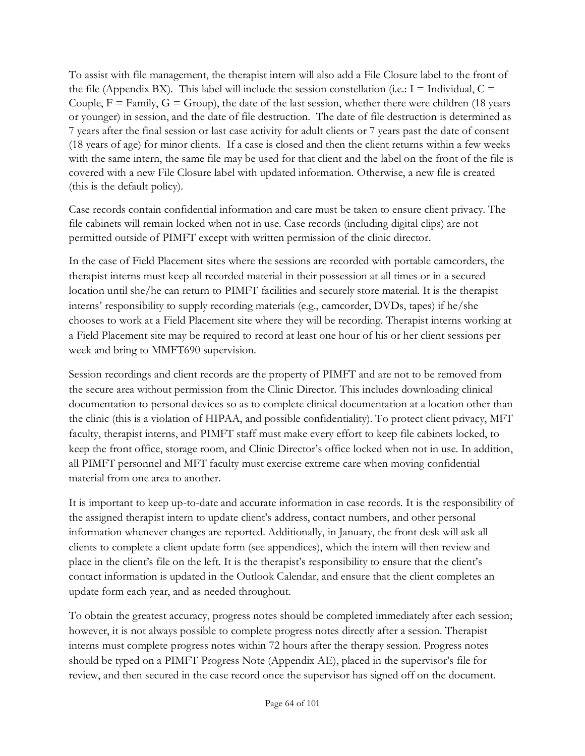To assist with file management, the therapist intern will also add a File Closure label to the front of the file (Appendix BX). This label will include the session constellation (i.e.: I = Individual, C = Couple, F = Family, G = Group), the date of the last session, whether there were children (18 years or younger) in session, and the date of file destruction. The date of file destruction is determined as 7 years after the final session or last case activity for adult clients or 7 years past the date of consent (18 years of age) for minor clients. If a case is closed and then the client returns within a few weeks with the same intern, the same file may be used for that client and the label on the front of the file is covered with a new File Closure label with updated information. Otherwise, a new file is created (this is the default policy).

Case records contain confidential information and care must be taken to ensure client privacy. The file cabinets will remain locked when not in use. Case records (including digital clips) are not permitted outside of PIMFT except with written permission of the clinic director.

In the case of Field Placement sites where the sessions are recorded with portable camcorders, the therapist interns must keep all recorded material in their possession at all times or in a secured location until she/he can return to PIMFT facilities and securely store material. It is the therapist interns' responsibility to supply recording materials (e.g., camcorder, DVDs, tapes) if he/she chooses to work at a Field Placement site where they will be recording. Therapist interns working at a Field Placement site may be required to record at least one hour of his or her client sessions per week and bring to MMFT690 supervision.

Session recordings and client records are the property of PIMFT and are not to be removed from the secure area without permission from the Clinic Director. This includes downloading clinical documentation to personal devices so as to complete clinical documentation at a location other than the clinic (this is a violation of HIPAA, and possible confidentiality). To protect client privacy, MFT faculty, therapist interns, and PIMFT staff must make every effort to keep file cabinets locked, to keep the front office, storage room, and Clinic Director's office locked when not in use. In addition, all PIMFT personnel and MFT faculty must exercise extreme care when moving confidential material from one area to another.

It is important to keep up-to-date and accurate information in case records. It is the responsibility of the assigned therapist intern to update client's address, contact numbers, and other personal information whenever changes are reported. Additionally, in January, the front desk will ask all clients to complete a client update form (see appendices), which the intern will then review and place in the client's file on the left. It is the therapist's responsibility to ensure that the client's contact information is updated in the Outlook Calendar, and ensure that the client completes an update form each year, and as needed throughout.

To obtain the greatest accuracy, progress notes should be completed immediately after each session; however, it is not always possible to complete progress notes directly after a session. Therapist interns must complete progress notes within 72 hours after the therapy session. Progress notes should be typed on a PIMFT Progress Note (Appendix AE), placed in the supervisor's file for review, and then secured in the case record once the supervisor has signed off on the document.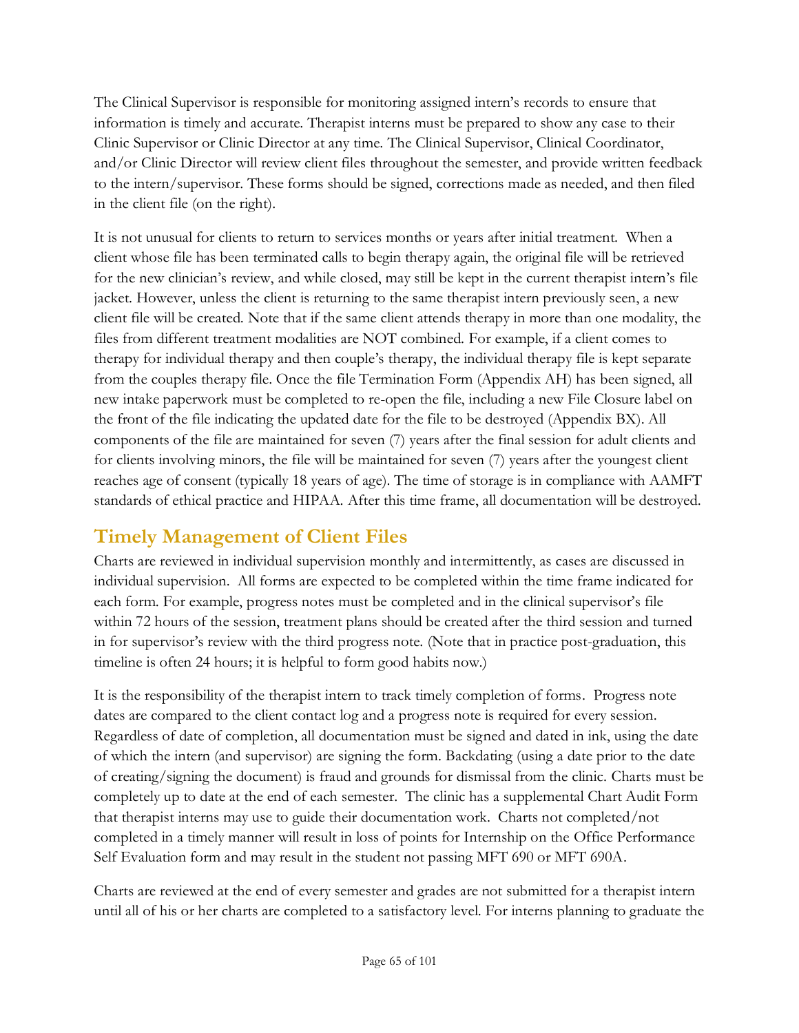The Clinical Supervisor is responsible for monitoring assigned intern's records to ensure that information is timely and accurate. Therapist interns must be prepared to show any case to their Clinic Supervisor or Clinic Director at any time. The Clinical Supervisor, Clinical Coordinator, and/or Clinic Director will review client files throughout the semester, and provide written feedback to the intern/supervisor. These forms should be signed, corrections made as needed, and then filed in the client file (on the right).

It is not unusual for clients to return to services months or years after initial treatment. When a client whose file has been terminated calls to begin therapy again, the original file will be retrieved for the new clinician's review, and while closed, may still be kept in the current therapist intern's file jacket. However, unless the client is returning to the same therapist intern previously seen, a new client file will be created. Note that if the same client attends therapy in more than one modality, the files from different treatment modalities are NOT combined. For example, if a client comes to therapy for individual therapy and then couple's therapy, the individual therapy file is kept separate from the couples therapy file. Once the file Termination Form (Appendix AH) has been signed, all new intake paperwork must be completed to re-open the file, including a new File Closure label on the front of the file indicating the updated date for the file to be destroyed (Appendix BX). All components of the file are maintained for seven (7) years after the final session for adult clients and for clients involving minors, the file will be maintained for seven (7) years after the youngest client reaches age of consent (typically 18 years of age). The time of storage is in compliance with AAMFT standards of ethical practice and HIPAA. After this time frame, all documentation will be destroyed.

## Timely Management of Client Files

Charts are reviewed in individual supervision monthly and intermittently, as cases are discussed in individual supervision. All forms are expected to be completed within the time frame indicated for each form. For example, progress notes must be completed and in the clinical supervisor's file within 72 hours of the session, treatment plans should be created after the third session and turned in for supervisor's review with the third progress note. (Note that in practice post-graduation, this timeline is often 24 hours; it is helpful to form good habits now.)

It is the responsibility of the therapist intern to track timely completion of forms. Progress note dates are compared to the client contact log and a progress note is required for every session. Regardless of date of completion, all documentation must be signed and dated in ink, using the date of which the intern (and supervisor) are signing the form. Backdating (using a date prior to the date of creating/signing the document) is fraud and grounds for dismissal from the clinic. Charts must be completely up to date at the end of each semester. The clinic has a supplemental Chart Audit Form that therapist interns may use to guide their documentation work. Charts not completed/not completed in a timely manner will result in loss of points for Internship on the Office Performance Self Evaluation form and may result in the student not passing MFT 690 or MFT 690A.

Charts are reviewed at the end of every semester and grades are not submitted for a therapist intern until all of his or her charts are completed to a satisfactory level. For interns planning to graduate the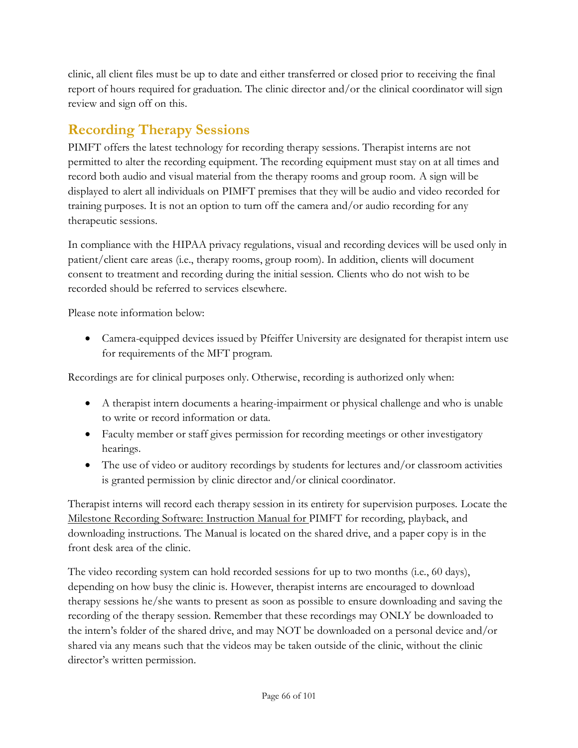clinic, all client files must be up to date and either transferred or closed prior to receiving the final report of hours required for graduation. The clinic director and/or the clinical coordinator will sign review and sign off on this.

## Recording Therapy Sessions

PIMFT offers the latest technology for recording therapy sessions. Therapist interns are not permitted to alter the recording equipment. The recording equipment must stay on at all times and record both audio and visual material from the therapy rooms and group room. A sign will be displayed to alert all individuals on PIMFT premises that they will be audio and video recorded for training purposes. It is not an option to turn off the camera and/or audio recording for any therapeutic sessions.

In compliance with the HIPAA privacy regulations, visual and recording devices will be used only in patient/client care areas (i.e., therapy rooms, group room). In addition, clients will document consent to treatment and recording during the initial session. Clients who do not wish to be recorded should be referred to services elsewhere.

Please note information below:

- Camera-equipped devices issued by Pfeiffer University are designated for therapist intern use for requirements of the MFT program.

Recordings are for clinical purposes only. Otherwise, recording is authorized only when:

- A therapist intern documents a hearing-impairment or physical challenge and who is unable to write or record information or data.
- Faculty member or staff gives permission for recording meetings or other investigatory hearings.
- The use of video or auditory recordings by students for lectures and/or classroom activities is granted permission by clinic director and/or clinical coordinator.

Therapist interns will record each therapy session in its entirety for supervision purposes. Locate the Milestone Recording Software: Instruction Manual for PIMFT for recording, playback, and downloading instructions. The Manual is located on the shared drive, and a paper copy is in the front desk area of the clinic.

The video recording system can hold recorded sessions for up to two months (i.e., 60 days), depending on how busy the clinic is. However, therapist interns are encouraged to download therapy sessions he/she wants to present as soon as possible to ensure downloading and saving the recording of the therapy session. Remember that these recordings may ONLY be downloaded to the intern's folder of the shared drive, and may NOT be downloaded on a personal device and/or shared via any means such that the videos may be taken outside of the clinic, without the clinic director's written permission.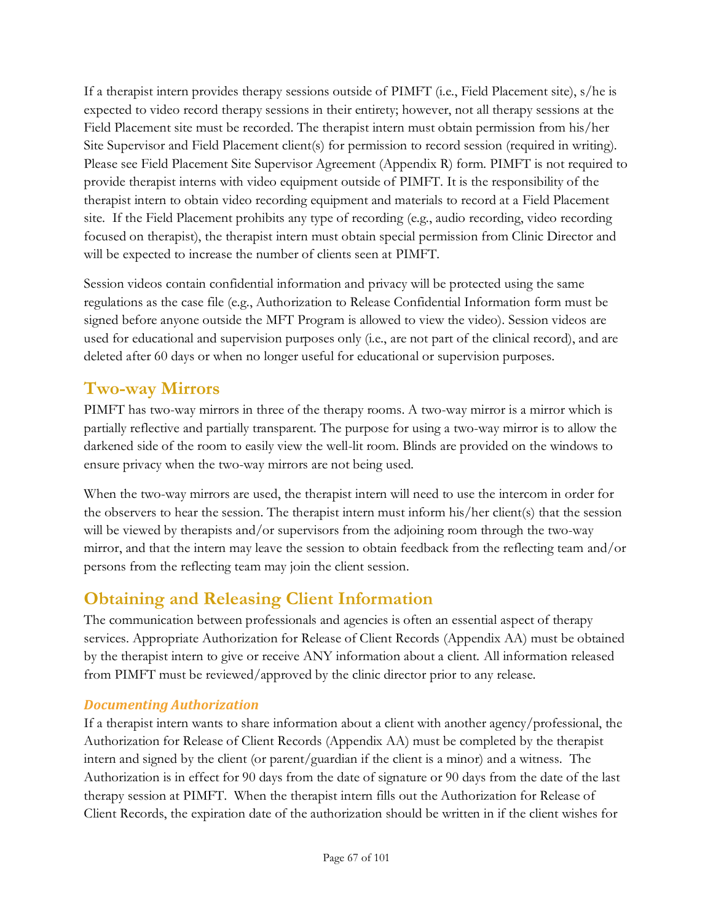If a therapist intern provides therapy sessions outside of PIMFT (i.e., Field Placement site), s/he is expected to video record therapy sessions in their entirety; however, not all therapy sessions at the Field Placement site must be recorded. The therapist intern must obtain permission from his/her Site Supervisor and Field Placement client(s) for permission to record session (required in writing). Please see Field Placement Site Supervisor Agreement (Appendix R) form. PIMFT is not required to provide therapist interns with video equipment outside of PIMFT. It is the responsibility of the therapist intern to obtain video recording equipment and materials to record at a Field Placement site. If the Field Placement prohibits any type of recording (e.g., audio recording, video recording focused on therapist), the therapist intern must obtain special permission from Clinic Director and will be expected to increase the number of clients seen at PIMFT.

Session videos contain confidential information and privacy will be protected using the same regulations as the case file (e.g., Authorization to Release Confidential Information form must be signed before anyone outside the MFT Program is allowed to view the video). Session videos are used for educational and supervision purposes only (i.e., are not part of the clinical record), and are deleted after 60 days or when no longer useful for educational or supervision purposes.

## Two-way Mirrors

PIMFT has two-way mirrors in three of the therapy rooms. A two-way mirror is a mirror which is partially reflective and partially transparent. The purpose for using a two-way mirror is to allow the darkened side of the room to easily view the well-lit room. Blinds are provided on the windows to ensure privacy when the two-way mirrors are not being used.

When the two-way mirrors are used, the therapist intern will need to use the intercom in order for the observers to hear the session. The therapist intern must inform his/her client(s) that the session will be viewed by therapists and/or supervisors from the adjoining room through the two-way mirror, and that the intern may leave the session to obtain feedback from the reflecting team and/or persons from the reflecting team may join the client session.

## Obtaining and Releasing Client Information

The communication between professionals and agencies is often an essential aspect of therapy services. Appropriate Authorization for Release of Client Records (Appendix AA) must be obtained by the therapist intern to give or receive ANY information about a client. All information released from PIMFT must be reviewed/approved by the clinic director prior to any release.

### *Documenting Authorization*

If a therapist intern wants to share information about a client with another agency/professional, the Authorization for Release of Client Records (Appendix AA) must be completed by the therapist intern and signed by the client (or parent/guardian if the client is a minor) and a witness. The Authorization is in effect for 90 days from the date of signature or 90 days from the date of the last therapy session at PIMFT. When the therapist intern fills out the Authorization for Release of Client Records, the expiration date of the authorization should be written in if the client wishes for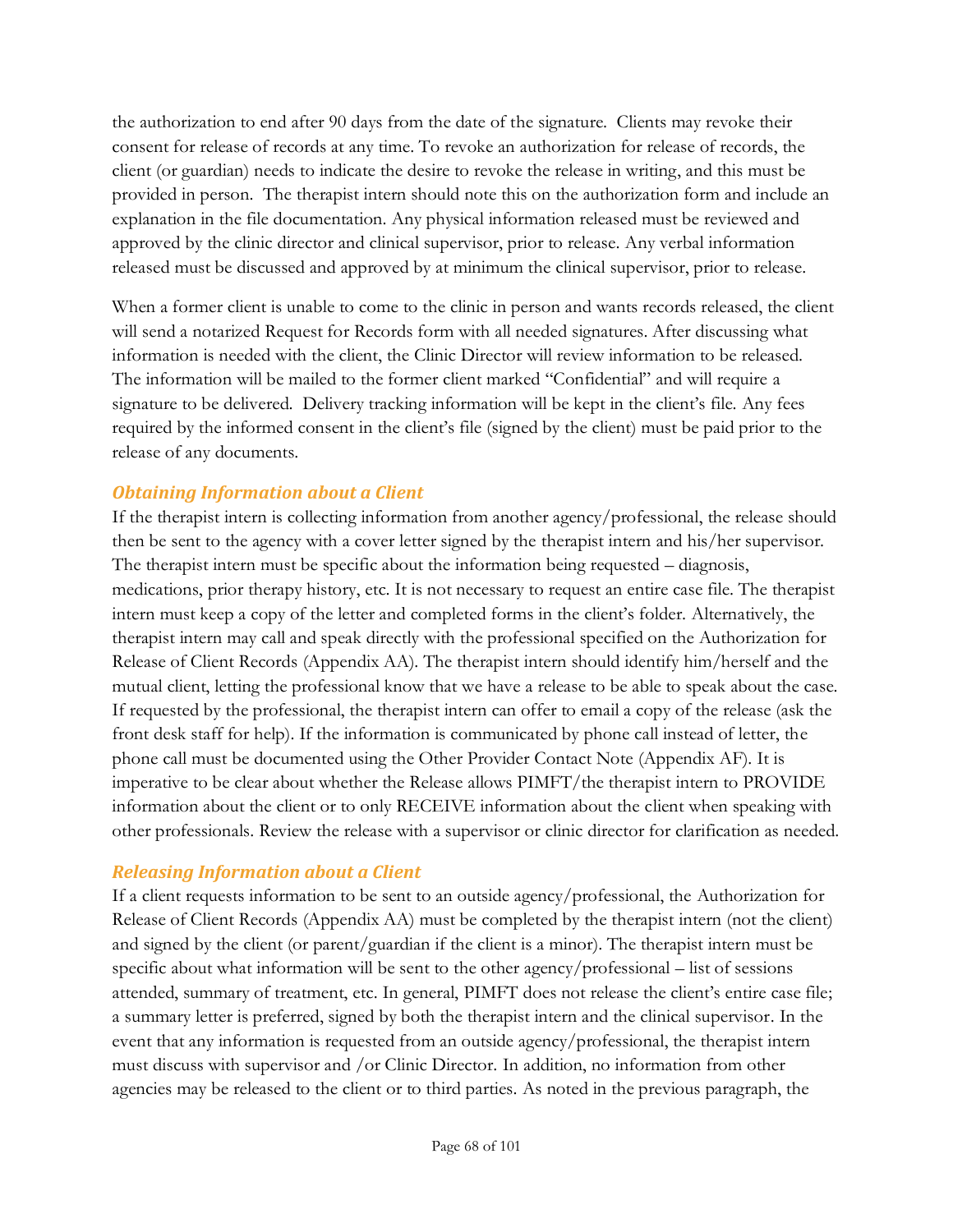the authorization to end after 90 days from the date of the signature. Clients may revoke their consent for release of records at any time. To revoke an authorization for release of records, the client (or guardian) needs to indicate the desire to revoke the release in writing, and this must be provided in person. The therapist intern should note this on the authorization form and include an explanation in the file documentation. Any physical information released must be reviewed and approved by the clinic director and clinical supervisor, prior to release. Any verbal information released must be discussed and approved by at minimum the clinical supervisor, prior to release.

When a former client is unable to come to the clinic in person and wants records released, the client will send a notarized Request for Records form with all needed signatures. After discussing what information is needed with the client, the Clinic Director will review information to be released. The information will be mailed to the former client marked "Confidential" and will require a signature to be delivered. Delivery tracking information will be kept in the client's file. Any fees required by the informed consent in the client's file (signed by the client) must be paid prior to the release of any documents.

### *Obtaining Information about a Client*

If the therapist intern is collecting information from another agency/professional, the release should then be sent to the agency with a cover letter signed by the therapist intern and his/her supervisor. The therapist intern must be specific about the information being requested – diagnosis, medications, prior therapy history, etc. It is not necessary to request an entire case file. The therapist intern must keep a copy of the letter and completed forms in the client's folder. Alternatively, the therapist intern may call and speak directly with the professional specified on the Authorization for Release of Client Records (Appendix AA). The therapist intern should identify him/herself and the mutual client, letting the professional know that we have a release to be able to speak about the case. If requested by the professional, the therapist intern can offer to email a copy of the release (ask the front desk staff for help). If the information is communicated by phone call instead of letter, the phone call must be documented using the Other Provider Contact Note (Appendix AF). It is imperative to be clear about whether the Release allows PIMFT/the therapist intern to PROVIDE information about the client or to only RECEIVE information about the client when speaking with other professionals. Review the release with a supervisor or clinic director for clarification as needed.

### *Releasing Information about a Client*

If a client requests information to be sent to an outside agency/professional, the Authorization for Release of Client Records (Appendix AA) must be completed by the therapist intern (not the client) and signed by the client (or parent/guardian if the client is a minor). The therapist intern must be specific about what information will be sent to the other agency/professional – list of sessions attended, summary of treatment, etc. In general, PIMFT does not release the client's entire case file; a summary letter is preferred, signed by both the therapist intern and the clinical supervisor. In the event that any information is requested from an outside agency/professional, the therapist intern must discuss with supervisor and /or Clinic Director. In addition, no information from other agencies may be released to the client or to third parties. As noted in the previous paragraph, the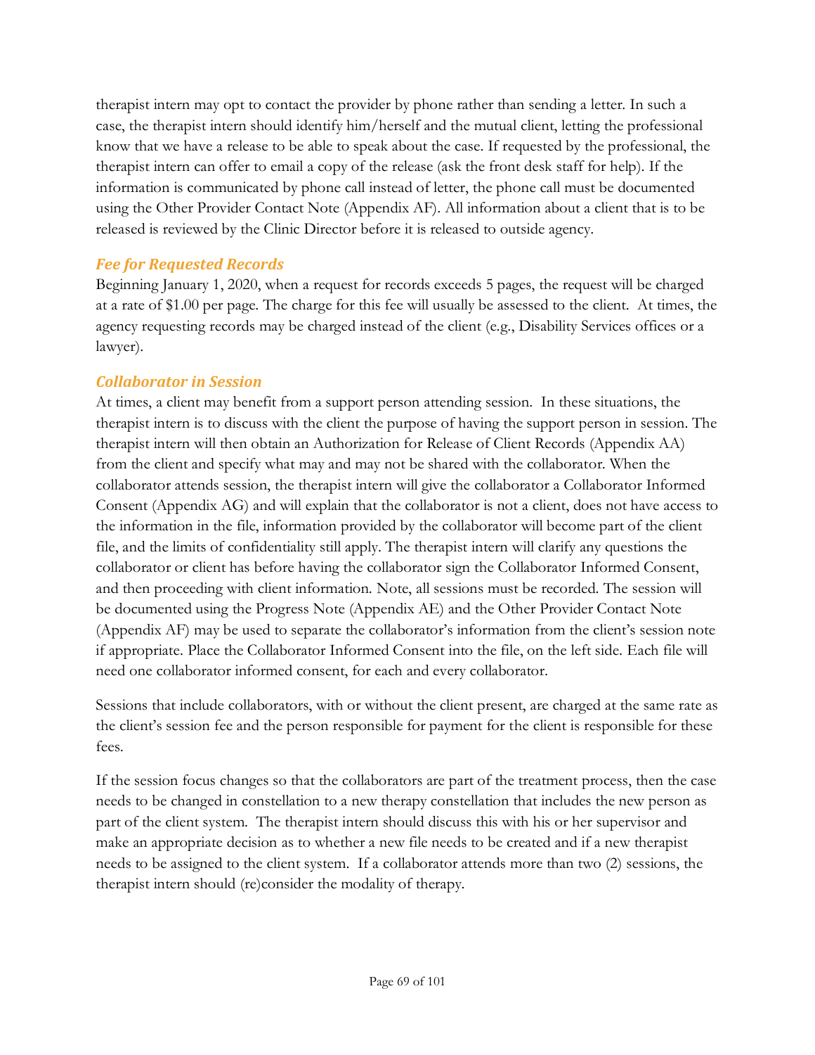therapist intern may opt to contact the provider by phone rather than sending a letter. In such a case, the therapist intern should identify him/herself and the mutual client, letting the professional know that we have a release to be able to speak about the case. If requested by the professional, the therapist intern can offer to email a copy of the release (ask the front desk staff for help). If the information is communicated by phone call instead of letter, the phone call must be documented using the Other Provider Contact Note (Appendix AF). All information about a client that is to be released is reviewed by the Clinic Director before it is released to outside agency.

### *Fee for Requested Records*

Beginning January 1, 2020, when a request for records exceeds 5 pages, the request will be charged at a rate of $1.00 per page. The charge for this fee will usually be assessed to the client. At times, the agency requesting records may be charged instead of the client (e.g., Disability Services offices or a lawyer).

### *Collaborator in Session*

At times, a client may benefit from a support person attending session. In these situations, the therapist intern is to discuss with the client the purpose of having the support person in session. The therapist intern will then obtain an Authorization for Release of Client Records (Appendix AA) from the client and specify what may and may not be shared with the collaborator. When the collaborator attends session, the therapist intern will give the collaborator a Collaborator Informed Consent (Appendix AG) and will explain that the collaborator is not a client, does not have access to the information in the file, information provided by the collaborator will become part of the client file, and the limits of confidentiality still apply. The therapist intern will clarify any questions the collaborator or client has before having the collaborator sign the Collaborator Informed Consent, and then proceeding with client information. Note, all sessions must be recorded. The session will be documented using the Progress Note (Appendix AE) and the Other Provider Contact Note (Appendix AF) may be used to separate the collaborator's information from the client's session note if appropriate. Place the Collaborator Informed Consent into the file, on the left side. Each file will need one collaborator informed consent, for each and every collaborator.

Sessions that include collaborators, with or without the client present, are charged at the same rate as the client's session fee and the person responsible for payment for the client is responsible for these fees.

If the session focus changes so that the collaborators are part of the treatment process, then the case needs to be changed in constellation to a new therapy constellation that includes the new person as part of the client system. The therapist intern should discuss this with his or her supervisor and make an appropriate decision as to whether a new file needs to be created and if a new therapist needs to be assigned to the client system. If a collaborator attends more than two (2) sessions, the therapist intern should (re)consider the modality of therapy.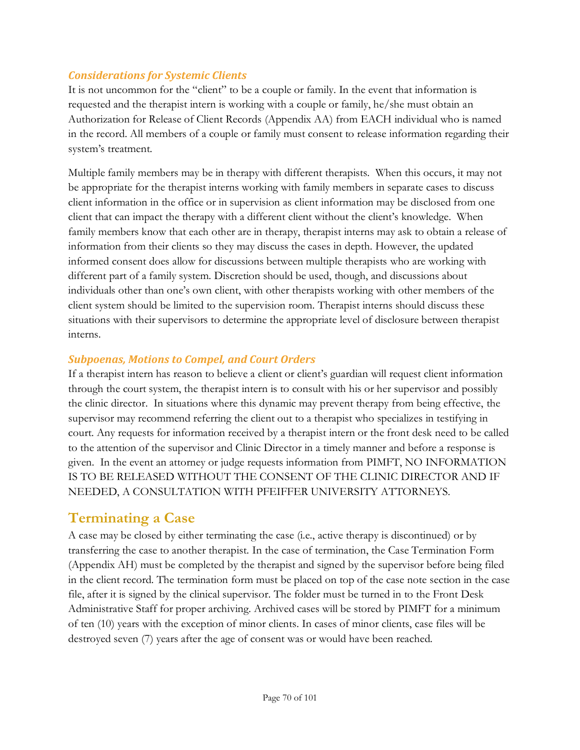### *Considerations for Systemic Clients*

It is not uncommon for the "client" to be a couple or family. In the event that information is requested and the therapist intern is working with a couple or family, he/she must obtain an Authorization for Release of Client Records (Appendix AA) from EACH individual who is named in the record. All members of a couple or family must consent to release information regarding their system's treatment.

Multiple family members may be in therapy with different therapists. When this occurs, it may not be appropriate for the therapist interns working with family members in separate cases to discuss client information in the office or in supervision as client information may be disclosed from one client that can impact the therapy with a different client without the client's knowledge. When family members know that each other are in therapy, therapist interns may ask to obtain a release of information from their clients so they may discuss the cases in depth. However, the updated informed consent does allow for discussions between multiple therapists who are working with different part of a family system. Discretion should be used, though, and discussions about individuals other than one's own client, with other therapists working with other members of the client system should be limited to the supervision room. Therapist interns should discuss these situations with their supervisors to determine the appropriate level of disclosure between therapist interns.

### *Subpoenas, Motions to Compel, and Court Orders*

If a therapist intern has reason to believe a client or client's guardian will request client information through the court system, the therapist intern is to consult with his or her supervisor and possibly the clinic director. In situations where this dynamic may prevent therapy from being effective, the supervisor may recommend referring the client out to a therapist who specializes in testifying in court. Any requests for information received by a therapist intern or the front desk need to be called to the attention of the supervisor and Clinic Director in a timely manner and before a response is given. In the event an attorney or judge requests information from PIMFT, NO INFORMATION IS TO BE RELEASED WITHOUT THE CONSENT OF THE CLINIC DIRECTOR AND IF NEEDED, A CONSULTATION WITH PFEIFFER UNIVERSITY ATTORNEYS.

## Terminating a Case

A case may be closed by either terminating the case (i.e., active therapy is discontinued) or by transferring the case to another therapist. In the case of termination, the Case Termination Form (Appendix AH) must be completed by the therapist and signed by the supervisor before being filed in the client record. The termination form must be placed on top of the case note section in the case file, after it is signed by the clinical supervisor. The folder must be turned in to the Front Desk Administrative Staff for proper archiving. Archived cases will be stored by PIMFT for a minimum of ten (10) years with the exception of minor clients. In cases of minor clients, case files will be destroyed seven (7) years after the age of consent was or would have been reached.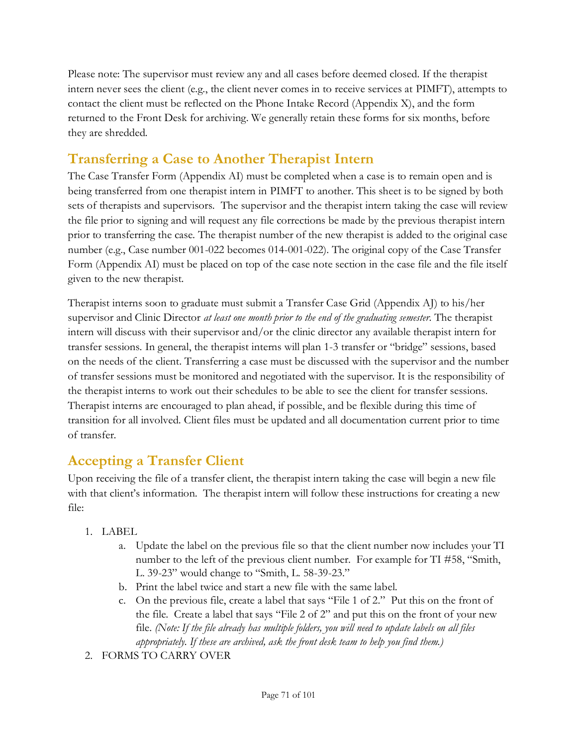Please note: The supervisor must review any and all cases before deemed closed. If the therapist intern never sees the client (e.g., the client never comes in to receive services at PIMFT), attempts to contact the client must be reflected on the Phone Intake Record (Appendix X), and the form returned to the Front Desk for archiving. We generally retain these forms for six months, before they are shredded.

## Transferring a Case to Another Therapist Intern

The Case Transfer Form (Appendix AI) must be completed when a case is to remain open and is being transferred from one therapist intern in PIMFT to another. This sheet is to be signed by both sets of therapists and supervisors. The supervisor and the therapist intern taking the case will review the file prior to signing and will request any file corrections be made by the previous therapist intern prior to transferring the case. The therapist number of the new therapist is added to the original case number (e.g., Case number 001-022 becomes 014-001-022). The original copy of the Case Transfer Form (Appendix AI) must be placed on top of the case note section in the case file and the file itself given to the new therapist.

Therapist interns soon to graduate must submit a Transfer Case Grid (Appendix AJ) to his/her supervisor and Clinic Director *at least one month prior to the end of the graduating semester*. The therapist intern will discuss with their supervisor and/or the clinic director any available therapist intern for transfer sessions. In general, the therapist interns will plan 1-3 transfer or "bridge" sessions, based on the needs of the client. Transferring a case must be discussed with the supervisor and the number of transfer sessions must be monitored and negotiated with the supervisor. It is the responsibility of the therapist interns to work out their schedules to be able to see the client for transfer sessions. Therapist interns are encouraged to plan ahead, if possible, and be flexible during this time of transition for all involved. Client files must be updated and all documentation current prior to time of transfer.

## Accepting a Transfer Client

Upon receiving the file of a transfer client, the therapist intern taking the case will begin a new file with that client's information. The therapist intern will follow these instructions for creating a new file:

1. LABEL
   a. Update the label on the previous file so that the client number now includes your TI number to the left of the previous client number. For example for TI #58, "Smith, L. 39-23" would change to "Smith, L. 58-39-23."
   b. Print the label twice and start a new file with the same label.
   c. On the previous file, create a label that says "File 1 of 2." Put this on the front of the file. Create a label that says "File 2 of 2" and put this on the front of your new file. *(Note: If the file already has multiple folders, you will need to update labels on all files appropriately. If these are archived, ask the front desk team to help you find them.)*
2. FORMS TO CARRY OVER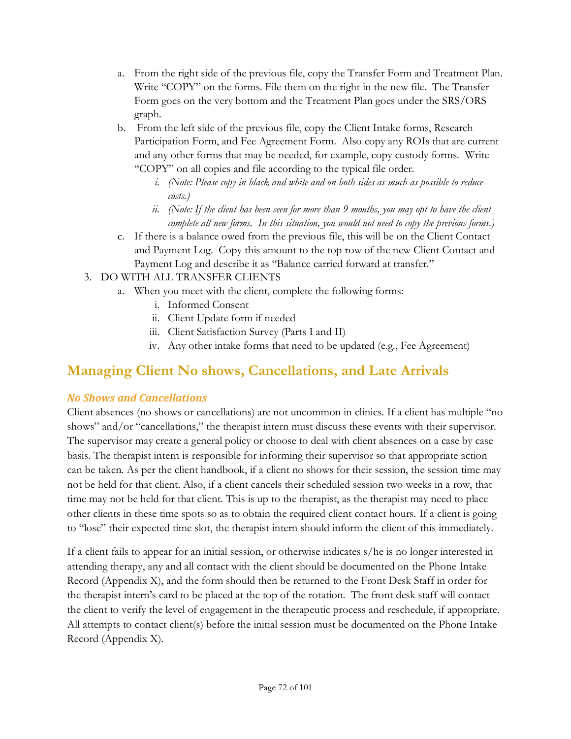a. From the right side of the previous file, copy the Transfer Form and Treatment Plan. Write "COPY" on the forms. File them on the right in the new file. The Transfer Form goes on the very bottom and the Treatment Plan goes under the SRS/ORS graph.
b. From the left side of the previous file, copy the Client Intake forms, Research Participation Form, and Fee Agreement Form. Also copy any ROIs that are current and any other forms that may be needed, for example, copy custody forms. Write "COPY" on all copies and file according to the typical file order.
   i. *(Note: Please copy in black and white and on both sides as much as possible to reduce costs.)*
   ii. *(Note: If the client has been seen for more than 9 months, you may opt to have the client complete all new forms. In this situation, you would not need to copy the previous forms.)*
c. If there is a balance owed from the previous file, this will be on the Client Contact and Payment Log. Copy this amount to the top row of the new Client Contact and Payment Log and describe it as "Balance carried forward at transfer."

3. DO WITH ALL TRANSFER CLIENTS
   a. When you meet with the client, complete the following forms:
      i. Informed Consent
      ii. Client Update form if needed
      iii. Client Satisfaction Survey (Parts I and II)
      iv. Any other intake forms that need to be updated (e.g., Fee Agreement)

## Managing Client No shows, Cancellations, and Late Arrivals

### *No Shows and Cancellations*

Client absences (no shows or cancellations) are not uncommon in clinics. If a client has multiple "no shows" and/or "cancellations," the therapist intern must discuss these events with their supervisor. The supervisor may create a general policy or choose to deal with client absences on a case by case basis. The therapist intern is responsible for informing their supervisor so that appropriate action can be taken. As per the client handbook, if a client no shows for their session, the session time may not be held for that client. Also, if a client cancels their scheduled session two weeks in a row, that time may not be held for that client. This is up to the therapist, as the therapist may need to place other clients in these time spots so as to obtain the required client contact hours. If a client is going to "lose" their expected time slot, the therapist intern should inform the client of this immediately.

If a client fails to appear for an initial session, or otherwise indicates s/he is no longer interested in attending therapy, any and all contact with the client should be documented on the Phone Intake Record (Appendix X), and the form should then be returned to the Front Desk Staff in order for the therapist intern's card to be placed at the top of the rotation. The front desk staff will contact the client to verify the level of engagement in the therapeutic process and reschedule, if appropriate. All attempts to contact client(s) before the initial session must be documented on the Phone Intake Record (Appendix X).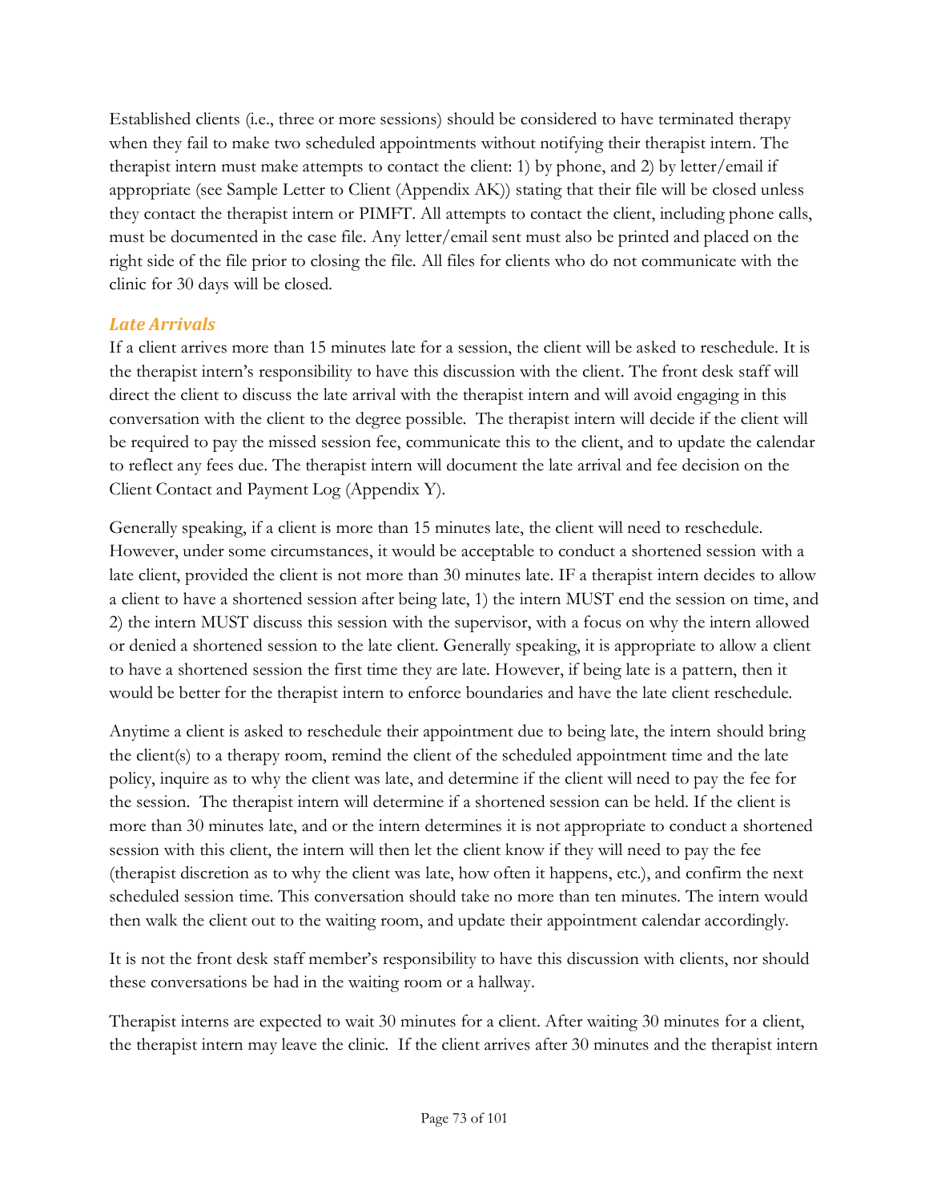Established clients (i.e., three or more sessions) should be considered to have terminated therapy when they fail to make two scheduled appointments without notifying their therapist intern. The therapist intern must make attempts to contact the client: 1) by phone, and 2) by letter/email if appropriate (see Sample Letter to Client (Appendix AK)) stating that their file will be closed unless they contact the therapist intern or PIMFT. All attempts to contact the client, including phone calls, must be documented in the case file. Any letter/email sent must also be printed and placed on the right side of the file prior to closing the file. All files for clients who do not communicate with the clinic for 30 days will be closed.

### *Late Arrivals*

If a client arrives more than 15 minutes late for a session, the client will be asked to reschedule. It is the therapist intern's responsibility to have this discussion with the client. The front desk staff will direct the client to discuss the late arrival with the therapist intern and will avoid engaging in this conversation with the client to the degree possible. The therapist intern will decide if the client will be required to pay the missed session fee, communicate this to the client, and to update the calendar to reflect any fees due. The therapist intern will document the late arrival and fee decision on the Client Contact and Payment Log (Appendix Y).

Generally speaking, if a client is more than 15 minutes late, the client will need to reschedule. However, under some circumstances, it would be acceptable to conduct a shortened session with a late client, provided the client is not more than 30 minutes late. IF a therapist intern decides to allow a client to have a shortened session after being late, 1) the intern MUST end the session on time, and 2) the intern MUST discuss this session with the supervisor, with a focus on why the intern allowed or denied a shortened session to the late client. Generally speaking, it is appropriate to allow a client to have a shortened session the first time they are late. However, if being late is a pattern, then it would be better for the therapist intern to enforce boundaries and have the late client reschedule.

Anytime a client is asked to reschedule their appointment due to being late, the intern should bring the client(s) to a therapy room, remind the client of the scheduled appointment time and the late policy, inquire as to why the client was late, and determine if the client will need to pay the fee for the session. The therapist intern will determine if a shortened session can be held. If the client is more than 30 minutes late, and or the intern determines it is not appropriate to conduct a shortened session with this client, the intern will then let the client know if they will need to pay the fee (therapist discretion as to why the client was late, how often it happens, etc.), and confirm the next scheduled session time. This conversation should take no more than ten minutes. The intern would then walk the client out to the waiting room, and update their appointment calendar accordingly.

It is not the front desk staff member's responsibility to have this discussion with clients, nor should these conversations be had in the waiting room or a hallway.

Therapist interns are expected to wait 30 minutes for a client. After waiting 30 minutes for a client, the therapist intern may leave the clinic. If the client arrives after 30 minutes and the therapist intern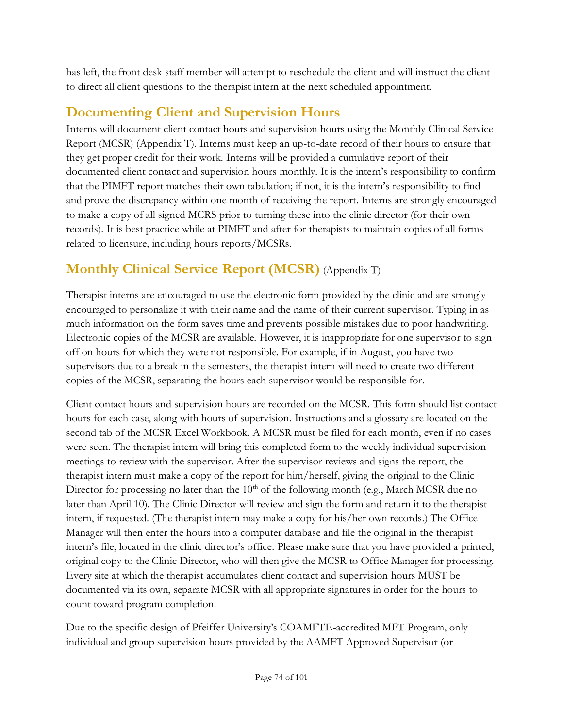has left, the front desk staff member will attempt to reschedule the client and will instruct the client to direct all client questions to the therapist intern at the next scheduled appointment.

## Documenting Client and Supervision Hours

Interns will document client contact hours and supervision hours using the Monthly Clinical Service Report (MCSR) (Appendix T). Interns must keep an up-to-date record of their hours to ensure that they get proper credit for their work. Interns will be provided a cumulative report of their documented client contact and supervision hours monthly. It is the intern's responsibility to confirm that the PIMFT report matches their own tabulation; if not, it is the intern's responsibility to find and prove the discrepancy within one month of receiving the report. Interns are strongly encouraged to make a copy of all signed MCRS prior to turning these into the clinic director (for their own records). It is best practice while at PIMFT and after for therapists to maintain copies of all forms related to licensure, including hours reports/MCSRs.

## Monthly Clinical Service Report (MCSR) (Appendix T)

Therapist interns are encouraged to use the electronic form provided by the clinic and are strongly encouraged to personalize it with their name and the name of their current supervisor. Typing in as much information on the form saves time and prevents possible mistakes due to poor handwriting. Electronic copies of the MCSR are available. However, it is inappropriate for one supervisor to sign off on hours for which they were not responsible. For example, if in August, you have two supervisors due to a break in the semesters, the therapist intern will need to create two different copies of the MCSR, separating the hours each supervisor would be responsible for.

Client contact hours and supervision hours are recorded on the MCSR. This form should list contact hours for each case, along with hours of supervision. Instructions and a glossary are located on the second tab of the MCSR Excel Workbook. A MCSR must be filed for each month, even if no cases were seen. The therapist intern will bring this completed form to the weekly individual supervision meetings to review with the supervisor. After the supervisor reviews and signs the report, the therapist intern must make a copy of the report for him/herself, giving the original to the Clinic Director for processing no later than the 10th of the following month (e.g., March MCSR due no later than April 10). The Clinic Director will review and sign the form and return it to the therapist intern, if requested. (The therapist intern may make a copy for his/her own records.) The Office Manager will then enter the hours into a computer database and file the original in the therapist intern's file, located in the clinic director's office. Please make sure that you have provided a printed, original copy to the Clinic Director, who will then give the MCSR to Office Manager for processing. Every site at which the therapist accumulates client contact and supervision hours MUST be documented via its own, separate MCSR with all appropriate signatures in order for the hours to count toward program completion.

Due to the specific design of Pfeiffer University's COAMFTE-accredited MFT Program, only individual and group supervision hours provided by the AAMFT Approved Supervisor (or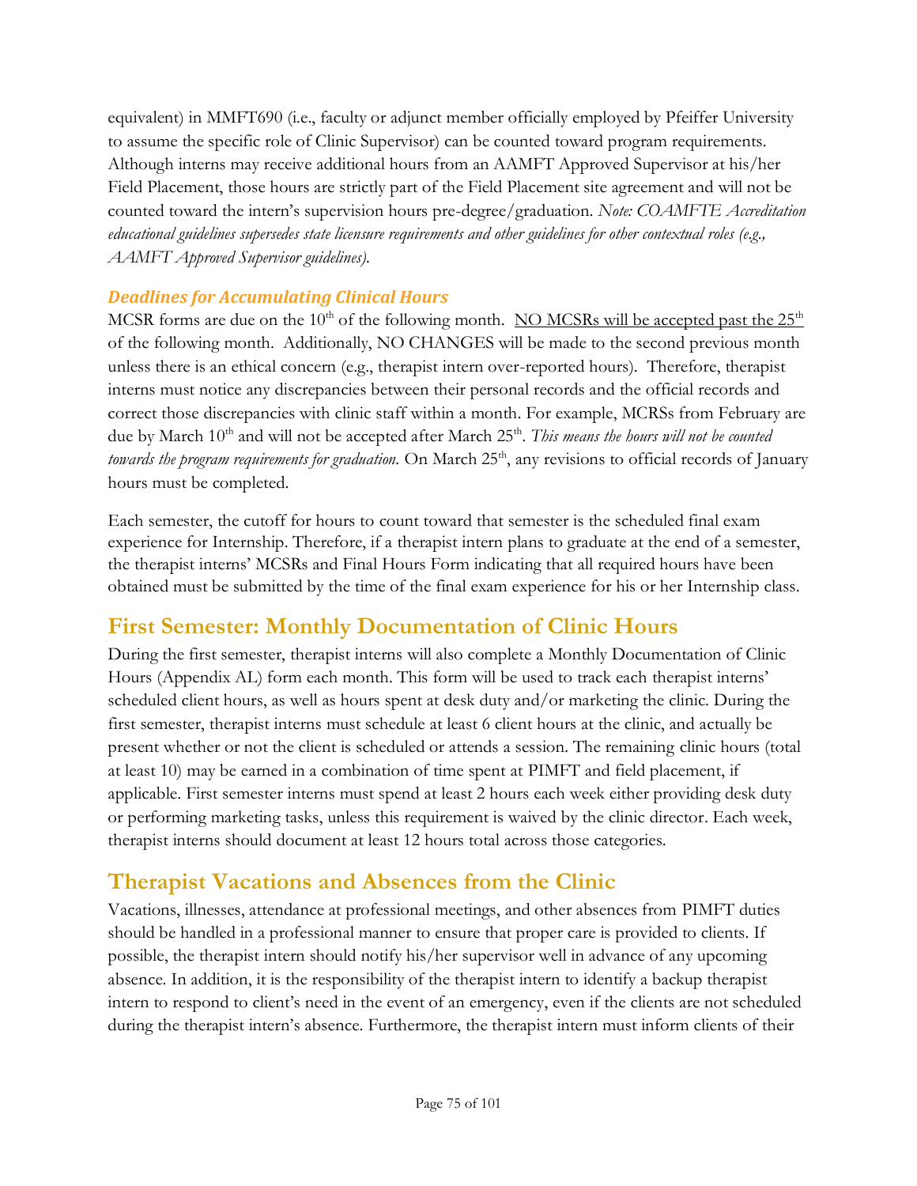equivalent) in MMFT690 (i.e., faculty or adjunct member officially employed by Pfeiffer University to assume the specific role of Clinic Supervisor) can be counted toward program requirements. Although interns may receive additional hours from an AAMFT Approved Supervisor at his/her Field Placement, those hours are strictly part of the Field Placement site agreement and will not be counted toward the intern's supervision hours pre-degree/graduation. *Note: COAMFTE Accreditation educational guidelines supersedes state licensure requirements and other guidelines for other contextual roles (e.g., AAMFT Approved Supervisor guidelines).*

### *Deadlines for Accumulating Clinical Hours*

MCSR forms are due on the 10th of the following month. <u>NO MCSRs will be accepted past the 25th</u> of the following month. Additionally, NO CHANGES will be made to the second previous month unless there is an ethical concern (e.g., therapist intern over-reported hours). Therefore, therapist interns must notice any discrepancies between their personal records and the official records and correct those discrepancies with clinic staff within a month. For example, MCRSs from February are due by March 10th and will not be accepted after March 25th. *This means the hours will not be counted towards the program requirements for graduation.* On March 25th, any revisions to official records of January hours must be completed.

Each semester, the cutoff for hours to count toward that semester is the scheduled final exam experience for Internship. Therefore, if a therapist intern plans to graduate at the end of a semester, the therapist interns' MCSRs and Final Hours Form indicating that all required hours have been obtained must be submitted by the time of the final exam experience for his or her Internship class.

## First Semester: Monthly Documentation of Clinic Hours

During the first semester, therapist interns will also complete a Monthly Documentation of Clinic Hours (Appendix AL) form each month. This form will be used to track each therapist interns' scheduled client hours, as well as hours spent at desk duty and/or marketing the clinic. During the first semester, therapist interns must schedule at least 6 client hours at the clinic, and actually be present whether or not the client is scheduled or attends a session. The remaining clinic hours (total at least 10) may be earned in a combination of time spent at PIMFT and field placement, if applicable. First semester interns must spend at least 2 hours each week either providing desk duty or performing marketing tasks, unless this requirement is waived by the clinic director. Each week, therapist interns should document at least 12 hours total across those categories.

## Therapist Vacations and Absences from the Clinic

Vacations, illnesses, attendance at professional meetings, and other absences from PIMFT duties should be handled in a professional manner to ensure that proper care is provided to clients. If possible, the therapist intern should notify his/her supervisor well in advance of any upcoming absence. In addition, it is the responsibility of the therapist intern to identify a backup therapist intern to respond to client's need in the event of an emergency, even if the clients are not scheduled during the therapist intern's absence. Furthermore, the therapist intern must inform clients of their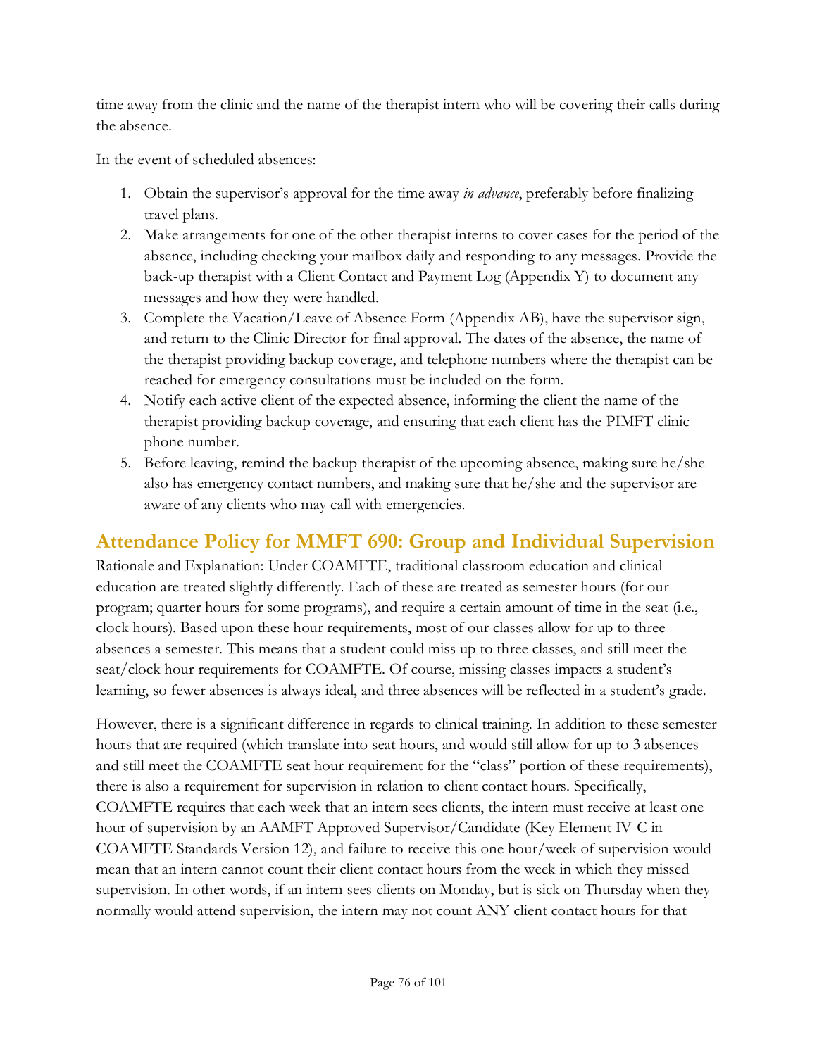time away from the clinic and the name of the therapist intern who will be covering their calls during the absence.

In the event of scheduled absences:

1. Obtain the supervisor's approval for the time away *in advance*, preferably before finalizing travel plans.
2. Make arrangements for one of the other therapist interns to cover cases for the period of the absence, including checking your mailbox daily and responding to any messages. Provide the back-up therapist with a Client Contact and Payment Log (Appendix Y) to document any messages and how they were handled.
3. Complete the Vacation/Leave of Absence Form (Appendix AB), have the supervisor sign, and return to the Clinic Director for final approval. The dates of the absence, the name of the therapist providing backup coverage, and telephone numbers where the therapist can be reached for emergency consultations must be included on the form.
4. Notify each active client of the expected absence, informing the client the name of the therapist providing backup coverage, and ensuring that each client has the PIMFT clinic phone number.
5. Before leaving, remind the backup therapist of the upcoming absence, making sure he/she also has emergency contact numbers, and making sure that he/she and the supervisor are aware of any clients who may call with emergencies.

## Attendance Policy for MMFT 690: Group and Individual Supervision

Rationale and Explanation: Under COAMFTE, traditional classroom education and clinical education are treated slightly differently. Each of these are treated as semester hours (for our program; quarter hours for some programs), and require a certain amount of time in the seat (i.e., clock hours). Based upon these hour requirements, most of our classes allow for up to three absences a semester. This means that a student could miss up to three classes, and still meet the seat/clock hour requirements for COAMFTE. Of course, missing classes impacts a student's learning, so fewer absences is always ideal, and three absences will be reflected in a student's grade.

However, there is a significant difference in regards to clinical training. In addition to these semester hours that are required (which translate into seat hours, and would still allow for up to 3 absences and still meet the COAMFTE seat hour requirement for the "class" portion of these requirements), there is also a requirement for supervision in relation to client contact hours. Specifically, COAMFTE requires that each week that an intern sees clients, the intern must receive at least one hour of supervision by an AAMFT Approved Supervisor/Candidate (Key Element IV-C in COAMFTE Standards Version 12), and failure to receive this one hour/week of supervision would mean that an intern cannot count their client contact hours from the week in which they missed supervision. In other words, if an intern sees clients on Monday, but is sick on Thursday when they normally would attend supervision, the intern may not count ANY client contact hours for that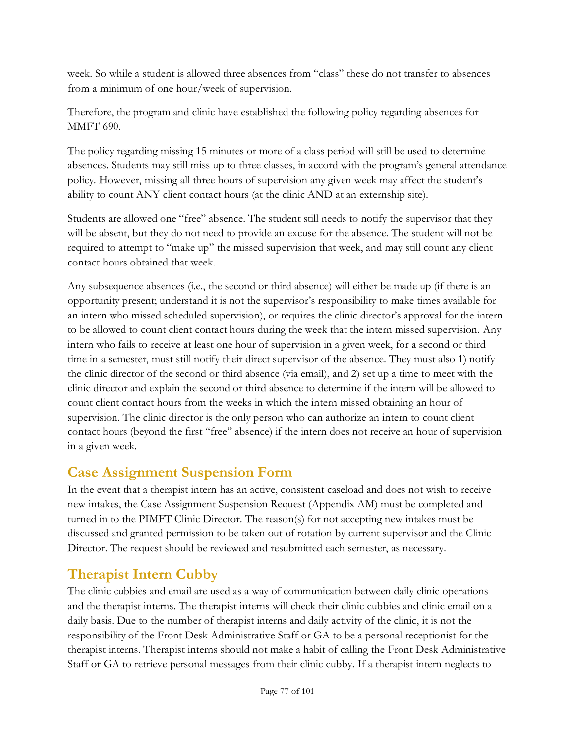week. So while a student is allowed three absences from "class" these do not transfer to absences from a minimum of one hour/week of supervision.

Therefore, the program and clinic have established the following policy regarding absences for MMFT 690.

The policy regarding missing 15 minutes or more of a class period will still be used to determine absences. Students may still miss up to three classes, in accord with the program's general attendance policy. However, missing all three hours of supervision any given week may affect the student's ability to count ANY client contact hours (at the clinic AND at an externship site).

Students are allowed one "free" absence. The student still needs to notify the supervisor that they will be absent, but they do not need to provide an excuse for the absence. The student will not be required to attempt to "make up" the missed supervision that week, and may still count any client contact hours obtained that week.

Any subsequence absences (i.e., the second or third absence) will either be made up (if there is an opportunity present; understand it is not the supervisor's responsibility to make times available for an intern who missed scheduled supervision), or requires the clinic director's approval for the intern to be allowed to count client contact hours during the week that the intern missed supervision. Any intern who fails to receive at least one hour of supervision in a given week, for a second or third time in a semester, must still notify their direct supervisor of the absence. They must also 1) notify the clinic director of the second or third absence (via email), and 2) set up a time to meet with the clinic director and explain the second or third absence to determine if the intern will be allowed to count client contact hours from the weeks in which the intern missed obtaining an hour of supervision. The clinic director is the only person who can authorize an intern to count client contact hours (beyond the first "free" absence) if the intern does not receive an hour of supervision in a given week.

## Case Assignment Suspension Form

In the event that a therapist intern has an active, consistent caseload and does not wish to receive new intakes, the Case Assignment Suspension Request (Appendix AM) must be completed and turned in to the PIMFT Clinic Director. The reason(s) for not accepting new intakes must be discussed and granted permission to be taken out of rotation by current supervisor and the Clinic Director. The request should be reviewed and resubmitted each semester, as necessary.

## Therapist Intern Cubby

The clinic cubbies and email are used as a way of communication between daily clinic operations and the therapist interns. The therapist interns will check their clinic cubbies and clinic email on a daily basis. Due to the number of therapist interns and daily activity of the clinic, it is not the responsibility of the Front Desk Administrative Staff or GA to be a personal receptionist for the therapist interns. Therapist interns should not make a habit of calling the Front Desk Administrative Staff or GA to retrieve personal messages from their clinic cubby. If a therapist intern neglects to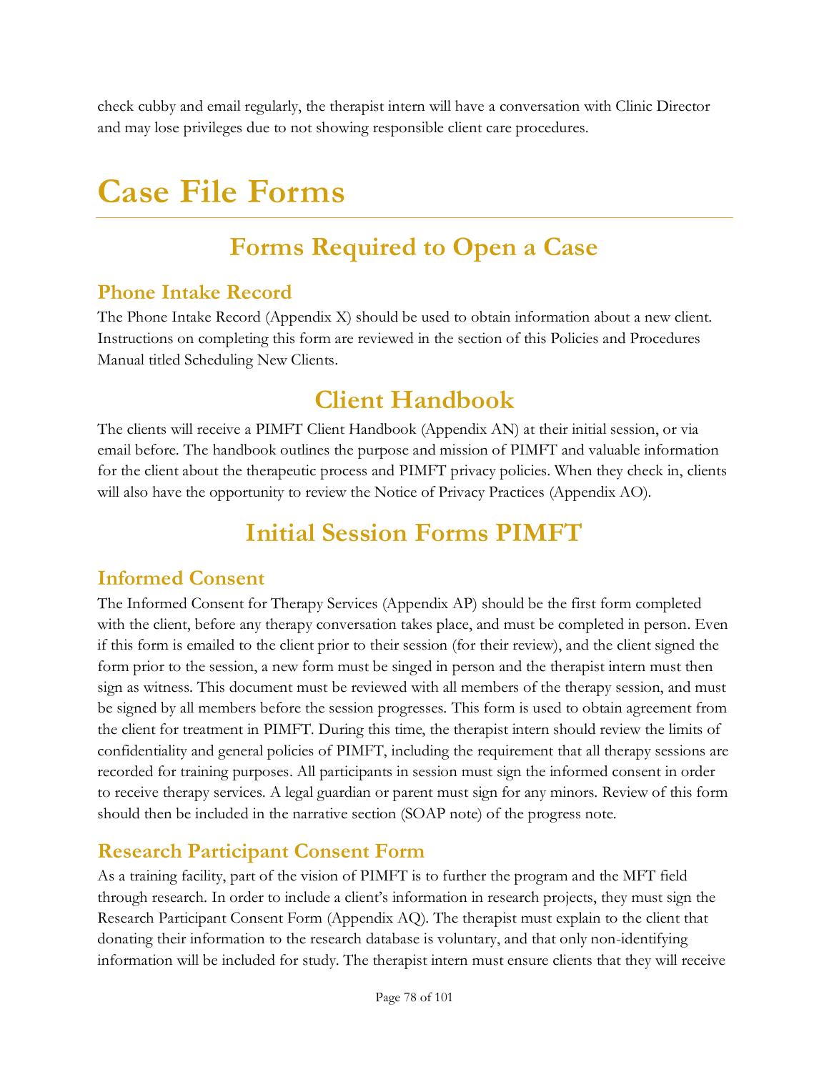check cubby and email regularly, the therapist intern will have a conversation with Clinic Director and may lose privileges due to not showing responsible client care procedures.

# Case File Forms

## Forms Required to Open a Case

### Phone Intake Record

The Phone Intake Record (Appendix X) should be used to obtain information about a new client. Instructions on completing this form are reviewed in the section of this Policies and Procedures Manual titled Scheduling New Clients.

## Client Handbook

The clients will receive a PIMFT Client Handbook (Appendix AN) at their initial session, or via email before. The handbook outlines the purpose and mission of PIMFT and valuable information for the client about the therapeutic process and PIMFT privacy policies. When they check in, clients will also have the opportunity to review the Notice of Privacy Practices (Appendix AO).

## Initial Session Forms PIMFT

### Informed Consent

The Informed Consent for Therapy Services (Appendix AP) should be the first form completed with the client, before any therapy conversation takes place, and must be completed in person. Even if this form is emailed to the client prior to their session (for their review), and the client signed the form prior to the session, a new form must be singed in person and the therapist intern must then sign as witness. This document must be reviewed with all members of the therapy session, and must be signed by all members before the session progresses. This form is used to obtain agreement from the client for treatment in PIMFT. During this time, the therapist intern should review the limits of confidentiality and general policies of PIMFT, including the requirement that all therapy sessions are recorded for training purposes. All participants in session must sign the informed consent in order to receive therapy services. A legal guardian or parent must sign for any minors. Review of this form should then be included in the narrative section (SOAP note) of the progress note.

### Research Participant Consent Form

As a training facility, part of the vision of PIMFT is to further the program and the MFT field through research. In order to include a client's information in research projects, they must sign the Research Participant Consent Form (Appendix AQ). The therapist must explain to the client that donating their information to the research database is voluntary, and that only non-identifying information will be included for study. The therapist intern must ensure clients that they will receive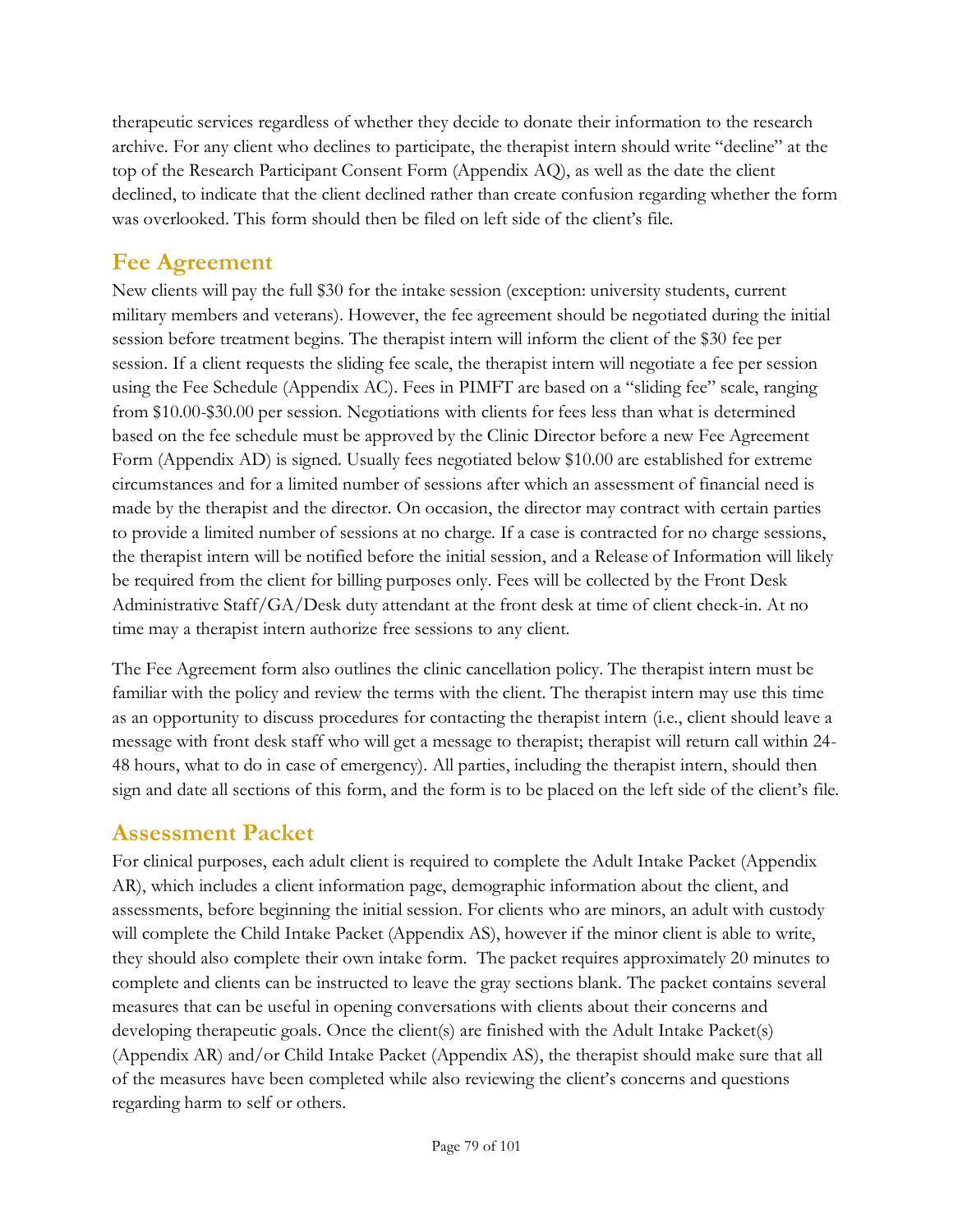therapeutic services regardless of whether they decide to donate their information to the research archive. For any client who declines to participate, the therapist intern should write "decline" at the top of the Research Participant Consent Form (Appendix AQ), as well as the date the client declined, to indicate that the client declined rather than create confusion regarding whether the form was overlooked. This form should then be filed on left side of the client's file.

## Fee Agreement

New clients will pay the full $30 for the intake session (exception: university students, current military members and veterans). However, the fee agreement should be negotiated during the initial session before treatment begins. The therapist intern will inform the client of the $30 fee per session. If a client requests the sliding fee scale, the therapist intern will negotiate a fee per session using the Fee Schedule (Appendix AC). Fees in PIMFT are based on a "sliding fee" scale, ranging from $10.00-$30.00 per session. Negotiations with clients for fees less than what is determined based on the fee schedule must be approved by the Clinic Director before a new Fee Agreement Form (Appendix AD) is signed. Usually fees negotiated below $10.00 are established for extreme circumstances and for a limited number of sessions after which an assessment of financial need is made by the therapist and the director. On occasion, the director may contract with certain parties to provide a limited number of sessions at no charge. If a case is contracted for no charge sessions, the therapist intern will be notified before the initial session, and a Release of Information will likely be required from the client for billing purposes only. Fees will be collected by the Front Desk Administrative Staff/GA/Desk duty attendant at the front desk at time of client check-in. At no time may a therapist intern authorize free sessions to any client.

The Fee Agreement form also outlines the clinic cancellation policy. The therapist intern must be familiar with the policy and review the terms with the client. The therapist intern may use this time as an opportunity to discuss procedures for contacting the therapist intern (i.e., client should leave a message with front desk staff who will get a message to therapist; therapist will return call within 24-48 hours, what to do in case of emergency). All parties, including the therapist intern, should then sign and date all sections of this form, and the form is to be placed on the left side of the client's file.

## Assessment Packet

For clinical purposes, each adult client is required to complete the Adult Intake Packet (Appendix AR), which includes a client information page, demographic information about the client, and assessments, before beginning the initial session. For clients who are minors, an adult with custody will complete the Child Intake Packet (Appendix AS), however if the minor client is able to write, they should also complete their own intake form. The packet requires approximately 20 minutes to complete and clients can be instructed to leave the gray sections blank. The packet contains several measures that can be useful in opening conversations with clients about their concerns and developing therapeutic goals. Once the client(s) are finished with the Adult Intake Packet(s) (Appendix AR) and/or Child Intake Packet (Appendix AS), the therapist should make sure that all of the measures have been completed while also reviewing the client's concerns and questions regarding harm to self or others.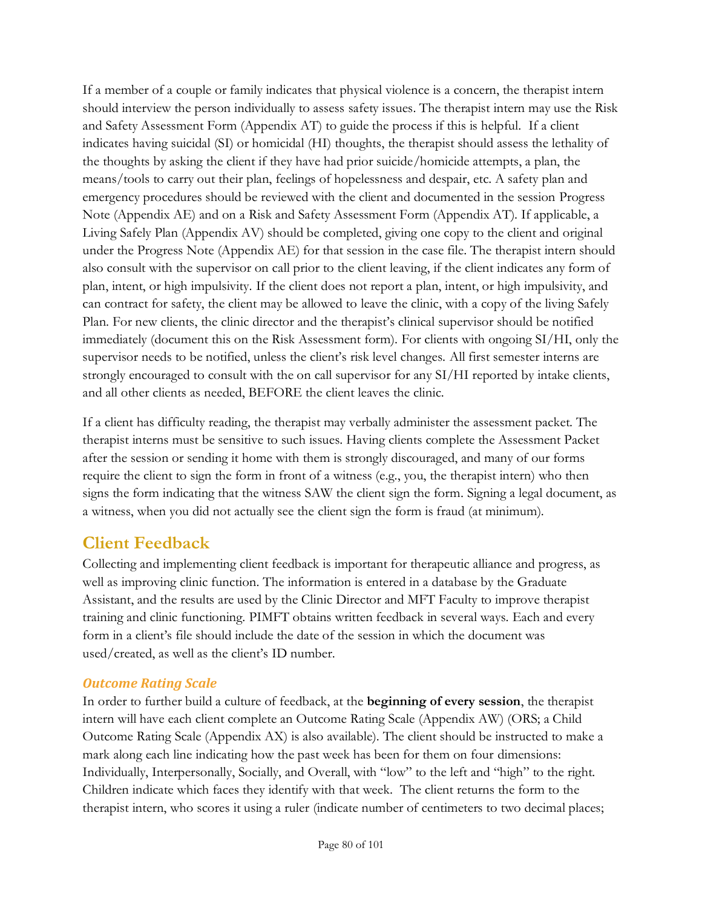If a member of a couple or family indicates that physical violence is a concern, the therapist intern should interview the person individually to assess safety issues. The therapist intern may use the Risk and Safety Assessment Form (Appendix AT) to guide the process if this is helpful. If a client indicates having suicidal (SI) or homicidal (HI) thoughts, the therapist should assess the lethality of the thoughts by asking the client if they have had prior suicide/homicide attempts, a plan, the means/tools to carry out their plan, feelings of hopelessness and despair, etc. A safety plan and emergency procedures should be reviewed with the client and documented in the session Progress Note (Appendix AE) and on a Risk and Safety Assessment Form (Appendix AT). If applicable, a Living Safely Plan (Appendix AV) should be completed, giving one copy to the client and original under the Progress Note (Appendix AE) for that session in the case file. The therapist intern should also consult with the supervisor on call prior to the client leaving, if the client indicates any form of plan, intent, or high impulsivity. If the client does not report a plan, intent, or high impulsivity, and can contract for safety, the client may be allowed to leave the clinic, with a copy of the living Safely Plan. For new clients, the clinic director and the therapist's clinical supervisor should be notified immediately (document this on the Risk Assessment form). For clients with ongoing SI/HI, only the supervisor needs to be notified, unless the client's risk level changes. All first semester interns are strongly encouraged to consult with the on call supervisor for any SI/HI reported by intake clients, and all other clients as needed, BEFORE the client leaves the clinic.

If a client has difficulty reading, the therapist may verbally administer the assessment packet. The therapist interns must be sensitive to such issues. Having clients complete the Assessment Packet after the session or sending it home with them is strongly discouraged, and many of our forms require the client to sign the form in front of a witness (e.g., you, the therapist intern) who then signs the form indicating that the witness SAW the client sign the form. Signing a legal document, as a witness, when you did not actually see the client sign the form is fraud (at minimum).

## Client Feedback

Collecting and implementing client feedback is important for therapeutic alliance and progress, as well as improving clinic function. The information is entered in a database by the Graduate Assistant, and the results are used by the Clinic Director and MFT Faculty to improve therapist training and clinic functioning. PIMFT obtains written feedback in several ways. Each and every form in a client's file should include the date of the session in which the document was used/created, as well as the client's ID number.

### *Outcome Rating Scale*

In order to further build a culture of feedback, at the **beginning of every session**, the therapist intern will have each client complete an Outcome Rating Scale (Appendix AW) (ORS; a Child Outcome Rating Scale (Appendix AX) is also available). The client should be instructed to make a mark along each line indicating how the past week has been for them on four dimensions: Individually, Interpersonally, Socially, and Overall, with "low" to the left and "high" to the right. Children indicate which faces they identify with that week. The client returns the form to the therapist intern, who scores it using a ruler (indicate number of centimeters to two decimal places;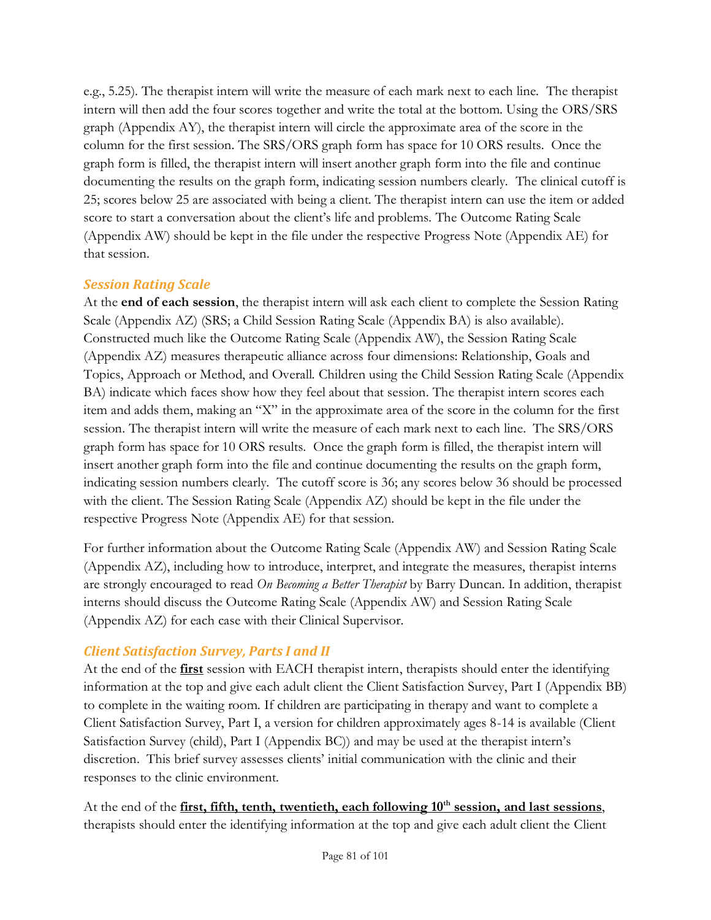e.g., 5.25). The therapist intern will write the measure of each mark next to each line. The therapist intern will then add the four scores together and write the total at the bottom. Using the ORS/SRS graph (Appendix AY), the therapist intern will circle the approximate area of the score in the column for the first session. The SRS/ORS graph form has space for 10 ORS results. Once the graph form is filled, the therapist intern will insert another graph form into the file and continue documenting the results on the graph form, indicating session numbers clearly. The clinical cutoff is 25; scores below 25 are associated with being a client. The therapist intern can use the item or added score to start a conversation about the client's life and problems. The Outcome Rating Scale (Appendix AW) should be kept in the file under the respective Progress Note (Appendix AE) for that session.

### *Session Rating Scale*

At the **end of each session**, the therapist intern will ask each client to complete the Session Rating Scale (Appendix AZ) (SRS; a Child Session Rating Scale (Appendix BA) is also available). Constructed much like the Outcome Rating Scale (Appendix AW), the Session Rating Scale (Appendix AZ) measures therapeutic alliance across four dimensions: Relationship, Goals and Topics, Approach or Method, and Overall. Children using the Child Session Rating Scale (Appendix BA) indicate which faces show how they feel about that session. The therapist intern scores each item and adds them, making an "X" in the approximate area of the score in the column for the first session. The therapist intern will write the measure of each mark next to each line. The SRS/ORS graph form has space for 10 ORS results. Once the graph form is filled, the therapist intern will insert another graph form into the file and continue documenting the results on the graph form, indicating session numbers clearly. The cutoff score is 36; any scores below 36 should be processed with the client. The Session Rating Scale (Appendix AZ) should be kept in the file under the respective Progress Note (Appendix AE) for that session.

For further information about the Outcome Rating Scale (Appendix AW) and Session Rating Scale (Appendix AZ), including how to introduce, interpret, and integrate the measures, therapist interns are strongly encouraged to read *On Becoming a Better Therapist* by Barry Duncan. In addition, therapist interns should discuss the Outcome Rating Scale (Appendix AW) and Session Rating Scale (Appendix AZ) for each case with their Clinical Supervisor.

### *Client Satisfaction Survey, Parts I and II*

At the end of the **first** session with EACH therapist intern, therapists should enter the identifying information at the top and give each adult client the Client Satisfaction Survey, Part I (Appendix BB) to complete in the waiting room. If children are participating in therapy and want to complete a Client Satisfaction Survey, Part I, a version for children approximately ages 8-14 is available (Client Satisfaction Survey (child), Part I (Appendix BC)) and may be used at the therapist intern's discretion. This brief survey assesses clients' initial communication with the clinic and their responses to the clinic environment.

At the end of the **first, fifth, tenth, twentieth, each following 10th session, and last sessions**, therapists should enter the identifying information at the top and give each adult client the Client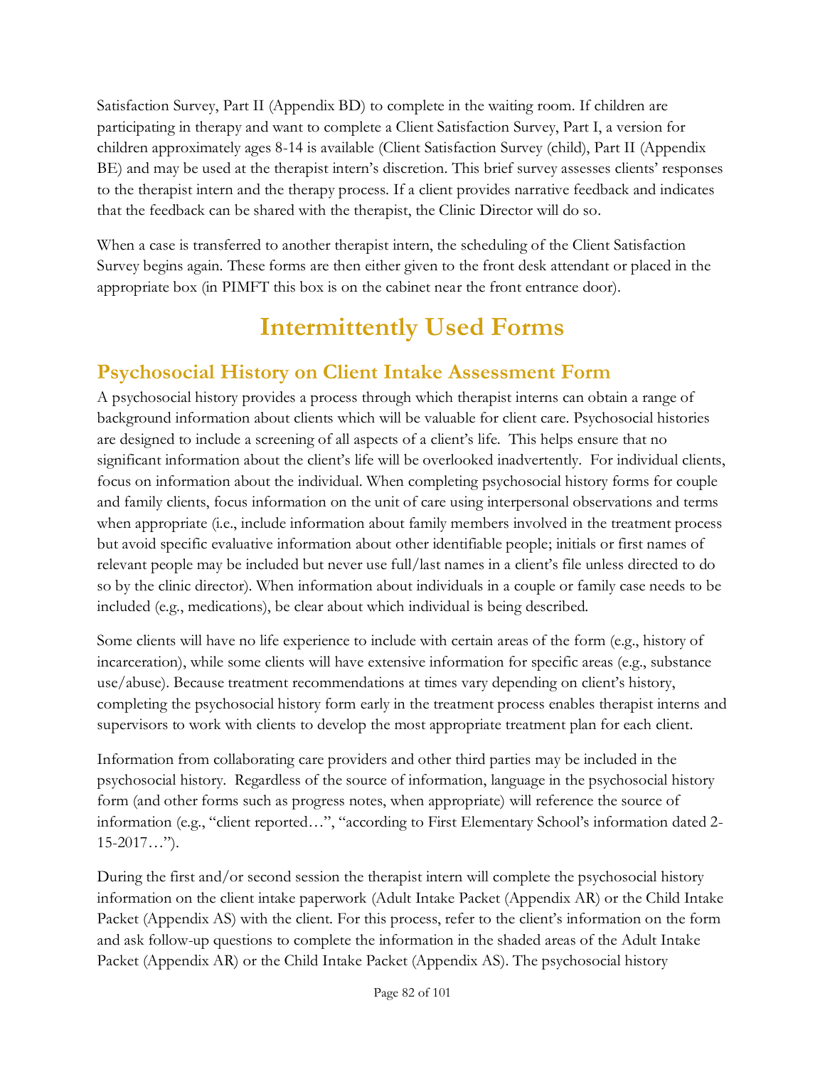Satisfaction Survey, Part II (Appendix BD) to complete in the waiting room. If children are participating in therapy and want to complete a Client Satisfaction Survey, Part I, a version for children approximately ages 8-14 is available (Client Satisfaction Survey (child), Part II (Appendix BE) and may be used at the therapist intern's discretion. This brief survey assesses clients' responses to the therapist intern and the therapy process. If a client provides narrative feedback and indicates that the feedback can be shared with the therapist, the Clinic Director will do so.

When a case is transferred to another therapist intern, the scheduling of the Client Satisfaction Survey begins again. These forms are then either given to the front desk attendant or placed in the appropriate box (in PIMFT this box is on the cabinet near the front entrance door).

# Intermittently Used Forms

## Psychosocial History on Client Intake Assessment Form

A psychosocial history provides a process through which therapist interns can obtain a range of background information about clients which will be valuable for client care. Psychosocial histories are designed to include a screening of all aspects of a client's life. This helps ensure that no significant information about the client's life will be overlooked inadvertently. For individual clients, focus on information about the individual. When completing psychosocial history forms for couple and family clients, focus information on the unit of care using interpersonal observations and terms when appropriate (i.e., include information about family members involved in the treatment process but avoid specific evaluative information about other identifiable people; initials or first names of relevant people may be included but never use full/last names in a client's file unless directed to do so by the clinic director). When information about individuals in a couple or family case needs to be included (e.g., medications), be clear about which individual is being described.

Some clients will have no life experience to include with certain areas of the form (e.g., history of incarceration), while some clients will have extensive information for specific areas (e.g., substance use/abuse). Because treatment recommendations at times vary depending on client's history, completing the psychosocial history form early in the treatment process enables therapist interns and supervisors to work with clients to develop the most appropriate treatment plan for each client.

Information from collaborating care providers and other third parties may be included in the psychosocial history. Regardless of the source of information, language in the psychosocial history form (and other forms such as progress notes, when appropriate) will reference the source of information (e.g., "client reported…", "according to First Elementary School's information dated 2-15-2017…").

During the first and/or second session the therapist intern will complete the psychosocial history information on the client intake paperwork (Adult Intake Packet (Appendix AR) or the Child Intake Packet (Appendix AS) with the client. For this process, refer to the client's information on the form and ask follow-up questions to complete the information in the shaded areas of the Adult Intake Packet (Appendix AR) or the Child Intake Packet (Appendix AS). The psychosocial history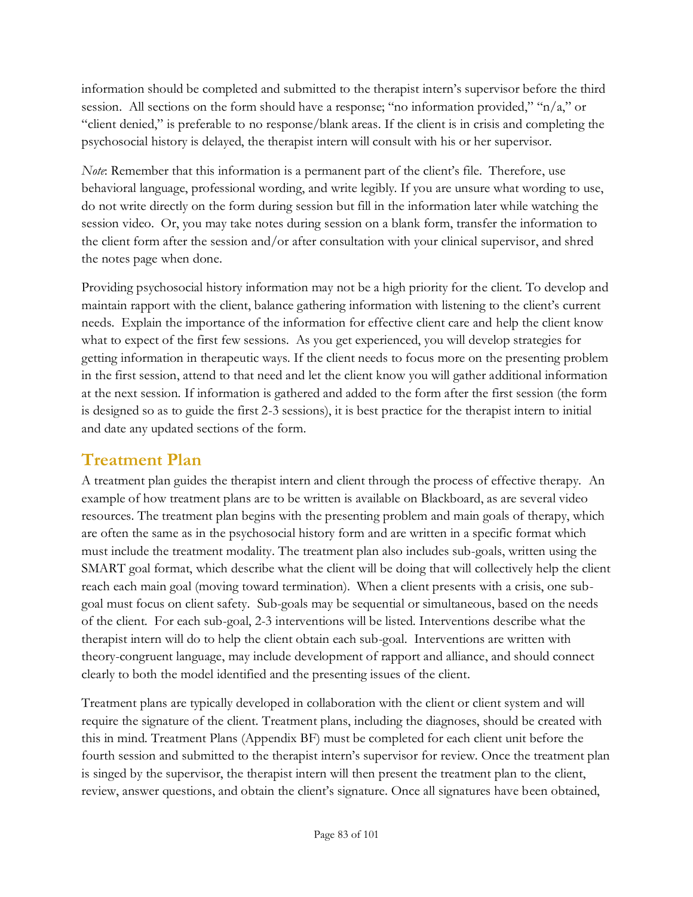information should be completed and submitted to the therapist intern's supervisor before the third session. All sections on the form should have a response; "no information provided," "n/a," or "client denied," is preferable to no response/blank areas. If the client is in crisis and completing the psychosocial history is delayed, the therapist intern will consult with his or her supervisor.

*Note*: Remember that this information is a permanent part of the client's file. Therefore, use behavioral language, professional wording, and write legibly. If you are unsure what wording to use, do not write directly on the form during session but fill in the information later while watching the session video. Or, you may take notes during session on a blank form, transfer the information to the client form after the session and/or after consultation with your clinical supervisor, and shred the notes page when done.

Providing psychosocial history information may not be a high priority for the client. To develop and maintain rapport with the client, balance gathering information with listening to the client's current needs. Explain the importance of the information for effective client care and help the client know what to expect of the first few sessions. As you get experienced, you will develop strategies for getting information in therapeutic ways. If the client needs to focus more on the presenting problem in the first session, attend to that need and let the client know you will gather additional information at the next session. If information is gathered and added to the form after the first session (the form is designed so as to guide the first 2-3 sessions), it is best practice for the therapist intern to initial and date any updated sections of the form.

## Treatment Plan

A treatment plan guides the therapist intern and client through the process of effective therapy. An example of how treatment plans are to be written is available on Blackboard, as are several video resources. The treatment plan begins with the presenting problem and main goals of therapy, which are often the same as in the psychosocial history form and are written in a specific format which must include the treatment modality. The treatment plan also includes sub-goals, written using the SMART goal format, which describe what the client will be doing that will collectively help the client reach each main goal (moving toward termination). When a client presents with a crisis, one sub-goal must focus on client safety. Sub-goals may be sequential or simultaneous, based on the needs of the client. For each sub-goal, 2-3 interventions will be listed. Interventions describe what the therapist intern will do to help the client obtain each sub-goal. Interventions are written with theory-congruent language, may include development of rapport and alliance, and should connect clearly to both the model identified and the presenting issues of the client.

Treatment plans are typically developed in collaboration with the client or client system and will require the signature of the client. Treatment plans, including the diagnoses, should be created with this in mind. Treatment Plans (Appendix BF) must be completed for each client unit before the fourth session and submitted to the therapist intern's supervisor for review. Once the treatment plan is singed by the supervisor, the therapist intern will then present the treatment plan to the client, review, answer questions, and obtain the client's signature. Once all signatures have been obtained,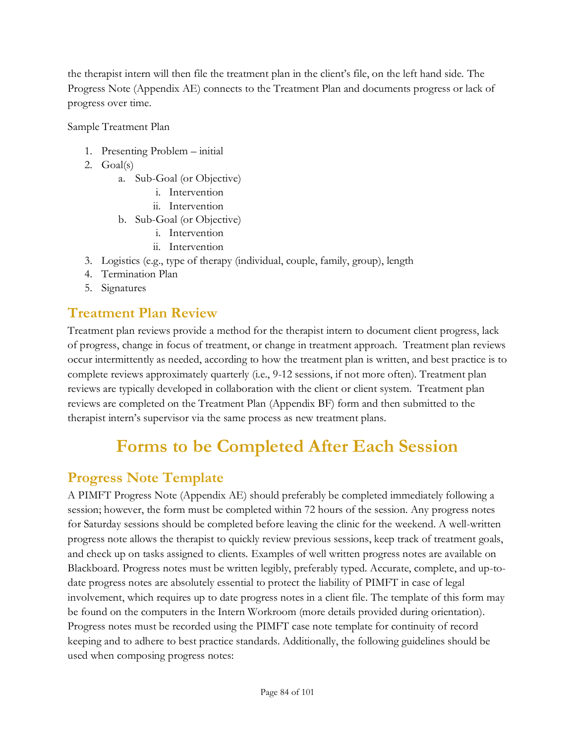the therapist intern will then file the treatment plan in the client's file, on the left hand side. The Progress Note (Appendix AE) connects to the Treatment Plan and documents progress or lack of progress over time.

Sample Treatment Plan

1. Presenting Problem – initial
2. Goal(s)
    a. Sub-Goal (or Objective)
        i. Intervention
        ii. Intervention
    b. Sub-Goal (or Objective)
        i. Intervention
        ii. Intervention
3. Logistics (e.g., type of therapy (individual, couple, family, group), length
4. Termination Plan
5. Signatures

## Treatment Plan Review

Treatment plan reviews provide a method for the therapist intern to document client progress, lack of progress, change in focus of treatment, or change in treatment approach. Treatment plan reviews occur intermittently as needed, according to how the treatment plan is written, and best practice is to complete reviews approximately quarterly (i.e., 9-12 sessions, if not more often). Treatment plan reviews are typically developed in collaboration with the client or client system. Treatment plan reviews are completed on the Treatment Plan (Appendix BF) form and then submitted to the therapist intern's supervisor via the same process as new treatment plans.

# Forms to be Completed After Each Session

## Progress Note Template

A PIMFT Progress Note (Appendix AE) should preferably be completed immediately following a session; however, the form must be completed within 72 hours of the session. Any progress notes for Saturday sessions should be completed before leaving the clinic for the weekend. A well-written progress note allows the therapist to quickly review previous sessions, keep track of treatment goals, and check up on tasks assigned to clients. Examples of well written progress notes are available on Blackboard. Progress notes must be written legibly, preferably typed. Accurate, complete, and up-to-date progress notes are absolutely essential to protect the liability of PIMFT in case of legal involvement, which requires up to date progress notes in a client file. The template of this form may be found on the computers in the Intern Workroom (more details provided during orientation). Progress notes must be recorded using the PIMFT case note template for continuity of record keeping and to adhere to best practice standards. Additionally, the following guidelines should be used when composing progress notes: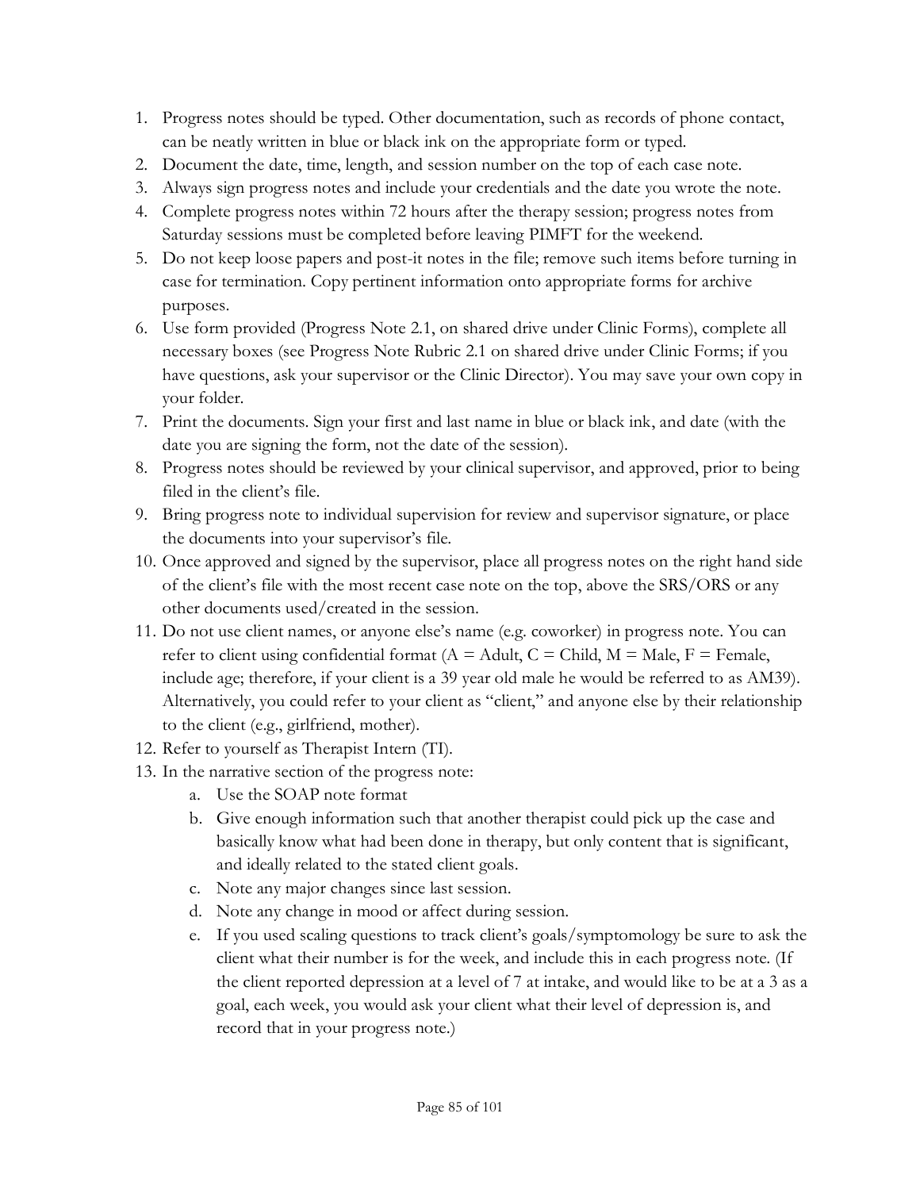1. Progress notes should be typed. Other documentation, such as records of phone contact, can be neatly written in blue or black ink on the appropriate form or typed.
2. Document the date, time, length, and session number on the top of each case note.
3. Always sign progress notes and include your credentials and the date you wrote the note.
4. Complete progress notes within 72 hours after the therapy session; progress notes from Saturday sessions must be completed before leaving PIMFT for the weekend.
5. Do not keep loose papers and post-it notes in the file; remove such items before turning in case for termination. Copy pertinent information onto appropriate forms for archive purposes.
6. Use form provided (Progress Note 2.1, on shared drive under Clinic Forms), complete all necessary boxes (see Progress Note Rubric 2.1 on shared drive under Clinic Forms; if you have questions, ask your supervisor or the Clinic Director). You may save your own copy in your folder.
7. Print the documents. Sign your first and last name in blue or black ink, and date (with the date you are signing the form, not the date of the session).
8. Progress notes should be reviewed by your clinical supervisor, and approved, prior to being filed in the client's file.
9. Bring progress note to individual supervision for review and supervisor signature, or place the documents into your supervisor's file.
10. Once approved and signed by the supervisor, place all progress notes on the right hand side of the client's file with the most recent case note on the top, above the SRS/ORS or any other documents used/created in the session.
11. Do not use client names, or anyone else's name (e.g. coworker) in progress note. You can refer to client using confidential format (A = Adult, C = Child, M = Male, F = Female, include age; therefore, if your client is a 39 year old male he would be referred to as AM39). Alternatively, you could refer to your client as "client," and anyone else by their relationship to the client (e.g., girlfriend, mother).
12. Refer to yourself as Therapist Intern (TI).
13. In the narrative section of the progress note:
    a. Use the SOAP note format
    b. Give enough information such that another therapist could pick up the case and basically know what had been done in therapy, but only content that is significant, and ideally related to the stated client goals.
    c. Note any major changes since last session.
    d. Note any change in mood or affect during session.
    e. If you used scaling questions to track client's goals/symptomology be sure to ask the client what their number is for the week, and include this in each progress note. (If the client reported depression at a level of 7 at intake, and would like to be at a 3 as a goal, each week, you would ask your client what their level of depression is, and record that in your progress note.)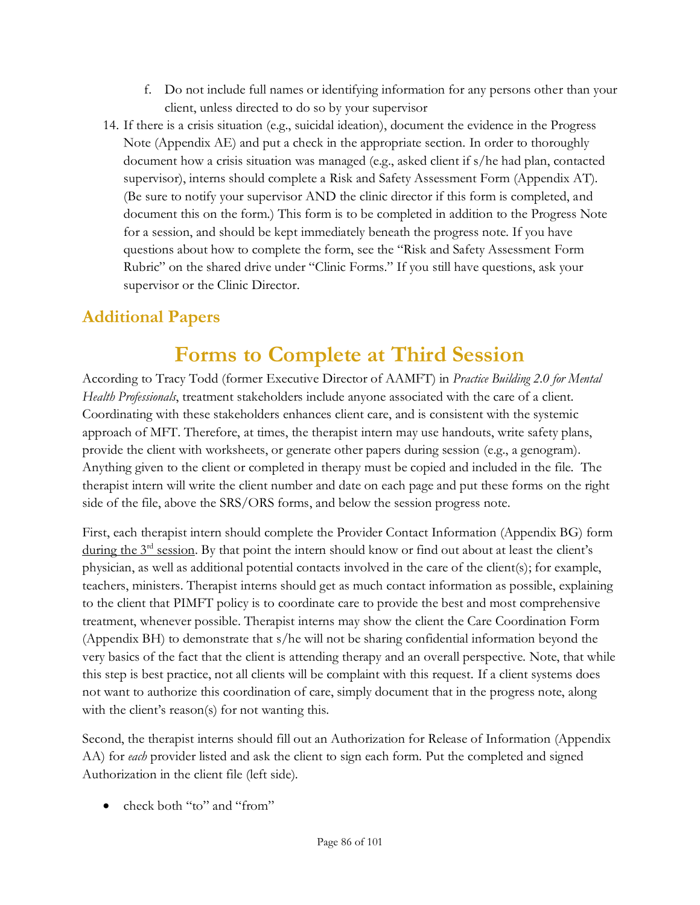f. Do not include full names or identifying information for any persons other than your client, unless directed to do so by your supervisor

14. If there is a crisis situation (e.g., suicidal ideation), document the evidence in the Progress Note (Appendix AE) and put a check in the appropriate section. In order to thoroughly document how a crisis situation was managed (e.g., asked client if s/he had plan, contacted supervisor), interns should complete a Risk and Safety Assessment Form (Appendix AT). (Be sure to notify your supervisor AND the clinic director if this form is completed, and document this on the form.) This form is to be completed in addition to the Progress Note for a session, and should be kept immediately beneath the progress note. If you have questions about how to complete the form, see the "Risk and Safety Assessment Form Rubric" on the shared drive under "Clinic Forms." If you still have questions, ask your supervisor or the Clinic Director.

## Additional Papers

# Forms to Complete at Third Session

According to Tracy Todd (former Executive Director of AAMFT) in *Practice Building 2.0 for Mental Health Professionals*, treatment stakeholders include anyone associated with the care of a client. Coordinating with these stakeholders enhances client care, and is consistent with the systemic approach of MFT. Therefore, at times, the therapist intern may use handouts, write safety plans, provide the client with worksheets, or generate other papers during session (e.g., a genogram). Anything given to the client or completed in therapy must be copied and included in the file. The therapist intern will write the client number and date on each page and put these forms on the right side of the file, above the SRS/ORS forms, and below the session progress note.

First, each therapist intern should complete the Provider Contact Information (Appendix BG) form <u>during the 3rd session</u>. By that point the intern should know or find out about at least the client's physician, as well as additional potential contacts involved in the care of the client(s); for example, teachers, ministers. Therapist interns should get as much contact information as possible, explaining to the client that PIMFT policy is to coordinate care to provide the best and most comprehensive treatment, whenever possible. Therapist interns may show the client the Care Coordination Form (Appendix BH) to demonstrate that s/he will not be sharing confidential information beyond the very basics of the fact that the client is attending therapy and an overall perspective. Note, that while this step is best practice, not all clients will be complaint with this request. If a client systems does not want to authorize this coordination of care, simply document that in the progress note, along with the client's reason(s) for not wanting this.

Second, the therapist interns should fill out an Authorization for Release of Information (Appendix AA) for *each* provider listed and ask the client to sign each form. Put the completed and signed Authorization in the client file (left side).

- check both "to" and "from"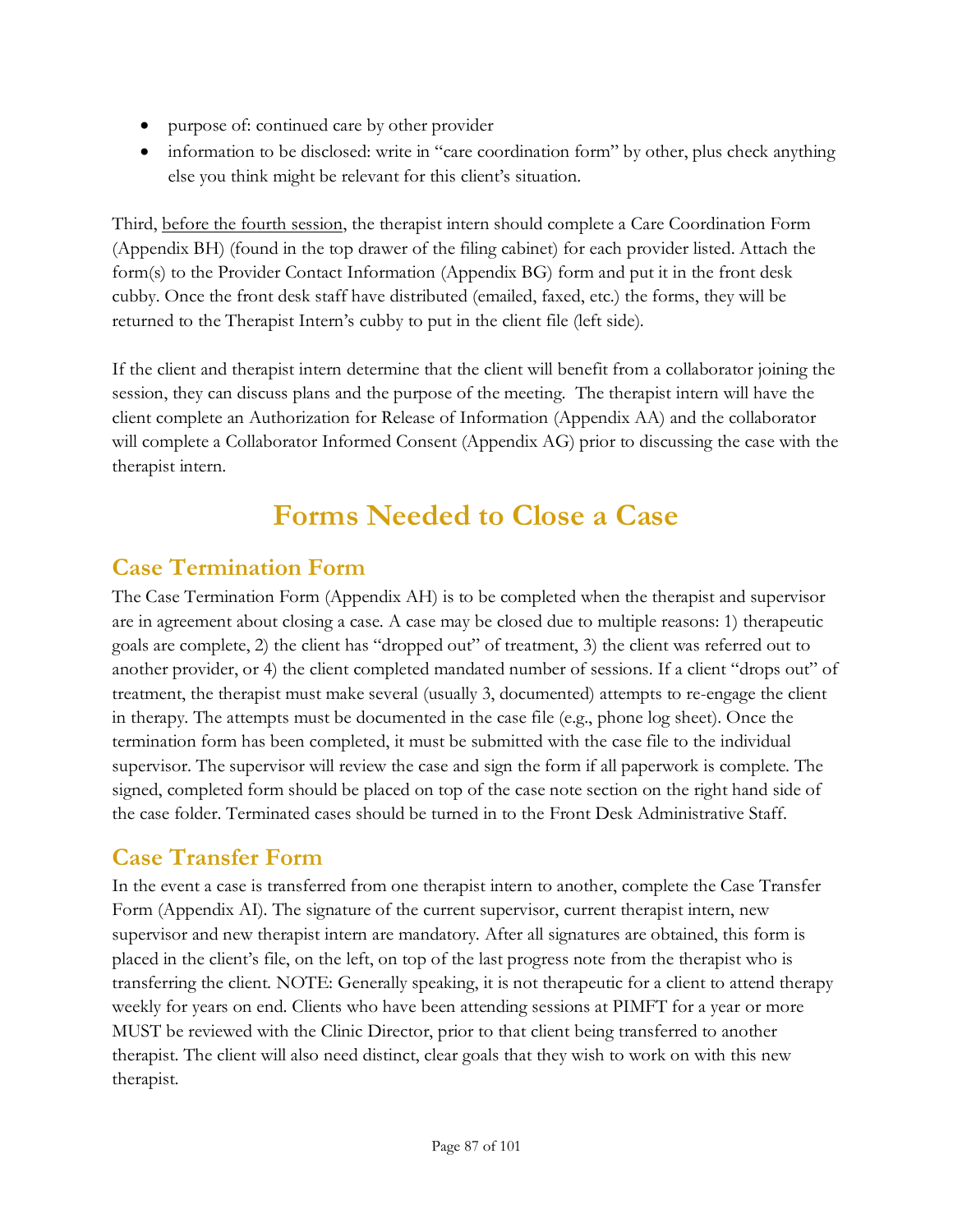- purpose of: continued care by other provider
- information to be disclosed: write in "care coordination form" by other, plus check anything else you think might be relevant for this client's situation.

Third, <u>before the fourth session</u>, the therapist intern should complete a Care Coordination Form (Appendix BH) (found in the top drawer of the filing cabinet) for each provider listed. Attach the form(s) to the Provider Contact Information (Appendix BG) form and put it in the front desk cubby. Once the front desk staff have distributed (emailed, faxed, etc.) the forms, they will be returned to the Therapist Intern's cubby to put in the client file (left side).

If the client and therapist intern determine that the client will benefit from a collaborator joining the session, they can discuss plans and the purpose of the meeting. The therapist intern will have the client complete an Authorization for Release of Information (Appendix AA) and the collaborator will complete a Collaborator Informed Consent (Appendix AG) prior to discussing the case with the therapist intern.

# Forms Needed to Close a Case

## Case Termination Form

The Case Termination Form (Appendix AH) is to be completed when the therapist and supervisor are in agreement about closing a case. A case may be closed due to multiple reasons: 1) therapeutic goals are complete, 2) the client has "dropped out" of treatment, 3) the client was referred out to another provider, or 4) the client completed mandated number of sessions. If a client "drops out" of treatment, the therapist must make several (usually 3, documented) attempts to re-engage the client in therapy. The attempts must be documented in the case file (e.g., phone log sheet). Once the termination form has been completed, it must be submitted with the case file to the individual supervisor. The supervisor will review the case and sign the form if all paperwork is complete. The signed, completed form should be placed on top of the case note section on the right hand side of the case folder. Terminated cases should be turned in to the Front Desk Administrative Staff.

## Case Transfer Form

In the event a case is transferred from one therapist intern to another, complete the Case Transfer Form (Appendix AI). The signature of the current supervisor, current therapist intern, new supervisor and new therapist intern are mandatory. After all signatures are obtained, this form is placed in the client's file, on the left, on top of the last progress note from the therapist who is transferring the client. NOTE: Generally speaking, it is not therapeutic for a client to attend therapy weekly for years on end. Clients who have been attending sessions at PIMFT for a year or more MUST be reviewed with the Clinic Director, prior to that client being transferred to another therapist. The client will also need distinct, clear goals that they wish to work on with this new therapist.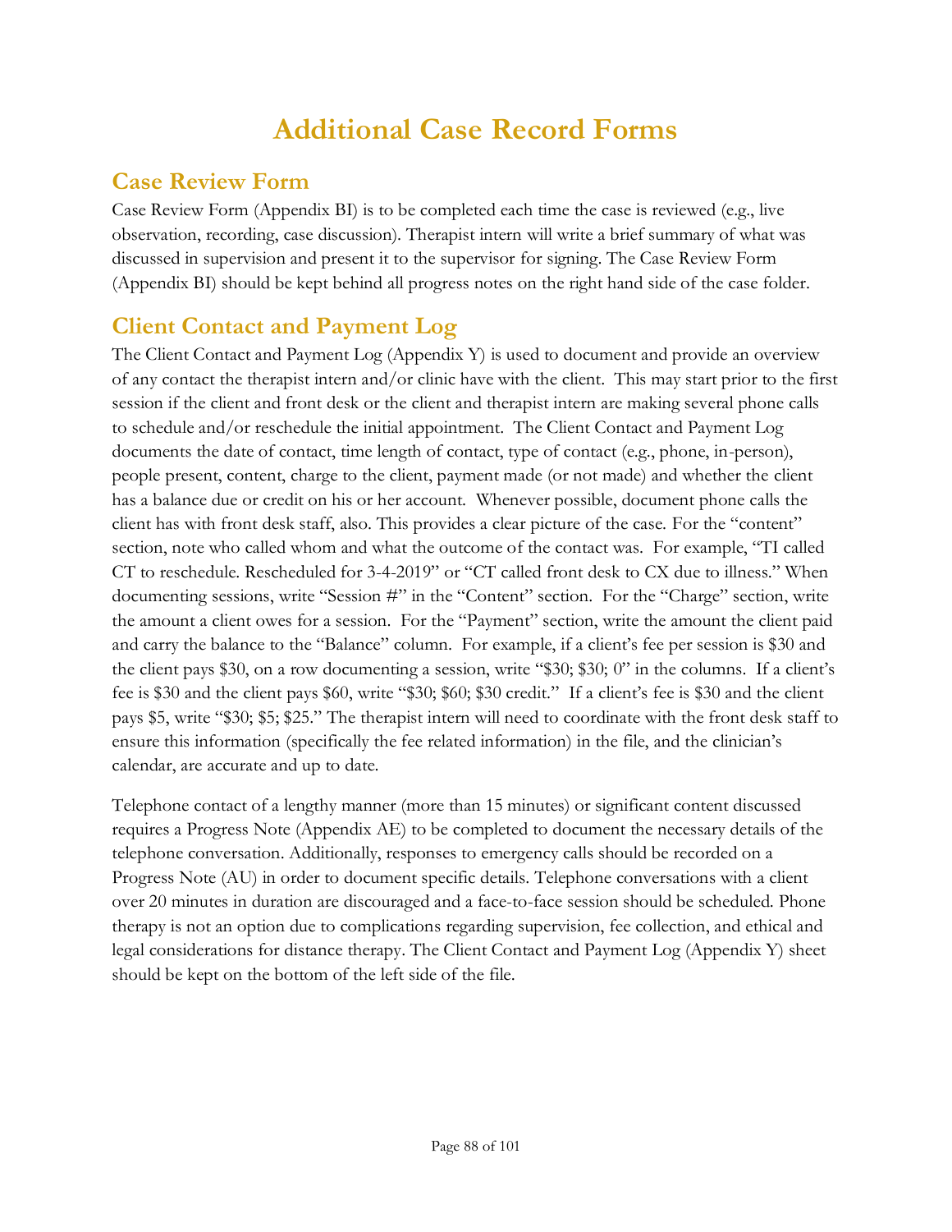# Additional Case Record Forms

## Case Review Form

Case Review Form (Appendix BI) is to be completed each time the case is reviewed (e.g., live observation, recording, case discussion). Therapist intern will write a brief summary of what was discussed in supervision and present it to the supervisor for signing. The Case Review Form (Appendix BI) should be kept behind all progress notes on the right hand side of the case folder.

## Client Contact and Payment Log

The Client Contact and Payment Log (Appendix Y) is used to document and provide an overview of any contact the therapist intern and/or clinic have with the client. This may start prior to the first session if the client and front desk or the client and therapist intern are making several phone calls to schedule and/or reschedule the initial appointment. The Client Contact and Payment Log documents the date of contact, time length of contact, type of contact (e.g., phone, in-person), people present, content, charge to the client, payment made (or not made) and whether the client has a balance due or credit on his or her account. Whenever possible, document phone calls the client has with front desk staff, also. This provides a clear picture of the case. For the "content" section, note who called whom and what the outcome of the contact was. For example, "TI called CT to reschedule. Rescheduled for 3-4-2019" or "CT called front desk to CX due to illness." When documenting sessions, write "Session #" in the "Content" section. For the "Charge" section, write the amount a client owes for a session. For the "Payment" section, write the amount the client paid and carry the balance to the "Balance" column. For example, if a client's fee per session is $30 and the client pays $30, on a row documenting a session, write "$30; $30; 0" in the columns. If a client's fee is $30 and the client pays $60, write "$30; $60; $30 credit." If a client's fee is $30 and the client pays $5, write "$30; $5; $25." The therapist intern will need to coordinate with the front desk staff to ensure this information (specifically the fee related information) in the file, and the clinician's calendar, are accurate and up to date.

Telephone contact of a lengthy manner (more than 15 minutes) or significant content discussed requires a Progress Note (Appendix AE) to be completed to document the necessary details of the telephone conversation. Additionally, responses to emergency calls should be recorded on a Progress Note (AU) in order to document specific details. Telephone conversations with a client over 20 minutes in duration are discouraged and a face-to-face session should be scheduled. Phone therapy is not an option due to complications regarding supervision, fee collection, and ethical and legal considerations for distance therapy. The Client Contact and Payment Log (Appendix Y) sheet should be kept on the bottom of the left side of the file.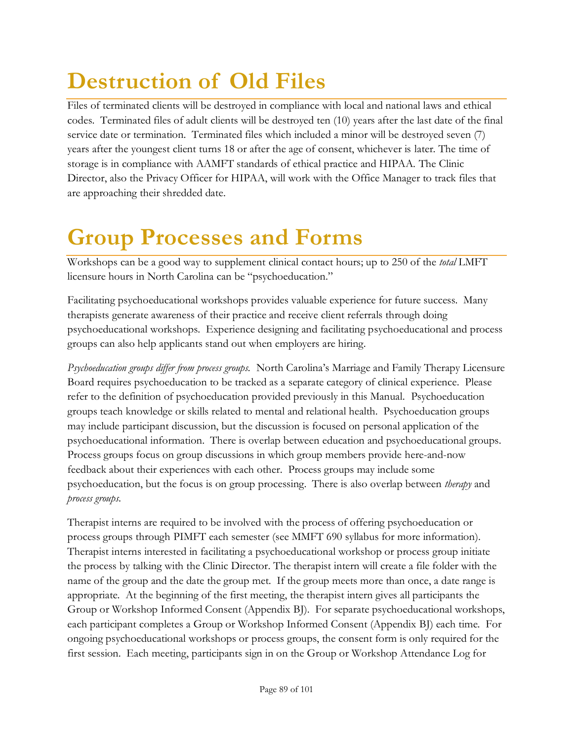# Destruction of Old Files

Files of terminated clients will be destroyed in compliance with local and national laws and ethical codes. Terminated files of adult clients will be destroyed ten (10) years after the last date of the final service date or termination. Terminated files which included a minor will be destroyed seven (7) years after the youngest client turns 18 or after the age of consent, whichever is later. The time of storage is in compliance with AAMFT standards of ethical practice and HIPAA. The Clinic Director, also the Privacy Officer for HIPAA, will work with the Office Manager to track files that are approaching their shredded date.

# Group Processes and Forms

Workshops can be a good way to supplement clinical contact hours; up to 250 of the *total* LMFT licensure hours in North Carolina can be "psychoeducation."

Facilitating psychoeducational workshops provides valuable experience for future success. Many therapists generate awareness of their practice and receive client referrals through doing psychoeducational workshops. Experience designing and facilitating psychoeducational and process groups can also help applicants stand out when employers are hiring.

*Psychoeducation groups differ from process groups.* North Carolina's Marriage and Family Therapy Licensure Board requires psychoeducation to be tracked as a separate category of clinical experience. Please refer to the definition of psychoeducation provided previously in this Manual. Psychoeducation groups teach knowledge or skills related to mental and relational health. Psychoeducation groups may include participant discussion, but the discussion is focused on personal application of the psychoeducational information. There is overlap between education and psychoeducational groups. Process groups focus on group discussions in which group members provide here-and-now feedback about their experiences with each other. Process groups may include some psychoeducation, but the focus is on group processing. There is also overlap between *therapy* and *process groups*.

Therapist interns are required to be involved with the process of offering psychoeducation or process groups through PIMFT each semester (see MMFT 690 syllabus for more information). Therapist interns interested in facilitating a psychoeducational workshop or process group initiate the process by talking with the Clinic Director. The therapist intern will create a file folder with the name of the group and the date the group met. If the group meets more than once, a date range is appropriate. At the beginning of the first meeting, the therapist intern gives all participants the Group or Workshop Informed Consent (Appendix BJ). For separate psychoeducational workshops, each participant completes a Group or Workshop Informed Consent (Appendix BJ) each time. For ongoing psychoeducational workshops or process groups, the consent form is only required for the first session. Each meeting, participants sign in on the Group or Workshop Attendance Log for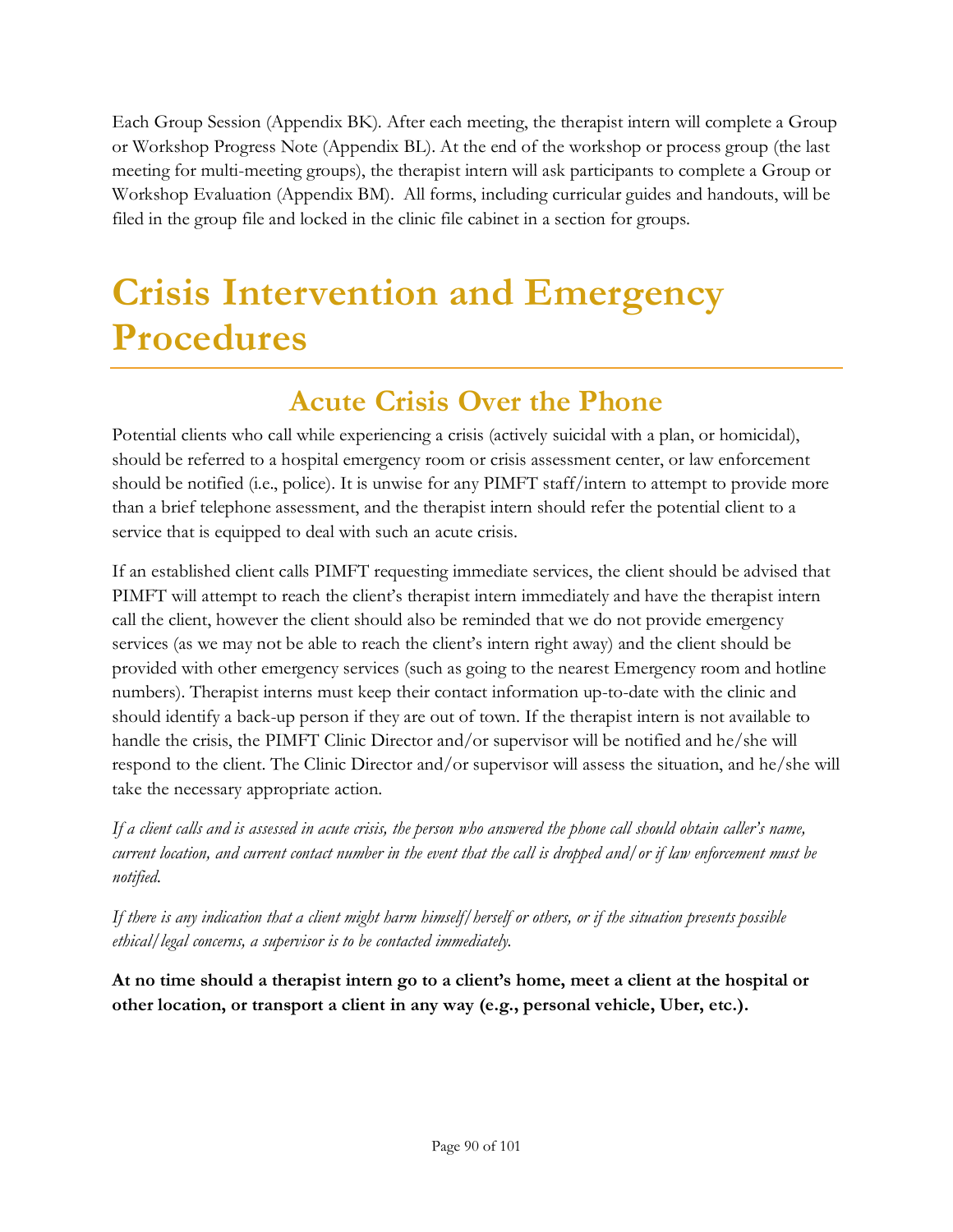Each Group Session (Appendix BK). After each meeting, the therapist intern will complete a Group or Workshop Progress Note (Appendix BL). At the end of the workshop or process group (the last meeting for multi-meeting groups), the therapist intern will ask participants to complete a Group or Workshop Evaluation (Appendix BM). All forms, including curricular guides and handouts, will be filed in the group file and locked in the clinic file cabinet in a section for groups.

# Crisis Intervention and Emergency Procedures

## Acute Crisis Over the Phone

Potential clients who call while experiencing a crisis (actively suicidal with a plan, or homicidal), should be referred to a hospital emergency room or crisis assessment center, or law enforcement should be notified (i.e., police). It is unwise for any PIMFT staff/intern to attempt to provide more than a brief telephone assessment, and the therapist intern should refer the potential client to a service that is equipped to deal with such an acute crisis.

If an established client calls PIMFT requesting immediate services, the client should be advised that PIMFT will attempt to reach the client's therapist intern immediately and have the therapist intern call the client, however the client should also be reminded that we do not provide emergency services (as we may not be able to reach the client's intern right away) and the client should be provided with other emergency services (such as going to the nearest Emergency room and hotline numbers). Therapist interns must keep their contact information up-to-date with the clinic and should identify a back-up person if they are out of town. If the therapist intern is not available to handle the crisis, the PIMFT Clinic Director and/or supervisor will be notified and he/she will respond to the client. The Clinic Director and/or supervisor will assess the situation, and he/she will take the necessary appropriate action.

*If a client calls and is assessed in acute crisis, the person who answered the phone call should obtain caller's name, current location, and current contact number in the event that the call is dropped and/or if law enforcement must be notified.*

*If there is any indication that a client might harm himself/herself or others, or if the situation presents possible ethical/legal concerns, a supervisor is to be contacted immediately.*

**At no time should a therapist intern go to a client's home, meet a client at the hospital or other location, or transport a client in any way (e.g., personal vehicle, Uber, etc.).**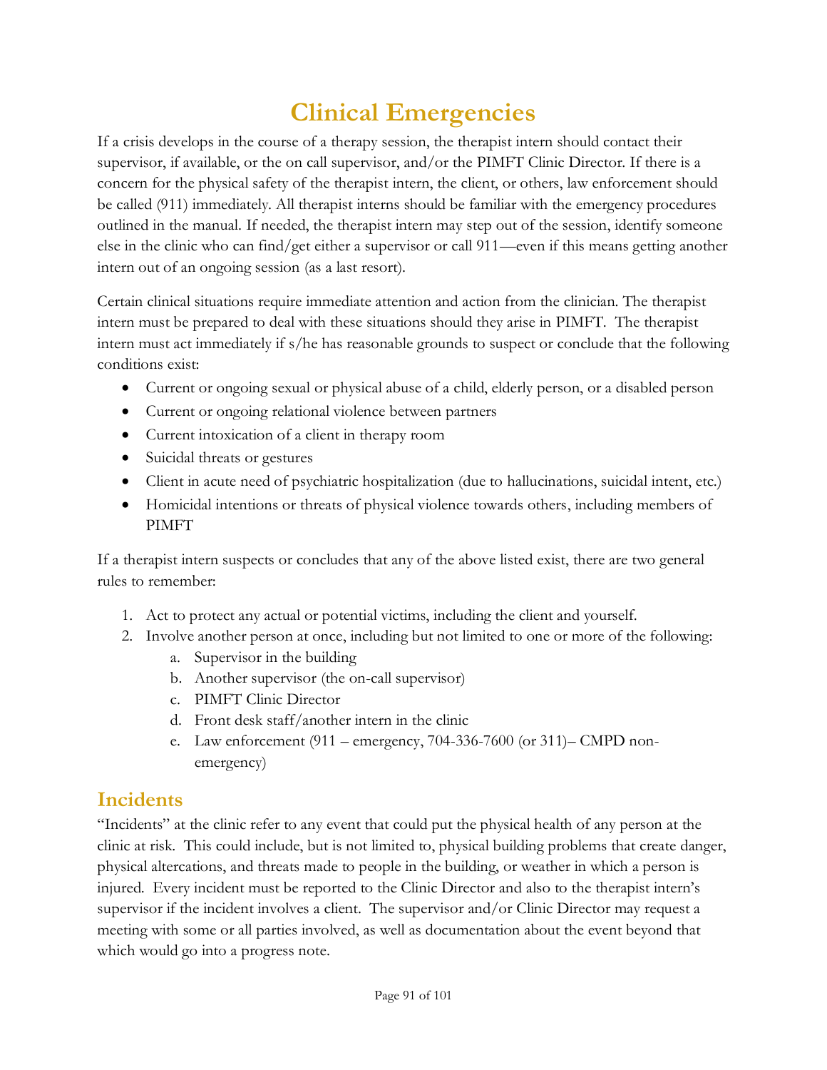# Clinical Emergencies

If a crisis develops in the course of a therapy session, the therapist intern should contact their supervisor, if available, or the on call supervisor, and/or the PIMFT Clinic Director. If there is a concern for the physical safety of the therapist intern, the client, or others, law enforcement should be called (911) immediately. All therapist interns should be familiar with the emergency procedures outlined in the manual. If needed, the therapist intern may step out of the session, identify someone else in the clinic who can find/get either a supervisor or call 911—even if this means getting another intern out of an ongoing session (as a last resort).

Certain clinical situations require immediate attention and action from the clinician. The therapist intern must be prepared to deal with these situations should they arise in PIMFT. The therapist intern must act immediately if s/he has reasonable grounds to suspect or conclude that the following conditions exist:

- Current or ongoing sexual or physical abuse of a child, elderly person, or a disabled person
- Current or ongoing relational violence between partners
- Current intoxication of a client in therapy room
- Suicidal threats or gestures
- Client in acute need of psychiatric hospitalization (due to hallucinations, suicidal intent, etc.)
- Homicidal intentions or threats of physical violence towards others, including members of PIMFT

If a therapist intern suspects or concludes that any of the above listed exist, there are two general rules to remember:

1. Act to protect any actual or potential victims, including the client and yourself.
2. Involve another person at once, including but not limited to one or more of the following:
   a. Supervisor in the building
   b. Another supervisor (the on-call supervisor)
   c. PIMFT Clinic Director
   d. Front desk staff/another intern in the clinic
   e. Law enforcement (911 – emergency, 704-336-7600 (or 311)– CMPD non-emergency)

## Incidents

"Incidents" at the clinic refer to any event that could put the physical health of any person at the clinic at risk. This could include, but is not limited to, physical building problems that create danger, physical altercations, and threats made to people in the building, or weather in which a person is injured. Every incident must be reported to the Clinic Director and also to the therapist intern's supervisor if the incident involves a client. The supervisor and/or Clinic Director may request a meeting with some or all parties involved, as well as documentation about the event beyond that which would go into a progress note.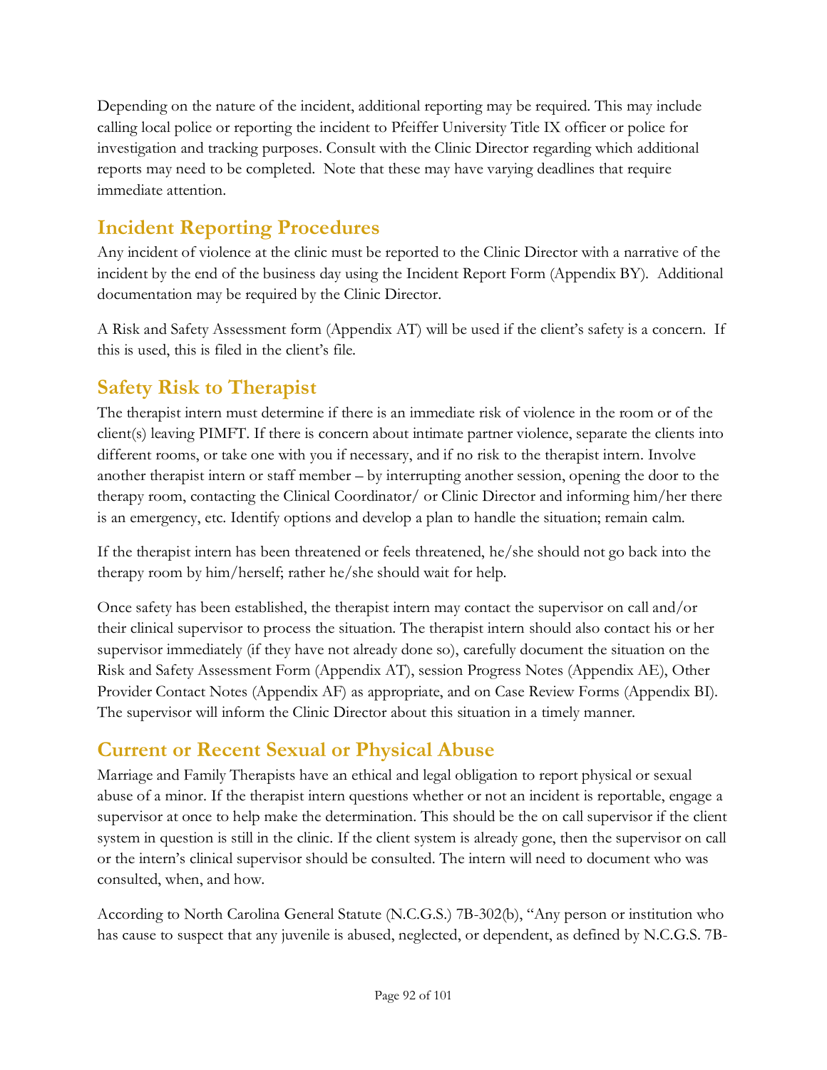Depending on the nature of the incident, additional reporting may be required. This may include calling local police or reporting the incident to Pfeiffer University Title IX officer or police for investigation and tracking purposes. Consult with the Clinic Director regarding which additional reports may need to be completed.  Note that these may have varying deadlines that require immediate attention.

## Incident Reporting Procedures

Any incident of violence at the clinic must be reported to the Clinic Director with a narrative of the incident by the end of the business day using the Incident Report Form (Appendix BY).  Additional documentation may be required by the Clinic Director.

A Risk and Safety Assessment form (Appendix AT) will be used if the client's safety is a concern.  If this is used, this is filed in the client's file.

## Safety Risk to Therapist

The therapist intern must determine if there is an immediate risk of violence in the room or of the client(s) leaving PIMFT. If there is concern about intimate partner violence, separate the clients into different rooms, or take one with you if necessary, and if no risk to the therapist intern. Involve another therapist intern or staff member – by interrupting another session, opening the door to the therapy room, contacting the Clinical Coordinator/ or Clinic Director and informing him/her there is an emergency, etc. Identify options and develop a plan to handle the situation; remain calm.

If the therapist intern has been threatened or feels threatened, he/she should not go back into the therapy room by him/herself; rather he/she should wait for help.

Once safety has been established, the therapist intern may contact the supervisor on call and/or their clinical supervisor to process the situation. The therapist intern should also contact his or her supervisor immediately (if they have not already done so), carefully document the situation on the Risk and Safety Assessment Form (Appendix AT), session Progress Notes (Appendix AE), Other Provider Contact Notes (Appendix AF) as appropriate, and on Case Review Forms (Appendix BI). The supervisor will inform the Clinic Director about this situation in a timely manner.

## Current or Recent Sexual or Physical Abuse

Marriage and Family Therapists have an ethical and legal obligation to report physical or sexual abuse of a minor. If the therapist intern questions whether or not an incident is reportable, engage a supervisor at once to help make the determination. This should be the on call supervisor if the client system in question is still in the clinic. If the client system is already gone, then the supervisor on call or the intern's clinical supervisor should be consulted. The intern will need to document who was consulted, when, and how.

According to North Carolina General Statute (N.C.G.S.) 7B-302(b), "Any person or institution who has cause to suspect that any juvenile is abused, neglected, or dependent, as defined by N.C.G.S. 7B-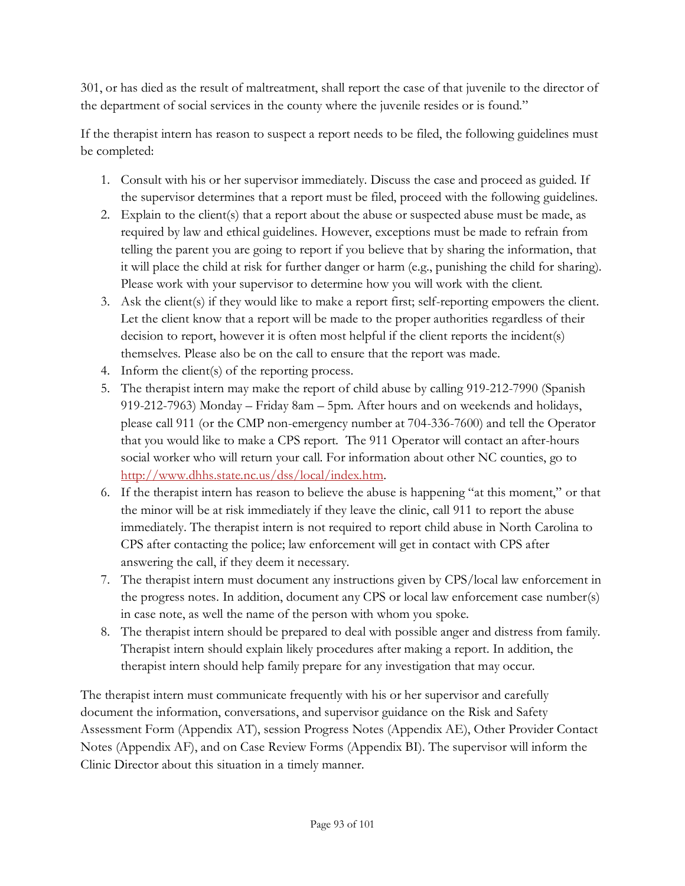301, or has died as the result of maltreatment, shall report the case of that juvenile to the director of the department of social services in the county where the juvenile resides or is found."

If the therapist intern has reason to suspect a report needs to be filed, the following guidelines must be completed:

1. Consult with his or her supervisor immediately. Discuss the case and proceed as guided. If the supervisor determines that a report must be filed, proceed with the following guidelines.
2. Explain to the client(s) that a report about the abuse or suspected abuse must be made, as required by law and ethical guidelines. However, exceptions must be made to refrain from telling the parent you are going to report if you believe that by sharing the information, that it will place the child at risk for further danger or harm (e.g., punishing the child for sharing). Please work with your supervisor to determine how you will work with the client.
3. Ask the client(s) if they would like to make a report first; self-reporting empowers the client. Let the client know that a report will be made to the proper authorities regardless of their decision to report, however it is often most helpful if the client reports the incident(s) themselves. Please also be on the call to ensure that the report was made.
4. Inform the client(s) of the reporting process.
5. The therapist intern may make the report of child abuse by calling 919-212-7990 (Spanish 919-212-7963) Monday – Friday 8am – 5pm. After hours and on weekends and holidays, please call 911 (or the CMP non-emergency number at 704-336-7600) and tell the Operator that you would like to make a CPS report. The 911 Operator will contact an after-hours social worker who will return your call. For information about other NC counties, go to http://www.dhhs.state.nc.us/dss/local/index.htm.
6. If the therapist intern has reason to believe the abuse is happening "at this moment," or that the minor will be at risk immediately if they leave the clinic, call 911 to report the abuse immediately. The therapist intern is not required to report child abuse in North Carolina to CPS after contacting the police; law enforcement will get in contact with CPS after answering the call, if they deem it necessary.
7. The therapist intern must document any instructions given by CPS/local law enforcement in the progress notes. In addition, document any CPS or local law enforcement case number(s) in case note, as well the name of the person with whom you spoke.
8. The therapist intern should be prepared to deal with possible anger and distress from family. Therapist intern should explain likely procedures after making a report. In addition, the therapist intern should help family prepare for any investigation that may occur.

The therapist intern must communicate frequently with his or her supervisor and carefully document the information, conversations, and supervisor guidance on the Risk and Safety Assessment Form (Appendix AT), session Progress Notes (Appendix AE), Other Provider Contact Notes (Appendix AF), and on Case Review Forms (Appendix BI). The supervisor will inform the Clinic Director about this situation in a timely manner.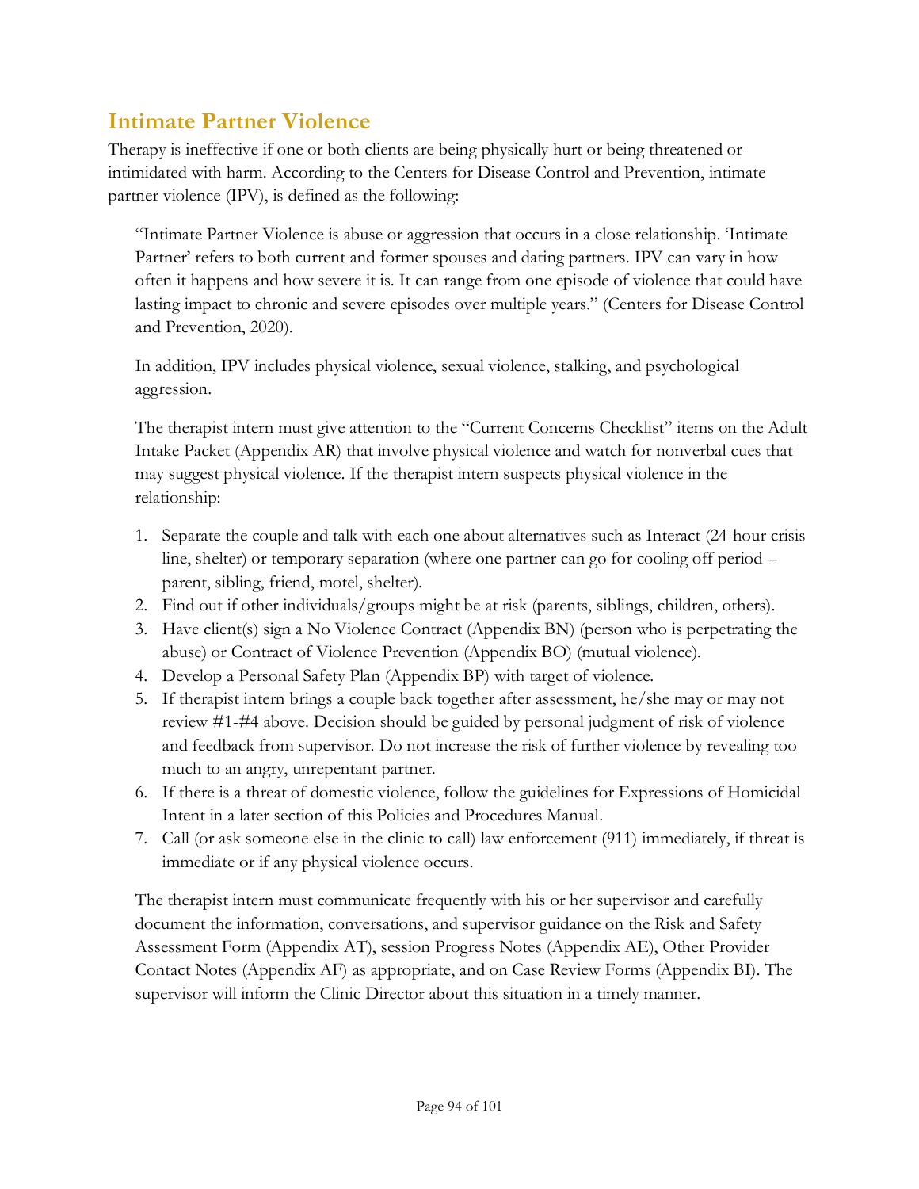## Intimate Partner Violence

Therapy is ineffective if one or both clients are being physically hurt or being threatened or intimidated with harm. According to the Centers for Disease Control and Prevention, intimate partner violence (IPV), is defined as the following:

> "Intimate Partner Violence is abuse or aggression that occurs in a close relationship. 'Intimate Partner' refers to both current and former spouses and dating partners. IPV can vary in how often it happens and how severe it is. It can range from one episode of violence that could have lasting impact to chronic and severe episodes over multiple years." (Centers for Disease Control and Prevention, 2020).
>
> In addition, IPV includes physical violence, sexual violence, stalking, and psychological aggression.
>
> The therapist intern must give attention to the "Current Concerns Checklist" items on the Adult Intake Packet (Appendix AR) that involve physical violence and watch for nonverbal cues that may suggest physical violence. If the therapist intern suspects physical violence in the relationship:

1. Separate the couple and talk with each one about alternatives such as Interact (24-hour crisis line, shelter) or temporary separation (where one partner can go for cooling off period – parent, sibling, friend, motel, shelter).
2. Find out if other individuals/groups might be at risk (parents, siblings, children, others).
3. Have client(s) sign a No Violence Contract (Appendix BN) (person who is perpetrating the abuse) or Contract of Violence Prevention (Appendix BO) (mutual violence).
4. Develop a Personal Safety Plan (Appendix BP) with target of violence.
5. If therapist intern brings a couple back together after assessment, he/she may or may not review #1-#4 above. Decision should be guided by personal judgment of risk of violence and feedback from supervisor. Do not increase the risk of further violence by revealing too much to an angry, unrepentant partner.
6. If there is a threat of domestic violence, follow the guidelines for Expressions of Homicidal Intent in a later section of this Policies and Procedures Manual.
7. Call (or ask someone else in the clinic to call) law enforcement (911) immediately, if threat is immediate or if any physical violence occurs.

The therapist intern must communicate frequently with his or her supervisor and carefully document the information, conversations, and supervisor guidance on the Risk and Safety Assessment Form (Appendix AT), session Progress Notes (Appendix AE), Other Provider Contact Notes (Appendix AF) as appropriate, and on Case Review Forms (Appendix BI). The supervisor will inform the Clinic Director about this situation in a timely manner.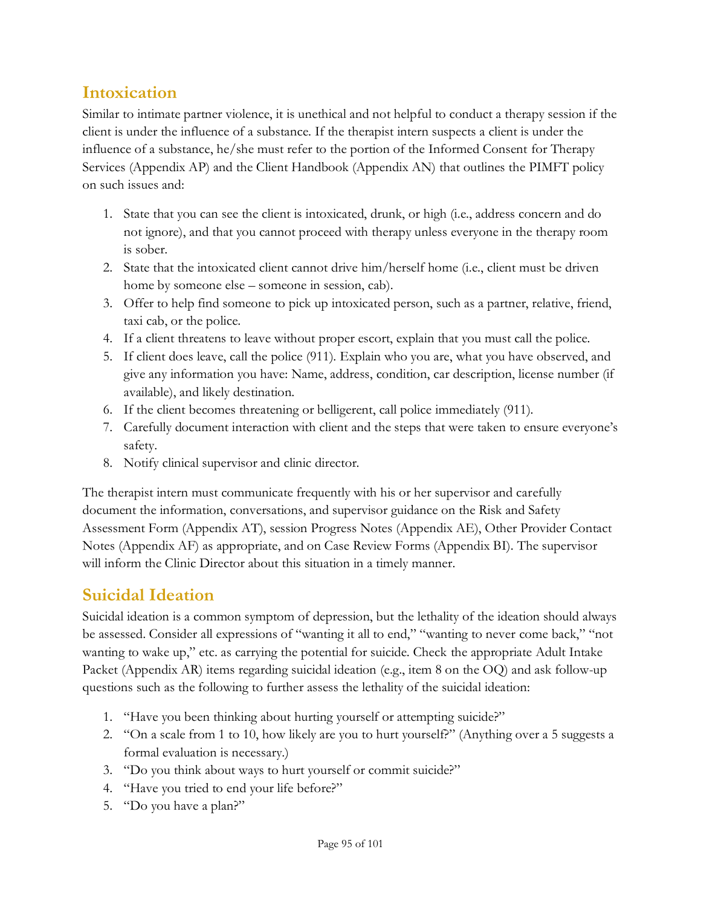## Intoxication

Similar to intimate partner violence, it is unethical and not helpful to conduct a therapy session if the client is under the influence of a substance. If the therapist intern suspects a client is under the influence of a substance, he/she must refer to the portion of the Informed Consent for Therapy Services (Appendix AP) and the Client Handbook (Appendix AN) that outlines the PIMFT policy on such issues and:

1. State that you can see the client is intoxicated, drunk, or high (i.e., address concern and do not ignore), and that you cannot proceed with therapy unless everyone in the therapy room is sober.
2. State that the intoxicated client cannot drive him/herself home (i.e., client must be driven home by someone else – someone in session, cab).
3. Offer to help find someone to pick up intoxicated person, such as a partner, relative, friend, taxi cab, or the police.
4. If a client threatens to leave without proper escort, explain that you must call the police.
5. If client does leave, call the police (911). Explain who you are, what you have observed, and give any information you have: Name, address, condition, car description, license number (if available), and likely destination.
6. If the client becomes threatening or belligerent, call police immediately (911).
7. Carefully document interaction with client and the steps that were taken to ensure everyone's safety.
8. Notify clinical supervisor and clinic director.

The therapist intern must communicate frequently with his or her supervisor and carefully document the information, conversations, and supervisor guidance on the Risk and Safety Assessment Form (Appendix AT), session Progress Notes (Appendix AE), Other Provider Contact Notes (Appendix AF) as appropriate, and on Case Review Forms (Appendix BI). The supervisor will inform the Clinic Director about this situation in a timely manner.

## Suicidal Ideation

Suicidal ideation is a common symptom of depression, but the lethality of the ideation should always be assessed. Consider all expressions of "wanting it all to end," "wanting to never come back," "not wanting to wake up," etc. as carrying the potential for suicide. Check the appropriate Adult Intake Packet (Appendix AR) items regarding suicidal ideation (e.g., item 8 on the OQ) and ask follow-up questions such as the following to further assess the lethality of the suicidal ideation:

1. "Have you been thinking about hurting yourself or attempting suicide?"
2. "On a scale from 1 to 10, how likely are you to hurt yourself?" (Anything over a 5 suggests a formal evaluation is necessary.)
3. "Do you think about ways to hurt yourself or commit suicide?"
4. "Have you tried to end your life before?"
5. "Do you have a plan?"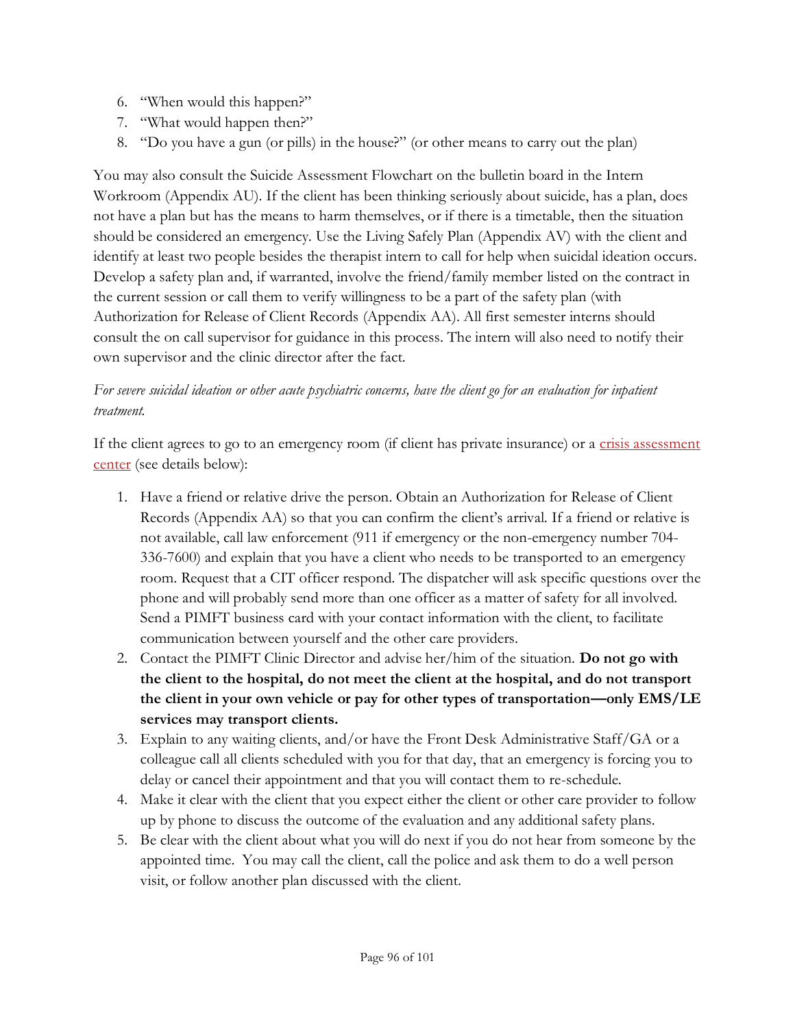6. "When would this happen?"
7. "What would happen then?"
8. "Do you have a gun (or pills) in the house?" (or other means to carry out the plan)

You may also consult the Suicide Assessment Flowchart on the bulletin board in the Intern Workroom (Appendix AU). If the client has been thinking seriously about suicide, has a plan, does not have a plan but has the means to harm themselves, or if there is a timetable, then the situation should be considered an emergency. Use the Living Safely Plan (Appendix AV) with the client and identify at least two people besides the therapist intern to call for help when suicidal ideation occurs. Develop a safety plan and, if warranted, involve the friend/family member listed on the contract in the current session or call them to verify willingness to be a part of the safety plan (with Authorization for Release of Client Records (Appendix AA). All first semester interns should consult the on call supervisor for guidance in this process. The intern will also need to notify their own supervisor and the clinic director after the fact.

*For severe suicidal ideation or other acute psychiatric concerns, have the client go for an evaluation for inpatient treatment.*

If the client agrees to go to an emergency room (if client has private insurance) or a crisis assessment center (see details below):

1. Have a friend or relative drive the person. Obtain an Authorization for Release of Client Records (Appendix AA) so that you can confirm the client's arrival. If a friend or relative is not available, call law enforcement (911 if emergency or the non-emergency number 704-336-7600) and explain that you have a client who needs to be transported to an emergency room. Request that a CIT officer respond. The dispatcher will ask specific questions over the phone and will probably send more than one officer as a matter of safety for all involved. Send a PIMFT business card with your contact information with the client, to facilitate communication between yourself and the other care providers.
2. Contact the PIMFT Clinic Director and advise her/him of the situation. **Do not go with the client to the hospital, do not meet the client at the hospital, and do not transport the client in your own vehicle or pay for other types of transportation—only EMS/LE services may transport clients.**
3. Explain to any waiting clients, and/or have the Front Desk Administrative Staff/GA or a colleague call all clients scheduled with you for that day, that an emergency is forcing you to delay or cancel their appointment and that you will contact them to re-schedule.
4. Make it clear with the client that you expect either the client or other care provider to follow up by phone to discuss the outcome of the evaluation and any additional safety plans.
5. Be clear with the client about what you will do next if you do not hear from someone by the appointed time. You may call the client, call the police and ask them to do a well person visit, or follow another plan discussed with the client.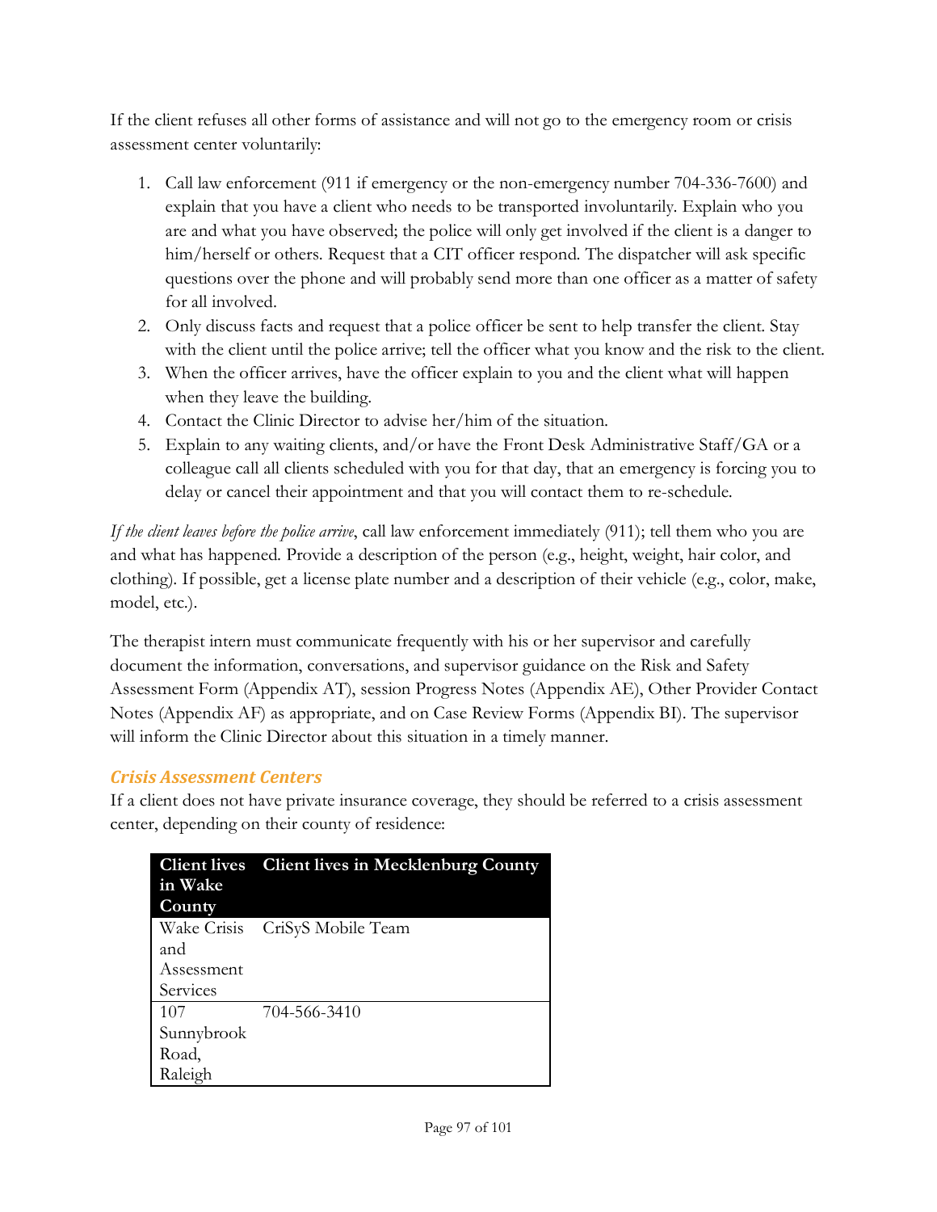If the client refuses all other forms of assistance and will not go to the emergency room or crisis assessment center voluntarily:

1. Call law enforcement (911 if emergency or the non-emergency number 704-336-7600) and explain that you have a client who needs to be transported involuntarily. Explain who you are and what you have observed; the police will only get involved if the client is a danger to him/herself or others. Request that a CIT officer respond. The dispatcher will ask specific questions over the phone and will probably send more than one officer as a matter of safety for all involved.
2. Only discuss facts and request that a police officer be sent to help transfer the client. Stay with the client until the police arrive; tell the officer what you know and the risk to the client.
3. When the officer arrives, have the officer explain to you and the client what will happen when they leave the building.
4. Contact the Clinic Director to advise her/him of the situation.
5. Explain to any waiting clients, and/or have the Front Desk Administrative Staff/GA or a colleague call all clients scheduled with you for that day, that an emergency is forcing you to delay or cancel their appointment and that you will contact them to re-schedule.

*If the client leaves before the police arrive*, call law enforcement immediately (911); tell them who you are and what has happened. Provide a description of the person (e.g., height, weight, hair color, and clothing). If possible, get a license plate number and a description of their vehicle (e.g., color, make, model, etc.).

The therapist intern must communicate frequently with his or her supervisor and carefully document the information, conversations, and supervisor guidance on the Risk and Safety Assessment Form (Appendix AT), session Progress Notes (Appendix AE), Other Provider Contact Notes (Appendix AF) as appropriate, and on Case Review Forms (Appendix BI). The supervisor will inform the Clinic Director about this situation in a timely manner.

### *Crisis Assessment Centers*

If a client does not have private insurance coverage, they should be referred to a crisis assessment center, depending on their county of residence:

| Client lives in Wake County | Client lives in Mecklenburg County |
|---|---|
| Wake Crisis and Assessment Services | CriSyS Mobile Team |
| 107 Sunnybrook Road, Raleigh | 704-566-3410 |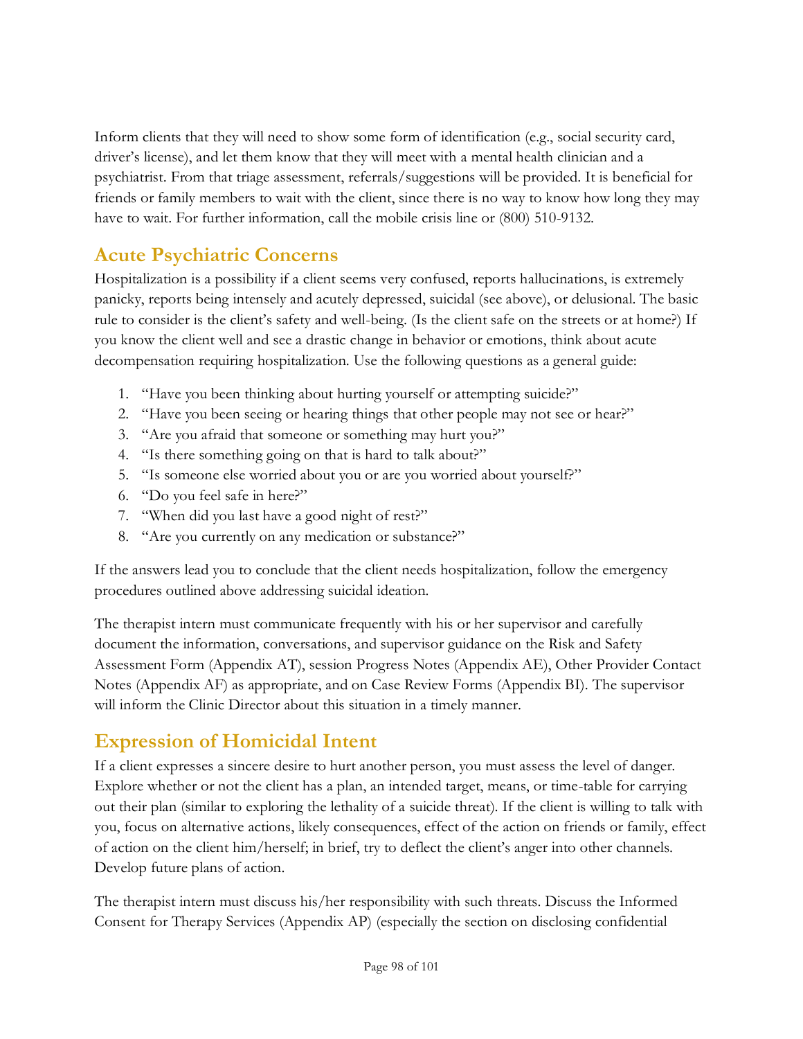Inform clients that they will need to show some form of identification (e.g., social security card, driver's license), and let them know that they will meet with a mental health clinician and a psychiatrist. From that triage assessment, referrals/suggestions will be provided. It is beneficial for friends or family members to wait with the client, since there is no way to know how long they may have to wait. For further information, call the mobile crisis line or (800) 510-9132.

## Acute Psychiatric Concerns

Hospitalization is a possibility if a client seems very confused, reports hallucinations, is extremely panicky, reports being intensely and acutely depressed, suicidal (see above), or delusional. The basic rule to consider is the client's safety and well-being. (Is the client safe on the streets or at home?) If you know the client well and see a drastic change in behavior or emotions, think about acute decompensation requiring hospitalization. Use the following questions as a general guide:

1. "Have you been thinking about hurting yourself or attempting suicide?"
2. "Have you been seeing or hearing things that other people may not see or hear?"
3. "Are you afraid that someone or something may hurt you?"
4. "Is there something going on that is hard to talk about?"
5. "Is someone else worried about you or are you worried about yourself?"
6. "Do you feel safe in here?"
7. "When did you last have a good night of rest?"
8. "Are you currently on any medication or substance?"

If the answers lead you to conclude that the client needs hospitalization, follow the emergency procedures outlined above addressing suicidal ideation.

The therapist intern must communicate frequently with his or her supervisor and carefully document the information, conversations, and supervisor guidance on the Risk and Safety Assessment Form (Appendix AT), session Progress Notes (Appendix AE), Other Provider Contact Notes (Appendix AF) as appropriate, and on Case Review Forms (Appendix BI). The supervisor will inform the Clinic Director about this situation in a timely manner.

## Expression of Homicidal Intent

If a client expresses a sincere desire to hurt another person, you must assess the level of danger. Explore whether or not the client has a plan, an intended target, means, or time-table for carrying out their plan (similar to exploring the lethality of a suicide threat). If the client is willing to talk with you, focus on alternative actions, likely consequences, effect of the action on friends or family, effect of action on the client him/herself; in brief, try to deflect the client's anger into other channels. Develop future plans of action.

The therapist intern must discuss his/her responsibility with such threats. Discuss the Informed Consent for Therapy Services (Appendix AP) (especially the section on disclosing confidential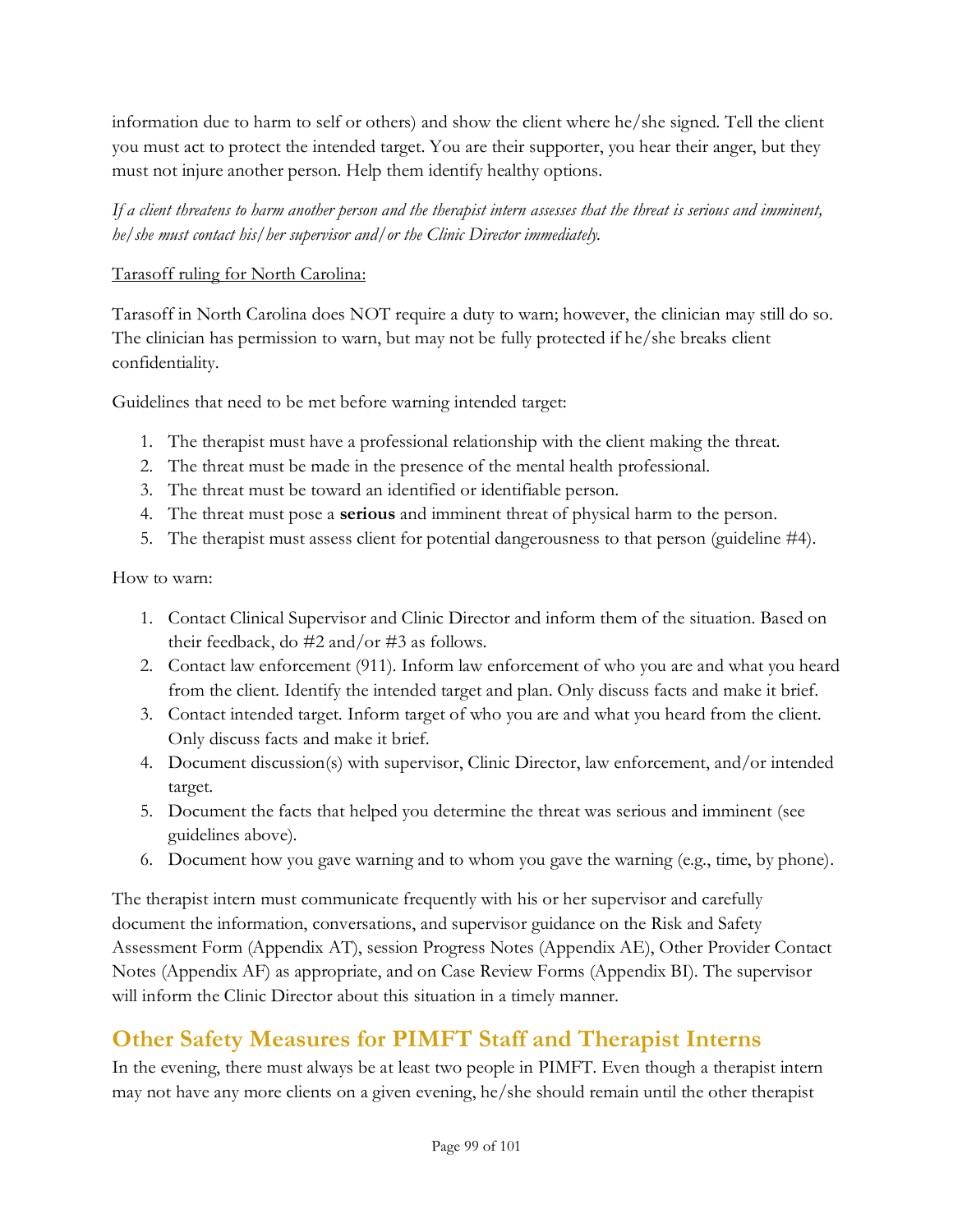information due to harm to self or others) and show the client where he/she signed. Tell the client you must act to protect the intended target. You are their supporter, you hear their anger, but they must not injure another person. Help them identify healthy options.

*If a client threatens to harm another person and the therapist intern assesses that the threat is serious and imminent, he/she must contact his/her supervisor and/or the Clinic Director immediately.*

<u>Tarasoff ruling for North Carolina:</u>

Tarasoff in North Carolina does NOT require a duty to warn; however, the clinician may still do so. The clinician has permission to warn, but may not be fully protected if he/she breaks client confidentiality.

Guidelines that need to be met before warning intended target:

1. The therapist must have a professional relationship with the client making the threat.
2. The threat must be made in the presence of the mental health professional.
3. The threat must be toward an identified or identifiable person.
4. The threat must pose a **serious** and imminent threat of physical harm to the person.
5. The therapist must assess client for potential dangerousness to that person (guideline #4).

How to warn:

1. Contact Clinical Supervisor and Clinic Director and inform them of the situation. Based on their feedback, do #2 and/or #3 as follows.
2. Contact law enforcement (911). Inform law enforcement of who you are and what you heard from the client. Identify the intended target and plan. Only discuss facts and make it brief.
3. Contact intended target. Inform target of who you are and what you heard from the client. Only discuss facts and make it brief.
4. Document discussion(s) with supervisor, Clinic Director, law enforcement, and/or intended target.
5. Document the facts that helped you determine the threat was serious and imminent (see guidelines above).
6. Document how you gave warning and to whom you gave the warning (e.g., time, by phone).

The therapist intern must communicate frequently with his or her supervisor and carefully document the information, conversations, and supervisor guidance on the Risk and Safety Assessment Form (Appendix AT), session Progress Notes (Appendix AE), Other Provider Contact Notes (Appendix AF) as appropriate, and on Case Review Forms (Appendix BI). The supervisor will inform the Clinic Director about this situation in a timely manner.

## Other Safety Measures for PIMFT Staff and Therapist Interns

In the evening, there must always be at least two people in PIMFT. Even though a therapist intern may not have any more clients on a given evening, he/she should remain until the other therapist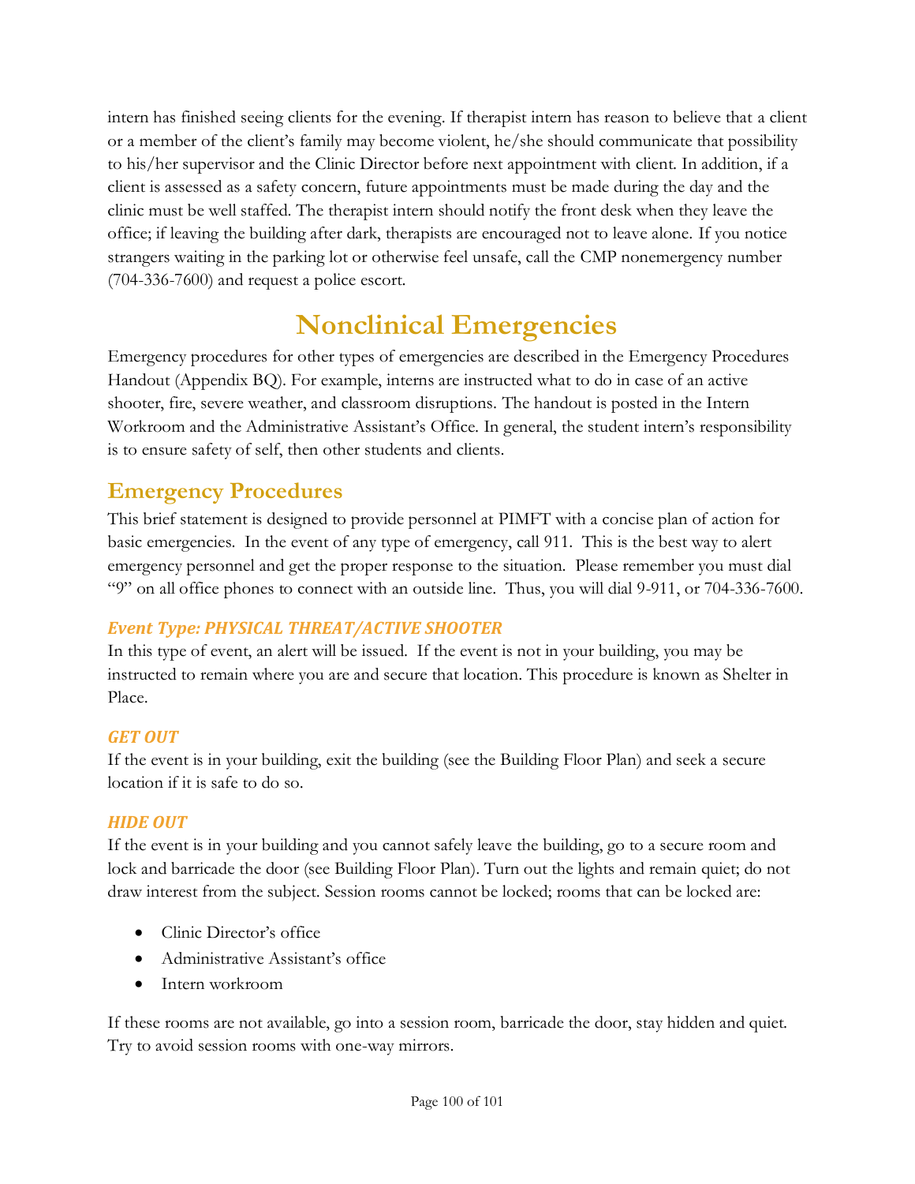intern has finished seeing clients for the evening. If therapist intern has reason to believe that a client or a member of the client's family may become violent, he/she should communicate that possibility to his/her supervisor and the Clinic Director before next appointment with client. In addition, if a client is assessed as a safety concern, future appointments must be made during the day and the clinic must be well staffed. The therapist intern should notify the front desk when they leave the office; if leaving the building after dark, therapists are encouraged not to leave alone. If you notice strangers waiting in the parking lot or otherwise feel unsafe, call the CMP nonemergency number (704-336-7600) and request a police escort.

# Nonclinical Emergencies

Emergency procedures for other types of emergencies are described in the Emergency Procedures Handout (Appendix BQ). For example, interns are instructed what to do in case of an active shooter, fire, severe weather, and classroom disruptions. The handout is posted in the Intern Workroom and the Administrative Assistant's Office. In general, the student intern's responsibility is to ensure safety of self, then other students and clients.

## Emergency Procedures

This brief statement is designed to provide personnel at PIMFT with a concise plan of action for basic emergencies. In the event of any type of emergency, call 911. This is the best way to alert emergency personnel and get the proper response to the situation. Please remember you must dial "9" on all office phones to connect with an outside line. Thus, you will dial 9-911, or 704-336-7600.

### *Event Type: PHYSICAL THREAT/ACTIVE SHOOTER*

In this type of event, an alert will be issued. If the event is not in your building, you may be instructed to remain where you are and secure that location. This procedure is known as Shelter in Place.

### *GET OUT*

If the event is in your building, exit the building (see the Building Floor Plan) and seek a secure location if it is safe to do so.

### *HIDE OUT*

If the event is in your building and you cannot safely leave the building, go to a secure room and lock and barricade the door (see Building Floor Plan). Turn out the lights and remain quiet; do not draw interest from the subject. Session rooms cannot be locked; rooms that can be locked are:

- Clinic Director's office
- Administrative Assistant's office
- Intern workroom

If these rooms are not available, go into a session room, barricade the door, stay hidden and quiet. Try to avoid session rooms with one-way mirrors.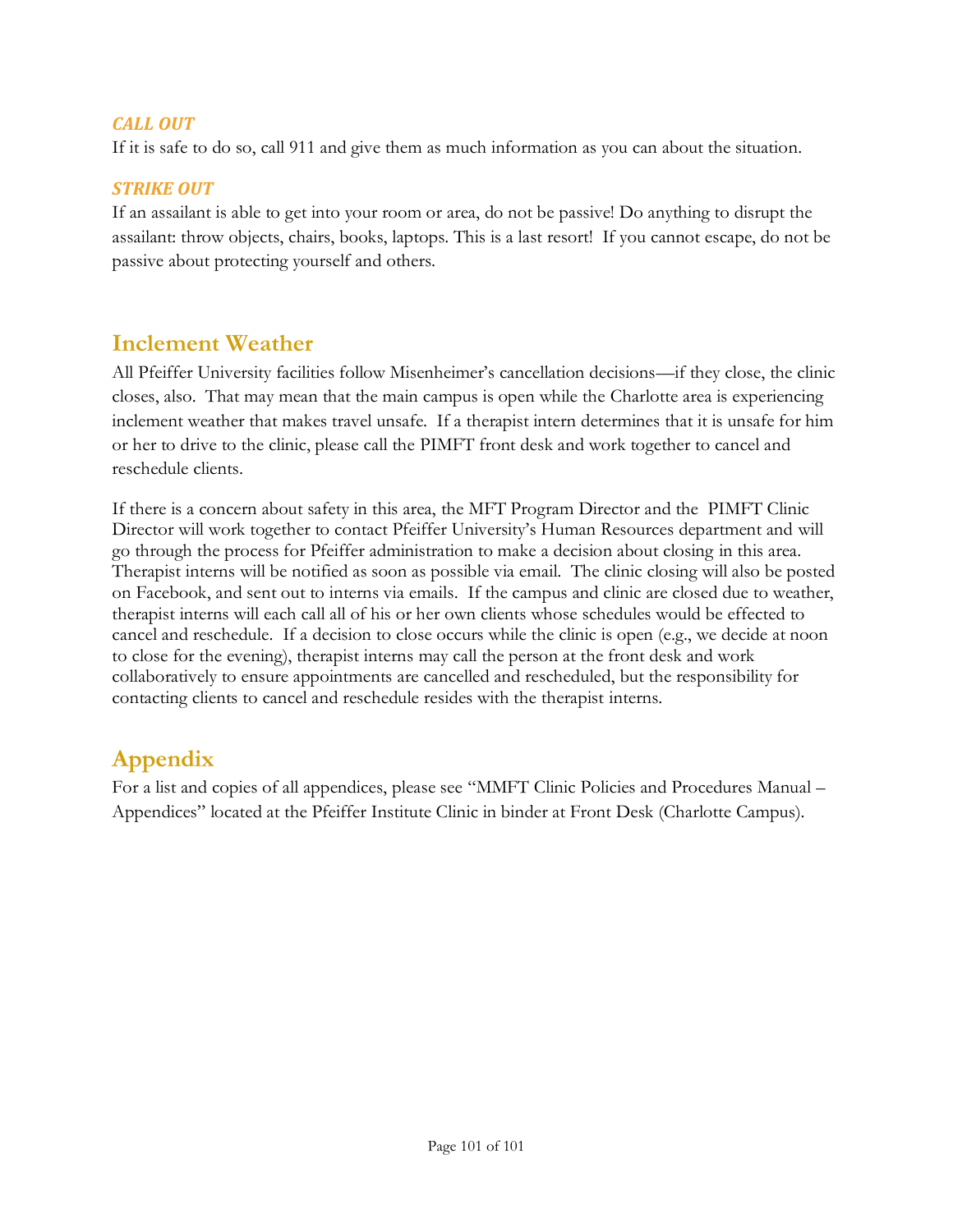### *CALL OUT*

If it is safe to do so, call 911 and give them as much information as you can about the situation.

### *STRIKE OUT*

If an assailant is able to get into your room or area, do not be passive! Do anything to disrupt the assailant: throw objects, chairs, books, laptops. This is a last resort! If you cannot escape, do not be passive about protecting yourself and others.

## Inclement Weather

All Pfeiffer University facilities follow Misenheimer's cancellation decisions—if they close, the clinic closes, also. That may mean that the main campus is open while the Charlotte area is experiencing inclement weather that makes travel unsafe. If a therapist intern determines that it is unsafe for him or her to drive to the clinic, please call the PIMFT front desk and work together to cancel and reschedule clients.

If there is a concern about safety in this area, the MFT Program Director and the PIMFT Clinic Director will work together to contact Pfeiffer University's Human Resources department and will go through the process for Pfeiffer administration to make a decision about closing in this area. Therapist interns will be notified as soon as possible via email. The clinic closing will also be posted on Facebook, and sent out to interns via emails. If the campus and clinic are closed due to weather, therapist interns will each call all of his or her own clients whose schedules would be effected to cancel and reschedule. If a decision to close occurs while the clinic is open (e.g., we decide at noon to close for the evening), therapist interns may call the person at the front desk and work collaboratively to ensure appointments are cancelled and rescheduled, but the responsibility for contacting clients to cancel and reschedule resides with the therapist interns.

## Appendix

For a list and copies of all appendices, please see "MMFT Clinic Policies and Procedures Manual – Appendices" located at the Pfeiffer Institute Clinic in binder at Front Desk (Charlotte Campus).